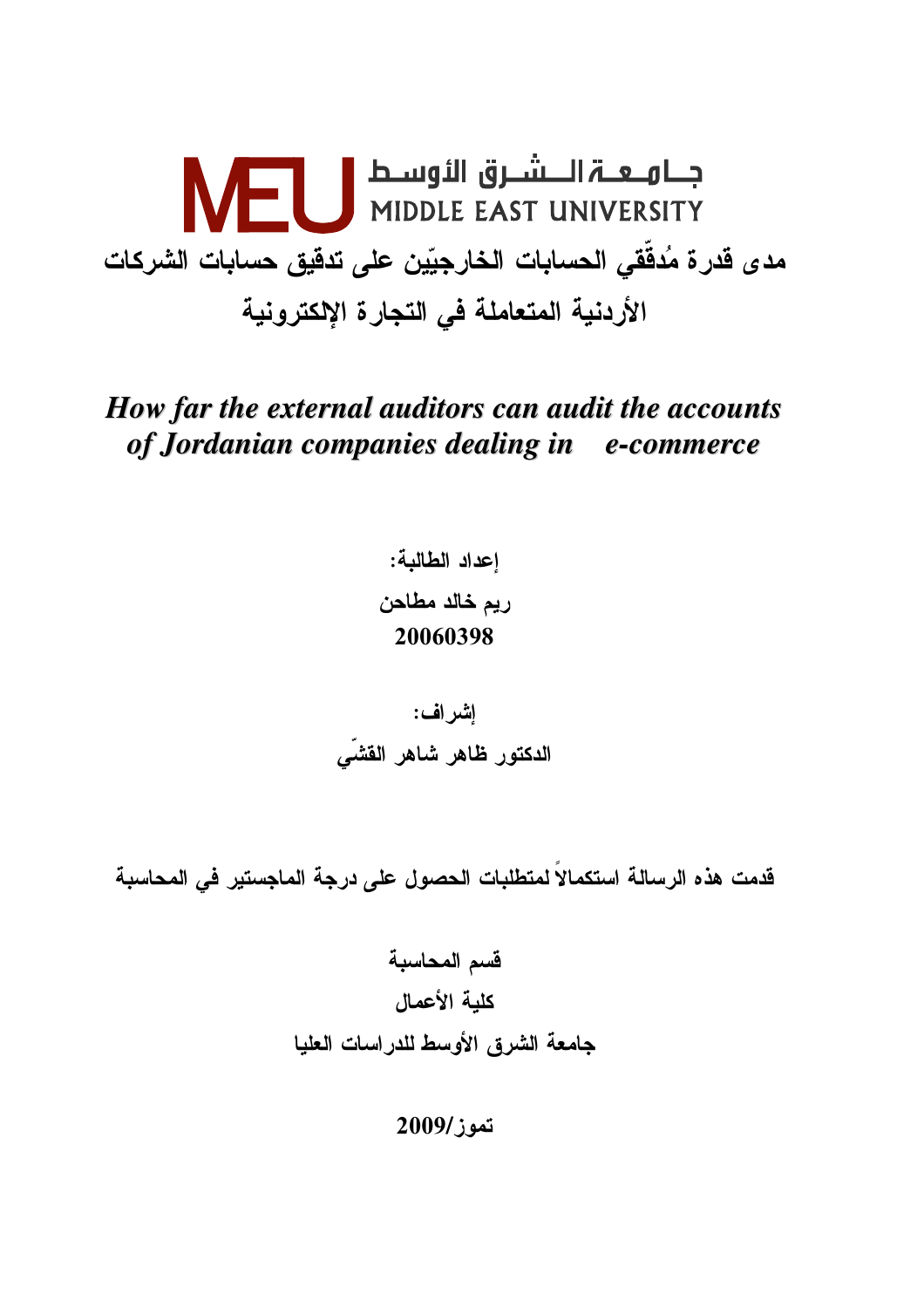جـامـعـة الـشـرق الأوسـط
MIDDLE EAST UNIVERSITY

# مدى قدرة مُدقّقي الحسابات الخارجيّين على تدقيق حسابات الشركات الأردنية المتعاملة في التجارة الإلكترونية

***How far the external auditors can audit the accounts of Jordanian companies dealing in e-commerce***

**إعداد الطالبة:**

**ريم خالد مطاحن**

**20060398**

**إشراف:**

**الدكتور ظاهر شاهر القشّي**

**قدمت هذه الرسالة استكمالاً لمتطلبات الحصول على درجة الماجستير في المحاسبة**

**قسم المحاسبة**

**كلية الأعمال**

**جامعة الشرق الأوسط للدراسات العليا**

**تموز/2009**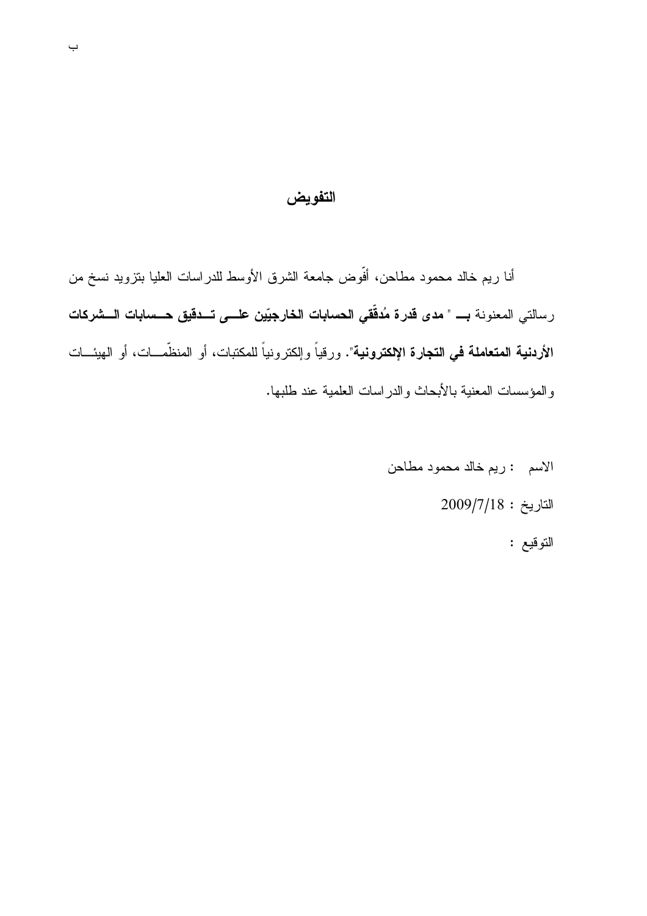# التفويض

أنا ريم خالد محمود مطاحن، أفّوض جامعة الشرق الأوسط للدراسات العليا بتزويد نسخ من رسالتي المعنونة بـ " **مدى قدرة مُدقّقي الحسابات الخارجيّين على تدقيق حسابات الشركات الأردنية المتعاملة في التجارة الإلكترونية**". ورقياً وإلكترونياً للمكتبات، أو المنظّمات، أو الهيئات والمؤسسات المعنية بالأبحاث والدراسات العلمية عند طلبها.

الاسم : ريم خالد محمود مطاحن

التاريخ : 2009/7/18

التوقيع :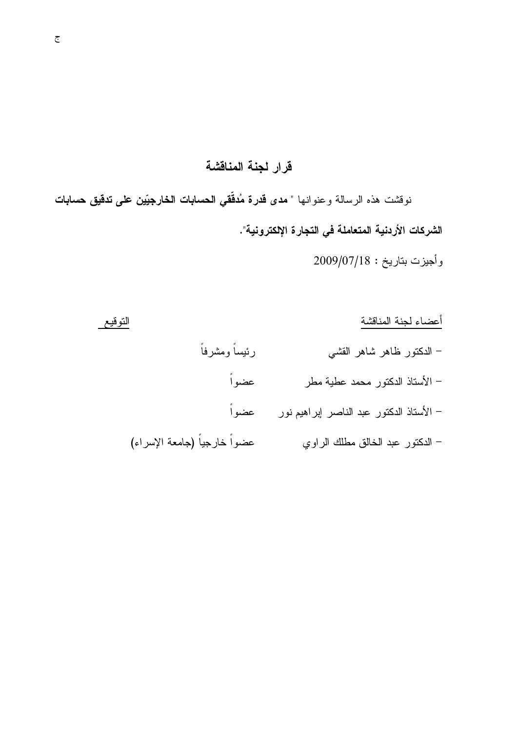## قرار لجنة المناقشة

نوقشت هذه الرسالة وعنوانها " **مدى قدرة مُدقّقي الحسابات الخارجيّين على تدقيق حسابات الشركات الأردنية المتعاملة في التجارة الإلكترونية**".

وأجيزت بتاريخ : 2009/07/18

| أعضاء لجنة المناقشة | | التوقيع |
| --- | --- | --- |
| - الدكتور ظاهر شاهر القشي | رئيساً ومشرفاً | |
| - الأستاذ الدكتور محمد عطية مطر | عضواً | |
| - الأستاذ الدكتور عبد الناصر إبراهيم نور | عضواً | |
| - الدكتور عبد الخالق مطلك الراوي | عضواً خارجياً (جامعة الإسراء) | |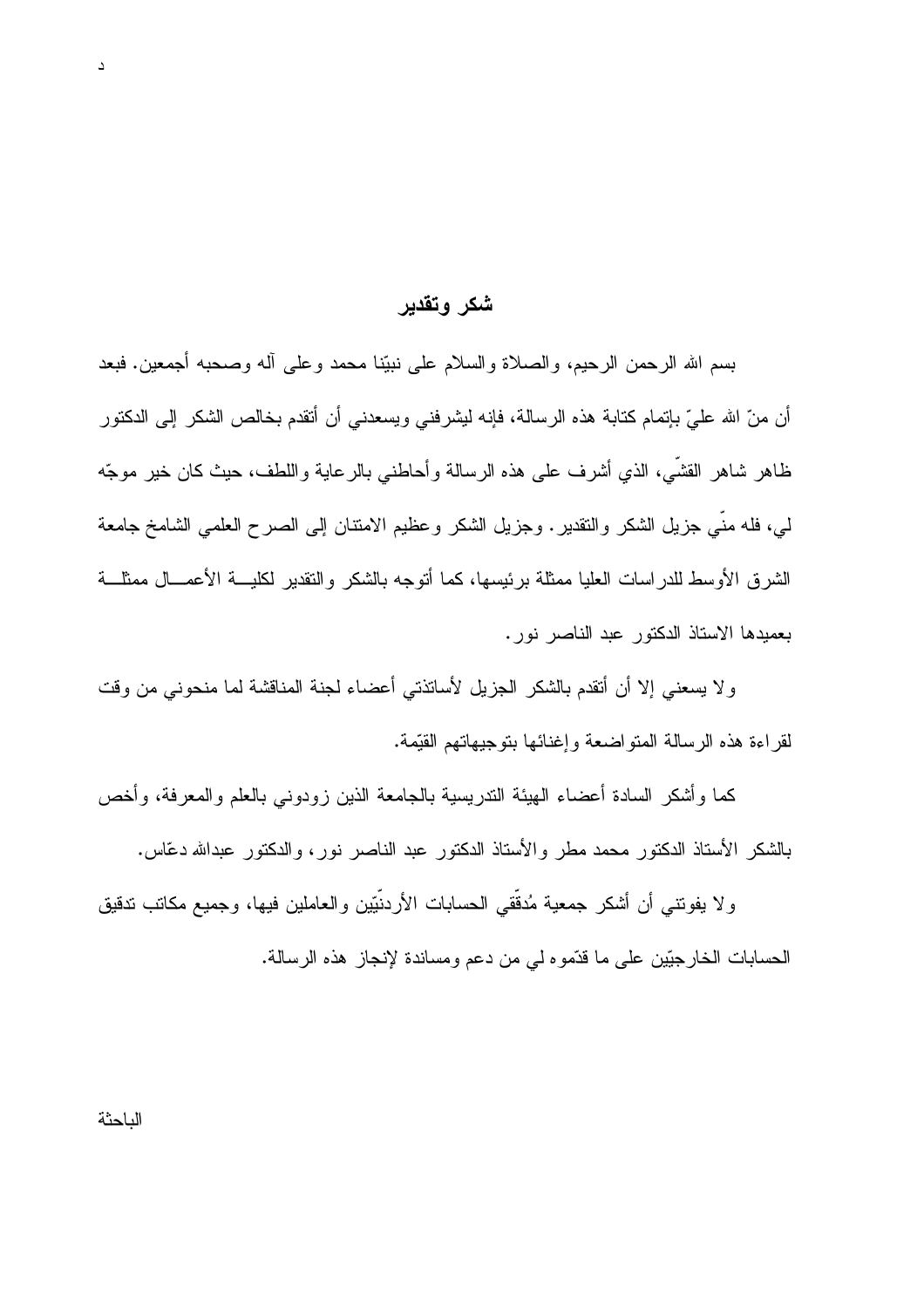## شكر وتقدير

بسم الله الرحمن الرحيم، والصلاة والسلام على نبيّنا محمد وعلى آله وصحبه أجمعين. فبعد أن منّ الله عليّ بإتمام كتابة هذه الرسالة، فإنه ليشرفني ويسعدني أن أتقدم بخالص الشكر إلى الدكتور ظاهر شاهر القشّي، الذي أشرف على هذه الرسالة وأحاطني بالرعاية واللطف، حيث كان خير موجّه لي، فله منّي جزيل الشكر والتقدير. وجزيل الشكر وعظيم الامتنان إلى الصرح العلمي الشامخ جامعة الشرق الأوسط للدراسات العليا ممثلة برئيسها، كما أتوجه بالشكر والتقدير لكلية الأعمال ممثلة بعميدها الاستاذ الدكتور عبد الناصر نور.

ولا يسعني إلا أن أتقدم بالشكر الجزيل لأساتذتي أعضاء لجنة المناقشة لما منحوني من وقت لقراءة هذه الرسالة المتواضعة وإغنائها بتوجيهاتهم القيّمة.

كما وأشكر السادة أعضاء الهيئة التدريسية بالجامعة الذين زودوني بالعلم والمعرفة، وأخص بالشكر الأستاذ الدكتور محمد مطر والأستاذ الدكتور عبد الناصر نور، والدكتور عبدالله دعّاس.

ولا يفوتني أن أشكر جمعية مُدقّقي الحسابات الأردنيّين والعاملين فيها، وجميع مكاتب تدقيق الحسابات الخارجيّين على ما قدّموه لي من دعم ومساندة لإنجاز هذه الرسالة.

الباحثة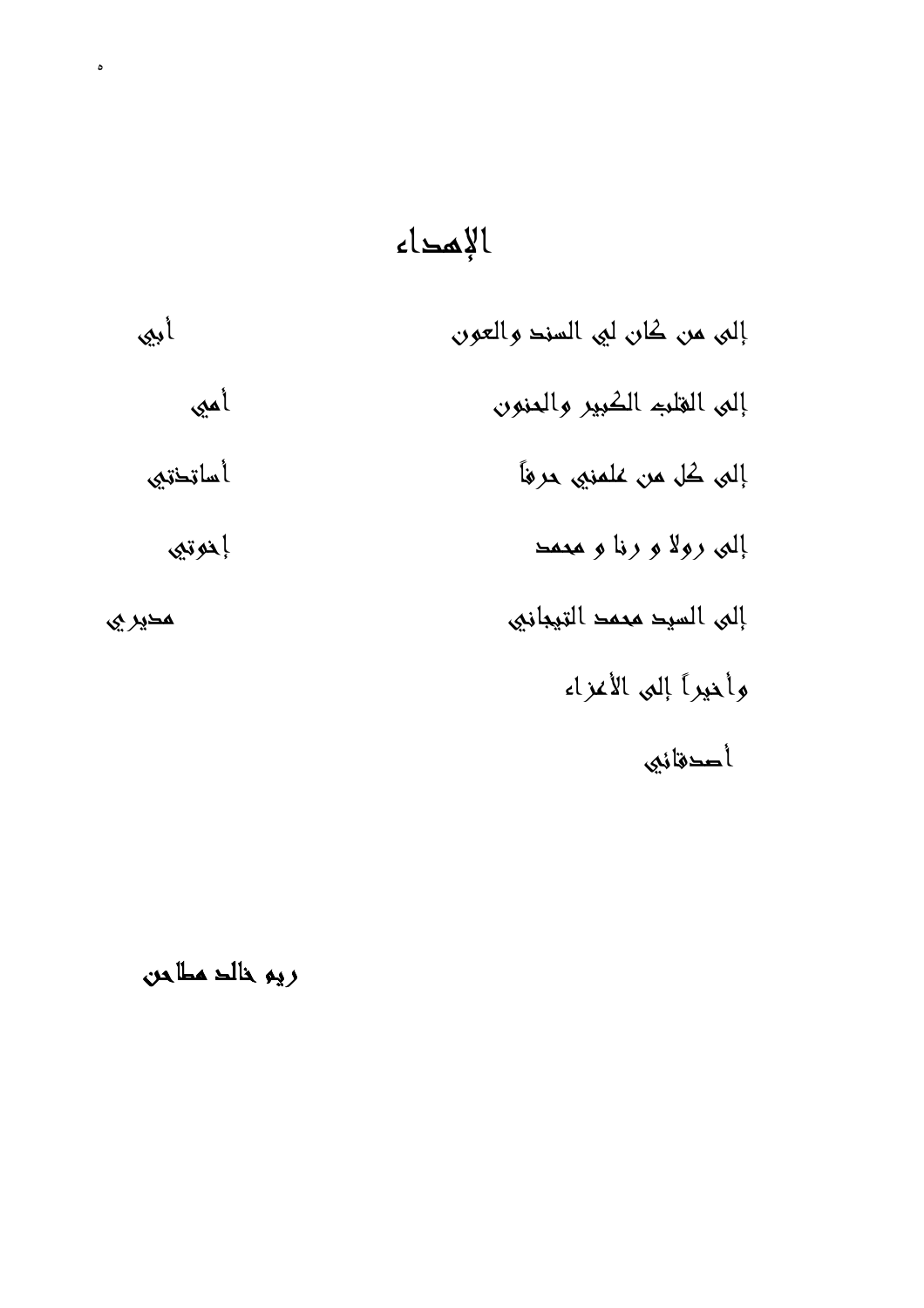# الإهداء

إلى من كان لي السند والعون　　　　　　أبي

إلى القلب الكبير والحنون　　　　　　أمي

إلى كل من علمني حرفاً　　　　　　أساتذتي

إلى رولا و رنا و محمد　　　　　　إخوتي

إلى السيد محمد التيجاني　　　　　　مديري

وأخيراً إلى الأعزاء

أصدقائي

**ريم خالد مطاحن**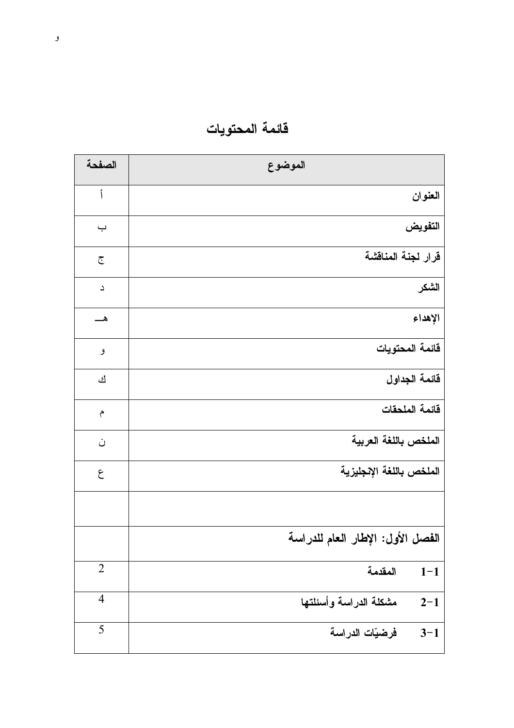# قائمة المحتويات

| الموضوع | الصفحة |
| --- | --- |
| العنوان | أ |
| التفويض | ب |
| قرار لجنة المناقشة | ج |
| الشكر | د |
| الإهداء | هـ |
| قائمة المحتويات | و |
| قائمة الجداول | ك |
| قائمة الملحقات | م |
| الملخص باللغة العربية | ن |
| الملخص باللغة الإنجليزية | ع |
| | |
| **الفصل الأول: الإطار العام للدراسة** | |
| 1-1 المقدمة | 2 |
| 1-2 مشكلة الدراسة وأسئلتها | 4 |
| 1-3 فرضيّات الدراسة | 5 |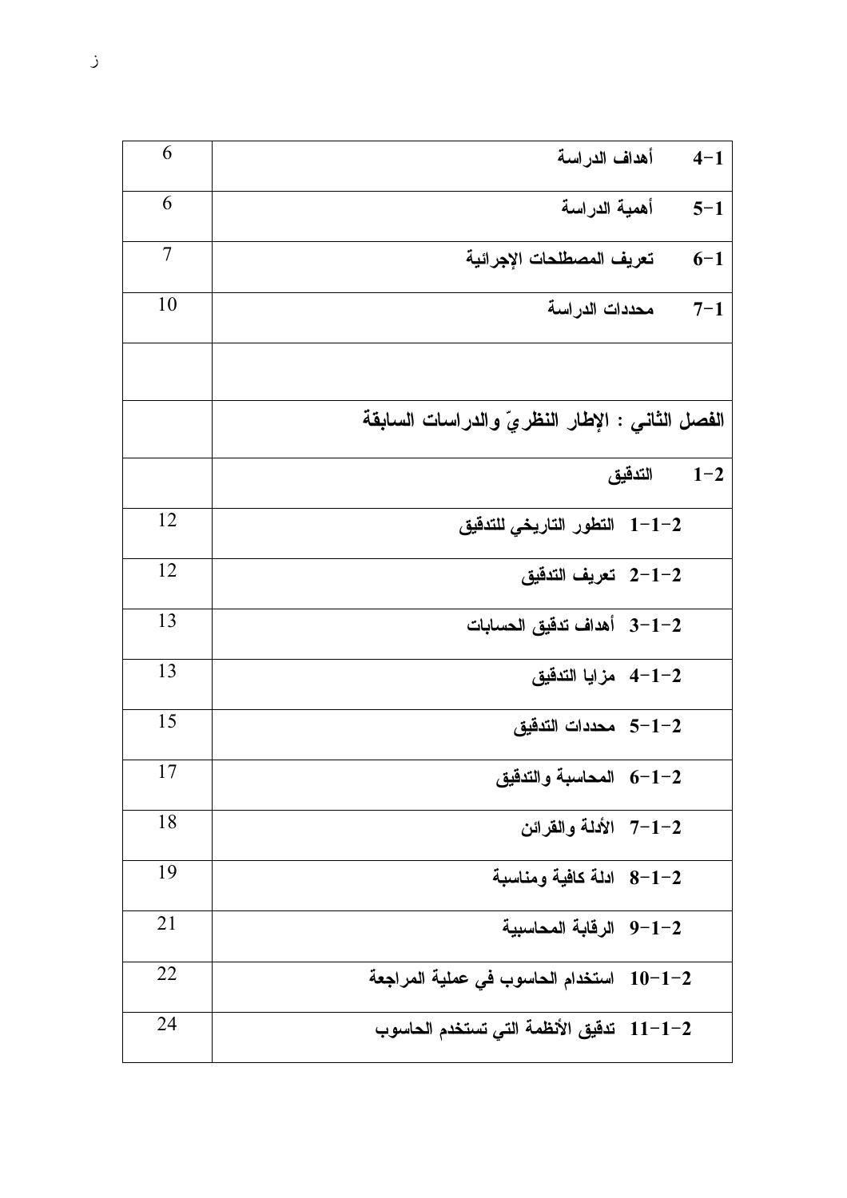| | |
|---|---|
| 1-4 أهداف الدراسة | 6 |
| 1-5 أهمية الدراسة | 6 |
| 1-6 تعريف المصطلحات الإجرائية | 7 |
| 1-7 محددات الدراسة | 10 |
| | |
| **الفصل الثاني : الإطار النظريّ والدراسات السابقة** | |
| 2-1 التدقيق | |
| 2-1-1 التطور التاريخي للتدقيق | 12 |
| 2-1-2 تعريف التدقيق | 12 |
| 2-1-3 أهداف تدقيق الحسابات | 13 |
| 2-1-4 مزايا التدقيق | 13 |
| 2-1-5 محددات التدقيق | 15 |
| 2-1-6 المحاسبة والتدقيق | 17 |
| 2-1-7 الأدلة والقرائن | 18 |
| 2-1-8 ادلة كافية ومناسبة | 19 |
| 2-1-9 الرقابة المحاسبية | 21 |
| 2-1-10 استخدام الحاسوب في عملية المراجعة | 22 |
| 2-1-11 تدقيق الأنظمة التي تستخدم الحاسوب | 24 |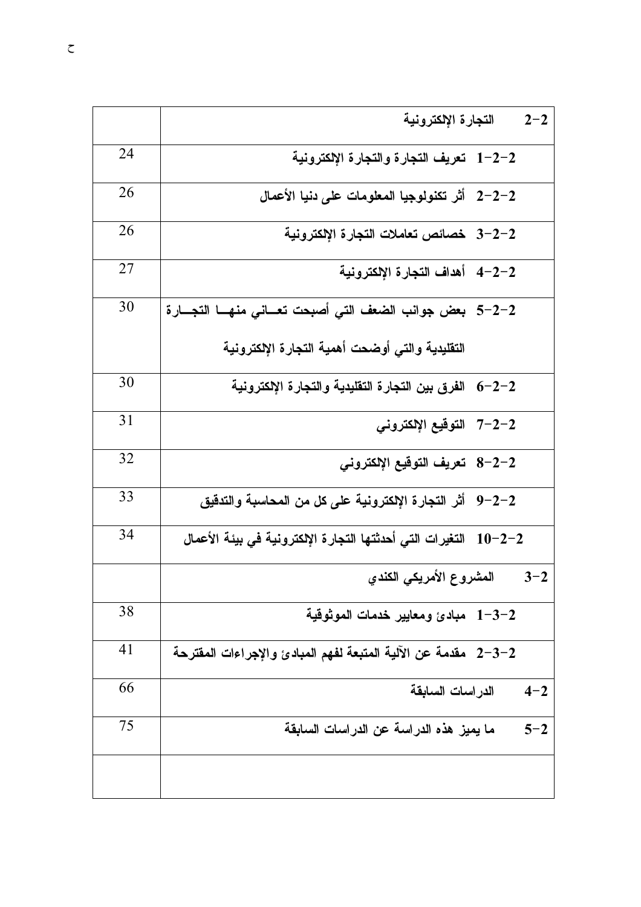| | |
|---|---|
| 2-2 التجارة الإلكترونية | |
| 2-2-1 تعريف التجارة والتجارة الإلكترونية | 24 |
| 2-2-2 أثر تكنولوجيا المعلومات على دنيا الأعمال | 26 |
| 2-2-3 خصائص تعاملات التجارة الإلكترونية | 26 |
| 2-2-4 أهداف التجارة الإلكترونية | 27 |
| 2-2-5 بعض جوانب الضعف التي أصبحت تعاني منها التجارة التقليدية والتي أوضحت أهمية التجارة الإلكترونية | 30 |
| 2-2-6 الفرق بين التجارة التقليدية والتجارة الإلكترونية | 30 |
| 2-2-7 التوقيع الإلكتروني | 31 |
| 2-2-8 تعريف التوقيع الإلكتروني | 32 |
| 2-2-9 أثر التجارة الإلكترونية على كل من المحاسبة والتدقيق | 33 |
| 2-2-10 التغيرات التي أحدثتها التجارة الإلكترونية في بيئة الأعمال | 34 |
| 2-3 المشروع الأمريكي الكندي | |
| 2-3-1 مبادئ ومعايير خدمات الموثوقية | 38 |
| 2-3-2 مقدمة عن الآلية المتبعة لفهم المبادئ والإجراءات المقترحة | 41 |
| 2-4 الدراسات السابقة | 66 |
| 2-5 ما يميز هذه الدراسة عن الدراسات السابقة | 75 |
| | |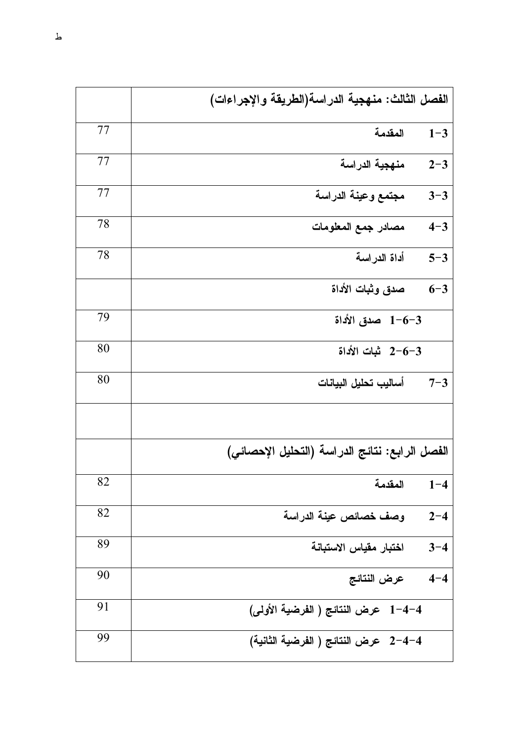| | |
|---|---|
| **الفصل الثالث: منهجية الدراسة(الطريقة والإجراءات)** | |
| **3-1** المقدمة | 77 |
| **3-2** منهجية الدراسة | 77 |
| **3-3** مجتمع وعينة الدراسة | 77 |
| **3-4** مصادر جمع المعلومات | 78 |
| **3-5** أداة الدراسة | 78 |
| **3-6** صدق وثبات الأداة | |
| **3-6-1** صدق الأداة | 79 |
| **3-6-2** ثبات الأداة | 80 |
| **3-7** أساليب تحليل البيانات | 80 |
| | |
| **الفصل الرابع: نتائج الدراسة (التحليل الإحصائي)** | |
| **4-1** المقدمة | 82 |
| **4-2** وصف خصائص عينة الدراسة | 82 |
| **4-3** اختبار مقياس الاستبانة | 89 |
| **4-4** عرض النتائج | 90 |
| **4-4-1** عرض النتائج ( الفرضية الأولى) | 91 |
| **4-4-2** عرض النتائج ( الفرضية الثانية) | 99 |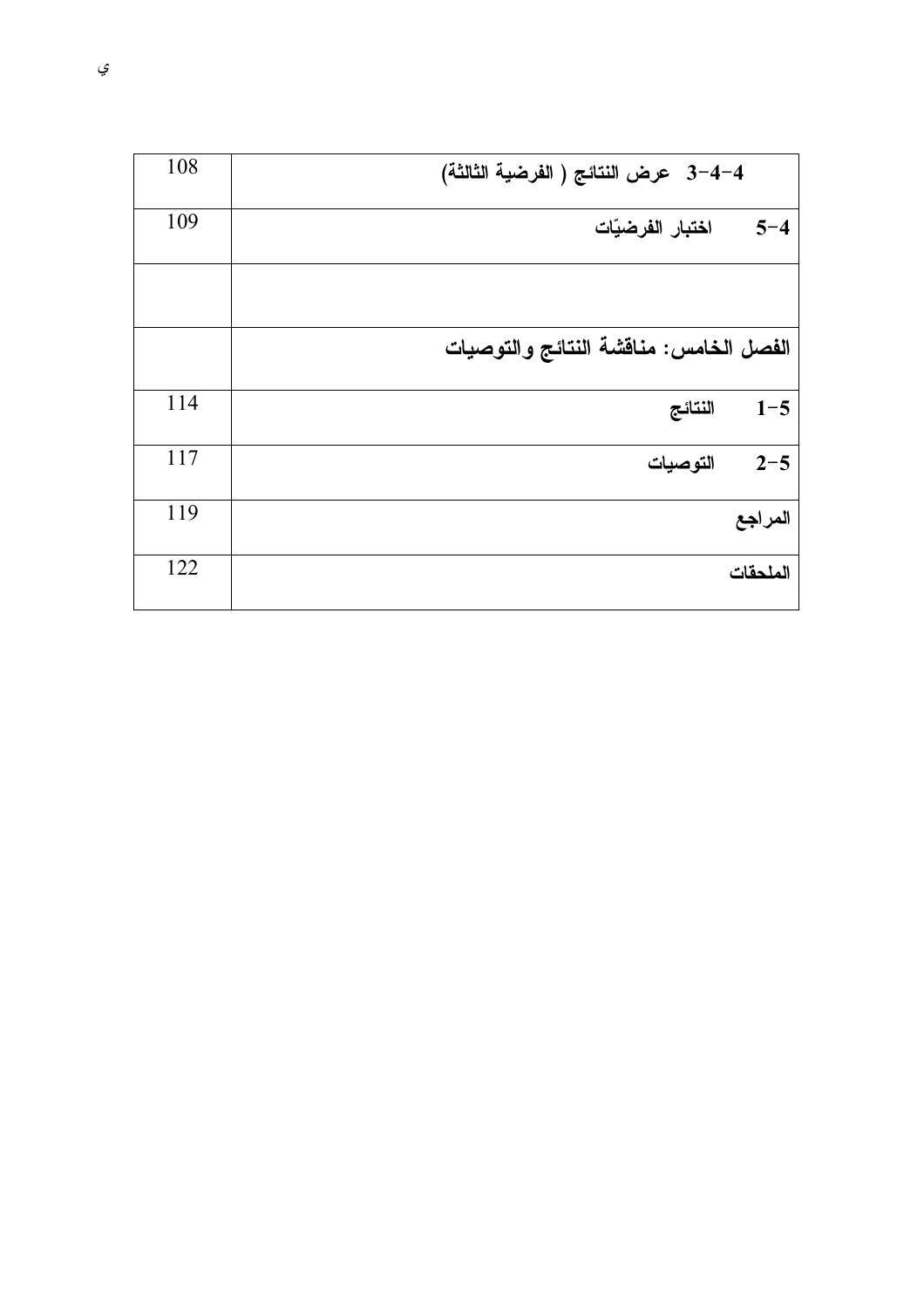| | |
|---|---|
| 4-4-3 عرض النتائج ( الفرضية الثالثة) | 108 |
| 4-5 اختبار الفرضيّات | 109 |
| | |
| **الفصل الخامس: مناقشة النتائج والتوصيات** | |
| 5-1 النتائج | 114 |
| 5-2 التوصيات | 117 |
| المراجع | 119 |
| الملحقات | 122 |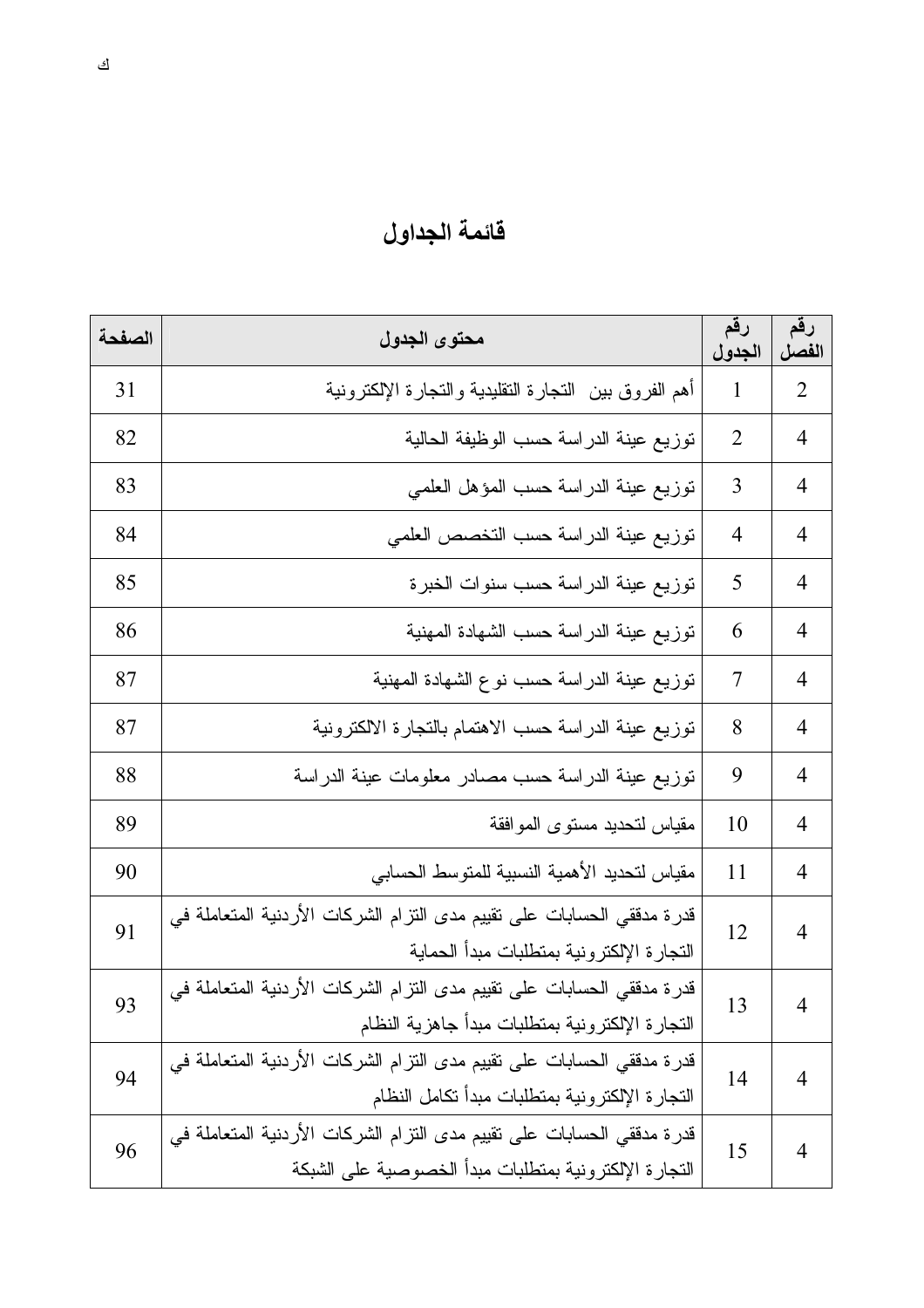# قائمة الجداول

| رقم الفصل | رقم الجدول | محتوى الجدول | الصفحة |
|---|---|---|---|
| 2 | 1 | أهم الفروق بين التجارة التقليدية والتجارة الإلكترونية | 31 |
| 4 | 2 | توزيع عينة الدراسة حسب الوظيفة الحالية | 82 |
| 4 | 3 | توزيع عينة الدراسة حسب المؤهل العلمي | 83 |
| 4 | 4 | توزيع عينة الدراسة حسب التخصص العلمي | 84 |
| 4 | 5 | توزيع عينة الدراسة حسب سنوات الخبرة | 85 |
| 4 | 6 | توزيع عينة الدراسة حسب الشهادة المهنية | 86 |
| 4 | 7 | توزيع عينة الدراسة حسب نوع الشهادة المهنية | 87 |
| 4 | 8 | توزيع عينة الدراسة حسب الاهتمام بالتجارة الالكترونية | 87 |
| 4 | 9 | توزيع عينة الدراسة حسب مصادر معلومات عينة الدراسة | 88 |
| 4 | 10 | مقياس لتحديد مستوى الموافقة | 89 |
| 4 | 11 | مقياس لتحديد الأهمية النسبية للمتوسط الحسابي | 90 |
| 4 | 12 | قدرة مدققي الحسابات على تقييم مدى التزام الشركات الأردنية المتعاملة في التجارة الإلكترونية بمتطلبات مبدأ الحماية | 91 |
| 4 | 13 | قدرة مدققي الحسابات على تقييم مدى التزام الشركات الأردنية المتعاملة في التجارة الإلكترونية بمتطلبات مبدأ جاهزية النظام | 93 |
| 4 | 14 | قدرة مدققي الحسابات على تقييم مدى التزام الشركات الأردنية المتعاملة في التجارة الإلكترونية بمتطلبات مبدأ تكامل النظام | 94 |
| 4 | 15 | قدرة مدققي الحسابات على تقييم مدى التزام الشركات الأردنية المتعاملة في التجارة الإلكترونية بمتطلبات مبدأ الخصوصية على الشبكة | 96 |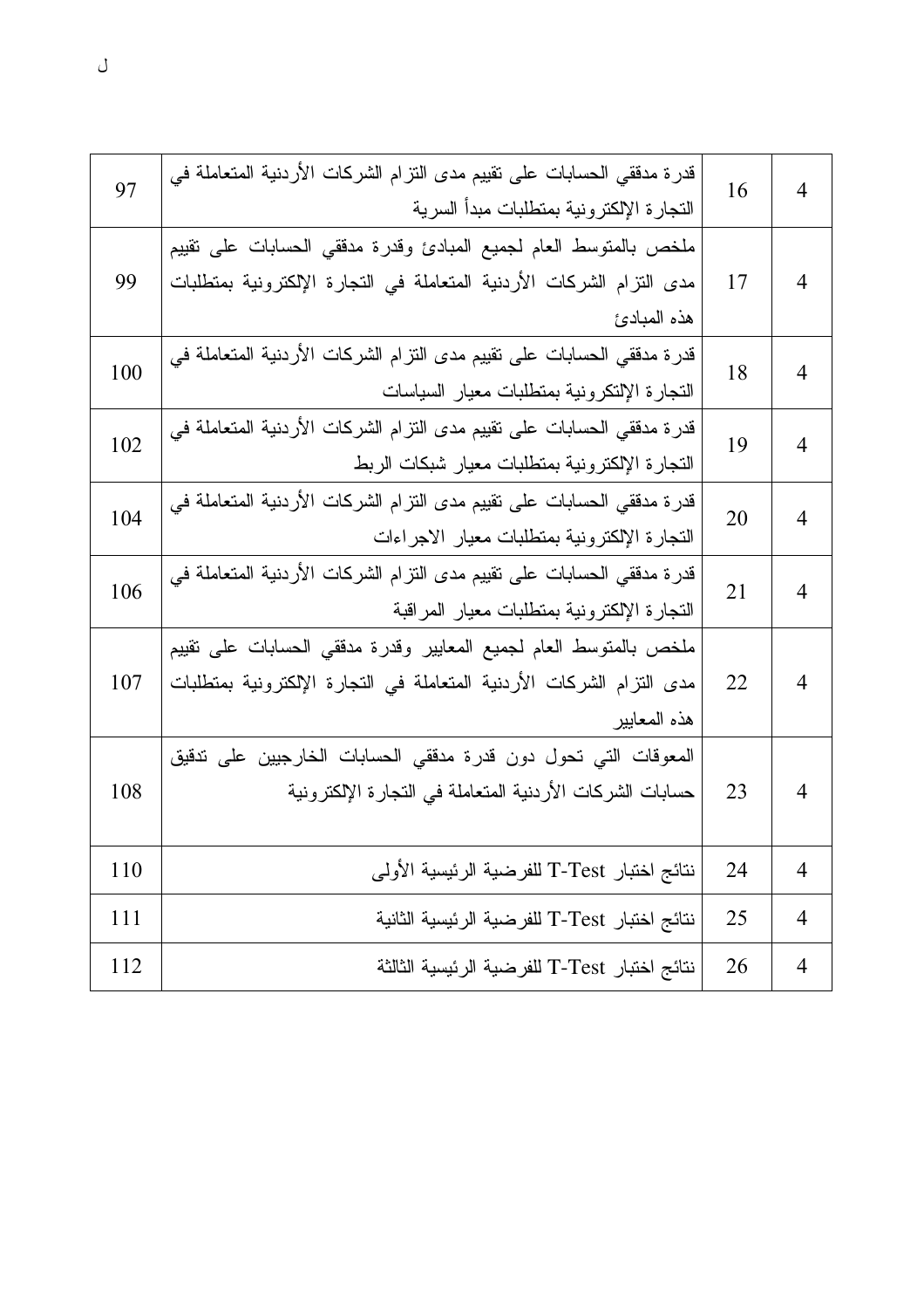| | | | |
|---|---|---|---|
| 4 | 16 | قدرة مدققي الحسابات على تقييم مدى التزام الشركات الأردنية المتعاملة في التجارة الإلكترونية بمتطلبات مبدأ السرية | 97 |
| 4 | 17 | ملخص بالمتوسط العام لجميع المبادئ وقدرة مدققي الحسابات على تقييم مدى التزام الشركات الأردنية المتعاملة في التجارة الإلكترونية بمتطلبات هذه المبادئ | 99 |
| 4 | 18 | قدرة مدققي الحسابات على تقييم مدى التزام الشركات الأردنية المتعاملة في التجارة الإلتكرونية بمتطلبات معيار السياسات | 100 |
| 4 | 19 | قدرة مدققي الحسابات على تقييم مدى التزام الشركات الأردنية المتعاملة في التجارة الإلكترونية بمتطلبات معيار شبكات الربط | 102 |
| 4 | 20 | قدرة مدققي الحسابات على تقييم مدى التزام الشركات الأردنية المتعاملة في التجارة الإلكترونية بمتطلبات معيار الاجراءات | 104 |
| 4 | 21 | قدرة مدققي الحسابات على تقييم مدى التزام الشركات الأردنية المتعاملة في التجارة الإلكترونية بمتطلبات معيار المراقبة | 106 |
| 4 | 22 | ملخص بالمتوسط العام لجميع المعايير وقدرة مدققي الحسابات على تقييم مدى التزام الشركات الأردنية المتعاملة في التجارة الإلكترونية بمتطلبات هذه المعايير | 107 |
| 4 | 23 | المعوقات التي تحول دون قدرة مدققي الحسابات الخارجيين على تدقيق حسابات الشركات الأردنية المتعاملة في التجارة الإلكترونية | 108 |
| 4 | 24 | نتائج اختبار T-Test للفرضية الرئيسية الأولى | 110 |
| 4 | 25 | نتائج اختبار T-Test للفرضية الرئيسية الثانية | 111 |
| 4 | 26 | نتائج اختبار T-Test للفرضية الرئيسية الثالثة | 112 |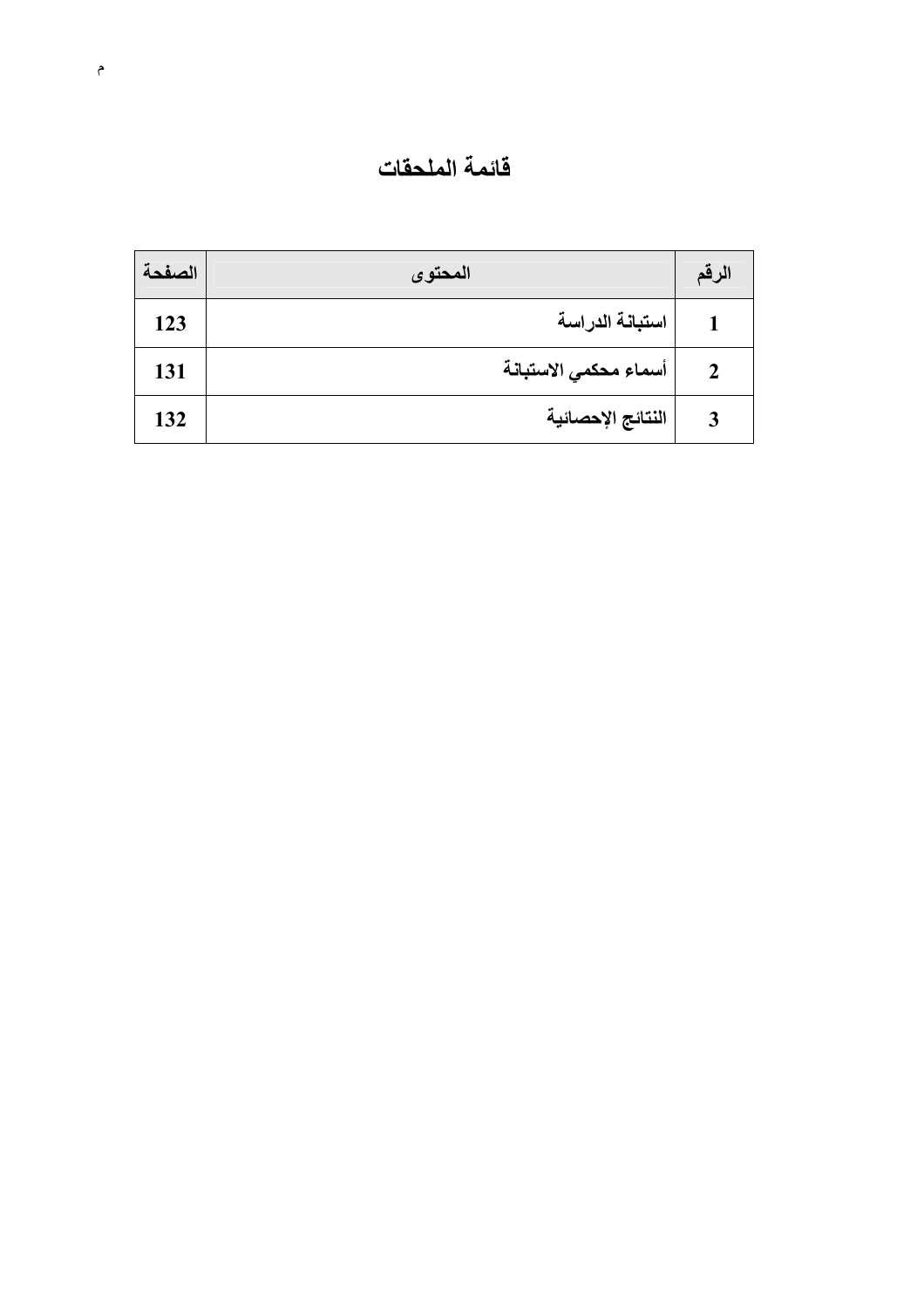# قائمة الملحقات

| الرقم | المحتوى | الصفحة |
|---|---|---|
| 1 | استبانة الدراسة | 123 |
| 2 | أسماء محكمي الاستبانة | 131 |
| 3 | النتائج الإحصائية | 132 |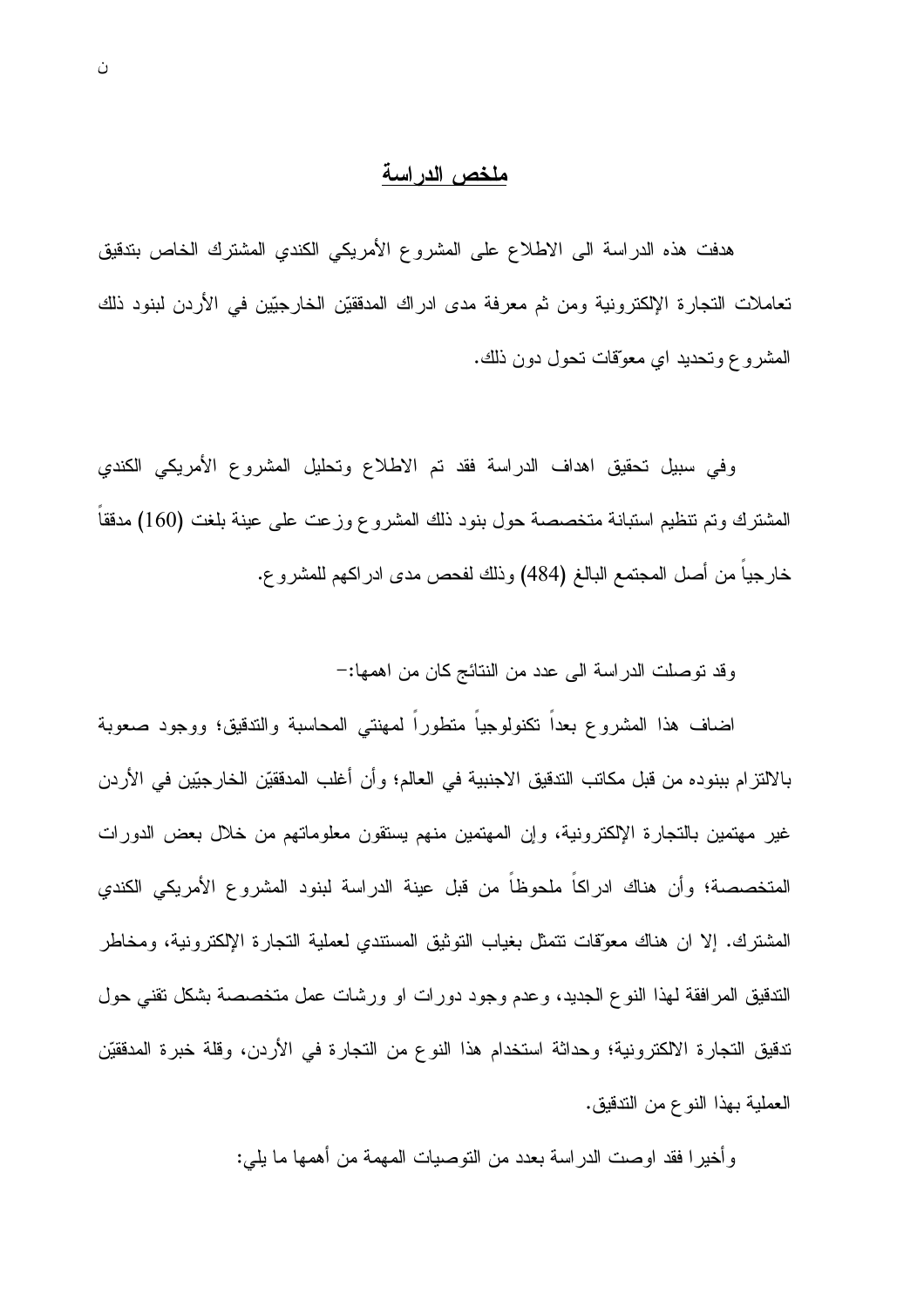## ملخص الدراسة

هدفت هذه الدراسة الى الاطلاع على المشروع الأمريكي الكندي المشترك الخاص بتدقيق تعاملات التجارة الإلكترونية ومن ثم معرفة مدى ادراك المدققّين الخارجيّين في الأردن لبنود ذلك المشروع وتحديد اي معوّقات تحول دون ذلك.

وفي سبيل تحقيق اهداف الدراسة فقد تم الاطلاع وتحليل المشروع الأمريكي الكندي المشترك وتم تنظيم استبانة متخصصة حول بنود ذلك المشروع وزعت على عينة بلغت (160) مدققاً خارجياً من أصل المجتمع البالغ (484) وذلك لفحص مدى ادراكهم للمشروع.

وقد توصلت الدراسة الى عدد من النتائج كان من اهمها:-

اضاف هذا المشروع بعداً تكنولوجياً متطوراً لمهنتي المحاسبة والتدقيق؛ ووجود صعوبة بالالتزام ببنوده من قبل مكاتب التدقيق الاجنبية في العالم؛ وأن أغلب المدققّين الخارجيّين في الأردن غير مهتمين بالتجارة الإلكترونية، وإن المهتمين منهم يستقون معلوماتهم من خلال بعض الدورات المتخصصة؛ وأن هناك ادراكاً ملحوظاً من قبل عينة الدراسة لبنود المشروع الأمريكي الكندي المشترك. إلا ان هناك معوّقات تتمثل بغياب التوثيق المستندي لعملية التجارة الإلكترونية، ومخاطر التدقيق المرافقة لهذا النوع الجديد، وعدم وجود دورات او ورشات عمل متخصصة بشكل تقني حول تدقيق التجارة الالكترونية؛ وحداثة استخدام هذا النوع من التجارة في الأردن، وقلة خبرة المدققّين العملية بهذا النوع من التدقيق.

وأخيرا فقد اوصت الدراسة بعدد من التوصيات المهمة من أهمها ما يلي: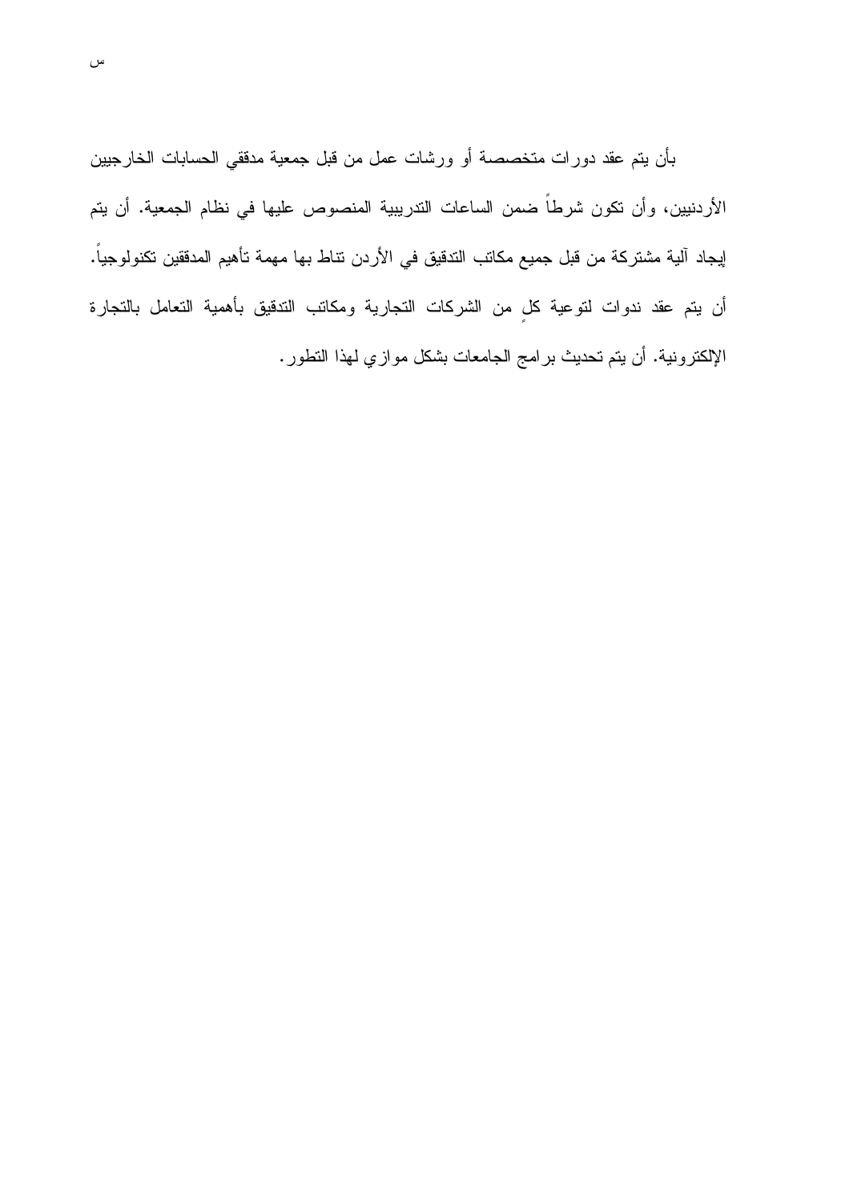بأن يتم عقد دورات متخصصة أو ورشات عمل من قبل جمعية مدققي الحسابات الخارجيين الأردنيين، وأن تكون شرطاً ضمن الساعات التدريبية المنصوص عليها في نظام الجمعية. أن يتم إيجاد آلية مشتركة من قبل جميع مكاتب التدقيق في الأردن تناط بها مهمة تأهيم المدققين تكنولوجياً. أن يتم عقد ندوات لتوعية كلٍ من الشركات التجارية ومكاتب التدقيق بأهمية التعامل بالتجارة الإلكترونية. أن يتم تحديث برامج الجامعات بشكل موازي لهذا التطور.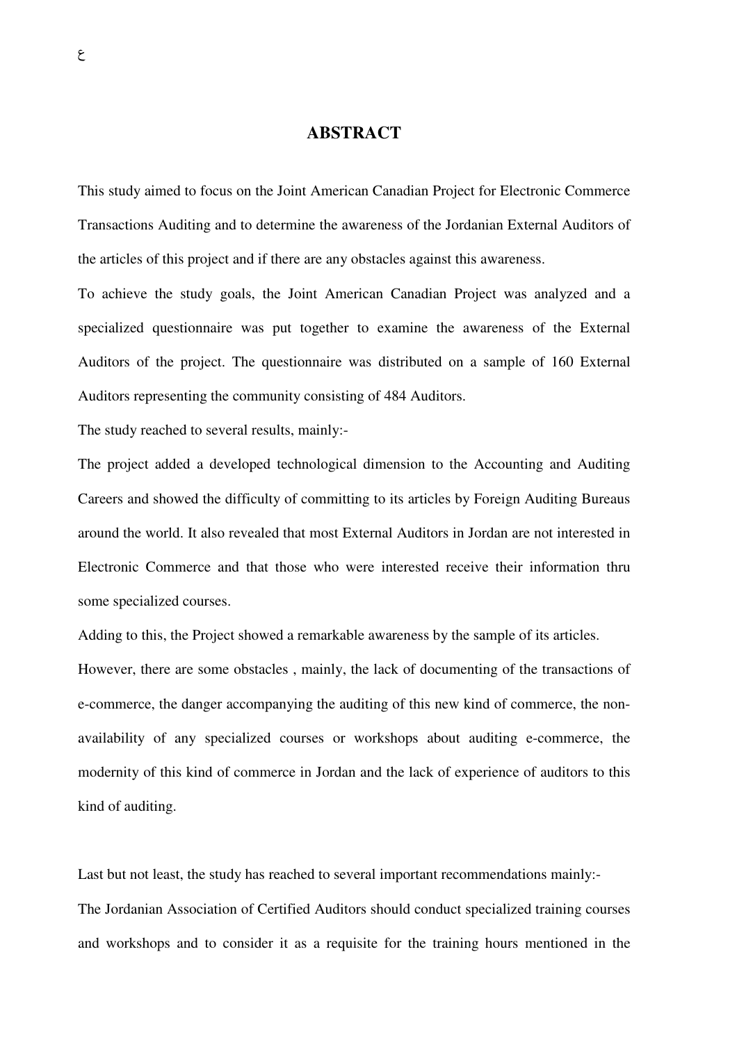## ABSTRACT

This study aimed to focus on the Joint American Canadian Project for Electronic Commerce Transactions Auditing and to determine the awareness of the Jordanian External Auditors of the articles of this project and if there are any obstacles against this awareness.

To achieve the study goals, the Joint American Canadian Project was analyzed and a specialized questionnaire was put together to examine the awareness of the External Auditors of the project. The questionnaire was distributed on a sample of 160 External Auditors representing the community consisting of 484 Auditors.

The study reached to several results, mainly:-

The project added a developed technological dimension to the Accounting and Auditing Careers and showed the difficulty of committing to its articles by Foreign Auditing Bureaus around the world. It also revealed that most External Auditors in Jordan are not interested in Electronic Commerce and that those who were interested receive their information thru some specialized courses.

Adding to this, the Project showed a remarkable awareness by the sample of its articles.

However, there are some obstacles , mainly, the lack of documenting of the transactions of e-commerce, the danger accompanying the auditing of this new kind of commerce, the non-availability of any specialized courses or workshops about auditing e-commerce, the modernity of this kind of commerce in Jordan and the lack of experience of auditors to this kind of auditing.

Last but not least, the study has reached to several important recommendations mainly:-

The Jordanian Association of Certified Auditors should conduct specialized training courses and workshops and to consider it as a requisite for the training hours mentioned in the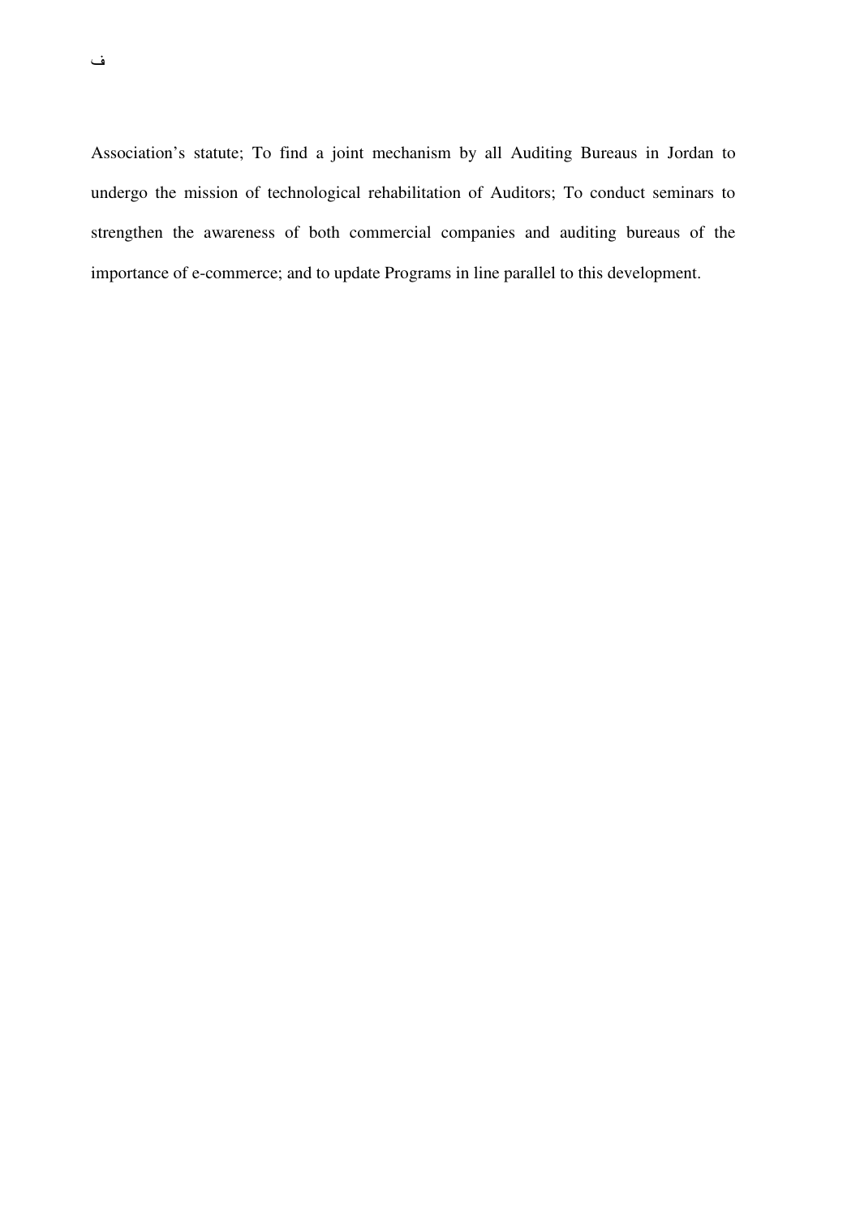ف

Association's statute; To find a joint mechanism by all Auditing Bureaus in Jordan to undergo the mission of technological rehabilitation of Auditors; To conduct seminars to strengthen the awareness of both commercial companies and auditing bureaus of the importance of e-commerce; and to update Programs in line parallel to this development.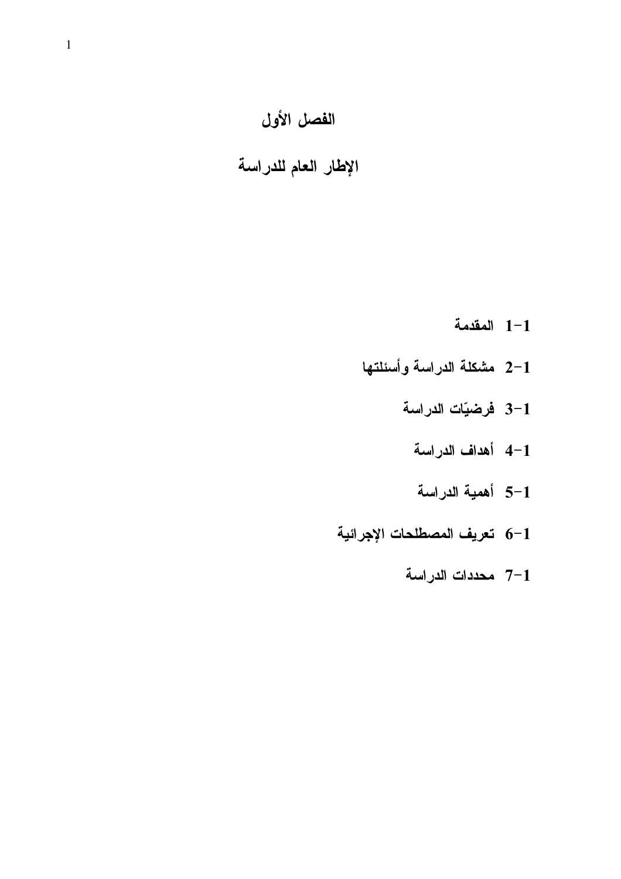# الفصل الأول

## الإطار العام للدراسة

1-1 المقدمة

1-2 مشكلة الدراسة وأسئلتها

1-3 فرضيّات الدراسة

1-4 أهداف الدراسة

1-5 أهمية الدراسة

1-6 تعريف المصطلحات الإجرائية

1-7 محددات الدراسة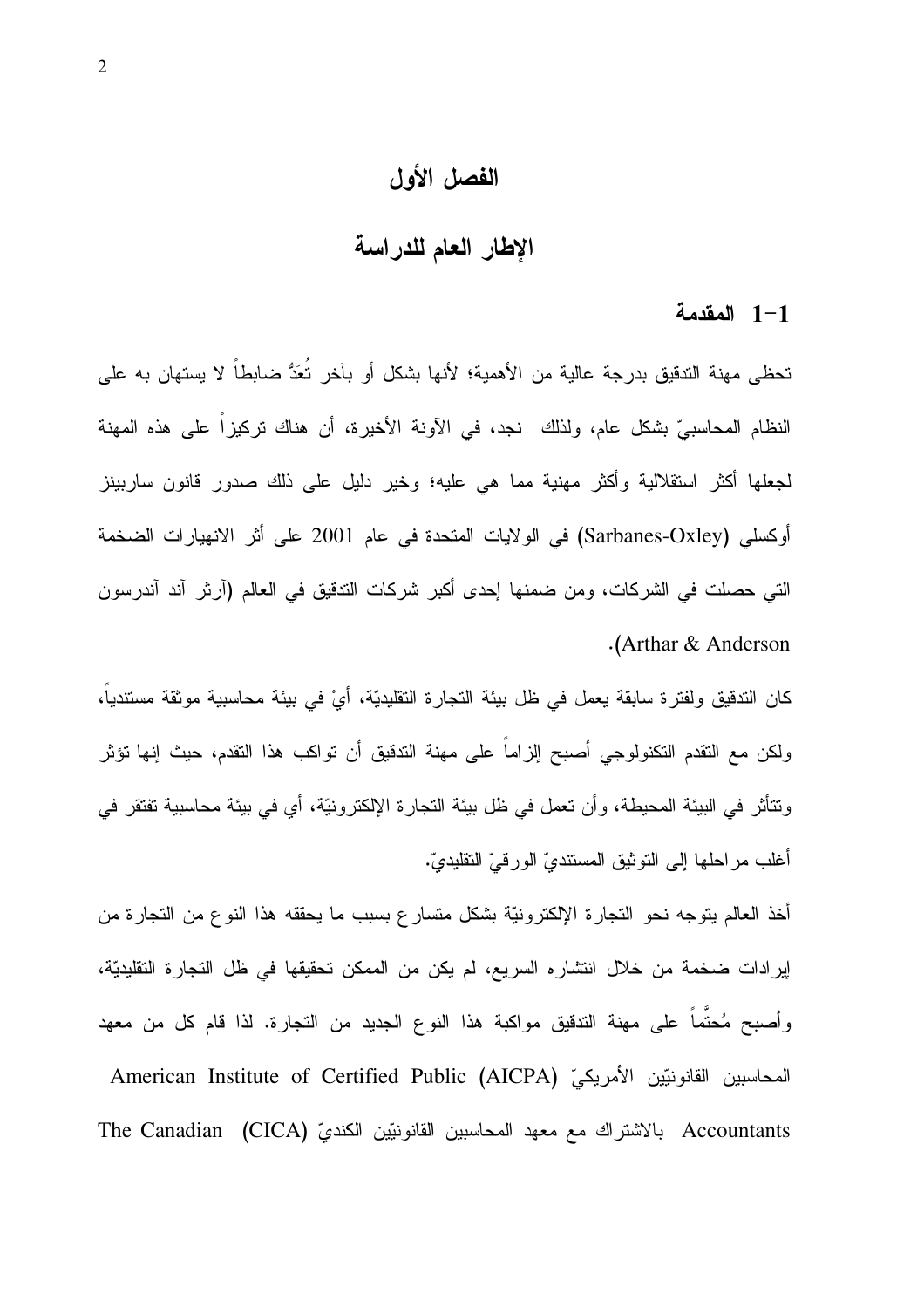# الفصل الأول

## الإطار العام للدراسة

### 1-1 المقدمة

تحظى مهنة التدقيق بدرجة عالية من الأهمية؛ لأنها بشكل أو بآخر تُعَدُّ ضابطاً لا يستهان به على النظام المحاسبيّ بشكل عام، ولذلك نجد، في الآونة الأخيرة، أن هناك تركيزاً على هذه المهنة لجعلها أكثر استقلالية وأكثر مهنية مما هي عليه؛ وخير دليل على ذلك صدور قانون ساربينز أوكسلي (Sarbanes-Oxley) في الولايات المتحدة في عام 2001 على أثر الانهيارات الضخمة التي حصلت في الشركات، ومن ضمنها إحدى أكبر شركات التدقيق في العالم (آرثر آند آندرسون Arthar & Anderson).

كان التدقيق ولفترة سابقة يعمل في ظل بيئة التجارة التقليديّة، أيْ في بيئة محاسبية موثقة مستندياً، ولكن مع التقدم التكنولوجي أصبح إلزاماً على مهنة التدقيق أن تواكب هذا التقدم، حيث إنها تؤثر وتتأثر في البيئة المحيطة، وأن تعمل في ظل بيئة التجارة الإلكترونيّة، أي في بيئة محاسبية تفتقر في أغلب مراحلها إلى التوثيق المستنديّ الورقيّ التقليديّ.

أخذ العالم يتوجه نحو التجارة الإلكترونيّة بشكل متسارع بسبب ما يحققه هذا النوع من التجارة من إيرادات ضخمة من خلال انتشاره السريع، لم يكن من الممكن تحقيقها في ظل التجارة التقليديّة، وأصبح مُحتَّماً على مهنة التدقيق مواكبة هذا النوع الجديد من التجارة. لذا قام كل من معهد المحاسبين القانونيّين الأمريكيّ (AICPA) American Institute of Certified Public Accountants بالاشتراك مع معهد المحاسبين القانونيّين الكنديّ (CICA) The Canadian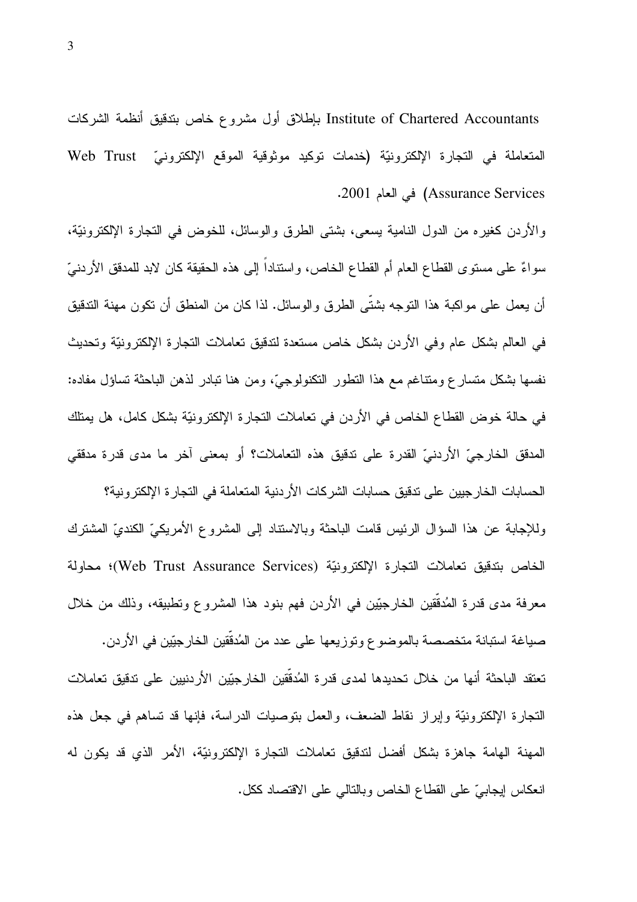Institute of Chartered Accountants بإطلاق أول مشروع خاص بتدقيق أنظمة الشركات المتعاملة في التجارة الإلكترونيّة (خدمات توكيد موثوقية الموقع الإلكترونيّ Web Trust Assurance Services) في العام 2001.

والأردن كغيره من الدول النامية يسعى، بشتى الطرق والوسائل، للخوض في التجارة الإلكترونيّة، سواءً على مستوى القطاع العام أم القطاع الخاص، واستناداً إلى هذه الحقيقة كان لابد للمدقق الأردنيّ أن يعمل على مواكبة هذا التوجه بشتّى الطرق والوسائل. لذا كان من المنطق أن تكون مهنة التدقيق في العالم بشكل عام وفي الأردن بشكل خاص مستعدة لتدقيق تعاملات التجارة الإلكترونيّة وتحديث نفسها بشكل متسارع ومتناغم مع هذا التطور التكنولوجيّ، ومن هنا تبادر لذهن الباحثة تساؤل مفاده: في حالة خوض القطاع الخاص في الأردن في تعاملات التجارة الإلكترونيّة بشكل كامل، هل يمتلك المدقق الخارجيّ الأردنيّ القدرة على تدقيق هذه التعاملات؟ أو بمعنى آخر ما مدى قدرة مدققي الحسابات الخارجيين على تدقيق حسابات الشركات الأردنية المتعاملة في التجارة الإلكترونية؟

وللإجابة عن هذا السؤال الرئيس قامت الباحثة وبالاستناد إلى المشروع الأمريكيّ الكنديّ المشترك الخاص بتدقيق تعاملات التجارة الإلكترونيّة (Web Trust Assurance Services)؛ محاولة معرفة مدى قدرة المُدقّقين الخارجيّين في الأردن فهم بنود هذا المشروع وتطبيقه، وذلك من خلال صياغة استبانة متخصصة بالموضوع وتوزيعها على عدد من المُدقّقين الخارجيّين في الأردن.

تعتقد الباحثة أنها من خلال تحديدها لمدى قدرة المُدقّقين الخارجيّين الأردنيين على تدقيق تعاملات التجارة الإلكترونيّة وإبراز نقاط الضعف، والعمل بتوصيات الدراسة، فإنها قد تساهم في جعل هذه المهنة الهامة جاهزة بشكل أفضل لتدقيق تعاملات التجارة الإلكترونيّة، الأمر الذي قد يكون له انعكاس إيجابيّ على القطاع الخاص وبالتالي على الاقتصاد ككل.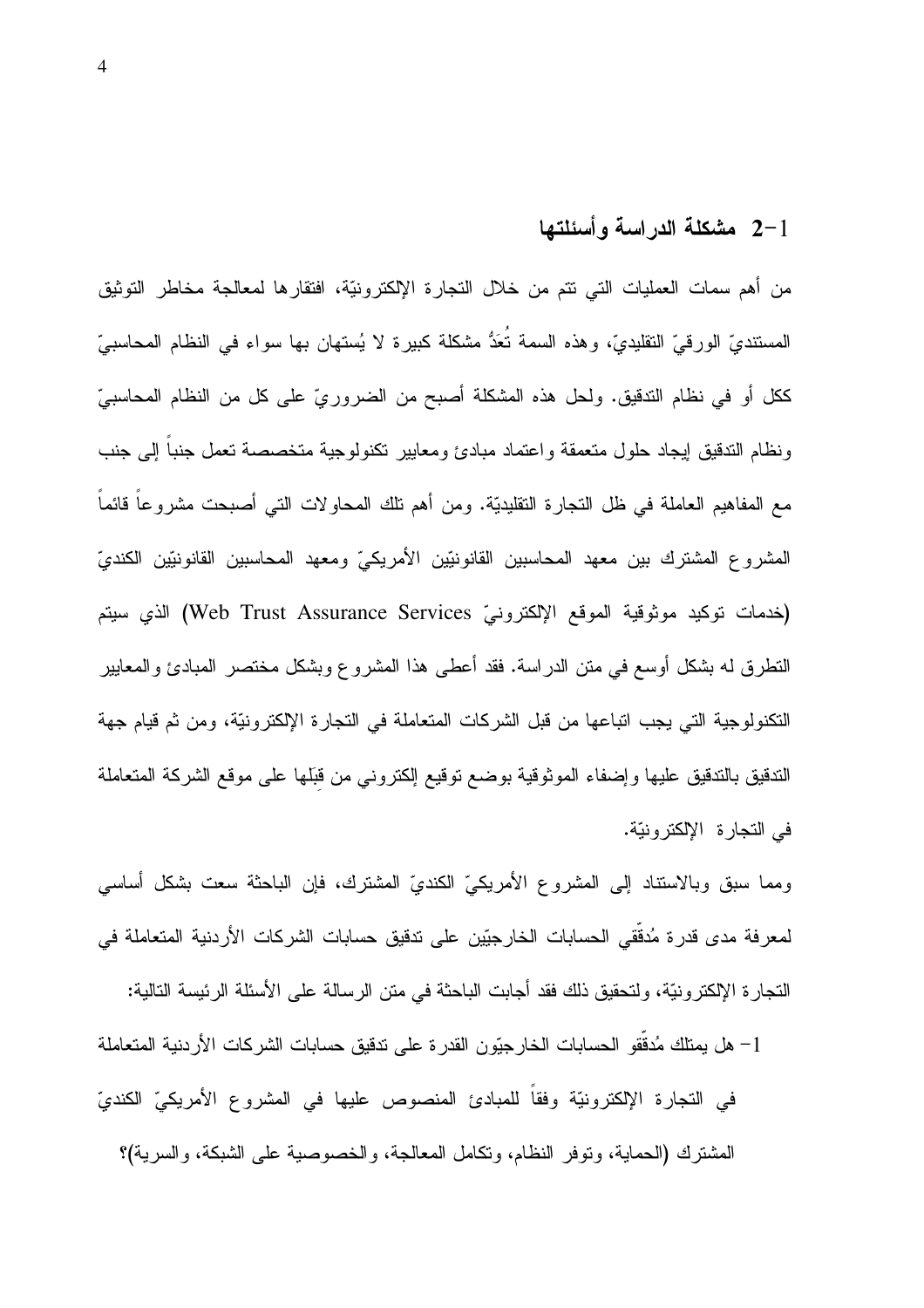## 1-2 مشكلة الدراسة وأسئلتها

من أهم سمات العمليات التي تتم من خلال التجارة الإلكترونيّة، افتقارها لمعالجة مخاطر التوثيق المستنديّ الورقيّ التقليديّ، وهذه السمة تُعَدُّ مشكلة كبيرة لا يُستهان بها سواء في النظام المحاسبيّ ككل أو في نظام التدقيق. ولحل هذه المشكلة أصبح من الضروريّ على كل من النظام المحاسبيّ ونظام التدقيق إيجاد حلول متعمقة واعتماد مبادئ ومعايير تكنولوجية متخصصة تعمل جنباً إلى جنب مع المفاهيم العاملة في ظل التجارة التقليديّة. ومن أهم تلك المحاولات التي أصبحت مشروعاً قائماً المشروع المشترك بين معهد المحاسبين القانونيّين الأمريكيّ ومعهد المحاسبين القانونيّين الكنديّ (خدمات توكيد موثوقية الموقع الإلكترونيّ Web Trust Assurance Services) الذي سيتم التطرق له بشكل أوسع في متن الدراسة. فقد أعطى هذا المشروع وبشكل مختصر المبادئ والمعايير التكنولوجية التي يجب اتباعها من قبل الشركات المتعاملة في التجارة الإلكترونيّة، ومن ثم قيام جهة التدقيق بالتدقيق عليها وإضفاء الموثوقية بوضع توقيع إلكتروني من قِبَلها على موقع الشركة المتعاملة في التجارة الإلكترونيّة.

ومما سبق وبالاستناد إلى المشروع الأمريكيّ الكنديّ المشترك، فإن الباحثة سعت بشكل أساسي لمعرفة مدى قدرة مُدقّقي الحسابات الخارجيّين على تدقيق حسابات الشركات الأردنية المتعاملة في التجارة الإلكترونيّة، ولتحقيق ذلك فقد أجابت الباحثة في متن الرسالة على الأسئلة الرئيسة التالية:

1- هل يمتلك مُدقّقو الحسابات الخارجيّون القدرة على تدقيق حسابات الشركات الأردنية المتعاملة في التجارة الإلكترونيّة وفقاً للمبادئ المنصوص عليها في المشروع الأمريكيّ الكنديّ المشترك (الحماية، وتوفر النظام، وتكامل المعالجة، والخصوصية على الشبكة، والسرية)؟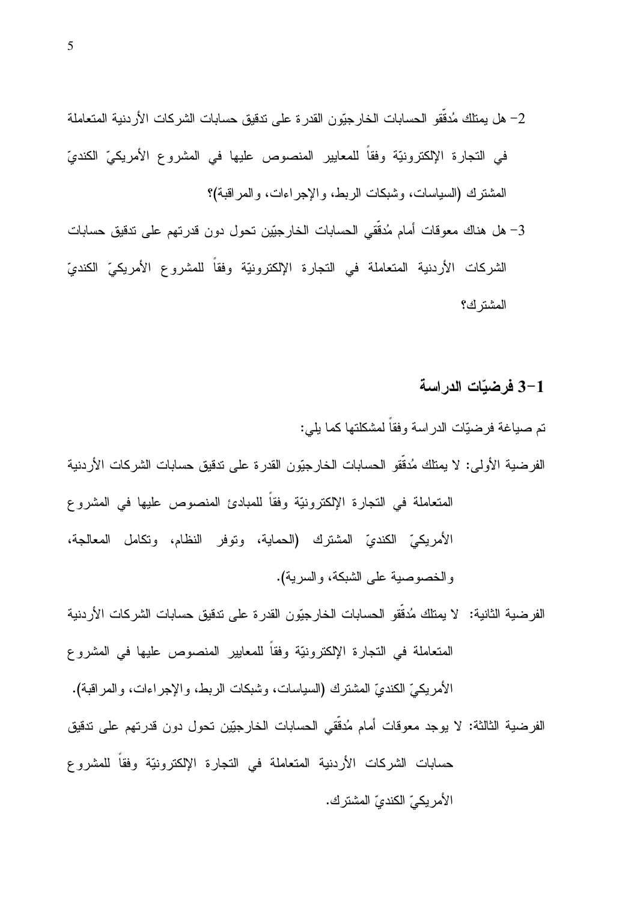2- هل يمتلك مُدقّقو الحسابات الخارجيّون القدرة على تدقيق حسابات الشركات الأردنية المتعاملة في التجارة الإلكترونيّة وفقاً للمعايير المنصوص عليها في المشروع الأمريكيّ الكنديّ المشترك (السياسات، وشبكات الربط، والإجراءات، والمراقبة)؟

3- هل هناك معوقات أمام مُدقّقي الحسابات الخارجيّين تحول دون قدرتهم على تدقيق حسابات الشركات الأردنية المتعاملة في التجارة الإلكترونيّة وفقاً للمشروع الأمريكيّ الكنديّ المشترك؟

## 1-3 فرضيّات الدراسة

تم صياغة فرضيّات الدراسة وفقاً لمشكلتها كما يلي:

الفرضية الأولى: لا يمتلك مُدقّقو الحسابات الخارجيّون القدرة على تدقيق حسابات الشركات الأردنية المتعاملة في التجارة الإلكترونيّة وفقاً للمبادئ المنصوص عليها في المشروع الأمريكيّ الكنديّ المشترك (الحماية، وتوفر النظام، وتكامل المعالجة، والخصوصية على الشبكة، والسرية).

الفرضية الثانية: لا يمتلك مُدقّقو الحسابات الخارجيّون القدرة على تدقيق حسابات الشركات الأردنية المتعاملة في التجارة الإلكترونيّة وفقاً للمعايير المنصوص عليها في المشروع الأمريكيّ الكنديّ المشترك (السياسات، وشبكات الربط، والإجراءات، والمراقبة).

الفرضية الثالثة: لا يوجد معوقات أمام مُدقّقي الحسابات الخارجيّين تحول دون قدرتهم على تدقيق حسابات الشركات الأردنية المتعاملة في التجارة الإلكترونيّة وفقاً للمشروع الأمريكيّ الكنديّ المشترك.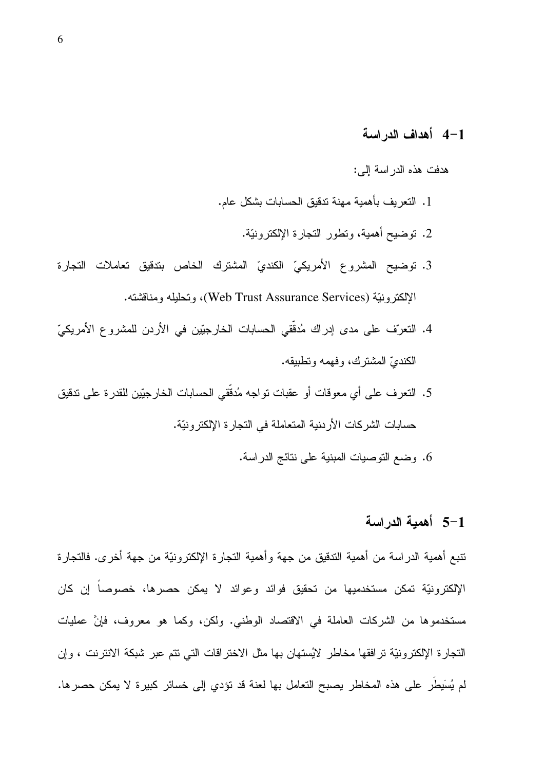## 1-4 أهداف الدراسة

هدفت هذه الدراسة إلى:

1. التعريف بأهمية مهنة تدقيق الحسابات بشكل عام.
2. توضيح أهمية، وتطور التجارة الإلكترونيّة.
3. توضيح المشروع الأمريكيّ الكنديّ المشترك الخاص بتدقيق تعاملات التجارة الإلكترونيّة (Web Trust Assurance Services)، وتحليله ومناقشته.
4. التعرّف على مدى إدراك مُدقّقي الحسابات الخارجيّين في الأردن للمشروع الأمريكيّ الكنديّ المشترك، وفهمه وتطبيقه.
5. التعرف على أي معوقات أو عقبات تواجه مُدقّقي الحسابات الخارجيّين للقدرة على تدقيق حسابات الشركات الأردنية المتعاملة في التجارة الإلكترونيّة.
6. وضع التوصيات المبنية على نتائج الدراسة.

## 1-5 أهمية الدراسة

تنبع أهمية الدراسة من أهمية التدقيق من جهة وأهمية التجارة الإلكترونيّة من جهة أخرى. فالتجارة الإلكترونيّة تمكن مستخدميها من تحقيق فوائد وعوائد لا يمكن حصرها، خصوصاً إن كان مستخدموها من الشركات العاملة في الاقتصاد الوطني. ولكن، وكما هو معروف، فإنَّ عمليات التجارة الإلكترونيّة ترافقها مخاطر لايُستهان بها مثل الاختراقات التي تتم عبر شبكة الانترنت ، وإن لم يُسَيطَر على هذه المخاطر يصبح التعامل بها لعنة قد تؤدي إلى خسائر كبيرة لا يمكن حصرها.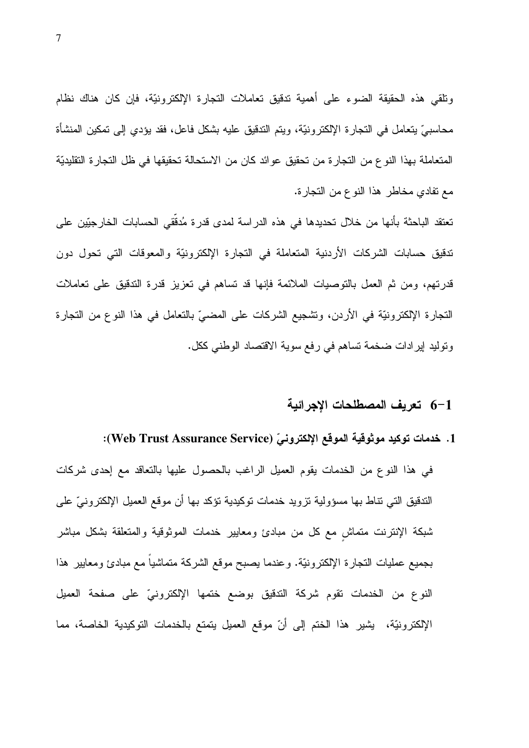وتلقي هذه الحقيقة الضوء على أهمية تدقيق تعاملات التجارة الإلكترونيّة، فإن كان هناك نظام محاسبيّ يتعامل في التجارة الإلكترونيّة، ويتم التدقيق عليه بشكل فاعل، فقد يؤدي إلى تمكين المنشأة المتعاملة بهذا النوع من التجارة من تحقيق عوائد كان من الاستحالة تحقيقها في ظل التجارة التقليديّة مع تفادي مخاطر هذا النوع من التجارة.

تعتقد الباحثة بأنها من خلال تحديدها في هذه الدراسة لمدى قدرة مُدقّقي الحسابات الخارجيّين على تدقيق حسابات الشركات الأردنية المتعاملة في التجارة الإلكترونيّة والمعوقات التي تحول دون قدرتهم، ومن ثم العمل بالتوصيات الملائمة فإنها قد تساهم في تعزيز قدرة التدقيق على تعاملات التجارة الإلكترونيّة في الأردن، وتشجيع الشركات على المضيّ بالتعامل في هذا النوع من التجارة وتوليد إيرادات ضخمة تساهم في رفع سوية الاقتصاد الوطني ككل.

## 1-6 تعريف المصطلحات الإجرائية

**1. خدمات توكيد موثوقية الموقع الإلكترونيّ (Web Trust Assurance Service):**

في هذا النوع من الخدمات يقوم العميل الراغب بالحصول عليها بالتعاقد مع إحدى شركات التدقيق التي تناط بها مسؤولية تزويد خدمات توكيدية تؤكد بها أن موقع العميل الإلكترونيّ على شبكة الإنترنت متماشٍ مع كل من مبادئ ومعايير خدمات الموثوقية والمتعلقة بشكل مباشر بجميع عمليات التجارة الإلكترونيّة. وعندما يصبح موقع الشركة متماشياً مع مبادئ ومعايير هذا النوع من الخدمات تقوم شركة التدقيق بوضع ختمها الإلكترونيّ على صفحة العميل الإلكترونيّة، يشير هذا الختم إلى أنّ موقع العميل يتمتع بالخدمات التوكيدية الخاصة، مما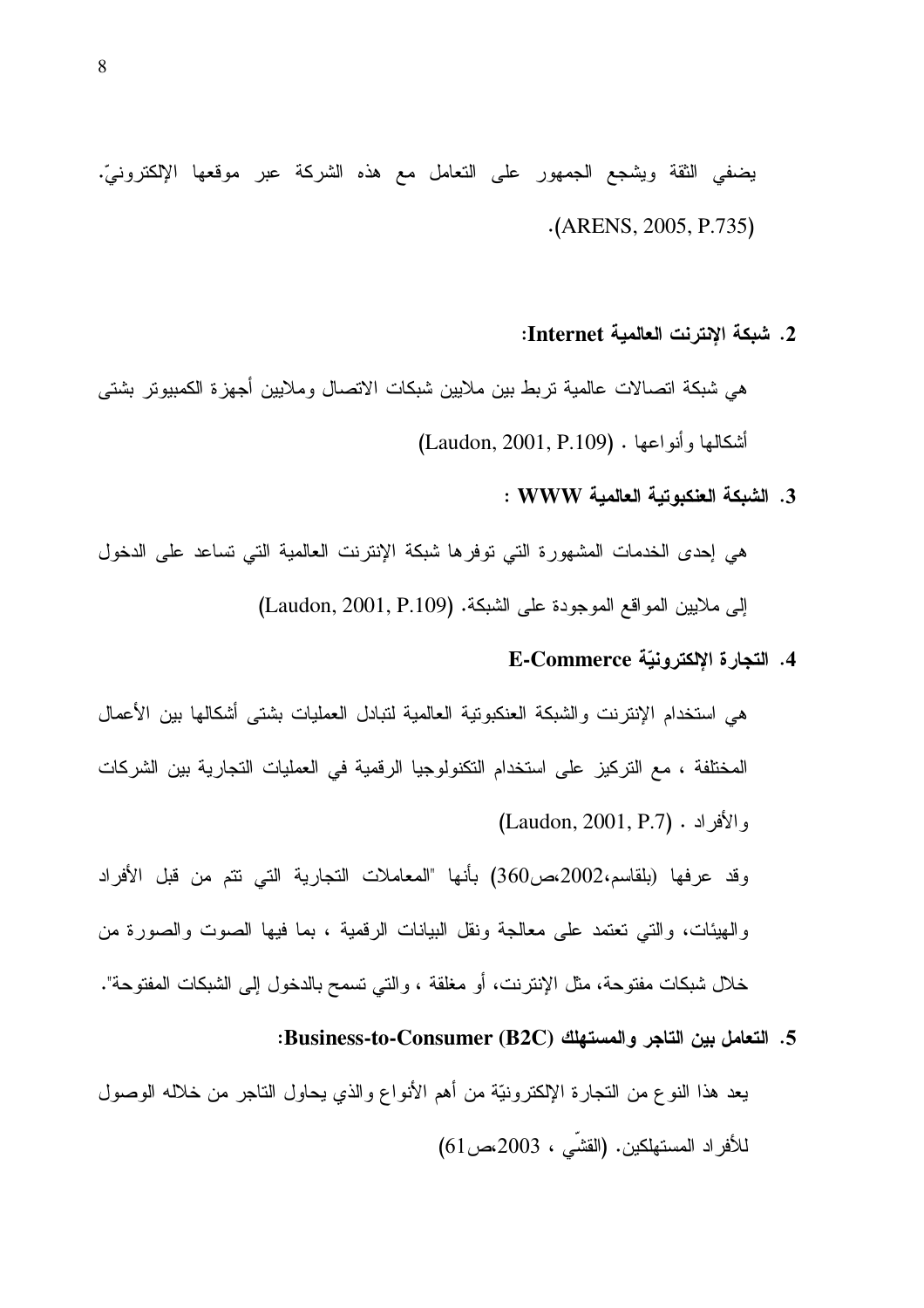يضفي الثقة ويشجع الجمهور على التعامل مع هذه الشركة عبر موقعها الإلكترونيّ. (ARENS, 2005, P.735).

2. **شبكة الإنترنت العالمية Internet:**

هي شبكة اتصالات عالمية تربط بين ملايين شبكات الاتصال وملايين أجهزة الكمبيوتر بشتى أشكالها وأنواعها . (Laudon, 2001, P.109)

3. **الشبكة العنكبوتية العالمية WWW :**

هي إحدى الخدمات المشهورة التي توفرها شبكة الإنترنت العالمية التي تساعد على الدخول إلى ملايين المواقع الموجودة على الشبكة. (Laudon, 2001, P.109)

4. **التجارة الإلكترونيّة E-Commerce**

هي استخدام الإنترنت والشبكة العنكبوتية العالمية لتبادل العمليات بشتى أشكالها بين الأعمال المختلفة ، مع التركيز على استخدام التكنولوجيا الرقمية في العمليات التجارية بين الشركات والأفراد . (Laudon, 2001, P.7)

وقد عرفها (بلقاسم،2002،ص360) بأنها "المعاملات التجارية التي تتم من قبل الأفراد والهيئات، والتي تعتمد على معالجة ونقل البيانات الرقمية ، بما فيها الصوت والصورة من خلال شبكات مفتوحة، مثل الإنترنت، أو مغلقة ، والتي تسمح بالدخول إلى الشبكات المفتوحة".

5. **التعامل بين التاجر والمستهلك Business-to-Consumer (B2C):**

يعد هذا النوع من التجارة الإلكترونيّة من أهم الأنواع والذي يحاول التاجر من خلاله الوصول للأفراد المستهلكين. (القشّي ، 2003،ص61)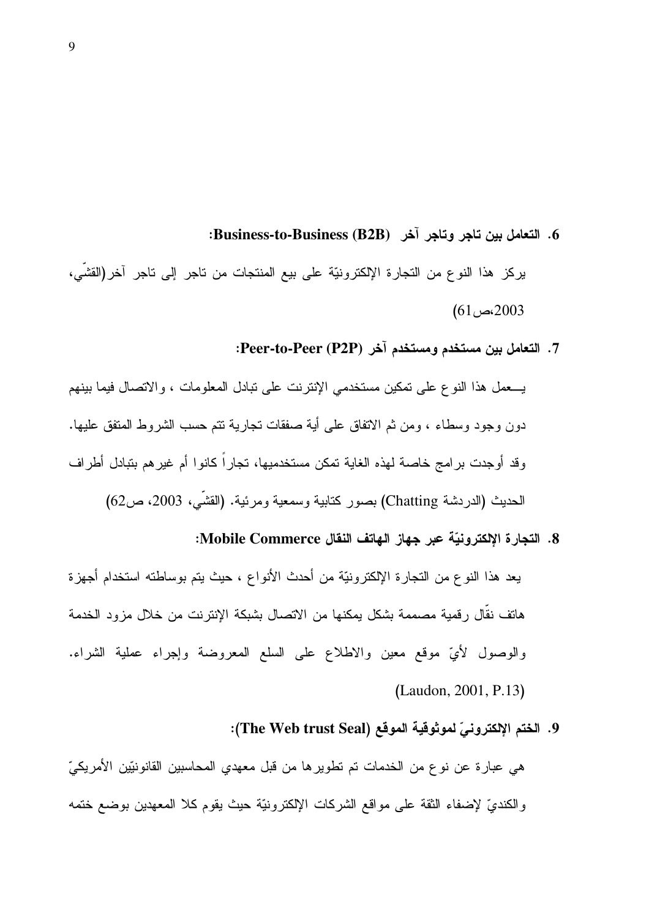6. **التعامل بين تاجر وتاجر آخر Business-to-Business (B2B):**

يركز هذا النوع من التجارة الإلكترونيّة على بيع المنتجات من تاجر إلى تاجر آخر(القشّي، 2003،ص61)

7. **التعامل بين مستخدم ومستخدم آخر Peer-to-Peer (P2P):**

يـــعمل هذا النوع على تمكين مستخدمي الإنترنت على تبادل المعلومات ، والاتصال فيما بينهم دون وجود وسطاء ، ومن ثم الاتفاق على أية صفقات تجارية تتم حسب الشروط المتفق عليها. وقد أوجدت برامج خاصة لهذه الغاية تمكن مستخدميها، تجاراً كانوا أم غيرهم بتبادل أطراف الحديث (الدردشة Chatting) بصور كتابية وسمعية ومرئية. (القشّي، 2003، ص62)

8. **التجارة الإلكترونيّة عبر جهاز الهاتف النقال Mobile Commerce:**

يعد هذا النوع من التجارة الإلكترونيّة من أحدث الأنواع ، حيث يتم بوساطته استخدام أجهزة هاتف نقّال رقمية مصممة بشكل يمكنها من الاتصال بشبكة الإنترنت من خلال مزود الخدمة والوصول لأيّ موقع معين والاطلاع على السلع المعروضة وإجراء عملية الشراء. (Laudon, 2001, P.13)

9. **الختم الإلكترونيّ لموثوقية الموقع (The Web trust Seal):**

هي عبارة عن نوع من الخدمات تم تطويرها من قبل معهدي المحاسبين القانونيّين الأمريكيّ والكنديّ لإضفاء الثقة على مواقع الشركات الإلكترونيّة حيث يقوم كلا المعهدين بوضع ختمه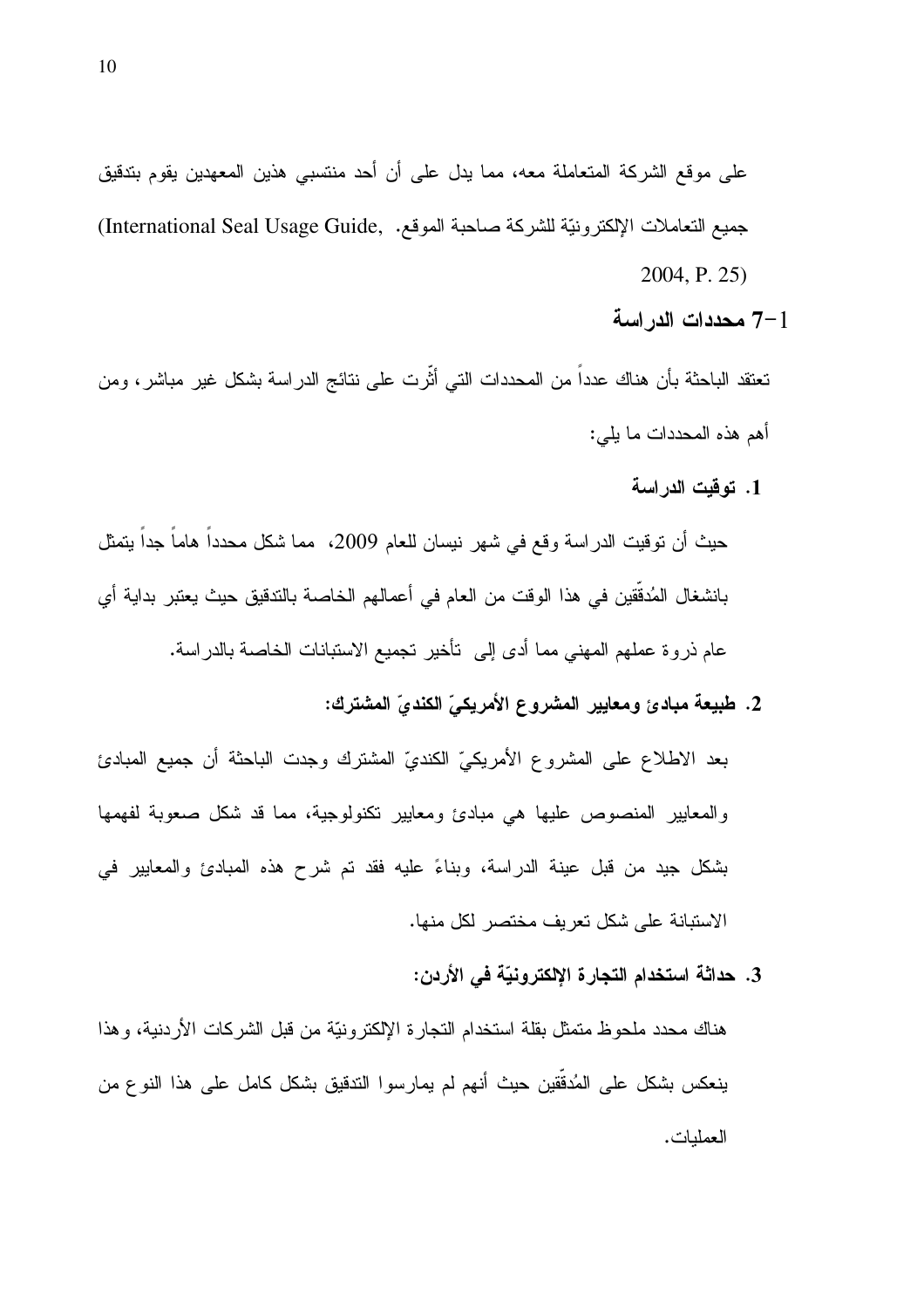على موقع الشركة المتعاملة معه، مما يدل على أن أحد منتسبي هذين المعهدين يقوم بتدقيق جميع التعاملات الإلكترونيّة للشركة صاحبة الموقع. (International Seal Usage Guide, 2004, P. 25)

## 1-7 محددات الدراسة

تعتقد الباحثة بأن هناك عدداً من المحددات التي أثّرت على نتائج الدراسة بشكل غير مباشر، ومن أهم هذه المحددات ما يلي:

1. **توقيت الدراسة**

حيث أن توقيت الدراسة وقع في شهر نيسان للعام 2009، مما شكل محدداً هاماً جداً يتمثل بانشغال المُدقّقين في هذا الوقت من العام في أعمالهم الخاصة بالتدقيق حيث يعتبر بداية أي عام ذروة عملهم المهني مما أدى إلى تأخير تجميع الاستبانات الخاصة بالدراسة.

2. **طبيعة مبادئ ومعايير المشروع الأمريكيّ الكنديّ المشترك:**

بعد الاطلاع على المشروع الأمريكيّ الكنديّ المشترك وجدت الباحثة أن جميع المبادئ والمعايير المنصوص عليها هي مبادئ ومعايير تكنولوجية، مما قد شكل صعوبة لفهمها بشكل جيد من قبل عينة الدراسة، وبناءً عليه فقد تم شرح هذه المبادئ والمعايير في الاستبانة على شكل تعريف مختصر لكل منها.

3. **حداثة استخدام التجارة الإلكترونيّة في الأردن:**

هناك محدد ملحوظ متمثل بقلة استخدام التجارة الإلكترونيّة من قبل الشركات الأردنية، وهذا ينعكس بشكل على المُدقّقين حيث أنهم لم يمارسوا التدقيق بشكل كامل على هذا النوع من العمليات.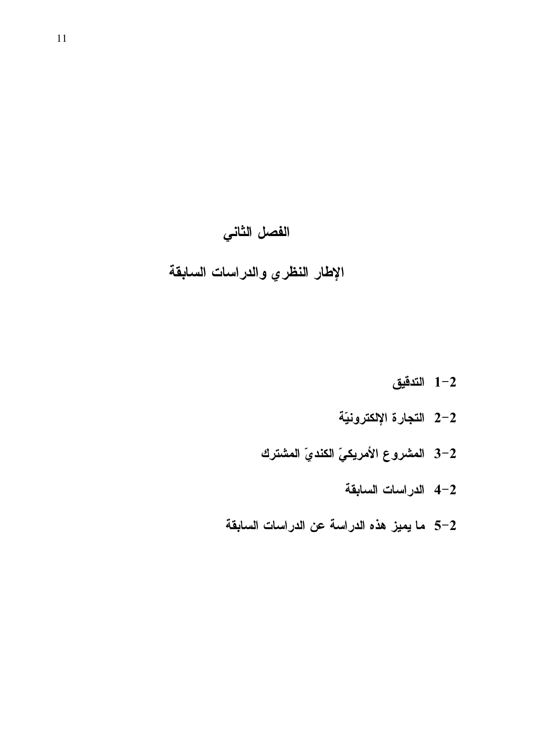# الفصل الثاني

## الإطار النظري والدراسات السابقة

- 1-2 التدقيق
- 2-2 التجارة الإلكترونيّة
- 3-2 المشروع الأمريكيّ الكنديّ المشترك
- 4-2 الدراسات السابقة
- 5-2 ما يميز هذه الدراسة عن الدراسات السابقة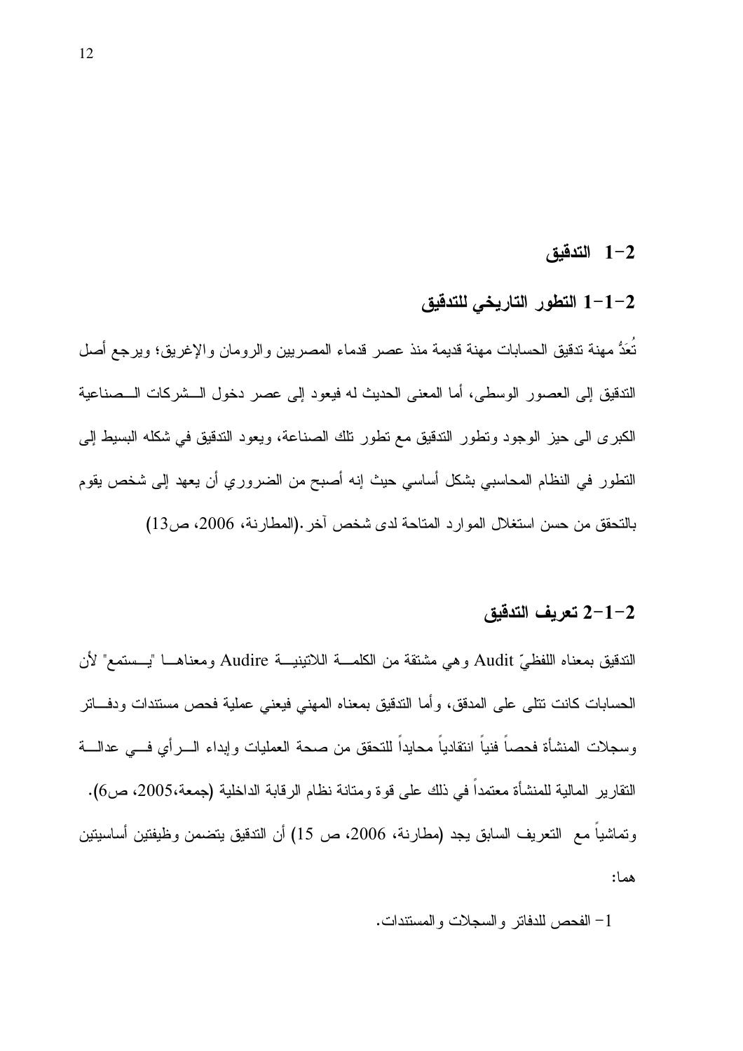## 2-1 التدقيق

### 2-1-1 التطور التاريخي للتدقيق

تُعَدُّ مهنة تدقيق الحسابات مهنة قديمة منذ عصر قدماء المصريين والرومان والإغريق؛ ويرجع أصل التدقيق إلى العصور الوسطى، أما المعنى الحديث له فيعود إلى عصر دخول الشركات الصناعية الكبرى الى حيز الوجود وتطور التدقيق مع تطور تلك الصناعة، ويعود التدقيق في شكله البسيط إلى التطور في النظام المحاسبي بشكل أساسي حيث إنه أصبح من الضروري أن يعهد إلى شخص يقوم بالتحقق من حسن استغلال الموارد المتاحة لدى شخص آخر.(المطارنة، 2006، ص13)

### 2-1-2 تعريف التدقيق

التدقيق بمعناه اللفظيّ Audit وهي مشتقة من الكلمة اللاتينية Audire ومعناها "يستمع" لأن الحسابات كانت تتلى على المدقق، وأما التدقيق بمعناه المهني فيعني عملية فحص مستندات ودفاتر وسجلات المنشأة فحصاً فنياً انتقادياً محايداً للتحقق من صحة العمليات وإبداء الرأي في عدالة التقارير المالية للمنشأة معتمداً في ذلك على قوة ومتانة نظام الرقابة الداخلية (جمعة،2005، ص6). وتماشياً مع التعريف السابق يجد (مطارنة، 2006، ص 15) أن التدقيق يتضمن وظيفتين أساسيتين هما:

1- الفحص للدفاتر والسجلات والمستندات.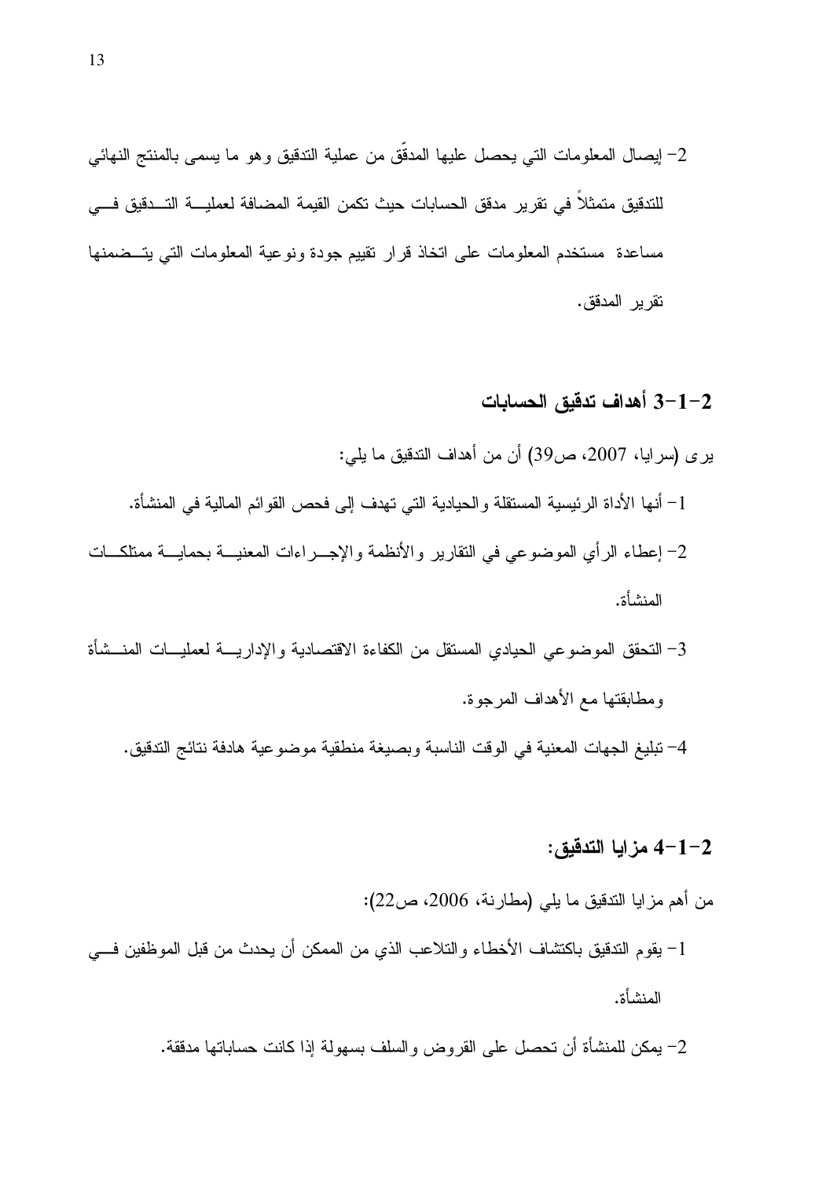2- إيصال المعلومات التي يحصل عليها المدقّق من عملية التدقيق وهو ما يسمى بالمنتج النهائي للتدقيق متمثلاً في تقرير مدقق الحسابات حيث تكمن القيمة المضافة لعملية التدقيق في مساعدة مستخدم المعلومات على اتخاذ قرار تقييم جودة ونوعية المعلومات التي يتضمنها تقرير المدقق.

## 2-1-3 أهداف تدقيق الحسابات

يرى (سرايا، 2007، ص39) أن من أهداف التدقيق ما يلي:

1- أنها الأداة الرئيسية المستقلة والحيادية التي تهدف إلى فحص القوائم المالية في المنشأة.

2- إعطاء الرأي الموضوعي في التقارير والأنظمة والإجراءات المعنية بحماية ممتلكات المنشأة.

3- التحقق الموضوعي الحيادي المستقل من الكفاءة الاقتصادية والإدارية لعمليات المنشأة ومطابقتها مع الأهداف المرجوة.

4- تبليغ الجهات المعنية في الوقت الناسبة وبصيغة منطقية موضوعية هادفة نتائج التدقيق.

## 2-1-4 مزايا التدقيق:

من أهم مزايا التدقيق ما يلي (مطارنة، 2006، ص22):

1- يقوم التدقيق باكتشاف الأخطاء والتلاعب الذي من الممكن أن يحدث من قبل الموظفين في المنشأة.

2- يمكن للمنشأة أن تحصل على القروض والسلف بسهولة إذا كانت حساباتها مدققة.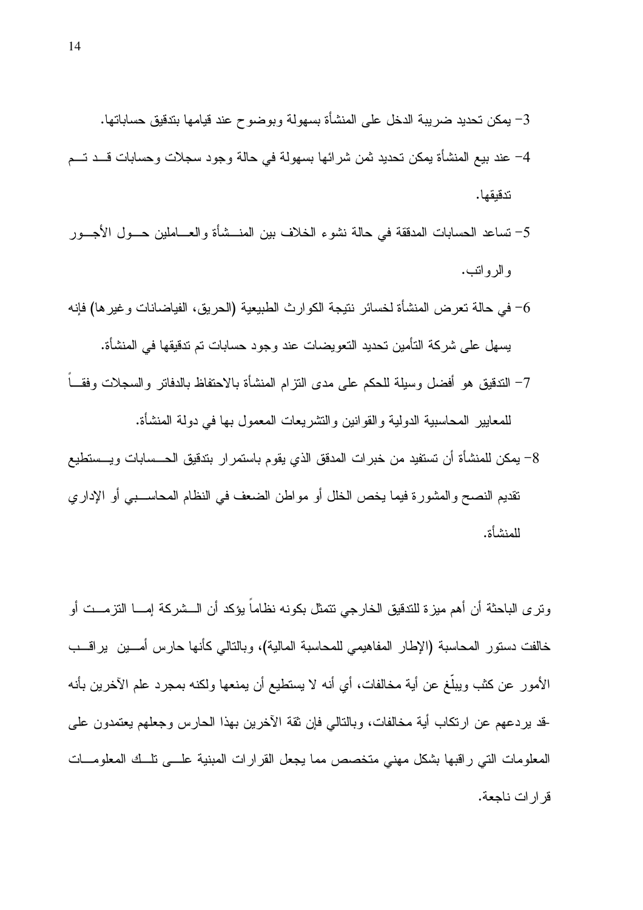3- يمكن تحديد ضريبة الدخل على المنشأة بسهولة وبوضوح عند قيامها بتدقيق حساباتها.

4- عند بيع المنشأة يمكن تحديد ثمن شرائها بسهولة في حالة وجود سجلات وحسابات قد تم تدقيقها.

5- تساعد الحسابات المدققة في حالة نشوء الخلاف بين المنشأة والعاملين حول الأجور والرواتب.

6- في حالة تعرض المنشأة لخسائر نتيجة الكوارث الطبيعية (الحريق، الفياضانات وغيرها) فإنه يسهل على شركة التأمين تحديد التعويضات عند وجود حسابات تم تدقيقها في المنشأة.

7- التدقيق هو أفضل وسيلة للحكم على مدى التزام المنشأة بالاحتفاظ بالدفاتر والسجلات وفقاً للمعايير المحاسبية الدولية والقوانين والتشريعات المعمول بها في دولة المنشأة.

8- يمكن للمنشأة أن تستفيد من خبرات المدقق الذي يقوم باستمرار بتدقيق الحسابات ويستطيع تقديم النصح والمشورة فيما يخص الخلل أو مواطن الضعف في النظام المحاسبي أو الإداري للمنشأة.

وترى الباحثة أن أهم ميزة للتدقيق الخارجي تتمثل بكونه نظاماً يؤكد أن الشركة إما التزمت أو خالفت دستور المحاسبة (الإطار المفاهيمي للمحاسبة المالية)، وبالتالي كأنها حارس أمين يراقب الأمور عن كثب ويبلّغ عن أية مخالفات، أي أنه لا يستطيع أن يمنعها ولكنه بمجرد علم الآخرين بأنه -قد يردعهم عن ارتكاب أية مخالفات، وبالتالي فإن ثقة الآخرين بهذا الحارس وجعلهم يعتمدون على المعلومات التي راقبها بشكل مهني متخصص مما يجعل القرارات المبنية على تلك المعلومات قرارات ناجعة.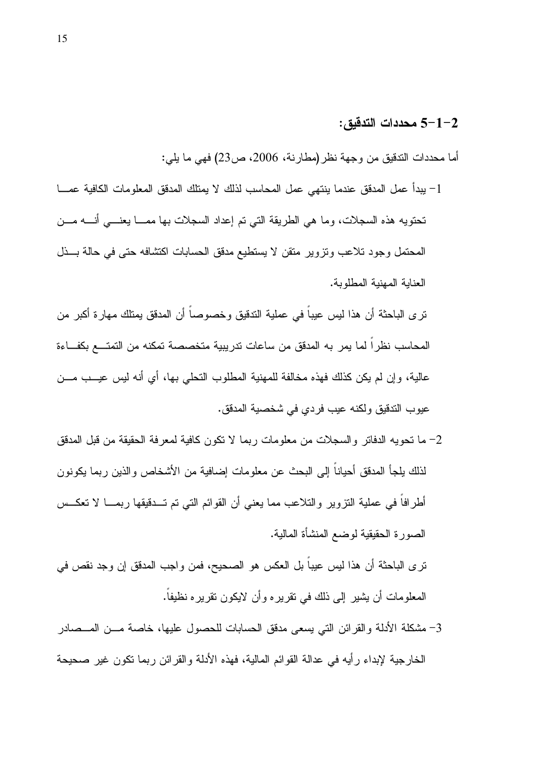## 2-1-5 محددات التدقيق:

أما محددات التدقيق من وجهة نظر (مطارنة، 2006، ص23) فهي ما يلي:

1- يبدأ عمل المدقق عندما ينتهي عمل المحاسب لذلك لا يمتلك المدقق المعلومات الكافية عما تحتويه هذه السجلات، وما هي الطريقة التي تم إعداد السجلات بها مما يعني أنه من المحتمل وجود تلاعب وتزوير متقن لا يستطيع مدقق الحسابات اكتشافه حتى في حالة بذل العناية المهنية المطلوبة.

ترى الباحثة أن هذا ليس عيباً في عملية التدقيق وخصوصاً أن المدقق يمتلك مهارة أكبر من المحاسب نظراً لما يمر به المدقق من ساعات تدريبية متخصصة تمكنه من التمتع بكفاءة عالية، وإن لم يكن كذلك فهذه مخالفة للمهنية المطلوب التحلي بها، أي أنه ليس عيب من عيوب التدقيق ولكنه عيب فردي في شخصية المدقق.

2- ما تحويه الدفاتر والسجلات من معلومات ربما لا تكون كافية لمعرفة الحقيقة من قبل المدقق لذلك يلجأ المدقق أحياناً إلى البحث عن معلومات إضافية من الأشخاص والذين ربما يكونون أطرافاً في عملية التزوير والتلاعب مما يعني أن القوائم التي تم تدقيقها ربما لا تعكس الصورة الحقيقية لوضع المنشأة المالية.

ترى الباحثة أن هذا ليس عيباً بل العكس هو الصحيح، فمن واجب المدقق إن وجد نقص في المعلومات أن يشير إلى ذلك في تقريره وأن لايكون تقريره نظيفاً.

3- مشكلة الأدلة والقرائن التي يسعى مدقق الحسابات للحصول عليها، خاصة من المصادر الخارجية لإبداء رأيه في عدالة القوائم المالية، فهذه الأدلة والقرائن ربما تكون غير صحيحة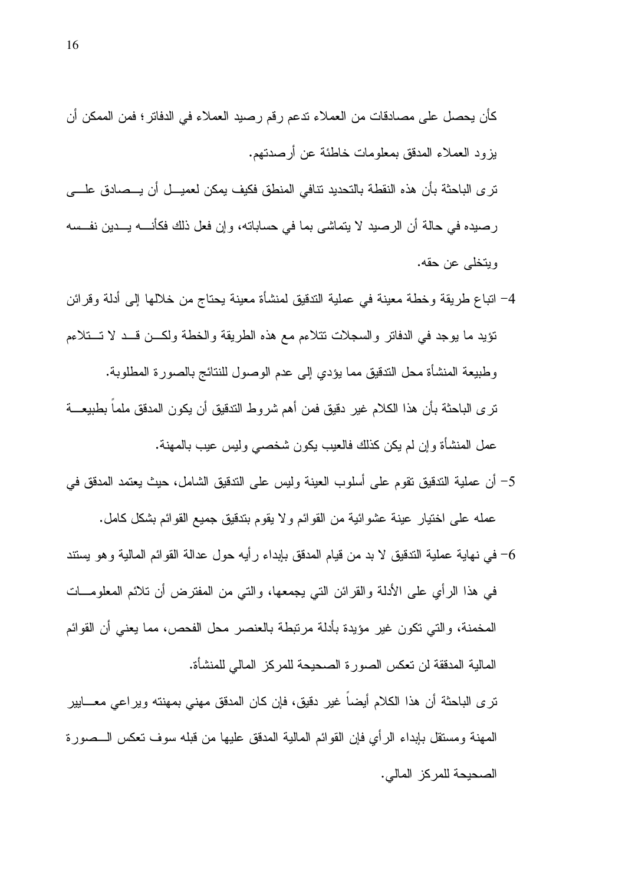كأن يحصل على مصادقات من العملاء تدعم رقم رصيد العملاء في الدفاتر؛ فمن الممكن أن يزود العملاء المدقق بمعلومات خاطئة عن أرصدتهم.

ترى الباحثة بأن هذه النقطة بالتحديد تنافي المنطق فكيف يمكن لعميل أن يصادق على رصيده في حالة أن الرصيد لا يتماشى بما في حساباته، وإن فعل ذلك فكأنه يدين نفسه ويتخلى عن حقه.

4- اتباع طريقة وخطة معينة في عملية التدقيق لمنشأة معينة يحتاج من خلالها إلى أدلة وقرائن تؤيد ما يوجد في الدفاتر والسجلات تتلاءم مع هذه الطريقة والخطة ولكن قد لا تتلاءم وطبيعة المنشأة محل التدقيق مما يؤدي إلى عدم الوصول للنتائج بالصورة المطلوبة.

ترى الباحثة بأن هذا الكلام غير دقيق فمن أهم شروط التدقيق أن يكون المدقق ملماً بطبيعة عمل المنشأة وإن لم يكن كذلك فالعيب يكون شخصي وليس عيب بالمهنة.

5- أن عملية التدقيق تقوم على أسلوب العينة وليس على التدقيق الشامل، حيث يعتمد المدقق في عمله على اختيار عينة عشوائية من القوائم ولا يقوم بتدقيق جميع القوائم بشكل كامل.

6- في نهاية عملية التدقيق لا بد من قيام المدقق بإبداء رأيه حول عدالة القوائم المالية وهو يستند في هذا الرأي على الأدلة والقرائن التي يجمعها، والتي من المفترض أن تلائم المعلومات المخمنة، والتي تكون غير مؤيدة بأدلة مرتبطة بالعنصر محل الفحص، مما يعني أن القوائم المالية المدققة لن تعكس الصورة الصحيحة للمركز المالي للمنشأة.

ترى الباحثة أن هذا الكلام أيضاً غير دقيق، فإن كان المدقق مهني بمهنته ويراعي معايير المهنة ومستقل بإبداء الرأي فإن القوائم المالية المدقق عليها من قبله سوف تعكس الصورة الصحيحة للمركز المالي.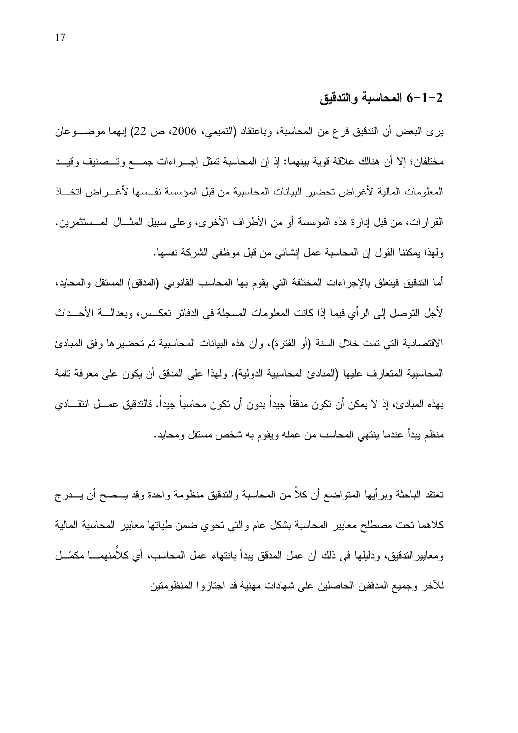### 2-1-6 المحاسبة والتدقيق

يرى البعض أن التدقيق فرع من المحاسبة، وباعتقاد (التميمي، 2006، ص 22) إنهما موضوعان مختلفان؛ إلا أن هنالك علاقة قوية بينهما: إذ إن المحاسبة تمثل إجراءات جمع وتصنيف وقيد المعلومات المالية لأغراض تحضير البيانات المحاسبية من قبل المؤسسة نفسها لأغراض اتخاذ القرارات، من قبل إدارة هذه المؤسسة أو من الأطراف الأخرى، وعلى سبيل المثال المستثمرين. ولهذا يمكننا القول إن المحاسبة عمل إنشائي من قبل موظفي الشركة نفسها.

أما التدقيق فيتعلق بالإجراءات المختلفة التي يقوم بها المحاسب القانوني (المدقق) المستقل والمحايد، لأجل التوصل إلى الرأي فيما إذا كانت المعلومات المسجلة في الدفاتر تعكس، وبعدالة الأحداث الاقتصادية التي تمت خلال السنة (أو الفترة)، وأن هذه البيانات المحاسبية تم تحضيرها وفق المبادئ المحاسبية المتعارف عليها (المبادئ المحاسبية الدولية). ولهذا على المدقق أن يكون على معرفة تامة بهذه المبادئ، إذ لا يمكن أن تكون مدققاً جيداً بدون أن تكون محاسباً جيداً. فالتدقيق عمل انتقادي منظم يبدأ عندما ينتهي المحاسب من عمله ويقوم به شخص مستقل ومحايد.

تعتقد الباحثة وبرأيها المتواضع أن كلاً من المحاسبة والتدقيق منظومة واحدة وقد يصح أن يدرج كلاهما تحت مصطلح معايير المحاسبة بشكل عام والتي تحوي ضمن طياتها معايير المحاسبة المالية ومعايير التدقيق، ودليلها في ذلك أن عمل المدقق يبدأ بانتهاء عمل المحاسب، أي كلاًّمنهما مكمّل للآخر وجميع المدققين الحاصلين على شهادات مهنية قد اجتازوا المنظومتين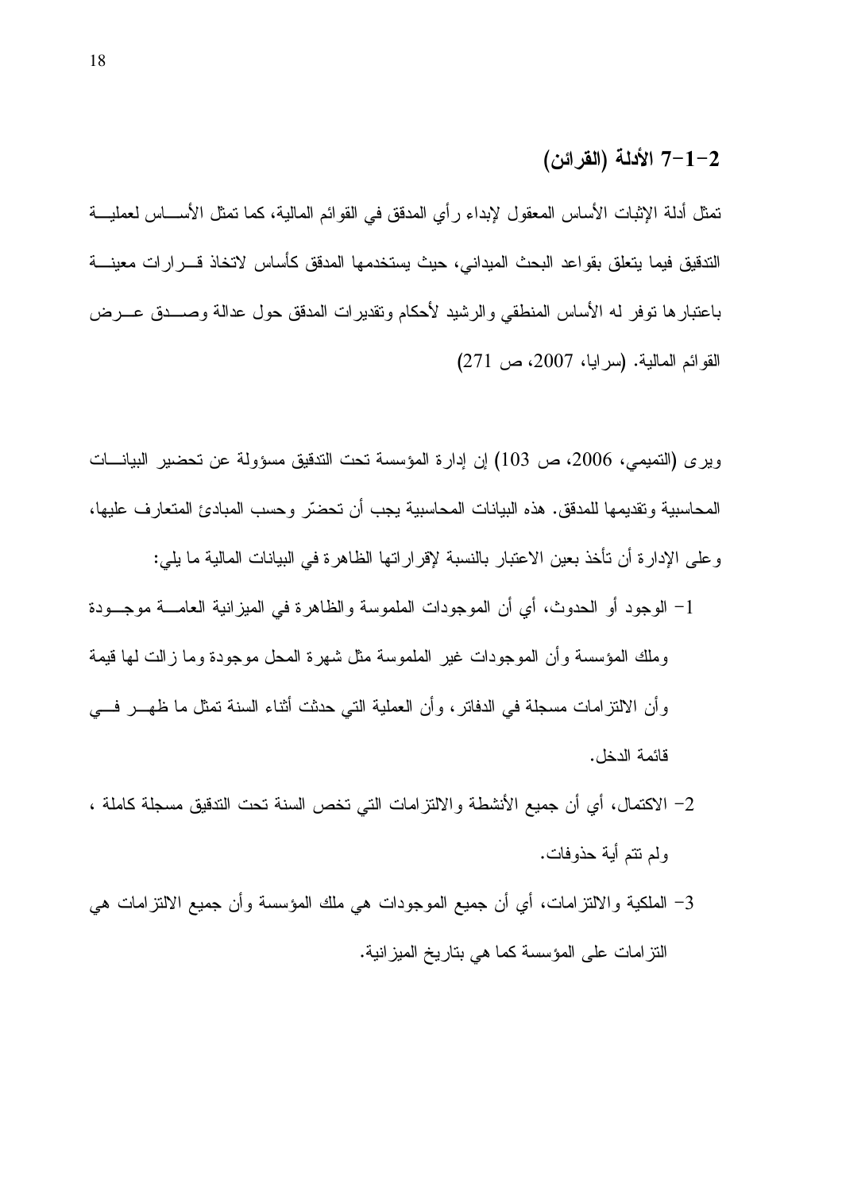### 2-1-7 الأدلة (القرائن)

تمثل أدلة الإثبات الأساس المعقول لإبداء رأي المدقق في القوائم المالية، كما تمثل الأساس لعملية التدقيق فيما يتعلق بقواعد البحث الميداني، حيث يستخدمها المدقق كأساس لاتخاذ قرارات معينة باعتبارها توفر له الأساس المنطقي والرشيد لأحكام وتقديرات المدقق حول عدالة وصدق عرض القوائم المالية. (سرايا، 2007، ص 271)

ويرى (التميمي، 2006، ص 103) إن إدارة المؤسسة تحت التدقيق مسؤولة عن تحضير البيانات المحاسبية وتقديمها للمدقق. هذه البيانات المحاسبية يجب أن تحضّر وحسب المبادئ المتعارف عليها، وعلى الإدارة أن تأخذ بعين الاعتبار بالنسبة لإقراراتها الظاهرة في البيانات المالية ما يلي:

1- الوجود أو الحدوث، أي أن الموجودات الملموسة والظاهرة في الميزانية العامة موجودة وملك المؤسسة وأن الموجودات غير الملموسة مثل شهرة المحل موجودة وما زالت لها قيمة وأن الالتزامات مسجلة في الدفاتر، وأن العملية التي حدثت أثناء السنة تمثل ما ظهر في قائمة الدخل.

2- الاكتمال، أي أن جميع الأنشطة والالتزامات التي تخص السنة تحت التدقيق مسجلة كاملة ، ولم تتم أية حذوفات.

3- الملكية والالتزامات، أي أن جميع الموجودات هي ملك المؤسسة وأن جميع الالتزامات هي التزامات على المؤسسة كما هي بتاريخ الميزانية.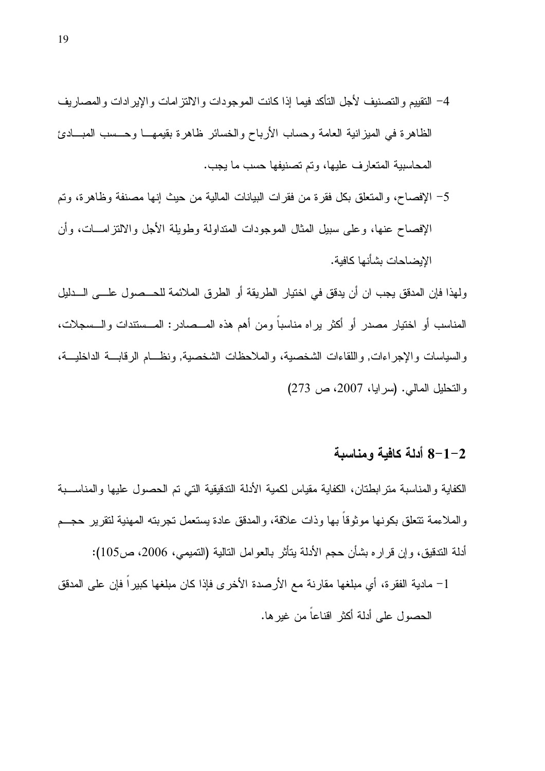4- التقييم والتصنيف لأجل التأكد فيما إذا كانت الموجودات والالتزامات والإيرادات والمصاريف الظاهرة في الميزانية العامة وحساب الأرباح والخسائر ظاهرة بقيمها وحسب المبادئ المحاسبية المتعارف عليها، وتم تصنيفها حسب ما يجب.

5- الإفصاح، والمتعلق بكل فقرة من فقرات البيانات المالية من حيث إنها مصنفة وظاهرة، وتم الإفصاح عنها، وعلى سبيل المثال الموجودات المتداولة وطويلة الأجل والالتزامات، وأن الإيضاحات بشأنها كافية.

ولهذا فإن المدقق يجب ان أن يدقق في اختيار الطريقة أو الطرق الملائمة للحصول على الدليل المناسب أو اختيار مصدر أو أكثر يراه مناسباً ومن أهم هذه المصادر: المستندات والسجلات، والسياسات والإجراءات, واللقاءات الشخصية، والملاحظات الشخصية, ونظام الرقابة الداخلية، والتحليل المالي. (سرايا، 2007، ص 273)

### 2-1-8 أدلة كافية ومناسبة

الكفاية والمناسبة مترابطتان، الكفاية مقياس لكمية الأدلة التدقيقية التي تم الحصول عليها والمناسبة والملاءمة تتعلق بكونها موثوقاً بها وذات علاقة، والمدقق عادة يستعمل تجربته المهنية لتقرير حجم أدلة التدقيق، وإن قراره بشأن حجم الأدلة يتأثر بالعوامل التالية (التميمي، 2006، ص105):

1- مادية الفقرة، أي مبلغها مقارنة مع الأرصدة الأخرى فإذا كان مبلغها كبيراً فإن على المدقق الحصول على أدلة أكثر اقناعاً من غيرها.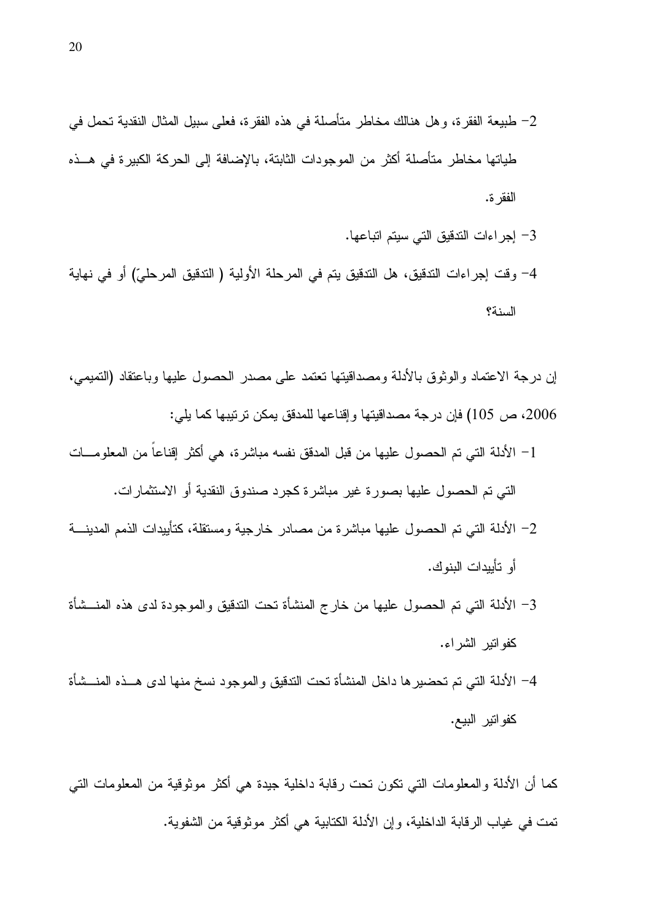2- طبيعة الفقرة، وهل هنالك مخاطر متأصلة في هذه الفقرة، فعلى سبيل المثال النقدية تحمل في طياتها مخاطر متأصلة أكثر من الموجودات الثابتة، بالإضافة إلى الحركة الكبيرة في هذه الفقرة.

3- إجراءات التدقيق التي سيتم اتباعها.

4- وقت إجراءات التدقيق، هل التدقيق يتم في المرحلة الأولية ( التدقيق المرحليّ) أو في نهاية السنة؟

إن درجة الاعتماد والوثوق بالأدلة ومصداقيتها تعتمد على مصدر الحصول عليها وباعتقاد (التميمي، 2006، ص 105) فإن درجة مصداقيتها وإقناعها للمدقق يمكن ترتيبها كما يلي:

1- الأدلة التي تم الحصول عليها من قبل المدقق نفسه مباشرة، هي أكثر إقناعاً من المعلومات التي تم الحصول عليها بصورة غير مباشرة كجرد صندوق النقدية أو الاستثمارات.

2- الأدلة التي تم الحصول عليها مباشرة من مصادر خارجية ومستقلة، كتأييدات الذمم المدينة أو تأييدات البنوك.

3- الأدلة التي تم الحصول عليها من خارج المنشأة تحت التدقيق والموجودة لدى هذه المنشأة كفواتير الشراء.

4- الأدلة التي تم تحضيرها داخل المنشأة تحت التدقيق والموجود نسخ منها لدى هذه المنشأة كفواتير البيع.

كما أن الأدلة والمعلومات التي تكون تحت رقابة داخلية جيدة هي أكثر موثوقية من المعلومات التي تمت في غياب الرقابة الداخلية، وإن الأدلة الكتابية هي أكثر موثوقية من الشفوية.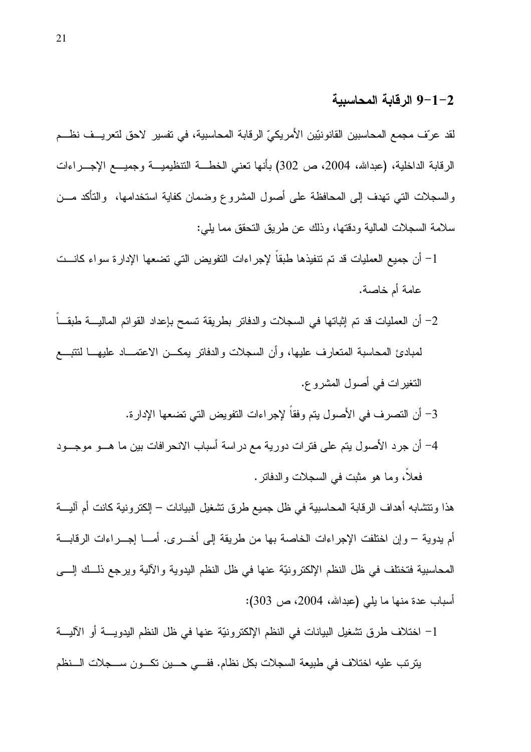### 2-1-9 الرقابة المحاسبية

لقد عرّف مجمع المحاسبين القانونيّين الأمريكيّ الرقابة المحاسبية، في تفسير لاحق لتعريف نظم الرقابة الداخلية، (عبدالله، 2004، ص 302) بأنها تعني الخطة التنظيمية وجميع الإجراءات والسجلات التي تهدف إلى المحافظة على أصول المشروع وضمان كفاية استخدامها، والتأكد من سلامة السجلات المالية ودقتها، وذلك عن طريق التحقق مما يلي:

1- أن جميع العمليات قد تم تنفيذها طبقاً لإجراءات التفويض التي تضعها الإدارة سواء كانت عامة أم خاصة.

2- أن العمليات قد تم إثباتها في السجلات والدفاتر بطريقة تسمح بإعداد القوائم المالية طبقاً لمبادئ المحاسبة المتعارف عليها، وأن السجلات والدفاتر يمكن الاعتماد عليها لتتبع التغيرات في أصول المشروع.

3- أن التصرف في الأصول يتم وفقاً لإجراءات التفويض التي تضعها الإدارة.

4- أن جرد الأصول يتم على فترات دورية مع دراسة أسباب الانحرافات بين ما هو موجود فعلاً، وما هو مثبت في السجلات والدفاتر.

هذا وتتشابه أهداف الرقابة المحاسبية في ظل جميع طرق تشغيل البيانات – إلكترونية كانت أم آلية أم يدوية – وإن اختلفت الإجراءات الخاصة بها من طريقة إلى أخرى. أما إجراءات الرقابة المحاسبية فتختلف في ظل النظم الإلكترونيّة عنها في ظل النظم اليدوية والآلية ويرجع ذلك إلى أسباب عدة منها ما يلي (عبدالله، 2004، ص 303):

1- اختلاف طرق تشغيل البيانات في النظم الإلكترونيّة عنها في ظل النظم اليدوية أو الآلية يترتب عليه اختلاف في طبيعة السجلات بكل نظام. ففي حين تكون سجلات النظم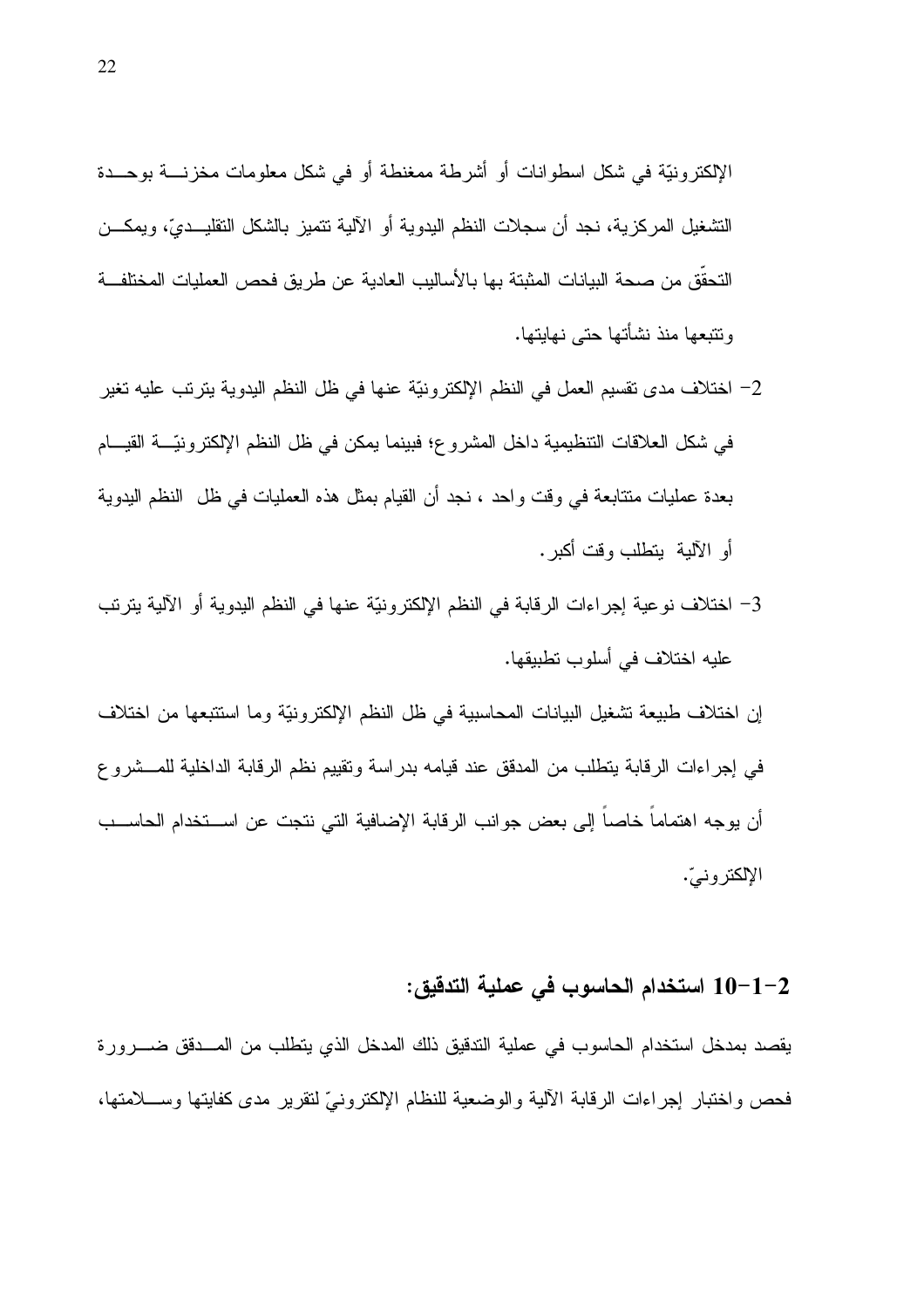الإلكترونيّة في شكل اسطوانات أو أشرطة ممغنطة أو في شكل معلومات مخزنة بوحدة التشغيل المركزية، نجد أن سجلات النظم اليدوية أو الآلية تتميز بالشكل التقليديّ، ويمكن التحقّق من صحة البيانات المثبتة بها بالأساليب العادية عن طريق فحص العمليات المختلفة وتتبعها منذ نشأتها حتى نهايتها.

2- اختلاف مدى تقسيم العمل في النظم الإلكترونيّة عنها في ظل النظم اليدوية يترتب عليه تغير في شكل العلاقات التنظيمية داخل المشروع؛ فبينما يمكن في ظل النظم الإلكترونيّة القيام بعدة عمليات متتابعة في وقت واحد ، نجد أن القيام بمثل هذه العمليات في ظل النظم اليدوية أو الآلية يتطلب وقت أكبر.

3- اختلاف نوعية إجراءات الرقابة في النظم الإلكترونيّة عنها في النظم اليدوية أو الآلية يترتب عليه اختلاف في أسلوب تطبيقها.

إن اختلاف طبيعة تشغيل البيانات المحاسبية في ظل النظم الإلكترونيّة وما استتبعها من اختلاف في إجراءات الرقابة يتطلب من المدقق عند قيامه بدراسة وتقييم نظم الرقابة الداخلية للمشروع أن يوجه اهتماماً خاصاً إلى بعض جوانب الرقابة الإضافية التي نتجت عن استخدام الحاسب الإلكترونيّ.

### 2-1-10 استخدام الحاسوب في عملية التدقيق:

يقصد بمدخل استخدام الحاسوب في عملية التدقيق ذلك المدخل الذي يتطلب من المدقق ضرورة فحص واختبار إجراءات الرقابة الآلية والوضعية للنظام الإلكترونيّ لتقرير مدى كفايتها وسلامتها،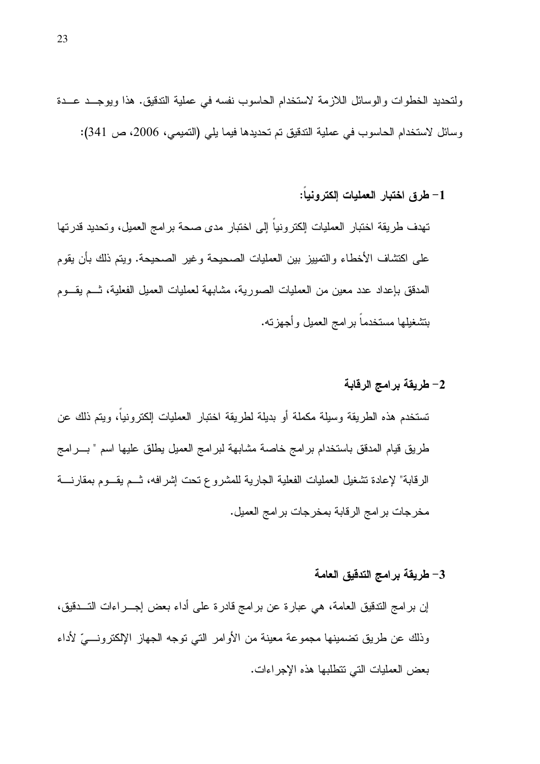ولتحديد الخطوات والوسائل اللازمة لاستخدام الحاسوب نفسه في عملية التدقيق. هذا ويوجد عدة وسائل لاستخدام الحاسوب في عملية التدقيق تم تحديدها فيما يلي (التميمي، 2006، ص 341):

**1- طرق اختبار العمليات إلكترونياً:**

تهدف طريقة اختبار العمليات إلكترونياً إلى اختبار مدى صحة برامج العميل، وتحديد قدرتها على اكتشاف الأخطاء والتمييز بين العمليات الصحيحة وغير الصحيحة. ويتم ذلك بأن يقوم المدقق بإعداد عدد معين من العمليات الصورية، مشابهة لعمليات العميل الفعلية، ثم يقوم بتشغيلها مستخدماً برامج العميل وأجهزته.

**2- طريقة برامج الرقابة**

تستخدم هذه الطريقة وسيلة مكملة أو بديلة لطريقة اختبار العمليات إلكترونياً، ويتم ذلك عن طريق قيام المدقق باستخدام برامج خاصة مشابهة لبرامج العميل يطلق عليها اسم " برامج الرقابة" لإعادة تشغيل العمليات الفعلية الجارية للمشروع تحت إشرافه، ثم يقوم بمقارنة مخرجات برامج الرقابة بمخرجات برامج العميل.

**3- طريقة برامج التدقيق العامة**

إن برامج التدقيق العامة، هي عبارة عن برامج قادرة على أداء بعض إجراءات التدقيق، وذلك عن طريق تضمينها مجموعة معينة من الأوامر التي توجه الجهاز الإلكترونيّ لأداء بعض العمليات التي تتطلبها هذه الإجراءات.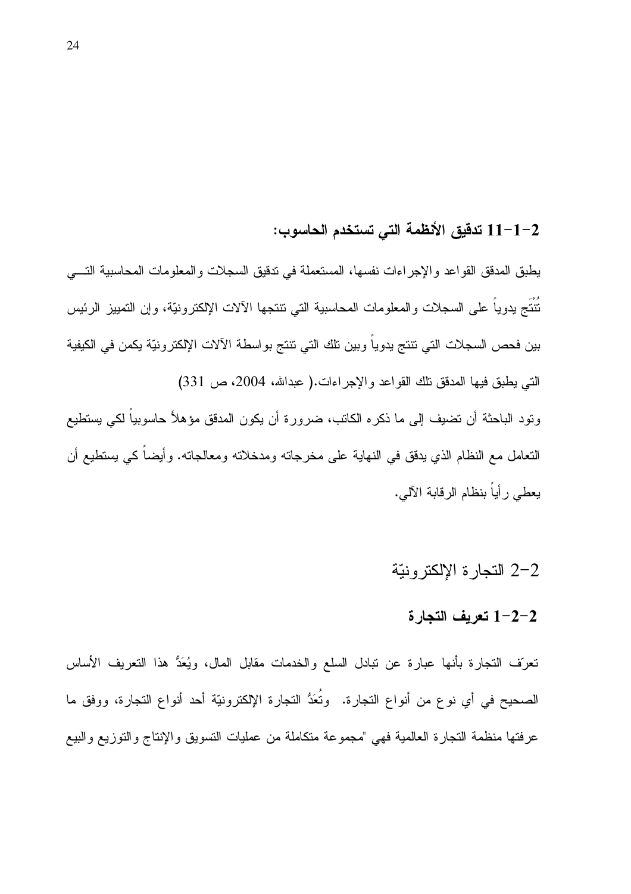### 2-1-11 تدقيق الأنظمة التي تستخدم الحاسوب:

يطبق المدقق القواعد والإجراءات نفسها، المستعملة في تدقيق السجلات والمعلومات المحاسبية التي تُنْتَج يدوياً على السجلات والمعلومات المحاسبية التي تنتجها الآلات الإلكترونيّة، وإن التمييز الرئيس بين فحص السجلات التي تنتج يدوياً وبين تلك التي تنتج بواسطة الآلات الإلكترونيّة يكمن في الكيفية التي يطبق فيها المدقق تلك القواعد والإجراءات.( عبدالله، 2004، ص 331)

وتود الباحثة أن تضيف إلى ما ذكره الكاتب، ضرورة أن يكون المدقق مؤهلاً حاسوبياً لكي يستطيع التعامل مع النظام الذي يدقق في النهاية على مخرجاته ومدخلاته ومعالجاته. وأيضاً كي يستطيع أن يعطي رأياً بنظام الرقابة الآلي.

## 2-2 التجارة الإلكترونيّة

### 2-2-1 تعريف التجارة

تعرّف التجارة بأنها عبارة عن تبادل السلع والخدمات مقابل المال، ويُعَدُّ هذا التعريف الأساس الصحيح في أي نوع من أنواع التجارة. وتُعَدُّ التجارة الإلكترونيّة أحد أنواع التجارة، ووفق ما عرفتها منظمة التجارة العالمية فهي "مجموعة متكاملة من عمليات التسويق والإنتاج والتوزيع والبيع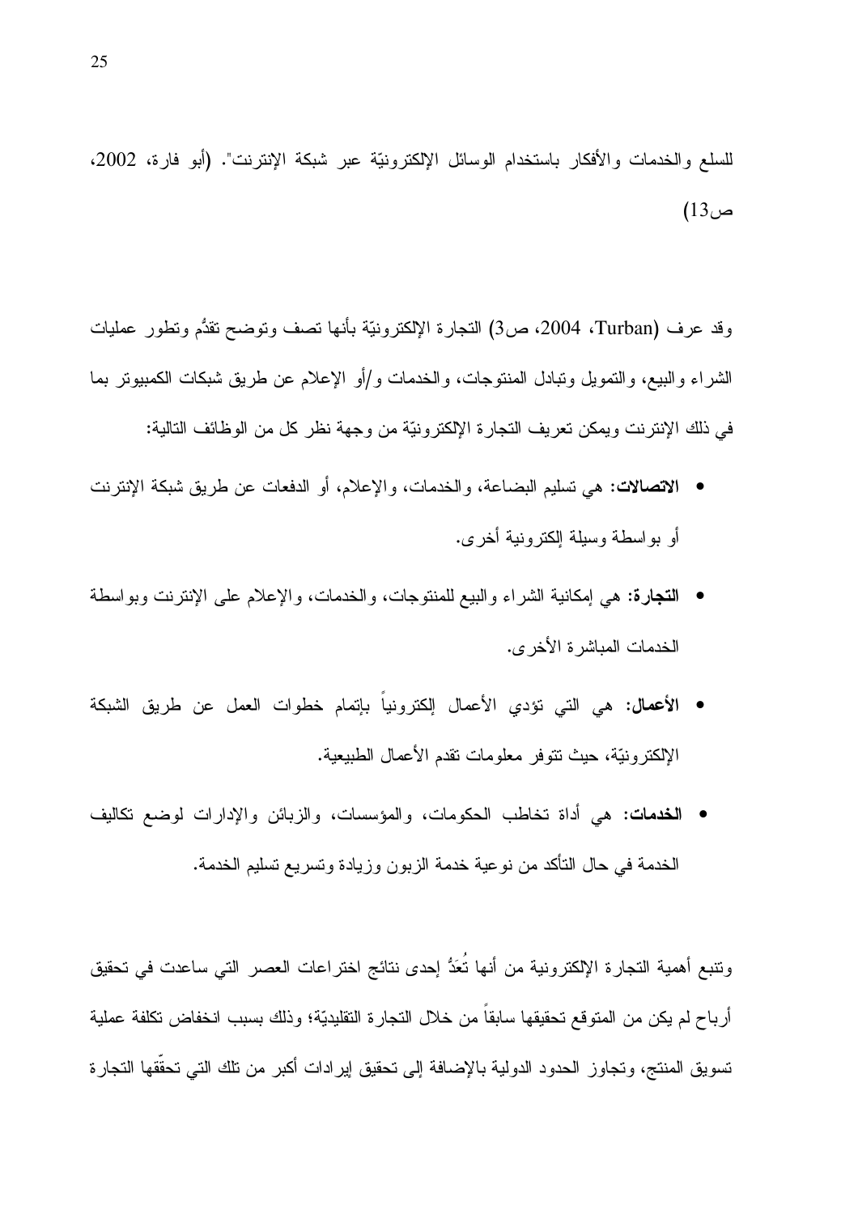للسلع والخدمات والأفكار باستخدام الوسائل الإلكترونيّة عبر شبكة الإنترنت". (أبو فارة، 2002، ص13)

وقد عرف (Turban، 2004، ص3) التجارة الإلكترونيّة بأنها تصف وتوضح تقدُّم وتطور عمليات الشراء والبيع، والتمويل وتبادل المنتوجات، والخدمات و/أو الإعلام عن طريق شبكات الكمبيوتر بما في ذلك الإنترنت ويمكن تعريف التجارة الإلكترونيّة من وجهة نظر كل من الوظائف التالية:

- **الاتصالات:** هي تسليم البضاعة، والخدمات، والإعلام، أو الدفعات عن طريق شبكة الإنترنت أو بواسطة وسيلة إلكترونية أخرى.
- **التجارة:** هي إمكانية الشراء والبيع للمنتوجات، والخدمات، والإعلام على الإنترنت وبواسطة الخدمات المباشرة الأخرى.
- **الأعمال:** هي التي تؤدي الأعمال إلكترونياً بإتمام خطوات العمل عن طريق الشبكة الإلكترونيّة، حيث تتوفر معلومات تقدم الأعمال الطبيعية.
- **الخدمات:** هي أداة تخاطب الحكومات، والمؤسسات، والزبائن والإدارات لوضع تكاليف الخدمة في حال التأكد من نوعية خدمة الزبون وزيادة وتسريع تسليم الخدمة.

وتنبع أهمية التجارة الإلكترونية من أنها تُعَدُّ إحدى نتائج اختراعات العصر التي ساعدت في تحقيق أرباح لم يكن من المتوقع تحقيقها سابقاً من خلال التجارة التقليديّة؛ وذلك بسبب انخفاض تكلفة عملية تسويق المنتج، وتجاوز الحدود الدولية بالإضافة إلى تحقيق إيرادات أكبر من تلك التي حقّقها التجارة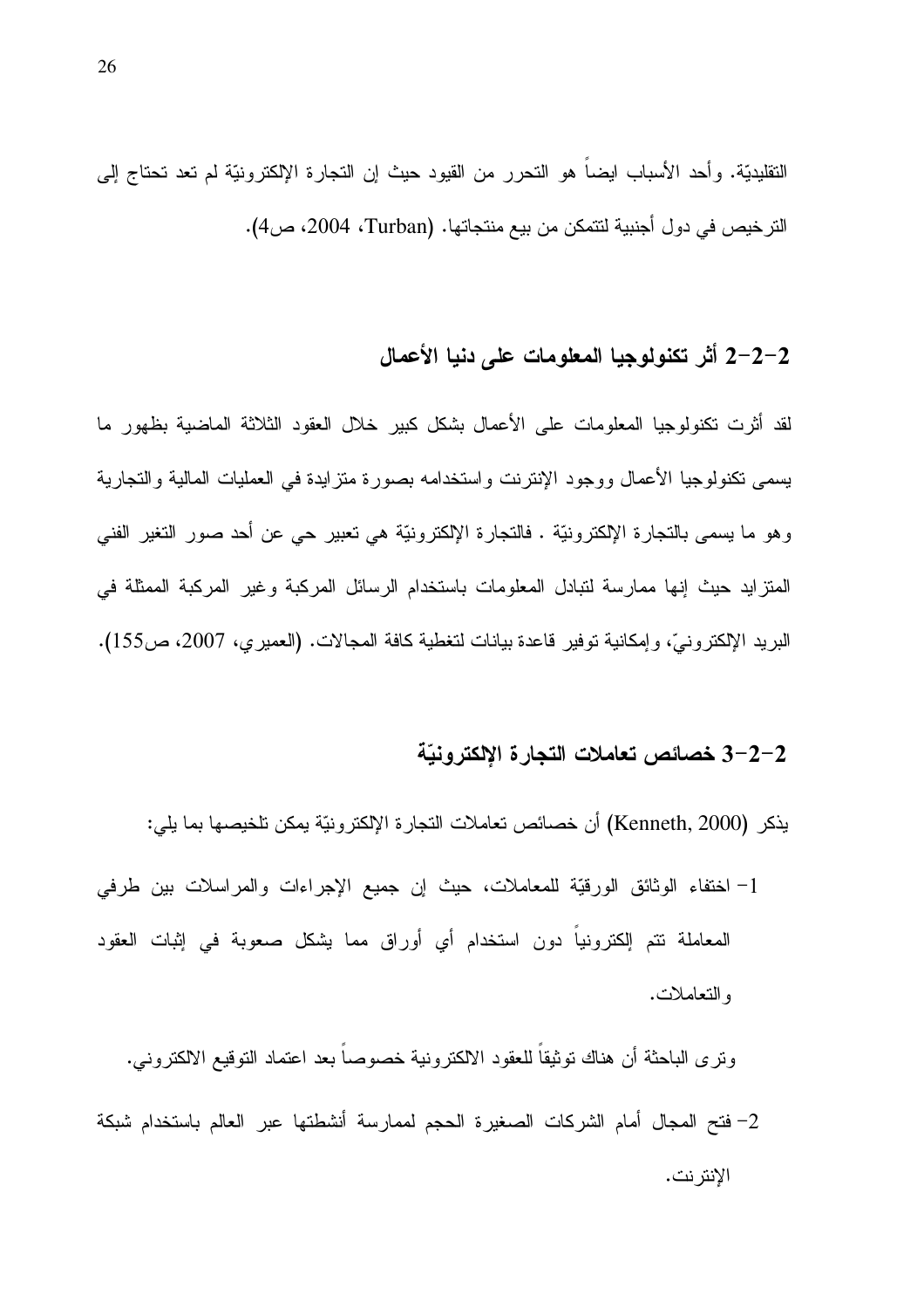التقليديّة. وأحد الأسباب ايضاً هو التحرر من القيود حيث إن التجارة الإلكترونيّة لم تعد تحتاج إلى الترخيص في دول أجنبية لتتمكن من بيع منتجاتها. (Turban، 2004، ص4).

## 2-2-2 أثر تكنولوجيا المعلومات على دنيا الأعمال

لقد أثرت تكنولوجيا المعلومات على الأعمال بشكل كبير خلال العقود الثلاثة الماضية بظهور ما يسمى تكنولوجيا الأعمال ووجود الإنترنت واستخدامه بصورة متزايدة في العمليات المالية والتجارية وهو ما يسمى بالتجارة الإلكترونيّة . فالتجارة الإلكترونيّة هي تعبير حي عن أحد صور التغير الفني المتزايد حيث إنها ممارسة لتبادل المعلومات باستخدام الرسائل المركبة وغير المركبة الممثلة في البريد الإلكترونيّ، وإمكانية توفير قاعدة بيانات لتغطية كافة المجالات. (العميري، 2007، ص155).

## 2-2-3 خصائص تعاملات التجارة الإلكترونيّة

يذكر (Kenneth, 2000) أن خصائص تعاملات التجارة الإلكترونيّة يمكن تلخيصها بما يلي:

1- اختفاء الوثائق الورقيّة للمعاملات، حيث إن جميع الإجراءات والمراسلات بين طرفي المعاملة تتم إلكترونياً دون استخدام أي أوراق مما يشكل صعوبة في إثبات العقود والتعاملات.

وترى الباحثة أن هناك توثيقاً للعقود الالكترونية خصوصاً بعد اعتماد التوقيع الالكتروني.

2- فتح المجال أمام الشركات الصغيرة الحجم لممارسة أنشطتها عبر العالم باستخدام شبكة الإنترنت.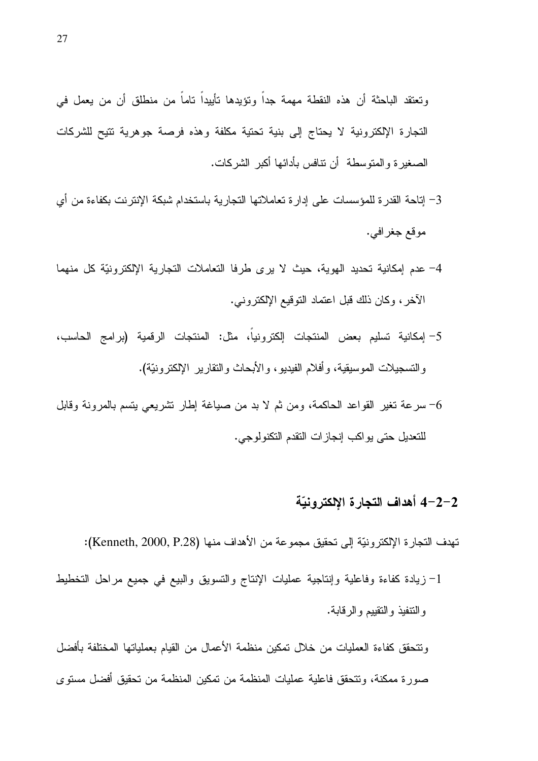وتعتقد الباحثة أن هذه النقطة مهمة جداً وتؤيدها تأييداً تاماً من منطلق أن من يعمل في التجارة الإلكترونية لا يحتاج إلى بنية تحتية مكلفة وهذه فرصة جوهرية تتيح للشركات الصغيرة والمتوسطة أن تنافس بأدائها أكبر الشركات.

3- إتاحة القدرة للمؤسسات على إدارة تعاملاتها التجارية باستخدام شبكة الإنترنت بكفاءة من أي موقع جغرافي.

4- عدم إمكانية تحديد الهوية، حيث لا يرى طرفا التعاملات التجارية الإلكترونيّة كل منهما الآخر، وكان ذلك قبل اعتماد التوقيع الإلكتروني.

5- إمكانية تسليم بعض المنتجات إلكترونياً، مثل: المنتجات الرقمية (برامج الحاسب، والتسجيلات الموسيقية، وأفلام الفيديو، والأبحاث والتقارير الإلكترونيّة).

6- سرعة تغير القواعد الحاكمة، ومن ثم لا بد من صياغة إطار تشريعي يتسم بالمرونة وقابل للتعديل حتى يواكب إنجازات التقدم التكنولوجي.

### 2-2-4 أهداف التجارة الإلكترونيّة

تهدف التجارة الإلكترونيّة إلى تحقيق مجموعة من الأهداف منها (Kenneth, 2000, P.28):

1- زيادة كفاءة وفاعلية وإنتاجية عمليات الإنتاج والتسويق والبيع في جميع مراحل التخطيط والتنفيذ والتقييم والرقابة.

وتتحقق كفاءة العمليات من خلال تمكين منظمة الأعمال من القيام بعملياتها المختلفة بأفضل صورة ممكنة، وتتحقق فاعلية عمليات المنظمة من تمكين المنظمة من تحقيق أفضل مستوى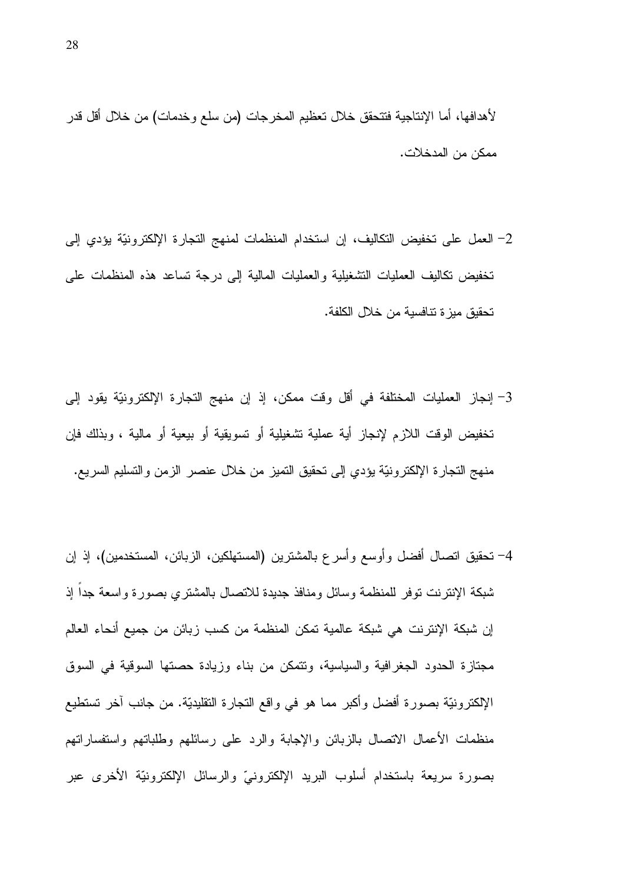لأهدافها، أما الإنتاجية فتتحقق خلال تعظيم المخرجات (من سلع وخدمات) من خلال أقل قدر ممكن من المدخلات.

2- العمل على تخفيض التكاليف، إن استخدام المنظمات لمنهج التجارة الإلكترونيّة يؤدي إلى تخفيض تكاليف العمليات التشغيلية والعمليات المالية إلى درجة تساعد هذه المنظمات على تحقيق ميزة تنافسية من خلال الكلفة.

3- إنجاز العمليات المختلفة في أقل وقت ممكن، إذ إن منهج التجارة الإلكترونيّة يقود إلى تخفيض الوقت اللازم لإنجاز أية عملية تشغيلية أو تسويقية أو بيعية أو مالية ، وبذلك فإن منهج التجارة الإلكترونيّة يؤدي إلى تحقيق التميز من خلال عنصر الزمن والتسليم السريع.

4- تحقيق اتصال أفضل وأوسع وأسرع بالمشترين (المستهلكين، الزبائن، المستخدمين)، إذ إن شبكة الإنترنت توفر للمنظمة وسائل ومنافذ جديدة للاتصال بالمشتري بصورة واسعة جداً إذ إن شبكة الإنترنت هي شبكة عالمية تمكن المنظمة من كسب زبائن من جميع أنحاء العالم مجتازة الحدود الجغرافية والسياسية، وتتمكن من بناء وزيادة حصتها السوقية في السوق الإلكترونيّة بصورة أفضل وأكبر مما هو في واقع التجارة التقليديّة. من جانب آخر تستطيع منظمات الأعمال الاتصال بالزبائن والإجابة والرد على رسائلهم وطلباتهم واستفساراتهم بصورة سريعة باستخدام أسلوب البريد الإلكترونيّ والرسائل الإلكترونيّة الأخرى عبر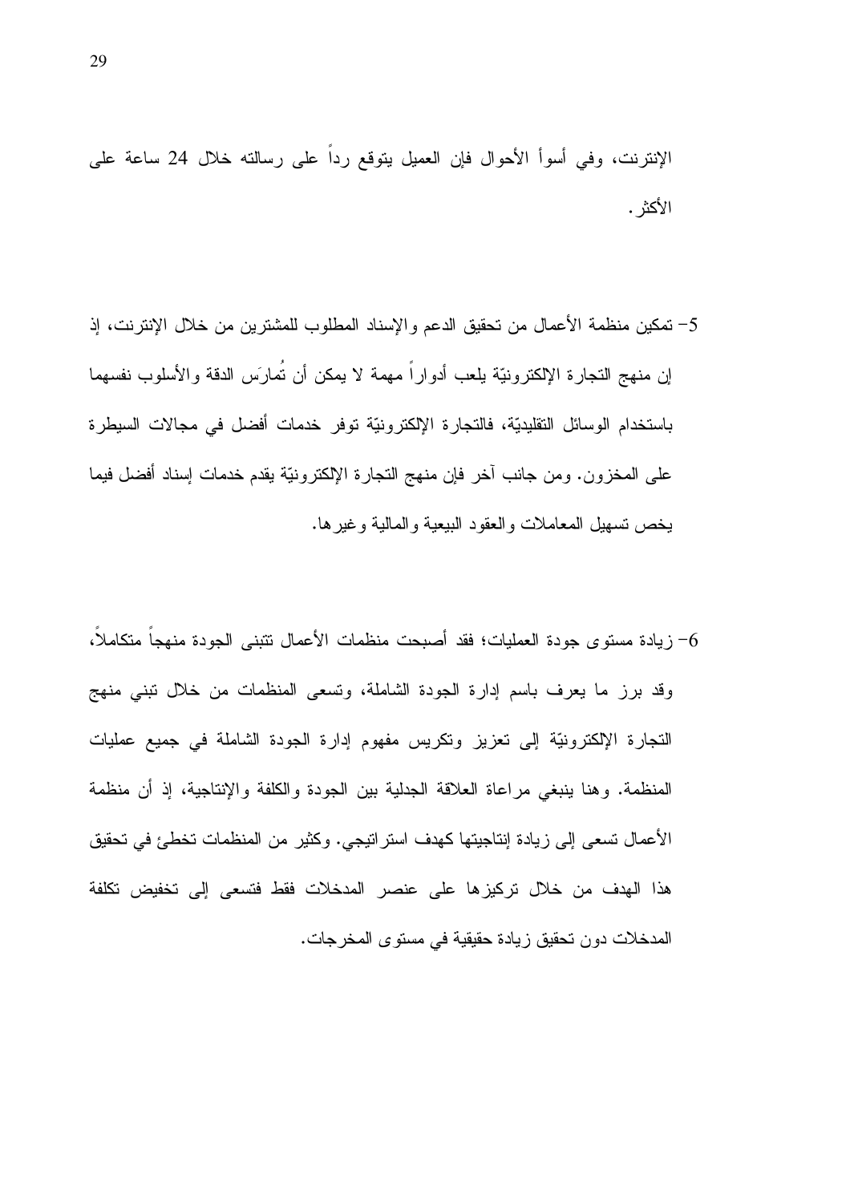الإنترنت، وفي أسوأ الأحوال فإن العميل يتوقع رداً على رسالته خلال 24 ساعة على الأكثر.

5- تمكين منظمة الأعمال من تحقيق الدعم والإسناد المطلوب للمشترين من خلال الإنترنت، إذ إن منهج التجارة الإلكترونيّة يلعب أدواراً مهمة لا يمكن أن تُمارَس الدقة والأسلوب نفسهما باستخدام الوسائل التقليديّة، فالتجارة الإلكترونيّة توفر خدمات أفضل في مجالات السيطرة على المخزون. ومن جانب آخر فإن منهج التجارة الإلكترونيّة يقدم خدمات إسناد أفضل فيما يخص تسهيل المعاملات والعقود البيعية والمالية وغيرها.

6- زيادة مستوى جودة العمليات؛ فقد أصبحت منظمات الأعمال تتبنى الجودة منهجاً متكاملاً، وقد برز ما يعرف باسم إدارة الجودة الشاملة، وتسعى المنظمات من خلال تبني منهج التجارة الإلكترونيّة إلى تعزيز وتكريس مفهوم إدارة الجودة الشاملة في جميع عمليات المنظمة. وهنا ينبغي مراعاة العلاقة الجدلية بين الجودة والكلفة والإنتاجية، إذ أن منظمة الأعمال تسعى إلى زيادة إنتاجيتها كهدف استراتيجي. وكثير من المنظمات تخطئ في تحقيق هذا الهدف من خلال تركيزها على عنصر المدخلات فقط فتسعى إلى تخفيض تكلفة المدخلات دون تحقيق زيادة حقيقية في مستوى المخرجات.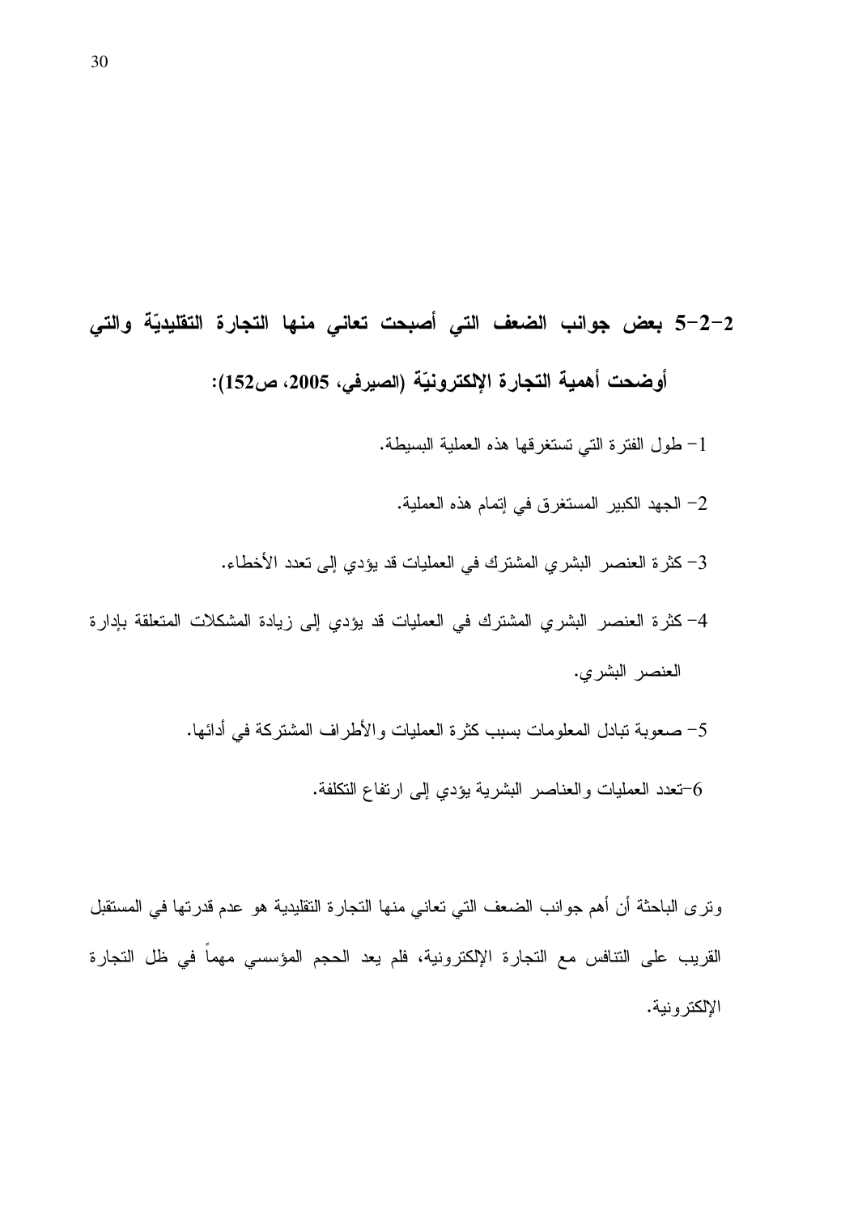### 2-2-5 بعض جوانب الضعف التي أصبحت تعاني منها التجارة التقليديّة والتي أوضحت أهمية التجارة الإلكترونيّة (الصيرفي، 2005، ص152):

1- طول الفترة التي تستغرقها هذه العملية البسيطة.

2- الجهد الكبير المستغرق في إتمام هذه العملية.

3- كثرة العنصر البشري المشترك في العمليات قد يؤدي إلى تعدد الأخطاء.

4- كثرة العنصر البشري المشترك في العمليات قد يؤدي إلى زيادة المشكلات المتعلقة بإدارة العنصر البشري.

5- صعوبة تبادل المعلومات بسبب كثرة العمليات والأطراف المشتركة في أدائها.

6-تعدد العمليات والعناصر البشرية يؤدي إلى ارتفاع التكلفة.

وترى الباحثة أن أهم جوانب الضعف التي تعاني منها التجارة التقليدية هو عدم قدرتها في المستقبل القريب على التنافس مع التجارة الإلكترونية، فلم يعد الحجم المؤسسي مهماً في ظل التجارة الإلكترونية.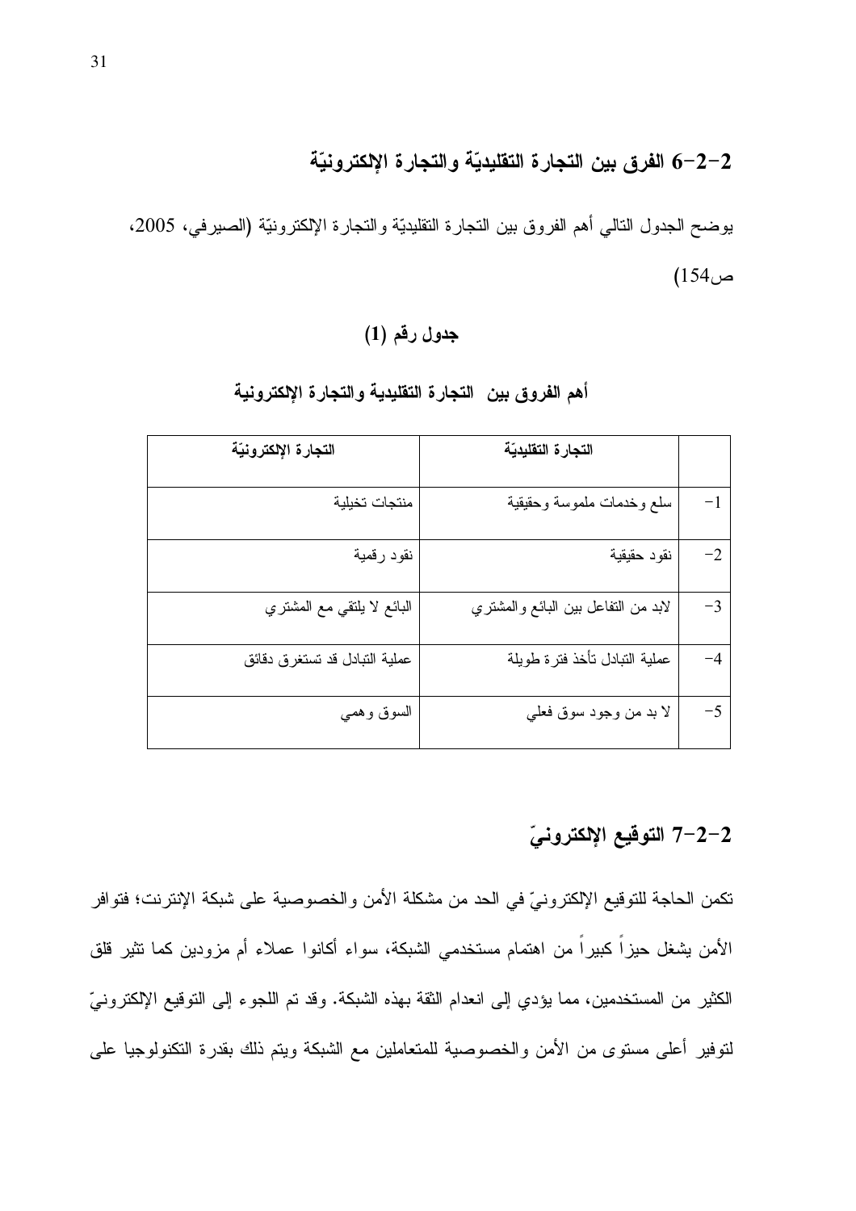## 2-2-6 الفرق بين التجارة التقليديّة والتجارة الإلكترونيّة

يوضح الجدول التالي أهم الفروق بين التجارة التقليديّة والتجارة الإلكترونيّة (الصيرفي، 2005، ص154)

**جدول رقم (1)**

**أهم الفروق بين التجارة التقليدية والتجارة الإلكترونية**

| | التجارة التقليديّة | التجارة الإلكترونيّة |
|---|---|---|
| 1- | سلع وخدمات ملموسة وحقيقية | منتجات تخيلية |
| 2- | نقود حقيقية | نقود رقمية |
| 3- | لابد من التفاعل بين البائع والمشتري | البائع لا يلتقي مع المشتري |
| 4- | عملية التبادل تأخذ فترة طويلة | عملية التبادل قد تستغرق دقائق |
| 5- | لا بد من وجود سوق فعلي | السوق وهمي |

## 2-2-7 التوقيع الإلكترونيّ

تكمن الحاجة للتوقيع الإلكترونيّ في الحد من مشكلة الأمن والخصوصية على شبكة الإنترنت؛ فتوافر الأمن يشغل حيزاً كبيراً من اهتمام مستخدمي الشبكة، سواء أكانوا عملاء أم مزودين كما تثير قلق الكثير من المستخدمين، مما يؤدي إلى انعدام الثقة بهذه الشبكة. وقد تم اللجوء إلى التوقيع الإلكترونيّ لتوفير أعلى مستوى من الأمن والخصوصية للمتعاملين مع الشبكة ويتم ذلك بقدرة التكنولوجيا على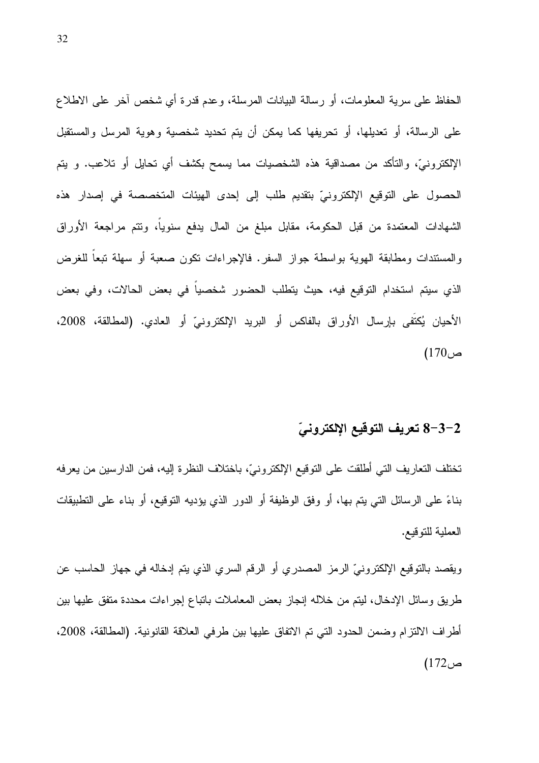الحفاظ على سرية المعلومات، أو رسالة البيانات المرسلة، وعدم قدرة أي شخص آخر على الاطلاع على الرسالة، أو تعديلها، أو تحريفها كما يمكن أن يتم تحديد شخصية وهوية المرسل والمستقبل الإلكترونيّ، والتأكد من مصداقية هذه الشخصيات مما يسمح بكشف أي تحايل أو تلاعب. و يتم الحصول على التوقيع الإلكترونيّ بتقديم طلب إلى إحدى الهيئات المتخصصة في إصدار هذه الشهادات المعتمدة من قبل الحكومة، مقابل مبلغ من المال يدفع سنوياً، وتتم مراجعة الأوراق والمستندات ومطابقة الهوية بواسطة جواز السفر. فالإجراءات تكون صعبة أو سهلة تبعاً للغرض الذي سيتم استخدام التوقيع فيه، حيث يتطلب الحضور شخصياً في بعض الحالات، وفي بعض الأحيان يُكتَفى بإرسال الأوراق بالفاكس أو البريد الإلكترونيّ أو العادي. (المطالقة، 2008، ص170)

## 2-3-8 تعريف التوقيع الإلكترونيّ

تختلف التعاريف التي أطلقت على التوقيع الإلكترونيّ، باختلاف النظرة إليه، فمن الدارسين من يعرفه بناءً على الرسائل التي يتم بها، أو وفق الوظيفة أو الدور الذي يؤديه التوقيع، أو بناء على التطبيقات العملية للتوقيع.

ويقصد بالتوقيع الإلكترونيّ الرمز المصدري أو الرقم السري الذي يتم إدخاله في جهاز الحاسب عن طريق وسائل الإدخال، ليتم من خلاله إنجاز بعض المعاملات باتباع إجراءات محددة متفق عليها بين أطراف الالتزام وضمن الحدود التي تم الاتفاق عليها بين طرفي العلاقة القانونية. (المطالقة، 2008، ص172)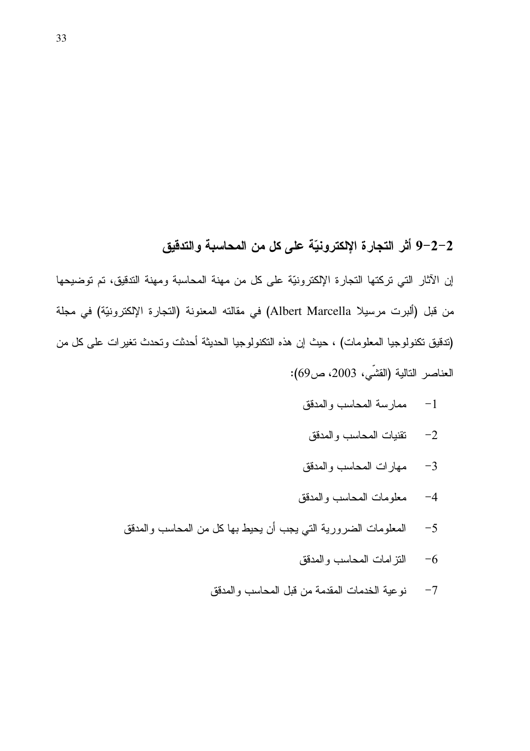## 2-2-9 أثر التجارة الإلكترونيّة على كل من المحاسبة والتدقيق

إن الآثار التي تركتها التجارة الإلكترونيّة على كل من مهنة المحاسبة ومهنة التدقيق، تم توضيحها من قبل (ألبرت مرسيلا Albert Marcella) في مقالته المعنونة (التجارة الإلكترونيّة) في مجلة (تدقيق تكنولوجيا المعلومات) ، حيث إن هذه التكنولوجيا الحديثة أحدثت وتحدث تغيرات على كل من العناصر التالية (القشّي، 2003، ص69):

1- ممارسة المحاسب والمدقق
2- تقنيات المحاسب والمدقق
3- مهارات المحاسب والمدقق
4- معلومات المحاسب والمدقق
5- المعلومات الضرورية التي يجب أن يحيط بها كل من المحاسب والمدقق
6- التزامات المحاسب والمدقق
7- نوعية الخدمات المقدمة من قبل المحاسب والمدقق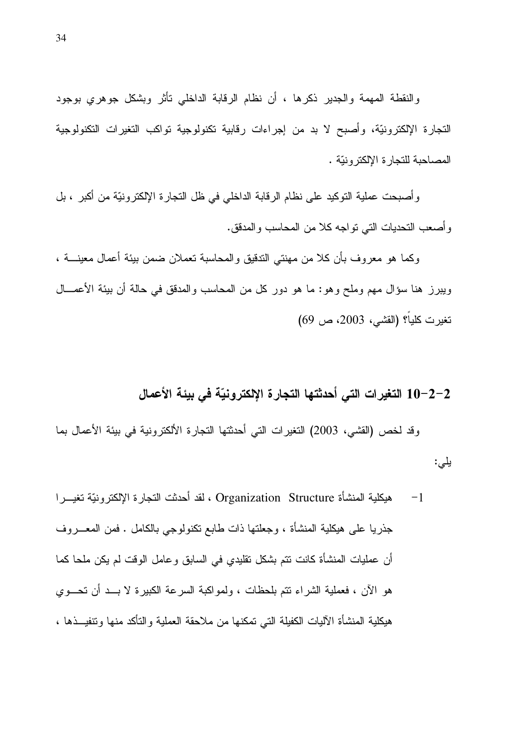والنقطة المهمة والجدير ذكرها ، أن نظام الرقابة الداخلي تأثر وبشكل جوهري بوجود التجارة الإلكترونيّة، وأصبح لا بد من إجراءات رقابية تكنولوجية تواكب التغيرات التكنولوجية المصاحبة للتجارة الإلكترونيّة .

وأصبحت عملية التوكيد على نظام الرقابة الداخلي في ظل التجارة الإلكترونيّة من أكبر ، بل وأصعب التحديات التي تواجه كلا من المحاسب والمدقق.

وكما هو معروف بأن كلا من مهنتي التدقيق والمحاسبة تعملان ضمن بيئة أعمال معينة ، ويبرز هنا سؤال مهم وملح وهو: ما هو دور كل من المحاسب والمدقق في حالة أن بيئة الأعمال تغيرت كلياً؟ (القشي، 2003، ص 69)

## 2-2-10 التغيرات التي أحدثتها التجارة الإلكترونيّة في بيئة الأعمال

وقد لخص (القشي، 2003) التغيرات التي أحدثتها التجارة الألكترونية في بيئة الأعمال بما يلي:

1- هيكلية المنشأة Organization Structure ، لقد أحدثت التجارة الإلكترونيّة تغيرا جذريا على هيكلية المنشأة ، وجعلتها ذات طابع تكنولوجي بالكامل . فمن المعروف أن عمليات المنشأة كانت تتم بشكل تقليدي في السابق وعامل الوقت لم يكن ملحا كما هو الآن ، فعملية الشراء تتم بلحظات ، ولمواكبة السرعة الكبيرة لا بد أن تحوي هيكلية المنشأة الآليات الكفيلة التي تمكنها من ملاحقة العملية والتأكد منها وتنفيذها ،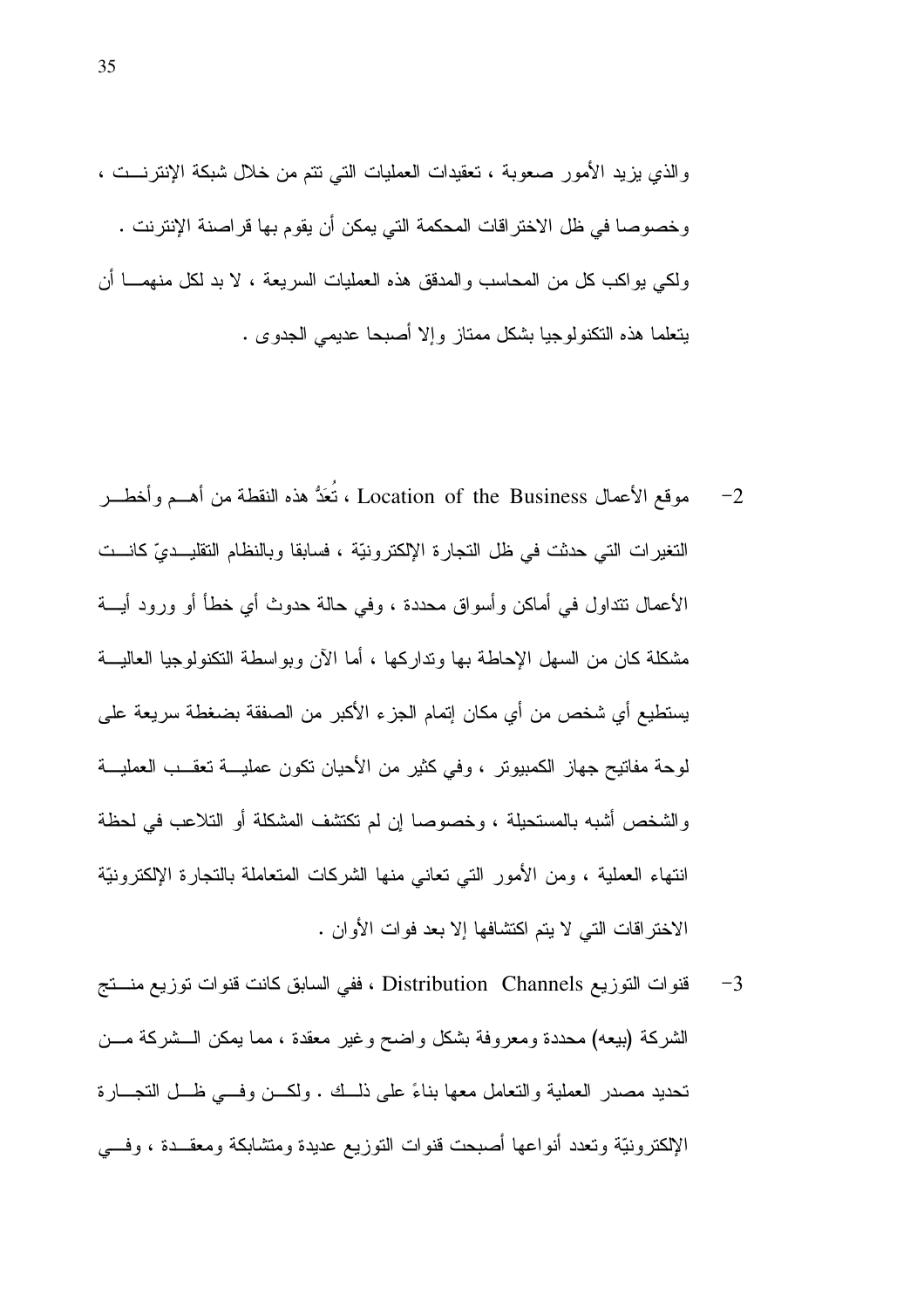والذي يزيد الأمور صعوبة ، تعقيدات العمليات التي تتم من خلال شبكة الإنترنــت ، وخصوصا في ظل الاختراقات المحكمة التي يمكن أن يقوم بها قراصنة الإنترنت . ولكي يواكب كل من المحاسب والمدقق هذه العمليات السريعة ، لا بد لكل منهمـــا أن يتعلما هذه التكنولوجيا بشكل ممتاز وإلا أصبحا عديمي الجدوى .

2- موقع الأعمال Location of the Business ، تُعَدُّ هذه النقطة من أهــم وأخطــر التغيرات التي حدثت في ظل التجارة الإلكترونيّة ، فسابقا وبالنظام التقليــديّ كانــت الأعمال تتداول في أماكن وأسواق محددة ، وفي حالة حدوث أي خطأ أو ورود أيــة مشكلة كان من السهل الإحاطة بها وتداركها ، أما الآن وبواسطة التكنولوجيا العاليــة يستطيع أي شخص من أي مكان إتمام الجزء الأكبر من الصفقة بضغطة سريعة على لوحة مفاتيح جهاز الكمبيوتر ، وفي كثير من الأحيان تكون عمليــة تعقــب العمليــة والشخص أشبه بالمستحيلة ، وخصوصا إن لم تكتشف المشكلة أو التلاعب في لحظة انتهاء العملية ، ومن الأمور التي تعاني منها الشركات المتعاملة بالتجارة الإلكترونيّة الاختراقات التي لا يتم اكتشافها إلا بعد فوات الأوان .

3- قنوات التوزيع Distribution Channels ، ففي السابق كانت قنوات توزيع منــتج الشركة (بيعه) محددة ومعروفة بشكل واضح وغير معقدة ، مما يمكن الــشركة مــن تحديد مصدر العملية والتعامل معها بناءً على ذلــك . ولكــن وفــي ظــل التجــارة الإلكترونيّة وتعدد أنواعها أصبحت قنوات التوزيع عديدة ومتشابكة ومعقــدة ، وفــي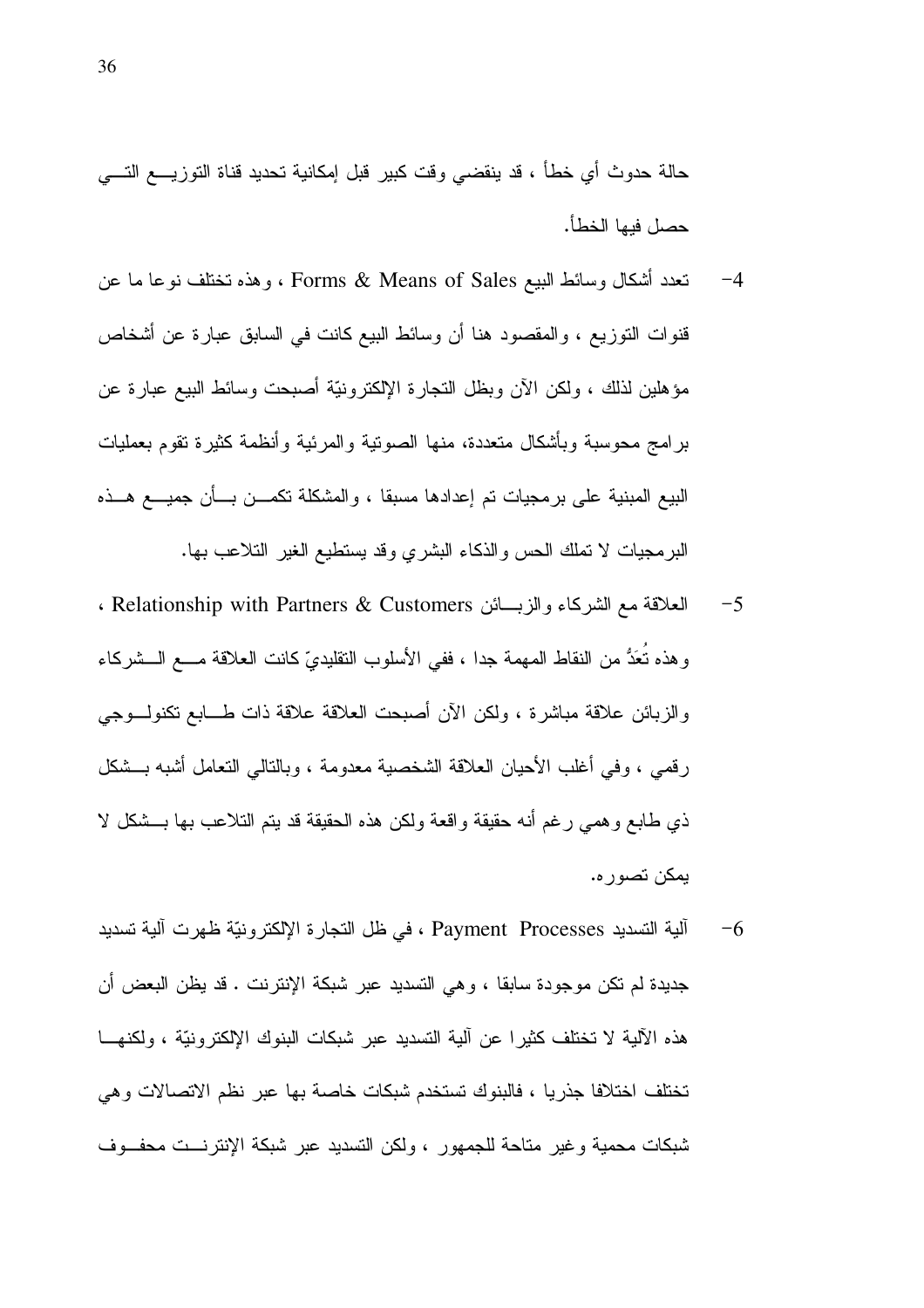حالة حدوث أي خطأ ، قد ينقضي وقت كبير قبل إمكانية تحديد قناة التوزيع التي حصل فيها الخطأ.

4- تعدد أشكال وسائط البيع Forms & Means of Sales ، وهذه تختلف نوعا ما عن قنوات التوزيع ، والمقصود هنا أن وسائط البيع كانت في السابق عبارة عن أشخاص مؤهلين لذلك ، ولكن الآن وبظل التجارة الإلكترونيّة أصبحت وسائط البيع عبارة عن برامج محوسبة وبأشكال متعددة، منها الصوتية والمرئية وأنظمة كثيرة تقوم بعمليات البيع المبنية على برمجيات تم إعدادها مسبقا ، والمشكلة تكمن بأن جميع هذه البرمجيات لا تملك الحس والذكاء البشري وقد يستطيع الغير التلاعب بها.

5- العلاقة مع الشركاء والزبائن Relationship with Partners & Customers ، وهذه تُعَدُّ من النقاط المهمة جدا ، ففي الأسلوب التقليديّ كانت العلاقة مع الشركاء والزبائن علاقة مباشرة ، ولكن الآن أصبحت العلاقة علاقة ذات طابع تكنولوجي رقمي ، وفي أغلب الأحيان العلاقة الشخصية معدومة ، وبالتالي التعامل أشبه بشكل ذي طابع وهمي رغم أنه حقيقة واقعة ولكن هذه الحقيقة قد يتم التلاعب بها بشكل لا يمكن تصوره.

6- آلية التسديد Payment Processes ، في ظل التجارة الإلكترونيّة ظهرت آلية تسديد جديدة لم تكن موجودة سابقا ، وهي التسديد عبر شبكة الإنترنت . قد يظن البعض أن هذه الآلية لا تختلف كثيرا عن آلية التسديد عبر شبكات البنوك الإلكترونيّة ، ولكنها تختلف اختلافا جذريا ، فالبنوك تستخدم شبكات خاصة بها عبر نظم الاتصالات وهي شبكات محمية وغير متاحة للجمهور ، ولكن التسديد عبر شبكة الإنترنت محفوف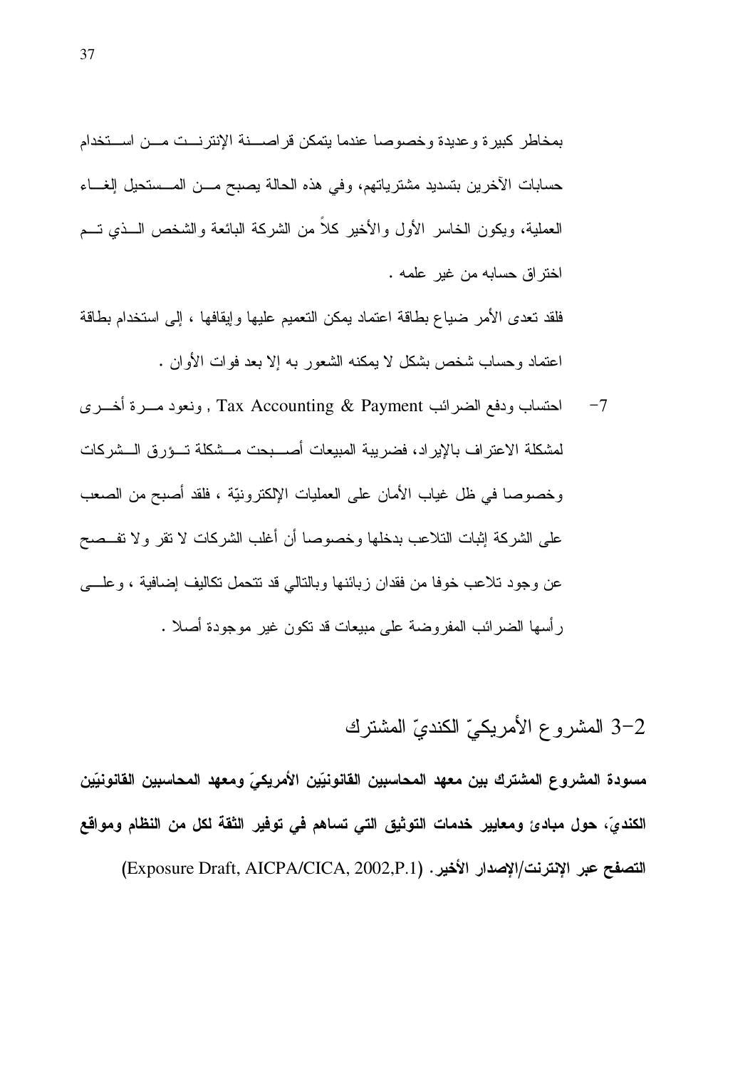بمخاطر كبيرة وعديدة وخصوصا عندما يتمكن قراصنة الإنترنت من استخدام حسابات الآخرين بتسديد مشترياتهم، وفي هذه الحالة يصبح من المستحيل إلغاء العملية، ويكون الخاسر الأول والأخير كلاً من الشركة البائعة والشخص الذي تم اختراق حسابه من غير علمه .

فلقد تعدى الأمر ضياع بطاقة اعتماد يمكن التعميم عليها وإيقافها ، إلى استخدام بطاقة اعتماد وحساب شخص بشكل لا يمكنه الشعور به إلا بعد فوات الأوان .

7- احتساب ودفع الضرائب Tax Accounting & Payment , ونعود مرة أخرى لمشكلة الاعتراف بالإيراد، فضريبة المبيعات أصبحت مشكلة تؤرق الشركات وخصوصا في ظل غياب الأمان على العمليات الإلكترونيّة ، فلقد أصبح من الصعب على الشركة إثبات التلاعب بدخلها وخصوصا أن أغلب الشركات لا تقر ولا تفصح عن وجود تلاعب خوفا من فقدان زبائنها وبالتالي قد تتحمل تكاليف إضافية ، وعلى رأسها الضرائب المفروضة على مبيعات قد تكون غير موجودة أصلا .

## 3-2 المشروع الأمريكيّ الكنديّ المشترك

**مسودة المشروع المشترك بين معهد المحاسبين القانونيّين الأمريكيّ ومعهد المحاسبين القانونيّين الكنديّ، حول مبادئ ومعايير خدمات التوثيق التي تساهم في توفير الثقة لكل من النظام ومواقع التصفح عبر الإنترنت/الإصدار الأخير.** (Exposure Draft, AICPA/CICA, 2002,P.1)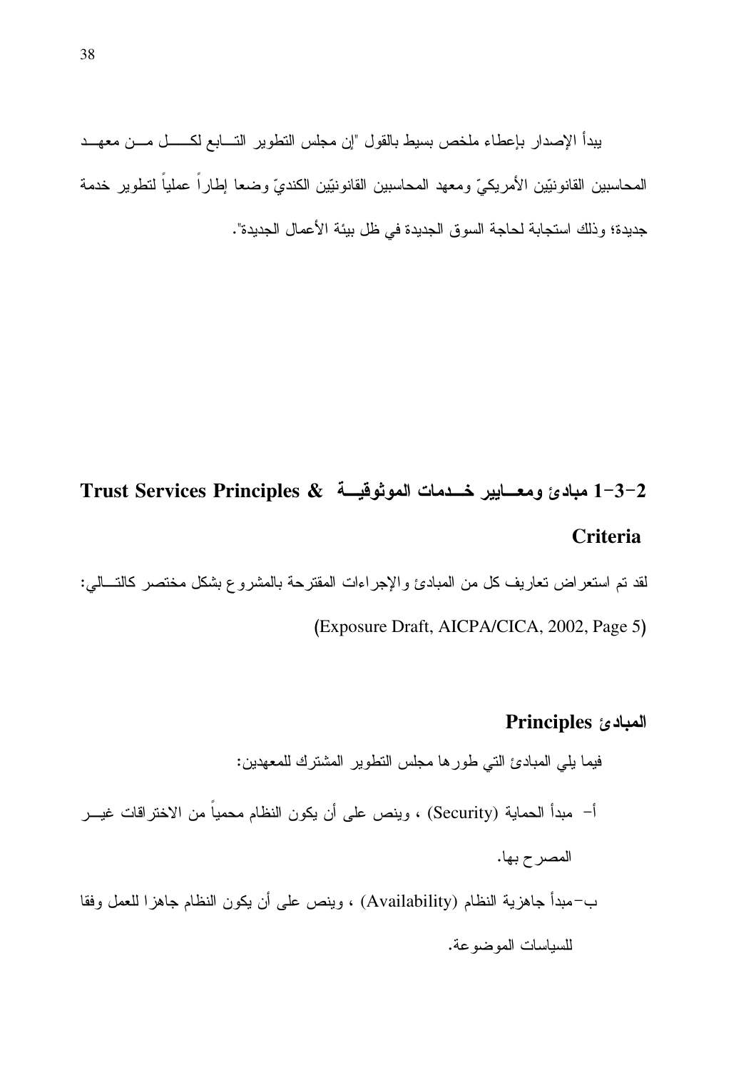يبدأ الإصدار بإعطاء ملخص بسيط بالقول "إن مجلس التطوير التابع لكل من معهد المحاسبين القانونيّين الأمريكيّ ومعهد المحاسبين القانونيّين الكنديّ وضعا إطاراً عملياً لتطوير خدمة جديدة؛ وذلك استجابة لحاجة السوق الجديدة في ظل بيئة الأعمال الجديدة".

## 2-3-1 مبادئ ومعايير خدمات الموثوقية Trust Services Principles & Criteria

لقد تم استعراض تعاريف كل من المبادئ والإجراءات المقترحة بالمشروع بشكل مختصر كالتالي:

(Exposure Draft, AICPA/CICA, 2002, Page 5)

### المبادئ Principles

فيما يلي المبادئ التي طورها مجلس التطوير المشترك للمعهدين:

أ- مبدأ الحماية (Security) ، وينص على أن يكون النظام محمياً من الاختراقات غير المصرح بها.

ب-مبدأ جاهزية النظام (Availability) ، وينص على أن يكون النظام جاهزا للعمل وفقا للسياسات الموضوعة.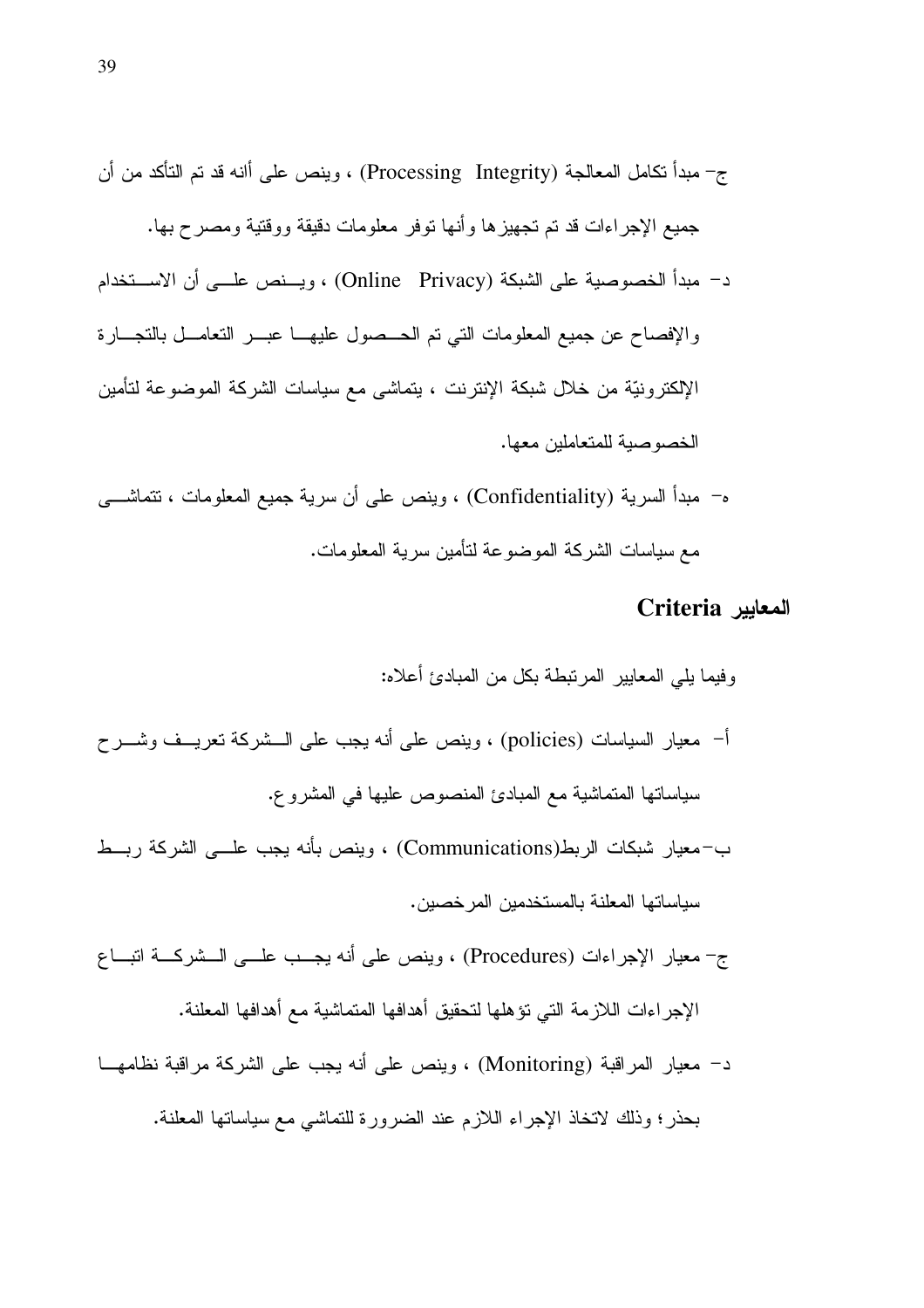ج- مبدأ تكامل المعالجة (Processing Integrity) ، وينص على أنه قد تم التأكد من أن جميع الإجراءات قد تم تجهيزها وأنها توفر معلومات دقيقة ووقتية ومصرح بها.

د- مبدأ الخصوصية على الشبكة (Online Privacy) ، وينص على أن الاستخدام والإفصاح عن جميع المعلومات التي تم الحصول عليها عبر التعامل بالتجارة الإلكترونيّة من خلال شبكة الإنترنت ، يتماشى مع سياسات الشركة الموضوعة لتأمين الخصوصية للمتعاملين معها.

ه- مبدأ السرية (Confidentiality) ، وينص على أن سرية جميع المعلومات ، تتماشى مع سياسات الشركة الموضوعة لتأمين سرية المعلومات.

## المعايير Criteria

وفيما يلي المعايير المرتبطة بكل من المبادئ أعلاه:

أ- معيار السياسات (policies) ، وينص على أنه يجب على الشركة تعريف وشرح سياساتها المتماشية مع المبادئ المنصوص عليها في المشروع.

ب-معيار شبكات الربط(Communications) ، وينص بأنه يجب على الشركة ربط سياساتها المعلنة بالمستخدمين المرخصين.

ج- معيار الإجراءات (Procedures) ، وينص على أنه يجب على الشركة اتباع الإجراءات اللازمة التي تؤهلها لتحقيق أهدافها المتماشية مع أهدافها المعلنة.

د- معيار المراقبة (Monitoring) ، وينص على أنه يجب على الشركة مراقبة نظامها بحذر؛ وذلك لاتخاذ الإجراء اللازم عند الضرورة للتماشي مع سياساتها المعلنة.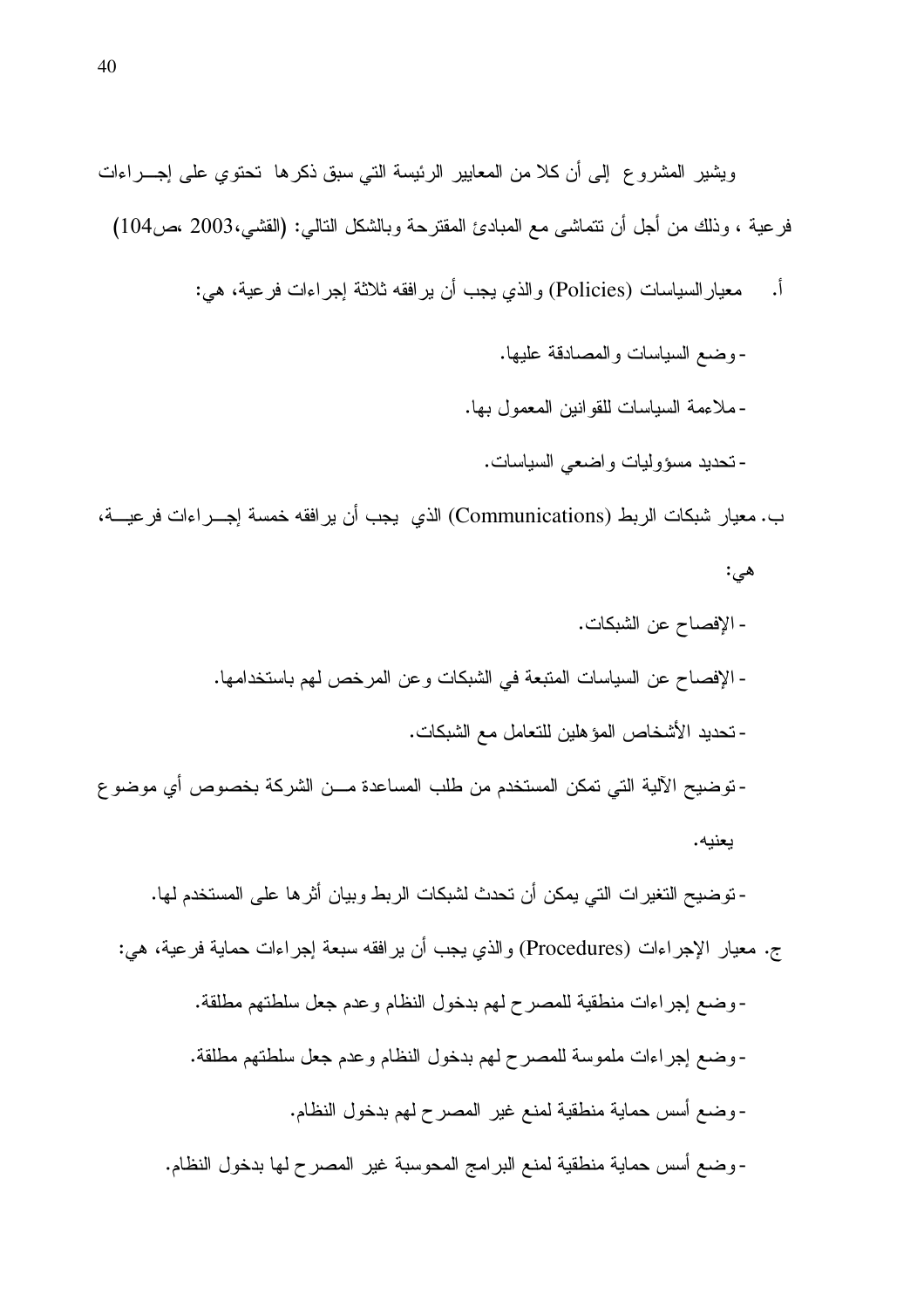ويشير المشروع إلى أن كلا من المعايير الرئيسة التي سبق ذكرها تحتوي على إجـراءات فرعية ، وذلك من أجل أن تتماشى مع المبادئ المقترحة وبالشكل التالي: (القشي،2003 ،ص104)

أ. معيارالسياسات (Policies) والذي يجب أن يرافقه ثلاثة إجراءات فرعية، هي:

- وضع السياسات والمصادقة عليها.
- ملاءمة السياسات للقوانين المعمول بها.
- تحديد مسؤوليات واضعي السياسات.

ب. معيار شبكات الربط (Communications) الذي يجب أن يرافقه خمسة إجـراءات فرعيـة، هي:

- الإفصاح عن الشبكات.
- الإفصاح عن السياسات المتبعة في الشبكات وعن المرخص لهم باستخدامها.
- تحديد الأشخاص المؤهلين للتعامل مع الشبكات.
- توضيح الآلية التي تمكن المستخدم من طلب المساعدة مـن الشركة بخصوص أي موضوع يعنيه.
- توضيح التغيرات التي يمكن أن تحدث لشبكات الربط وبيان أثرها على المستخدم لها.

ج. معيار الإجراءات (Procedures) والذي يجب أن يرافقه سبعة إجراءات حماية فرعية، هي:

- وضع إجراءات منطقية للمصرح لهم بدخول النظام وعدم جعل سلطتهم مطلقة.
- وضع إجراءات ملموسة للمصرح لهم بدخول النظام وعدم جعل سلطتهم مطلقة.
- وضع أسس حماية منطقية لمنع غير المصرح لهم بدخول النظام.
- وضع أسس حماية منطقية لمنع البرامج المحوسبة غير المصرح لها بدخول النظام.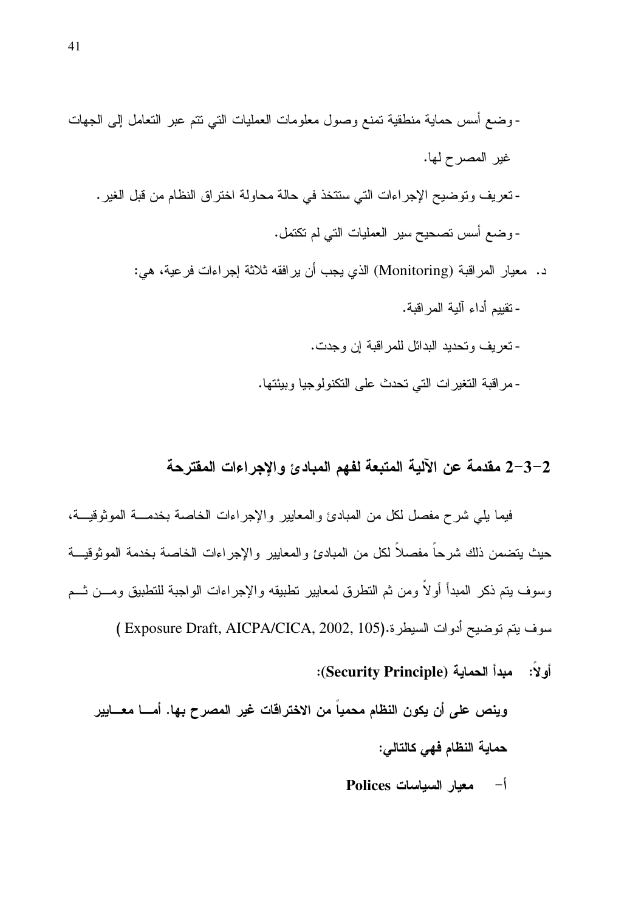- وضع أسس حماية منطقية تمنع وصول معلومات العمليات التي تتم عبر التعامل إلى الجهات غير المصرح لها.

- تعريف وتوضيح الإجراءات التي ستتخذ في حالة محاولة اختراق النظام من قبل الغير.

- وضع أسس تصحيح سير العمليات التي لم تكتمل.

د. معيار المراقبة (Monitoring) الذي يجب أن يرافقه ثلاثة إجراءات فرعية، هي:

- تقييم أداء آلية المراقبة.

- تعريف وتحديد البدائل للمراقبة إن وجدت.

- مراقبة التغيرات التي تحدث على التكنولوجيا وبيئتها.

## 2-3-2 مقدمة عن الآلية المتبعة لفهم المبادئ والإجراءات المقترحة

فيما يلي شرح مفصل لكل من المبادئ والمعايير والإجراءات الخاصة بخدمة الموثوقية، حيث يتضمن ذلك شرحاً مفصلاً لكل من المبادئ والمعايير والإجراءات الخاصة بخدمة الموثوقية وسوف يتم ذكر المبدأ أولاً ومن ثم التطرق لمعايير تطبيقه والإجراءات الواجبة للتطبيق ومن ثم سوف يتم توضيح أدوات السيطرة.(Exposure Draft, AICPA/CICA, 2002, 105)

**أولاً: مبدأ الحماية (Security Principle):**

**وينص على أن يكون النظام محمياً من الاختراقات غير المصرح بها. أما معايير حماية النظام فهي كالتالي:**

**أ- معيار السياسات Polices**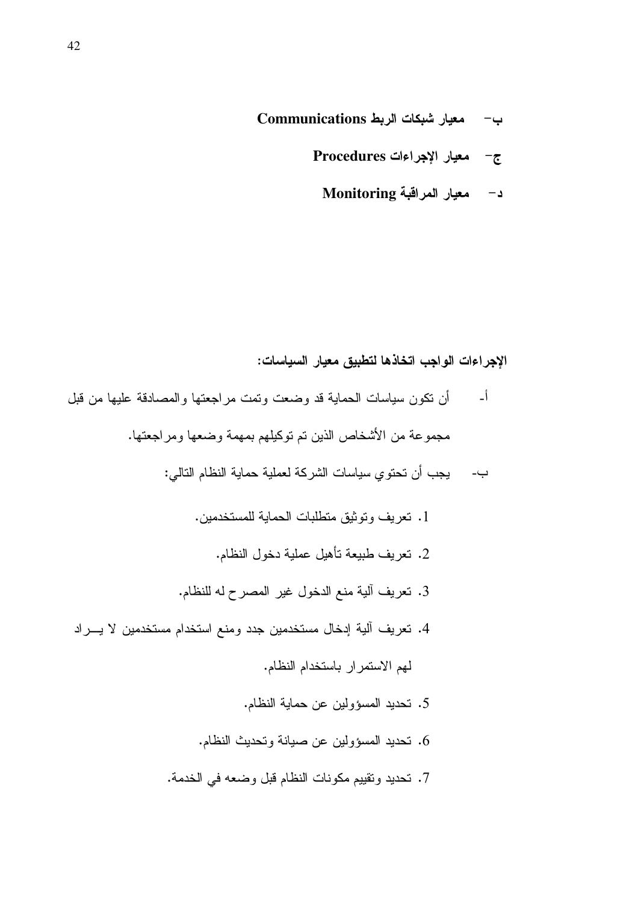**ب- معيار شبكات الربط Communications**

**ج- معيار الإجراءات Procedures**

**د- معيار المراقبة Monitoring**

**الإجراءات الواجب اتخاذها لتطبيق معيار السياسات:**

أ- أن تكون سياسات الحماية قد وضعت وتمت مراجعتها والمصادقة عليها من قبل مجموعة من الأشخاص الذين تم توكيلهم بمهمة وضعها ومراجعتها.

ب- يجب أن تحتوي سياسات الشركة لعملية حماية النظام التالي:

1. تعريف وتوثيق متطلبات الحماية للمستخدمين.
2. تعريف طبيعة تأهيل عملية دخول النظام.
3. تعريف آلية منع الدخول غير المصرح له للنظام.
4. تعريف آلية إدخال مستخدمين جدد ومنع استخدام مستخدمين لا يــراد لهم الاستمرار باستخدام النظام.
5. تحديد المسؤولين عن حماية النظام.
6. تحديد المسؤولين عن صيانة وتحديث النظام.
7. تحديد وتقييم مكونات النظام قبل وضعه في الخدمة.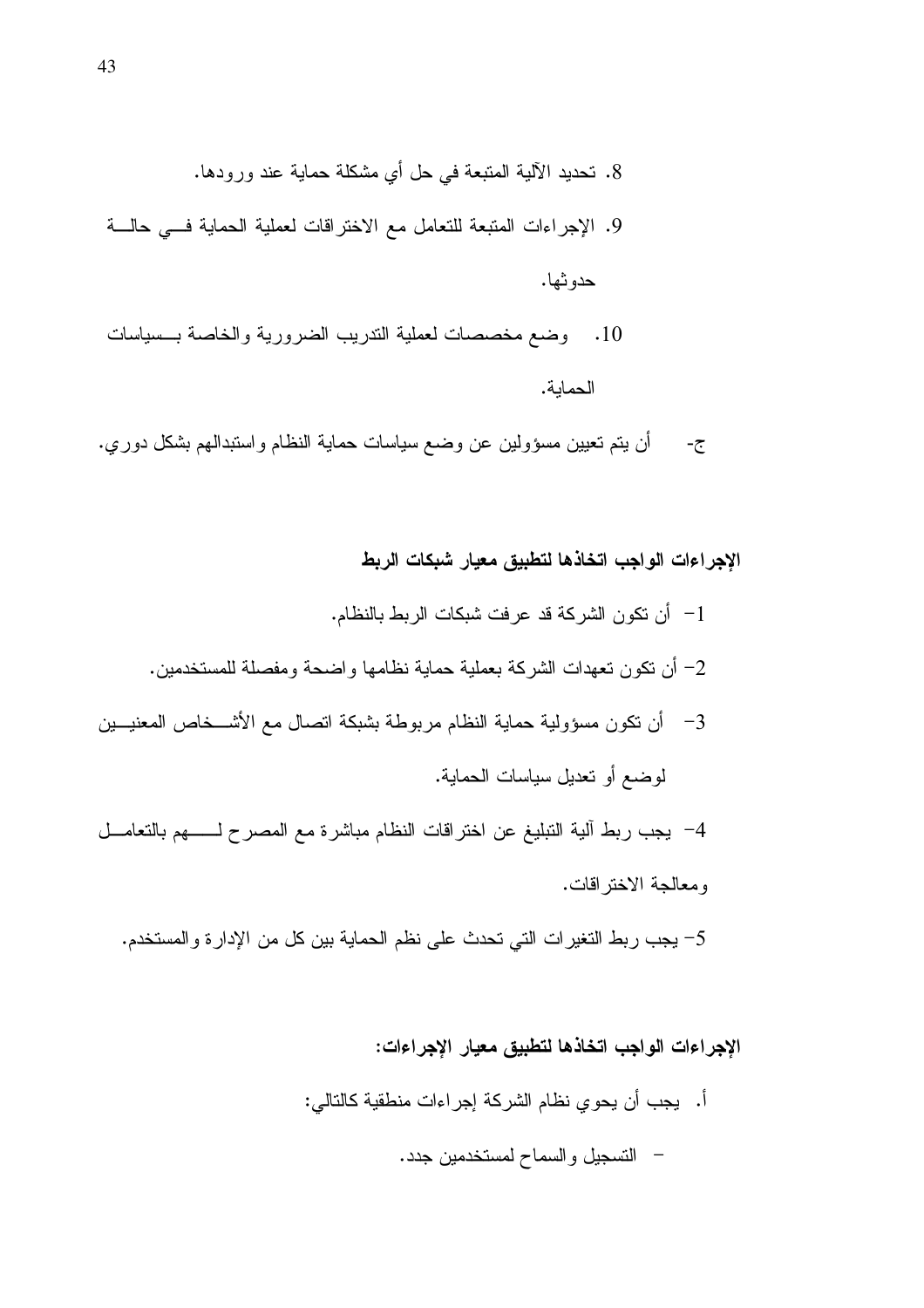8. تحديد الآلية المتبعة في حل أي مشكلة حماية عند ورودها.
9. الإجراءات المتبعة للتعامل مع الاختراقات لعملية الحماية في حالة حدوثها.
10. وضع مخصصات لعملية التدريب الضرورية والخاصة بسياسات الحماية.

ج- أن يتم تعيين مسؤولين عن وضع سياسات حماية النظام واستبدالهم بشكل دوري.

**الإجراءات الواجب اتخاذها لتطبيق معيار شبكات الربط**

1- أن تكون الشركة قد عرفت شبكات الربط بالنظام.

2- أن تكون تعهدات الشركة بعملية حماية نظامها واضحة ومفصلة للمستخدمين.

3- أن تكون مسؤولية حماية النظام مربوطة بشبكة اتصال مع الأشخاص المعنيين لوضع أو تعديل سياسات الحماية.

4- يجب ربط آلية التبليغ عن اختراقات النظام مباشرة مع المصرح لهم بالتعامل ومعالجة الاختراقات.

5- يجب ربط التغيرات التي تحدث على نظم الحماية بين كل من الإدارة والمستخدم.

**الإجراءات الواجب اتخاذها لتطبيق معيار الإجراءات:**

أ. يجب أن يحوي نظام الشركة إجراءات منطقية كالتالي:

- التسجيل والسماح لمستخدمين جدد.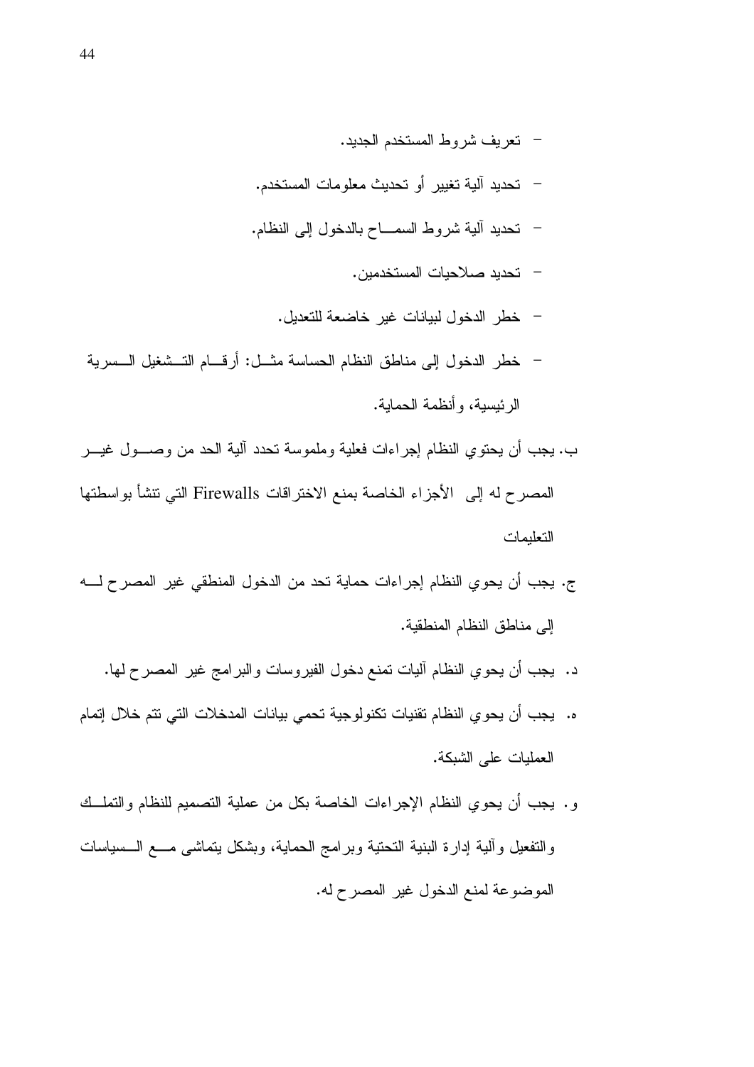- تعريف شروط المستخدم الجديد.
- تحديد آلية تغيير أو تحديث معلومات المستخدم.
- تحديد آلية شروط السماح بالدخول إلى النظام.
- تحديد صلاحيات المستخدمين.
- خطر الدخول لبيانات غير خاضعة للتعديل.
- خطر الدخول إلى مناطق النظام الحساسة مثل: أرقام التشغيل السرية الرئيسية، وأنظمة الحماية.

ب. يجب أن يحتوي النظام إجراءات فعلية وملموسة تحدد آلية الحد من وصول غير المصرح له إلى الأجزاء الخاصة بمنع الاختراقات Firewalls التي تنشأ بواسطتها التعليمات

ج. يجب أن يحوي النظام إجراءات حماية تحد من الدخول المنطقي غير المصرح له إلى مناطق النظام المنطقية.

د. يجب أن يحوي النظام آليات تمنع دخول الفيروسات والبرامج غير المصرح لها.

ه. يجب أن يحوي النظام تقنيات تكنولوجية تحمي بيانات المدخلات التي تتم خلال إتمام العمليات على الشبكة.

و. يجب أن يحوي النظام الإجراءات الخاصة بكل من عملية التصميم للنظام والتملك والتفعيل وآلية إدارة البنية التحتية وبرامج الحماية، وبشكل يتماشى مع السياسات الموضوعة لمنع الدخول غير المصرح له.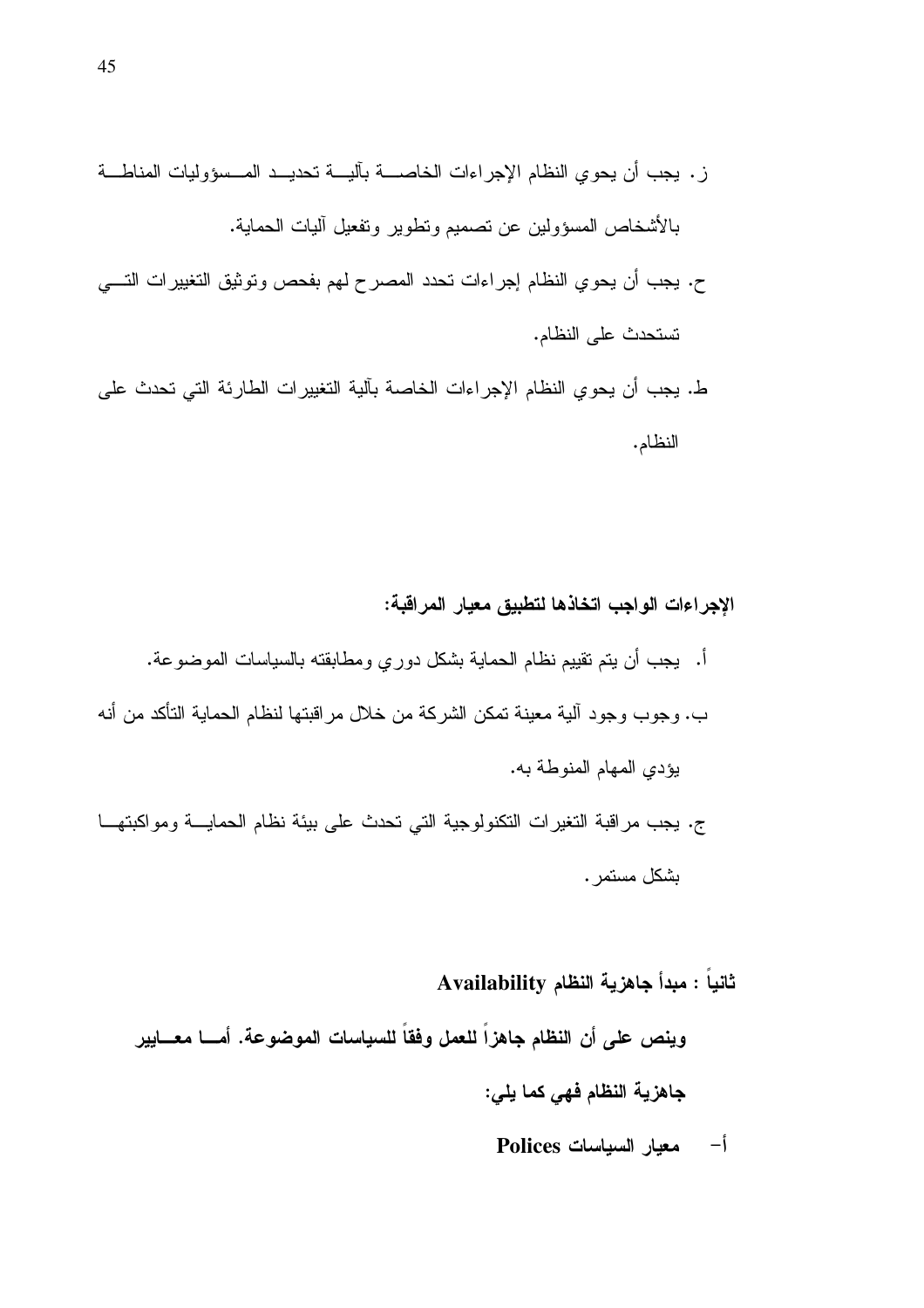ز. يجب أن يحوي النظام الإجراءات الخاصة بآلية تحديد المسؤوليات المناطة بالأشخاص المسؤولين عن تصميم وتطوير وتفعيل آليات الحماية.

ح. يجب أن يحوي النظام إجراءات تحدد المصرح لهم بفحص وتوثيق التغييرات التي تستحدث على النظام.

ط. يجب أن يحوي النظام الإجراءات الخاصة بآلية التغييرات الطارئة التي تحدث على النظام.

**الإجراءات الواجب اتخاذها لتطبيق معيار المراقبة:**

أ. يجب أن يتم تقييم نظام الحماية بشكل دوري ومطابقته بالسياسات الموضوعة.

ب. وجوب وجود آلية معينة تمكن الشركة من خلال مراقبتها لنظام الحماية التأكد من أنه يؤدي المهام المنوطة به.

ج. يجب مراقبة التغيرات التكنولوجية التي تحدث على بيئة نظام الحماية ومواكبتها بشكل مستمر.

**ثانياً : مبدأ جاهزية النظام Availability**

**وينص على أن النظام جاهزاً للعمل وفقاً للسياسات الموضوعة. أما معايير جاهزية النظام فهي كما يلي:**

**أ- معيار السياسات Polices**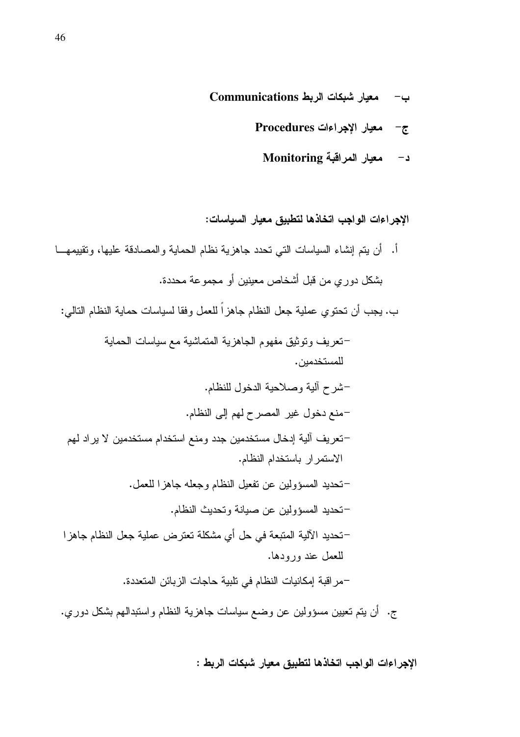ب- **معيار شبكات الربط Communications**

ج- **معيار الإجراءات Procedures**

د- **معيار المراقبة Monitoring**

**الإجراءات الواجب اتخاذها لتطبيق معيار السياسات:**

أ. أن يتم إنشاء السياسات التي تحدد جاهزية نظام الحماية والمصادقة عليها، وتقييمهـــا بشكل دوري من قبل أشخاص معينين أو مجموعة محددة.

ب. يجب أن تحتوي عملية جعل النظام جاهزاً للعمل وفقا لسياسات حماية النظام التالي:

- تعريف وتوثيق مفهوم الجاهزية المتماشية مع سياسات الحماية للمستخدمين.
- شرح آلية وصلاحية الدخول للنظام.
- منع دخول غير المصرح لهم إلى النظام.
- تعريف آلية إدخال مستخدمين جدد ومنع استخدام مستخدمين لا يراد لهم الاستمرار باستخدام النظام.
- تحديد المسؤولين عن تفعيل النظام وجعله جاهزا للعمل.
- تحديد المسؤولين عن صيانة وتحديث النظام.
- تحديد الآلية المتبعة في حل أي مشكلة تعترض عملية جعل النظام جاهزا للعمل عند ورودها.
- مراقبة إمكانيات النظام في تلبية حاجات الزبائن المتعددة.

ج. أن يتم تعيين مسؤولين عن وضع سياسات جاهزية النظام واستبدالهم بشكل دوري.

**الإجراءات الواجب اتخاذها لتطبيق معيار شبكات الربط :**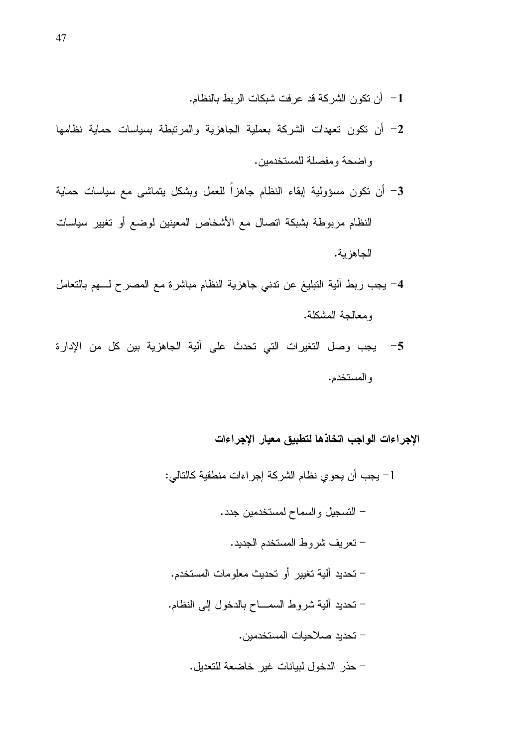1- أن تكون الشركة قد عرفت شبكات الربط بالنظام.

2- أن تكون تعهدات الشركة بعملية الجاهزية والمرتبطة بسياسات حماية نظامها واضحة ومفصلة للمستخدمين.

3- أن تكون مسؤولية إبقاء النظام جاهزاً للعمل وبشكل يتماشى مع سياسات حماية النظام مربوطة بشبكة اتصال مع الأشخاص المعينين لوضع أو تغيير سياسات الجاهزية.

4- يجب ربط آلية التبليغ عن تدني جاهزية النظام مباشرة مع المصرح لهم بالتعامل ومعالجة المشكلة.

5- يجب وصل التغيرات التي تحدث على آلية الجاهزية بين كل من الإدارة والمستخدم.

**الإجراءات الواجب اتخاذها لتطبيق معيار الإجراءات**

1- يجب أن يحوي نظام الشركة إجراءات منطقية كالتالي:

- التسجيل والسماح لمستخدمين جدد.
- تعريف شروط المستخدم الجديد.
- تحديد آلية تغيير أو تحديث معلومات المستخدم.
- تحديد آلية شروط السماح بالدخول إلى النظام.
- تحديد صلاحيات المستخدمين.
- حذر الدخول لبيانات غير خاضعة للتعديل.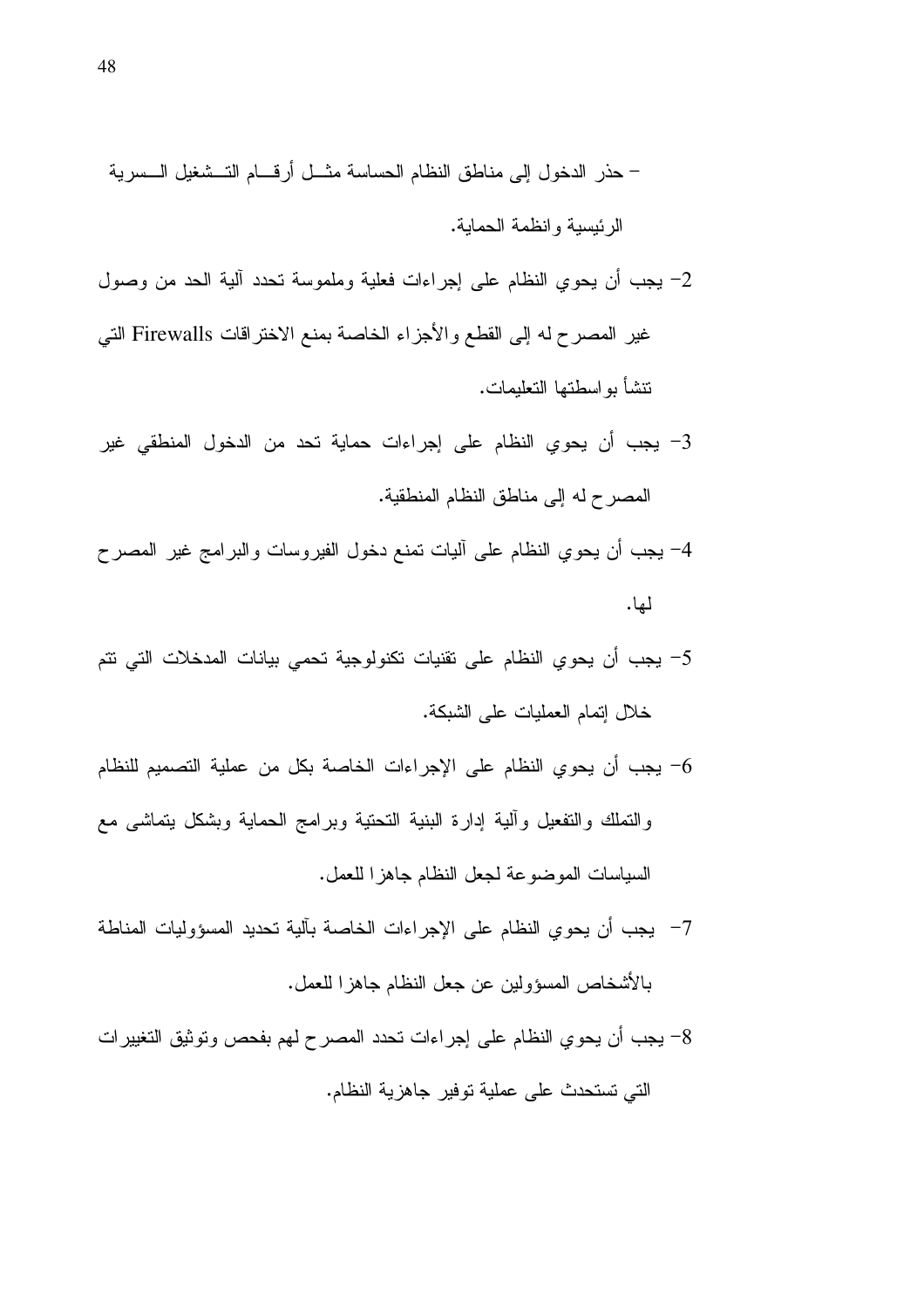- حذر الدخول إلى مناطق النظام الحساسة مثـل أرقـام التـشغيل الـسرية الرئيسية وانظمة الحماية.

2- يجب أن يحوي النظام على إجراءات فعلية وملموسة تحدد آلية الحد من وصول غير المصرح له إلى القطع والأجزاء الخاصة بمنع الاختراقات Firewalls التي تنشأ بواسطتها التعليمات.

3- يجب أن يحوي النظام على إجراءات حماية تحد من الدخول المنطقي غير المصرح له إلى مناطق النظام المنطقية.

4- يجب أن يحوي النظام على آليات تمنع دخول الفيروسات والبرامج غير المصرح لها.

5- يجب أن يحوي النظام على تقنيات تكنولوجية تحمي بيانات المدخلات التي تتم خلال إتمام العمليات على الشبكة.

6- يجب أن يحوي النظام على الإجراءات الخاصة بكل من عملية التصميم للنظام والتملك والتفعيل وآلية إدارة البنية التحتية وبرامج الحماية وبشكل يتماشى مع السياسات الموضوعة لجعل النظام جاهزا للعمل.

7- يجب أن يحوي النظام على الإجراءات الخاصة بآلية تحديد المسؤوليات المناطة بالأشخاص المسؤولين عن جعل النظام جاهزا للعمل.

8- يجب أن يحوي النظام على إجراءات تحدد المصرح لهم بفحص وتوثيق التغييرات التي تستحدث على عملية توفير جاهزية النظام.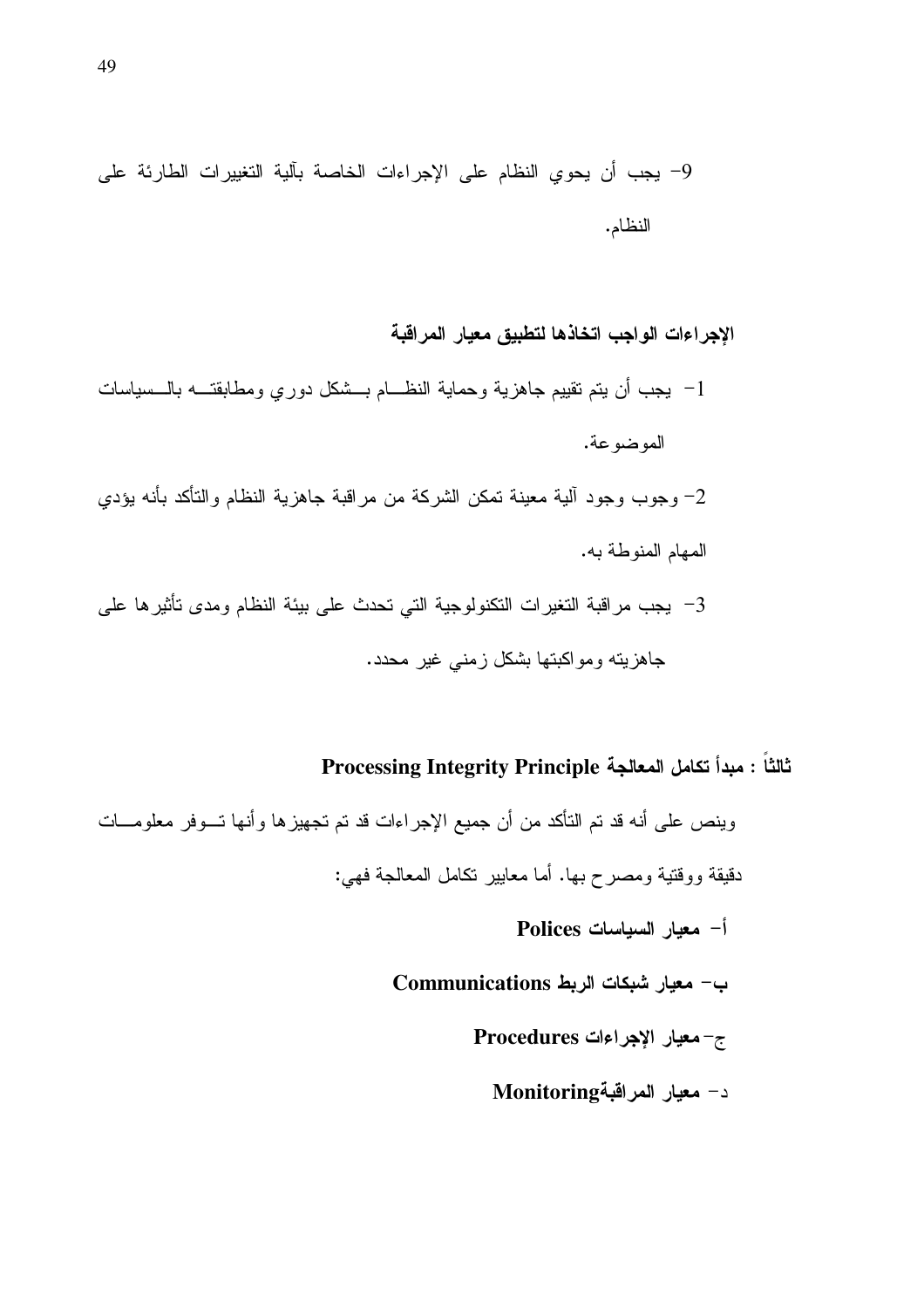9- يجب أن يحوي النظام على الإجراءات الخاصة بآلية التغييرات الطارئة على النظام.

**الإجراءات الواجب اتخاذها لتطبيق معيار المراقبة**

1- يجب أن يتم تقييم جاهزية وحماية النظام بشكل دوري ومطابقته بالسياسات الموضوعة.

2- وجوب وجود آلية معينة تمكن الشركة من مراقبة جاهزية النظام والتأكد بأنه يؤدي المهام المنوطة به.

3- يجب مراقبة التغيرات التكنولوجية التي تحدث على بيئة النظام ومدى تأثيرها على جاهزيته ومواكبتها بشكل زمني غير محدد.

**ثالثاً : مبدأ تكامل المعالجة Processing Integrity Principle**

وينص على أنه قد تم التأكد من أن جميع الإجراءات قد تم تجهيزها وأنها تـوفر معلومـات دقيقة ووقتية ومصرح بها. أما معايير تكامل المعالجة فهي:

**أ- معيار السياسات Polices**

**ب- معيار شبكات الربط Communications**

**ج- معيار الإجراءات Procedures**

**د- معيار المراقبةMonitoring**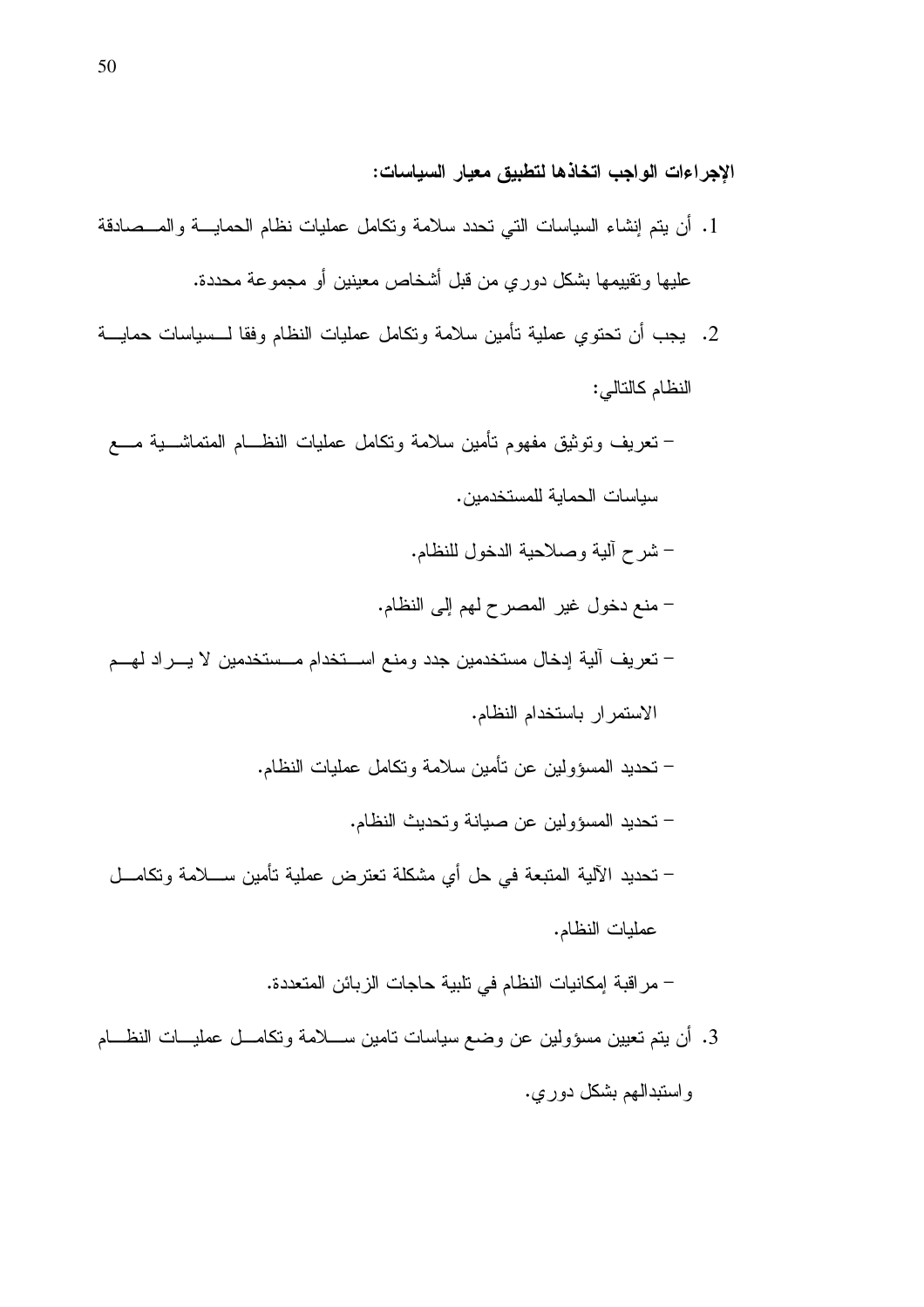**الإجراءات الواجب اتخاذها لتطبيق معيار السياسات:**

1. أن يتم إنشاء السياسات التي تحدد سلامة وتكامل عمليات نظام الحماية والمصادقة عليها وتقييمها بشكل دوري من قبل أشخاص معينين أو مجموعة محددة.
2. يجب أن تحتوي عملية تأمين سلامة وتكامل عمليات النظام وفقا لسياسات حماية النظام كالتالي:
   - تعريف وتوثيق مفهوم تأمين سلامة وتكامل عمليات النظام المتماشية مع سياسات الحماية للمستخدمين.
   - شرح آلية وصلاحية الدخول للنظام.
   - منع دخول غير المصرح لهم إلى النظام.
   - تعريف آلية إدخال مستخدمين جدد ومنع استخدام مستخدمين لا يراد لهم الاستمرار باستخدام النظام.
   - تحديد المسؤولين عن تأمين سلامة وتكامل عمليات النظام.
   - تحديد المسؤولين عن صيانة وتحديث النظام.
   - تحديد الآلية المتبعة في حل أي مشكلة تعترض عملية تأمين سلامة وتكامل عمليات النظام.
   - مراقبة إمكانيات النظام في تلبية حاجات الزبائن المتعددة.
3. أن يتم تعيين مسؤولين عن وضع سياسات تامين سلامة وتكامل عمليات النظام واستبدالهم بشكل دوري.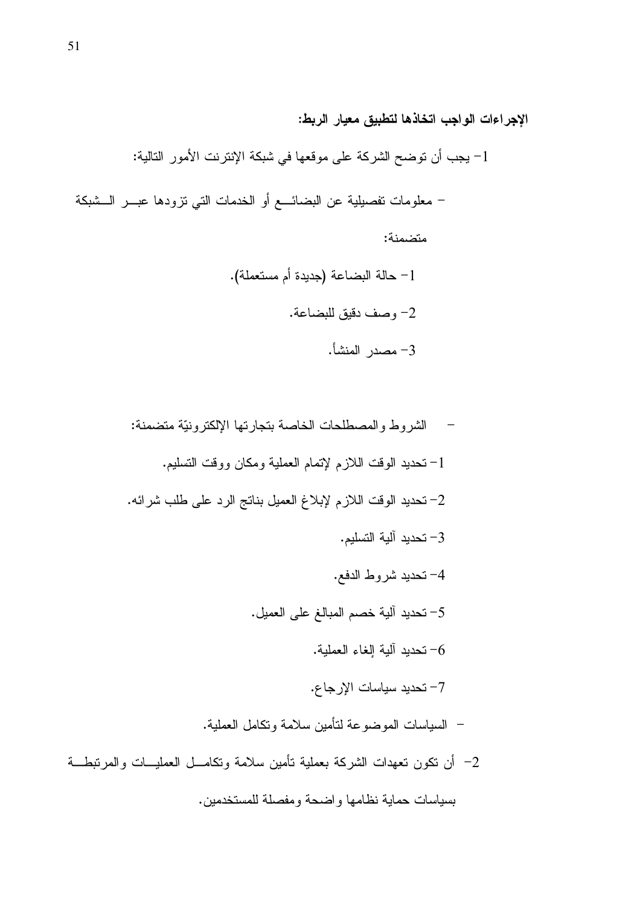**الإجراءات الواجب اتخاذها لتطبيق معيار الربط:**

1- يجب أن توضح الشركة على موقعها في شبكة الإنترنت الأمور التالية:

- معلومات تفصيلية عن البضائع أو الخدمات التي تزودها عبر الشبكة متضمنة:

1- حالة البضاعة (جديدة أم مستعملة).

2- وصف دقيق للبضاعة.

3- مصدر المنشأ.

- الشروط والمصطلحات الخاصة بتجارتها الإلكترونيّة متضمنة:

1- تحديد الوقت اللازم لإتمام العملية ومكان ووقت التسليم.

2- تحديد الوقت اللازم لإبلاغ العميل بناتج الرد على طلب شرائه.

3- تحديد آلية التسليم.

4- تحديد شروط الدفع.

5- تحديد آلية خصم المبالغ على العميل.

6- تحديد آلية إلغاء العملية.

7- تحديد سياسات الإرجاع.

- السياسات الموضوعة لتأمين سلامة وتكامل العملية.

2- أن تكون تعهدات الشركة بعملية تأمين سلامة وتكامل العمليات والمرتبطة بسياسات حماية نظامها واضحة ومفصلة للمستخدمين.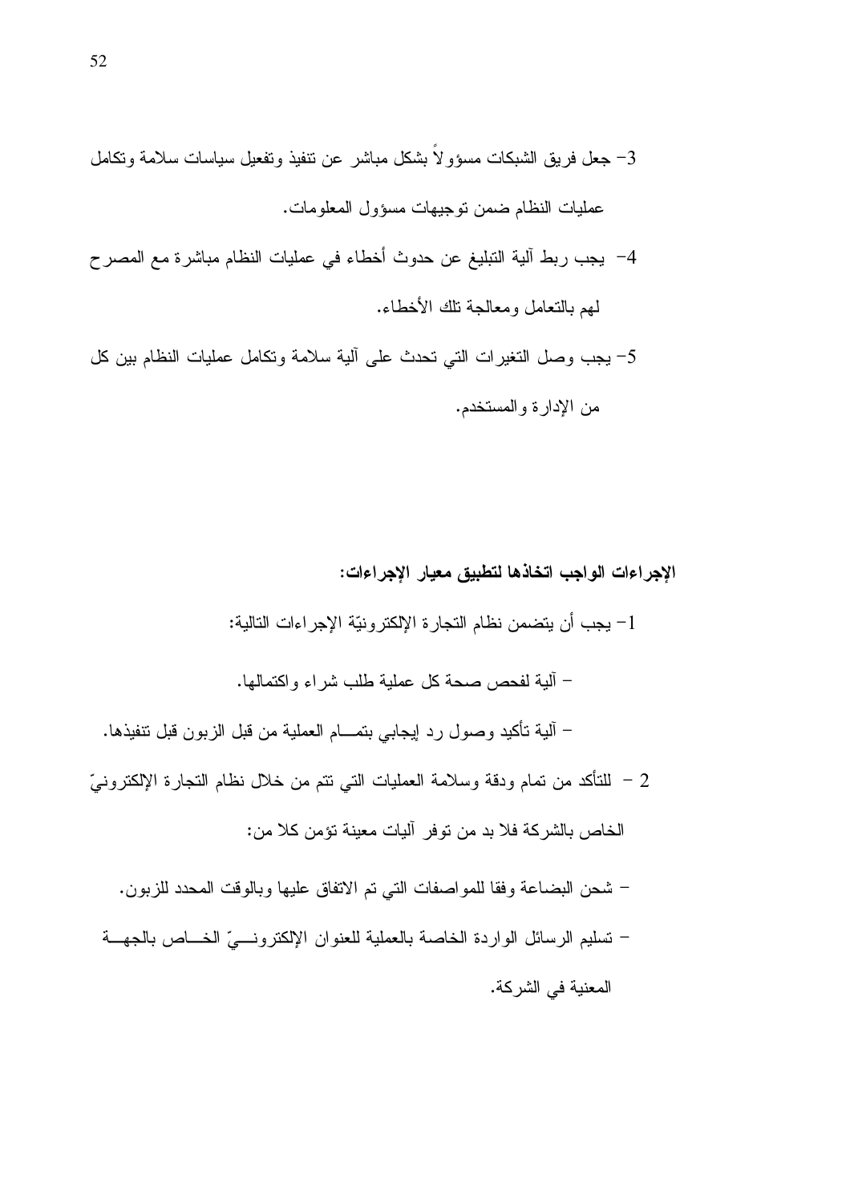3- جعل فريق الشبكات مسؤولاً بشكل مباشر عن تنفيذ وتفعيل سياسات سلامة وتكامل عمليات النظام ضمن توجيهات مسؤول المعلومات.

4- يجب ربط آلية التبليغ عن حدوث أخطاء في عمليات النظام مباشرة مع المصرح لهم بالتعامل ومعالجة تلك الأخطاء.

5- يجب وصل التغيرات التي تحدث على آلية سلامة وتكامل عمليات النظام بين كل من الإدارة والمستخدم.

**الإجراءات الواجب اتخاذها لتطبيق معيار الإجراءات:**

1- يجب أن يتضمن نظام التجارة الإلكترونيّة الإجراءات التالية:

- آلية لفحص صحة كل عملية طلب شراء واكتمالها.
- آلية تأكيد وصول رد إيجابي بتمام العملية من قبل الزبون قبل تنفيذها.

2 - للتأكد من تمام ودقة وسلامة العمليات التي تتم من خلال نظام التجارة الإلكترونيّ الخاص بالشركة فلا بد من توفر آليات معينة تؤمن كلا من:

- شحن البضاعة وفقا للمواصفات التي تم الاتفاق عليها وبالوقت المحدد للزبون.
- تسليم الرسائل الواردة الخاصة بالعملية للعنوان الإلكترونيّ الخاص بالجهة المعنية في الشركة.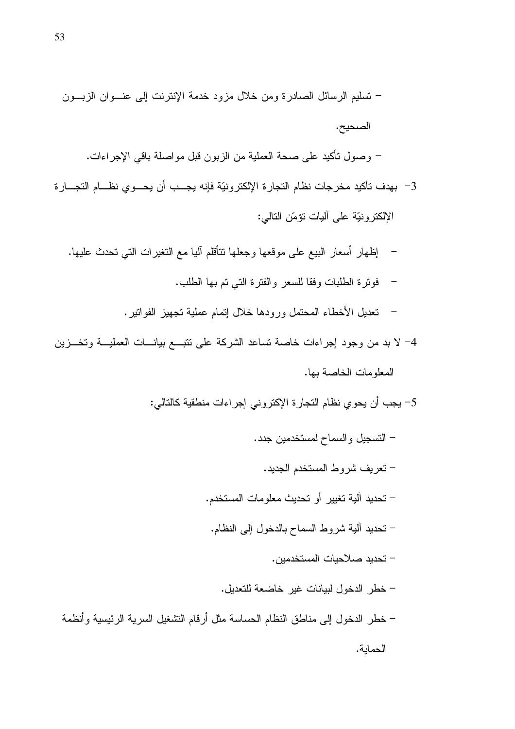- تسليم الرسائل الصادرة ومن خلال مزود خدمة الإنترنت إلى عنوان الزبون الصحيح.

- وصول تأكيد على صحة العملية من الزبون قبل مواصلة باقي الإجراءات.

3- بهدف تأكيد مخرجات نظام التجارة الإلكترونيّة فإنه يجب أن يحوي نظام التجارة الإلكترونيّة على آليات تؤمّن التالي:

- إظهار أسعار البيع على موقعها وجعلها تتأقلم آليا مع التغيرات التي تحدث عليها.
- فوترة الطلبات وفقا للسعر والفترة التي تم بها الطلب.
- تعديل الأخطاء المحتمل ورودها خلال إتمام عملية تجهيز الفواتير.

4- لا بد من وجود إجراءات خاصة تساعد الشركة على تتبع بيانات العملية وتخزين المعلومات الخاصة بها.

5- يجب أن يحوي نظام التجارة الإكتروني إجراءات منطقية كالتالي:

- التسجيل والسماح لمستخدمين جدد.
- تعريف شروط المستخدم الجديد.
- تحديد آلية تغيير أو تحديث معلومات المستخدم.
- تحديد آلية شروط السماح بالدخول إلى النظام.
- تحديد صلاحيات المستخدمين.
- خطر الدخول لبيانات غير خاضعة للتعديل.
- خطر الدخول إلى مناطق النظام الحساسة مثل أرقام التشغيل السرية الرئيسية وأنظمة الحماية.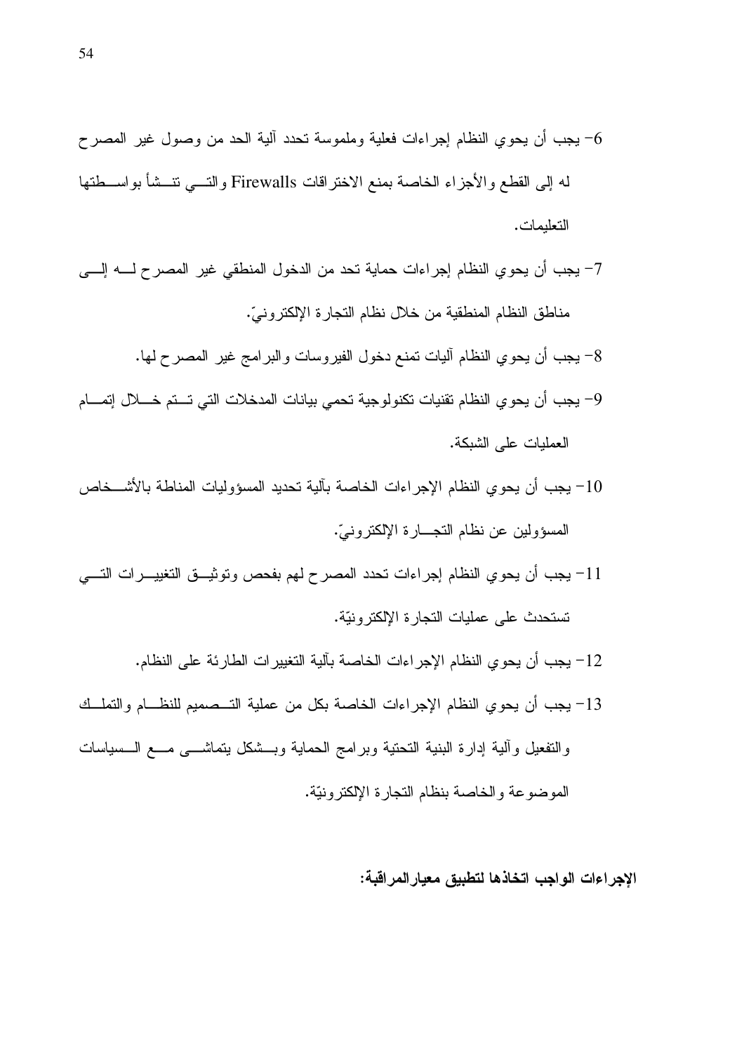6- يجب أن يحوي النظام إجراءات فعلية وملموسة تحدد آلية الحد من وصول غير المصرح له إلى القطع والأجزاء الخاصة بمنع الاختراقات Firewalls والتي تنشأ بواسطتها التعليمات.

7- يجب أن يحوي النظام إجراءات حماية تحد من الدخول المنطقي غير المصرح له إلى مناطق النظام المنطقية من خلال نظام التجارة الإلكترونيّ.

8- يجب أن يحوي النظام آليات تمنع دخول الفيروسات والبرامج غير المصرح لها.

9- يجب أن يحوي النظام تقنيات تكنولوجية تحمي بيانات المدخلات التي تتم خلال إتمام العمليات على الشبكة.

10- يجب أن يحوي النظام الإجراءات الخاصة بآلية تحديد المسؤوليات المناطة بالأشخاص المسؤولين عن نظام التجارة الإلكترونيّ.

11- يجب أن يحوي النظام إجراءات تحدد المصرح لهم بفحص وتوثيق التغييرات التي تستحدث على عمليات التجارة الإلكترونيّة.

12- يجب أن يحوي النظام الإجراءات الخاصة بآلية التغييرات الطارئة على النظام.

13- يجب أن يحوي النظام الإجراءات الخاصة بكل من عملية التصميم للنظام والتملك والتفعيل وآلية إدارة البنية التحتية وبرامج الحماية وبشكل يتماشى مع السياسات الموضوعة والخاصة بنظام التجارة الإلكترونيّة.

**الإجراءات الواجب اتخاذها لتطبيق معيارالمراقبة:**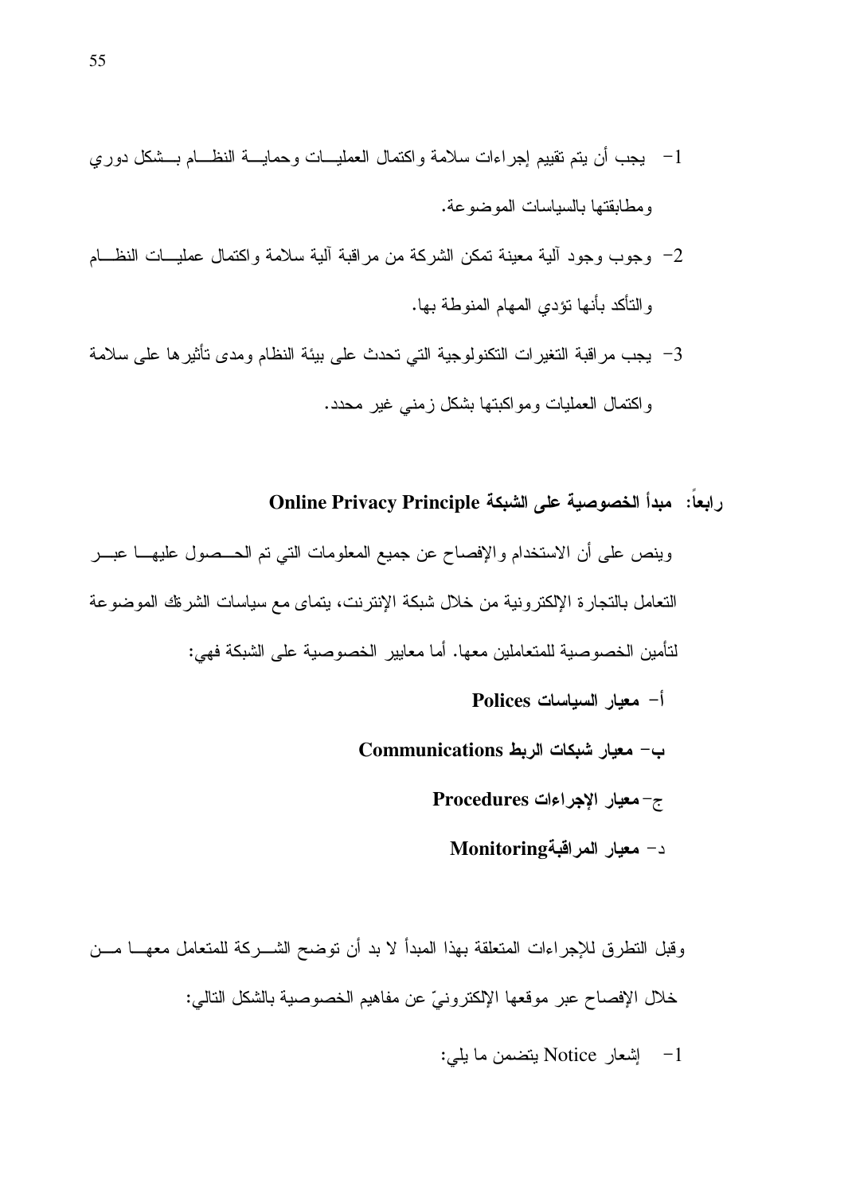1- يجب أن يتم تقييم إجراءات سلامة واكتمال العمليات وحماية النظام بشكل دوري ومطابقتها بالسياسات الموضوعة.

2- وجوب وجود آلية معينة تمكن الشركة من مراقبة آلية سلامة واكتمال عمليات النظام والتأكد بأنها تؤدي المهام المنوطة بها.

3- يجب مراقبة التغيرات التكنولوجية التي تحدث على بيئة النظام ومدى تأثيرها على سلامة واكتمال العمليات ومواكبتها بشكل زمني غير محدد.

**رابعاً: مبدأ الخصوصية على الشبكة Online Privacy Principle**

وينص على أن الاستخدام والإفصاح عن جميع المعلومات التي تم الحصول عليها عبر التعامل بالتجارة الإلكترونية من خلال شبكة الإنترنت، يتماى مع سياسات الشرنك الموضوعة لتأمين الخصوصية للمتعاملين معها. أما معايير الخصوصية على الشبكة فهي:

**أ- معيار السياسات Polices**

**ب- معيار شبكات الربط Communications**

**ج-معيار الإجراءات Procedures**

**د- معيار المراقبةMonitoring**

وقبل التطرق للإجراءات المتعلقة بهذا المبدأ لا بد أن توضح الشركة للمتعامل معها من خلال الإفصاح عبر موقعها الإلكترونيّ عن مفاهيم الخصوصية بالشكل التالي:

1- إشعار Notice يتضمن ما يلي: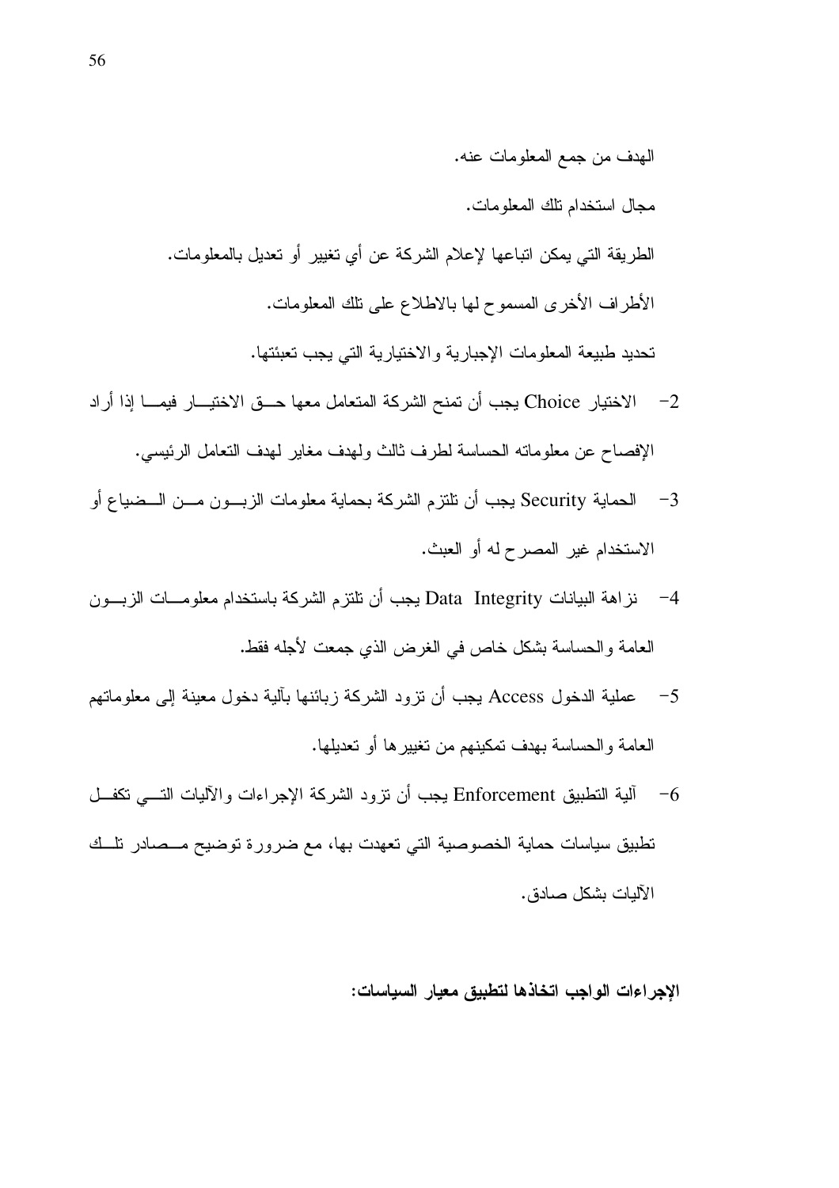الهدف من جمع المعلومات عنه.

مجال استخدام تلك المعلومات.

الطريقة التي يمكن اتباعها لإعلام الشركة عن أي تغيير أو تعديل بالمعلومات.

الأطراف الأخرى المسموح لها بالاطلاع على تلك المعلومات.

تحديد طبيعة المعلومات الإجبارية والاختيارية التي يجب تعبئتها.

2- الاختيار Choice يجب أن تمنح الشركة المتعامل معها حق الاختيار فيما إذا أراد الإفصاح عن معلوماته الحساسة لطرف ثالث ولهدف مغاير لهدف التعامل الرئيسي.

3- الحماية Security يجب أن تلتزم الشركة بحماية معلومات الزبون من الضياع أو الاستخدام غير المصرح له أو العبث.

4- نزاهة البيانات Data Integrity يجب أن تلتزم الشركة باستخدام معلومات الزبون العامة والحساسة بشكل خاص في الغرض الذي جمعت لأجله فقط.

5- عملية الدخول Access يجب أن تزود الشركة زبائنها بآلية دخول معينة إلى معلوماتهم العامة والحساسة بهدف تمكينهم من تغييرها أو تعديلها.

6- آلية التطبيق Enforcement يجب أن تزود الشركة الإجراءات والآليات التي تكفل تطبيق سياسات حماية الخصوصية التي تعهدت بها، مع ضرورة توضيح مصادر تلك الآليات بشكل صادق.

**الإجراءات الواجب اتخاذها لتطبيق معيار السياسات:**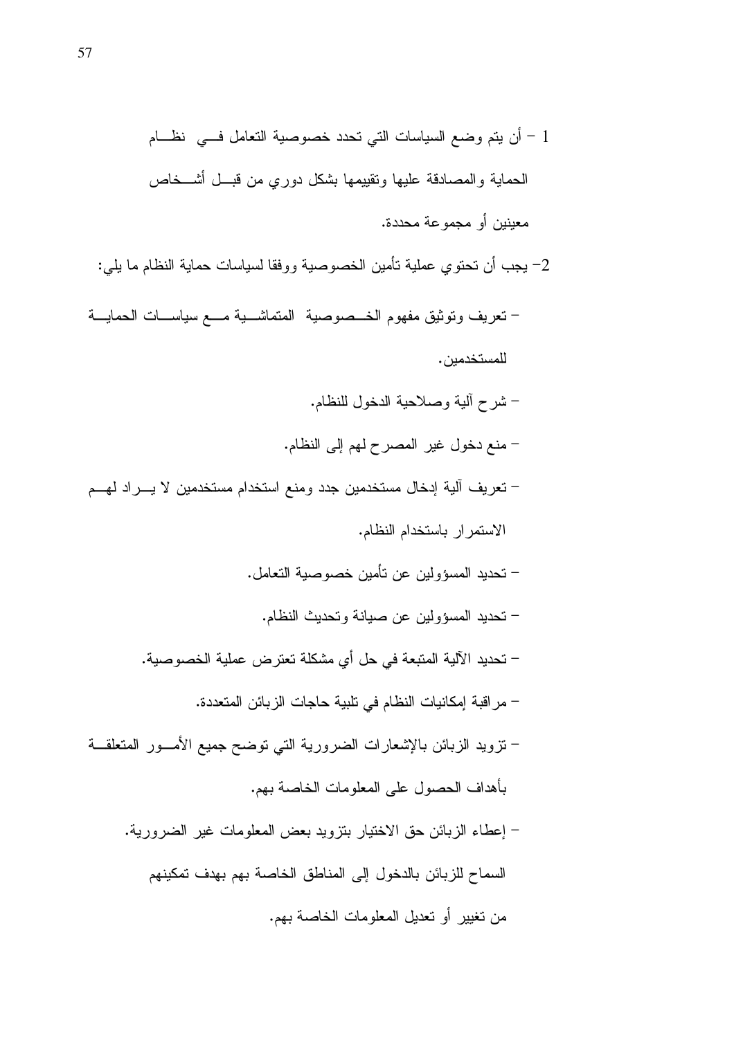1 – أن يتم وضع السياسات التي تحدد خصوصية التعامل في نظام الحماية والمصادقة عليها وتقييمها بشكل دوري من قبل أشخاص معينين أو مجموعة محددة.

2– يجب أن تحتوي عملية تأمين الخصوصية ووفقا لسياسات حماية النظام ما يلي:

- تعريف وتوثيق مفهوم الخصوصية المتماشية مع سياسات الحماية للمستخدمين.
- شرح آلية وصلاحية الدخول للنظام.
- منع دخول غير المصرح لهم إلى النظام.
- تعريف آلية إدخال مستخدمين جدد ومنع استخدام مستخدمين لا يراد لهم الاستمرار باستخدام النظام.
- تحديد المسؤولين عن تأمين خصوصية التعامل.
- تحديد المسؤولين عن صيانة وتحديث النظام.
- تحديد الآلية المتبعة في حل أي مشكلة تعترض عملية الخصوصية.
- مراقبة إمكانيات النظام في تلبية حاجات الزبائن المتعددة.
- تزويد الزبائن بالإشعارات الضرورية التي توضح جميع الأمور المتعلقة بأهداف الحصول على المعلومات الخاصة بهم.
- إعطاء الزبائن حق الاختيار بتزويد بعض المعلومات غير الضرورية.

السماح للزبائن بالدخول إلى المناطق الخاصة بهم بهدف تمكينهم من تغيير أو تعديل المعلومات الخاصة بهم.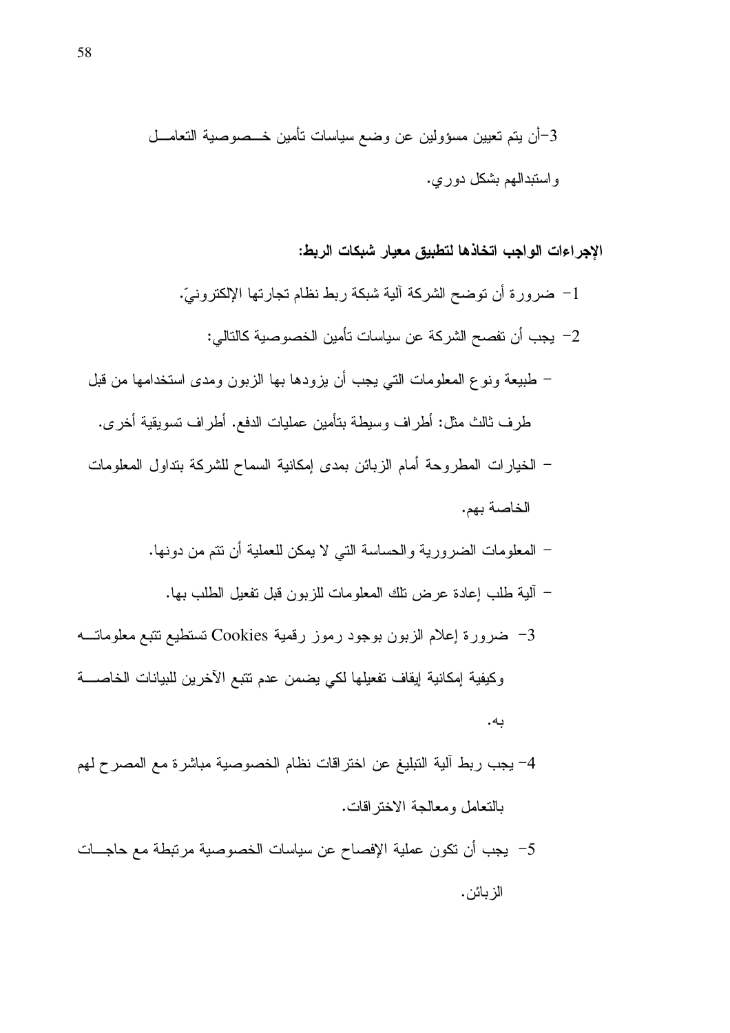3-أن يتم تعيين مسؤولين عن وضع سياسات تأمين خصوصية التعامل واستبدالهم بشكل دوري.

**الإجراءات الواجب اتخاذها لتطبيق معيار شبكات الربط:**

1- ضرورة أن توضح الشركة آلية شبكة ربط نظام تجارتها الإلكترونيّ.

2- يجب أن تفصح الشركة عن سياسات تأمين الخصوصية كالتالي:

- طبيعة ونوع المعلومات التي يجب أن يزودها بها الزبون ومدى استخدامها من قبل طرف ثالث مثل: أطراف وسيطة بتأمين عمليات الدفع. أطراف تسويقية أخرى.
- الخيارات المطروحة أمام الزبائن بمدى إمكانية السماح للشركة بتداول المعلومات الخاصة بهم.
- المعلومات الضرورية والحساسة التي لا يمكن للعملية أن تتم من دونها.
- آلية طلب إعادة عرض تلك المعلومات للزبون قبل تفعيل الطلب بها.

3- ضرورة إعلام الزبون بوجود رموز رقمية Cookies تستطيع تتبع معلوماته وكيفية إمكانية إيقاف تفعيلها لكي يضمن عدم تتبع الآخرين للبيانات الخاصة به.

4- يجب ربط آلية التبليغ عن اختراقات نظام الخصوصية مباشرة مع المصرح لهم بالتعامل ومعالجة الاختراقات.

5- يجب أن تكون عملية الإفصاح عن سياسات الخصوصية مرتبطة مع حاجات الزبائن.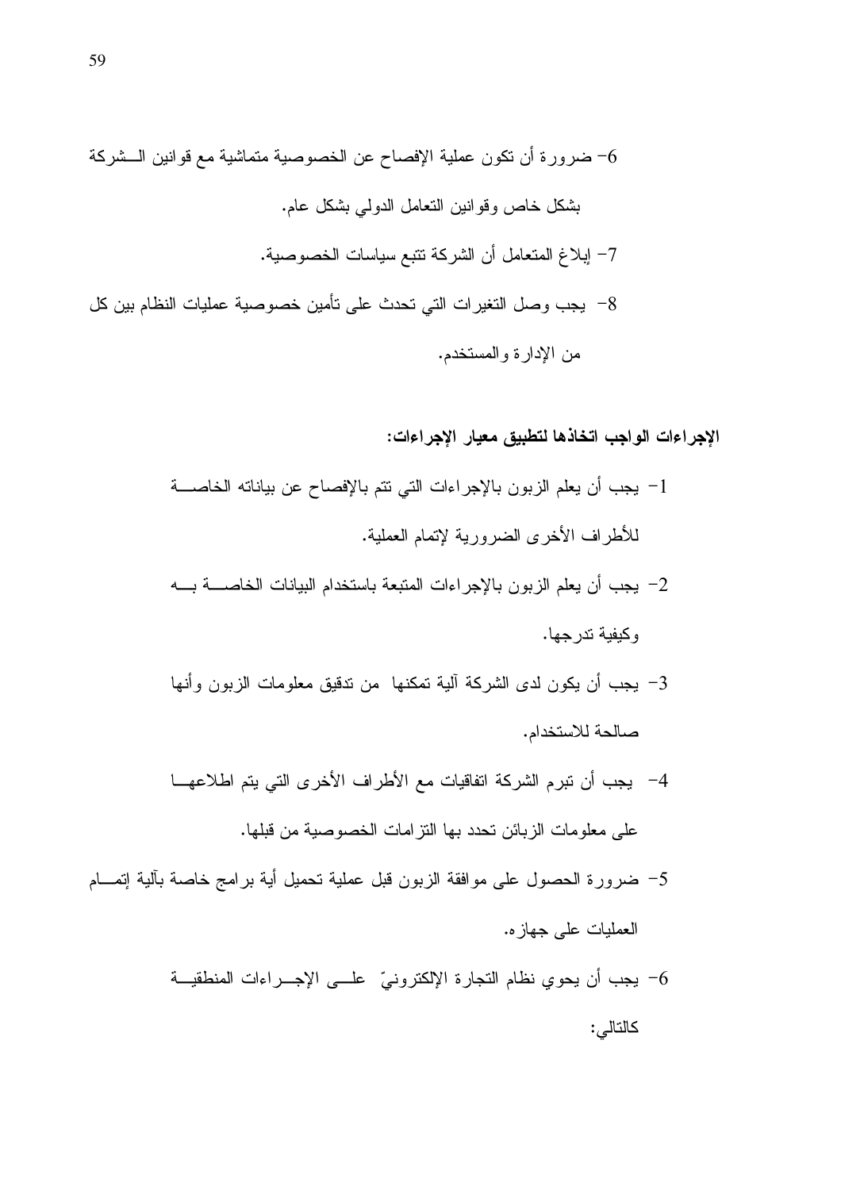6- ضرورة أن تكون عملية الإفصاح عن الخصوصية متماشية مع قوانين الشركة بشكل خاص وقوانين التعامل الدولي بشكل عام.

7- إبلاغ المتعامل أن الشركة تتبع سياسات الخصوصية.

8- يجب وصل التغيرات التي تحدث على تأمين خصوصية عمليات النظام بين كل من الإدارة والمستخدم.

**الإجراءات الواجب اتخاذها لتطبيق معيار الإجراءات:**

1- يجب أن يعلم الزبون بالإجراءات التي تتم بالإفصاح عن بياناته الخاصة للأطراف الأخرى الضرورية لإتمام العملية.

2- يجب أن يعلم الزبون بالإجراءات المتبعة باستخدام البيانات الخاصة به وكيفية تدرجها.

3- يجب أن يكون لدى الشركة آلية تمكنها من تدقيق معلومات الزبون وأنها صالحة للاستخدام.

4- يجب أن تبرم الشركة اتفاقيات مع الأطراف الأخرى التي يتم اطلاعها على معلومات الزبائن تحدد بها التزامات الخصوصية من قبلها.

5- ضرورة الحصول على موافقة الزبون قبل عملية تحميل أية برامج خاصة بآلية إتمام العمليات على جهازه.

6- يجب أن يحوي نظام التجارة الإلكترونيّ على الإجراءات المنطقية كالتالي: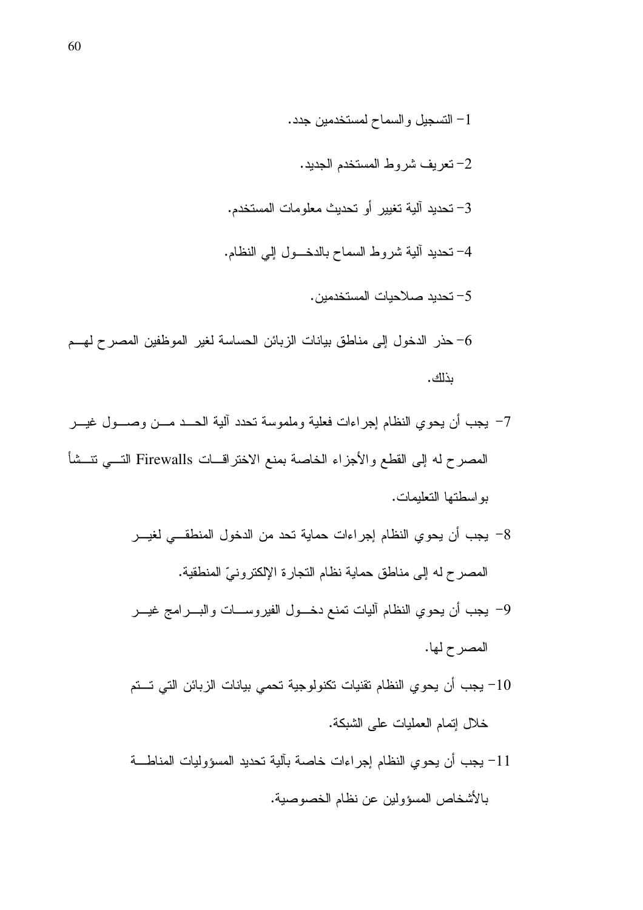1- التسجيل والسماح لمستخدمين جدد.

2- تعريف شروط المستخدم الجديد.

3- تحديد آلية تغيير أو تحديث معلومات المستخدم.

4- تحديد آلية شروط السماح بالدخول إلي النظام.

5- تحديد صلاحيات المستخدمين.

6- حذر الدخول إلى مناطق بيانات الزبائن الحساسة لغير الموظفين المصرح لهم بذلك.

7- يجب أن يحوي النظام إجراءات فعلية وملموسة تحدد آلية الحد من وصول غير المصرح له إلى القطع والأجزاء الخاصة بمنع الاختراقات Firewalls التي تنشأ بواسطتها التعليمات.

8- يجب أن يحوي النظام إجراءات حماية تحد من الدخول المنطقي لغير المصرح له إلى مناطق حماية نظام التجارة الإلكترونيّ المنطقية.

9- يجب أن يحوي النظام آليات تمنع دخول الفيروسات والبرامج غير المصرح لها.

10- يجب أن يحوي النظام تقنيات تكنولوجية تحمي بيانات الزبائن التي تتم خلال إتمام العمليات على الشبكة.

11- يجب أن يحوي النظام إجراءات خاصة بآلية تحديد المسؤوليات المناطة بالأشخاص المسؤولين عن نظام الخصوصية.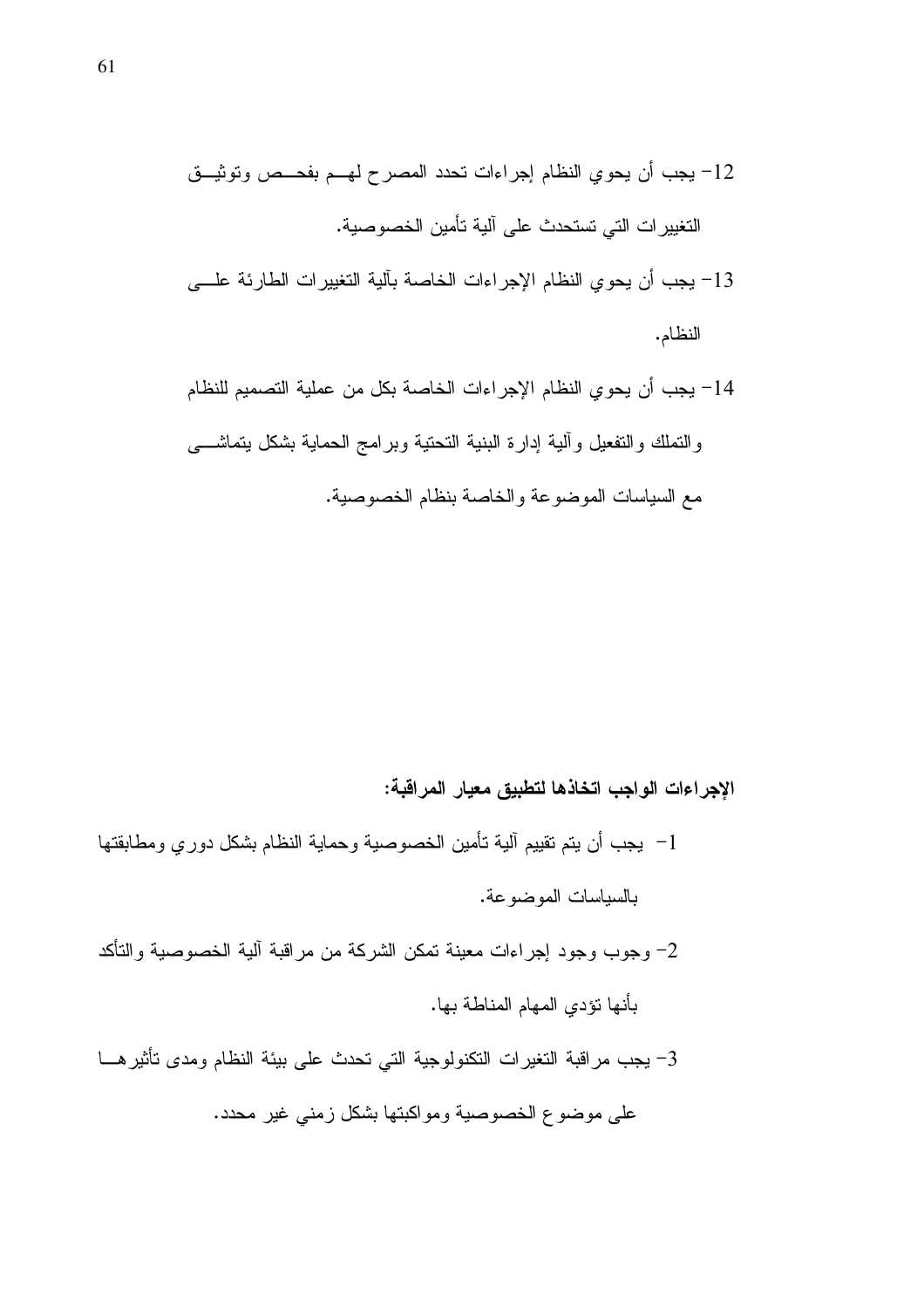12- يجب أن يحوي النظام إجراءات تحدد المصرح لهم بفحص وتوثيق التغييرات التي تستحدث على آلية تأمين الخصوصية.

13- يجب أن يحوي النظام الإجراءات الخاصة بآلية التغييرات الطارئة على النظام.

14- يجب أن يحوي النظام الإجراءات الخاصة بكل من عملية التصميم للنظام والتملك والتفعيل وآلية إدارة البنية التحتية وبرامج الحماية بشكل يتماشى مع السياسات الموضوعة والخاصة بنظام الخصوصية.

**الإجراءات الواجب اتخاذها لتطبيق معيار المراقبة:**

1- يجب أن يتم تقييم آلية تأمين الخصوصية وحماية النظام بشكل دوري ومطابقتها بالسياسات الموضوعة.

2- وجوب وجود إجراءات معينة تمكن الشركة من مراقبة آلية الخصوصية والتأكد بأنها تؤدي المهام المناطة بها.

3- يجب مراقبة التغيرات التكنولوجية التي تحدث على بيئة النظام ومدى تأثيرها على موضوع الخصوصية ومواكبتها بشكل زمني غير محدد.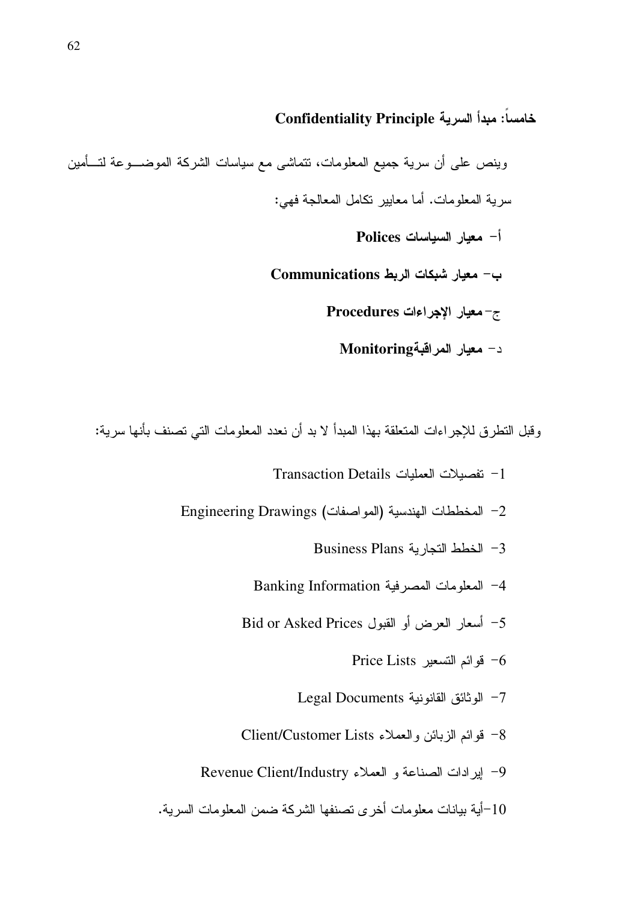### خامساً: مبدأ السرية Confidentiality Principle

وينص على أن سرية جميع المعلومات، تتماشى مع سياسات الشركة الموضـــوعة لتـــأمين سرية المعلومات. أما معايير تكامل المعالجة فهي:

**أ- معيار السياسات Polices**

**ب- معيار شبكات الربط Communications**

**ج- معيار الإجراءات Procedures**

**د- معيار المراقبةMonitoring**

وقبل التطرق للإجراءات المتعلقة بهذا المبدأ لا بد أن نعدد المعلومات التي تصنف بأنها سرية:

1- تفصيلات العمليات Transaction Details

2- المخططات الهندسية (المواصفات) Engineering Drawings

3- الخطط التجارية Business Plans

4- المعلومات المصرفية Banking Information

5- أسعار العرض أو القبول Bid or Asked Prices

6- قوائم التسعير Price Lists

7- الوثائق القانونية Legal Documents

8- قوائم الزبائن والعملاء Client/Customer Lists

9- إيرادات الصناعة و العملاء Revenue Client/Industry

10-أية بيانات معلومات أخرى تصنفها الشركة ضمن المعلومات السرية.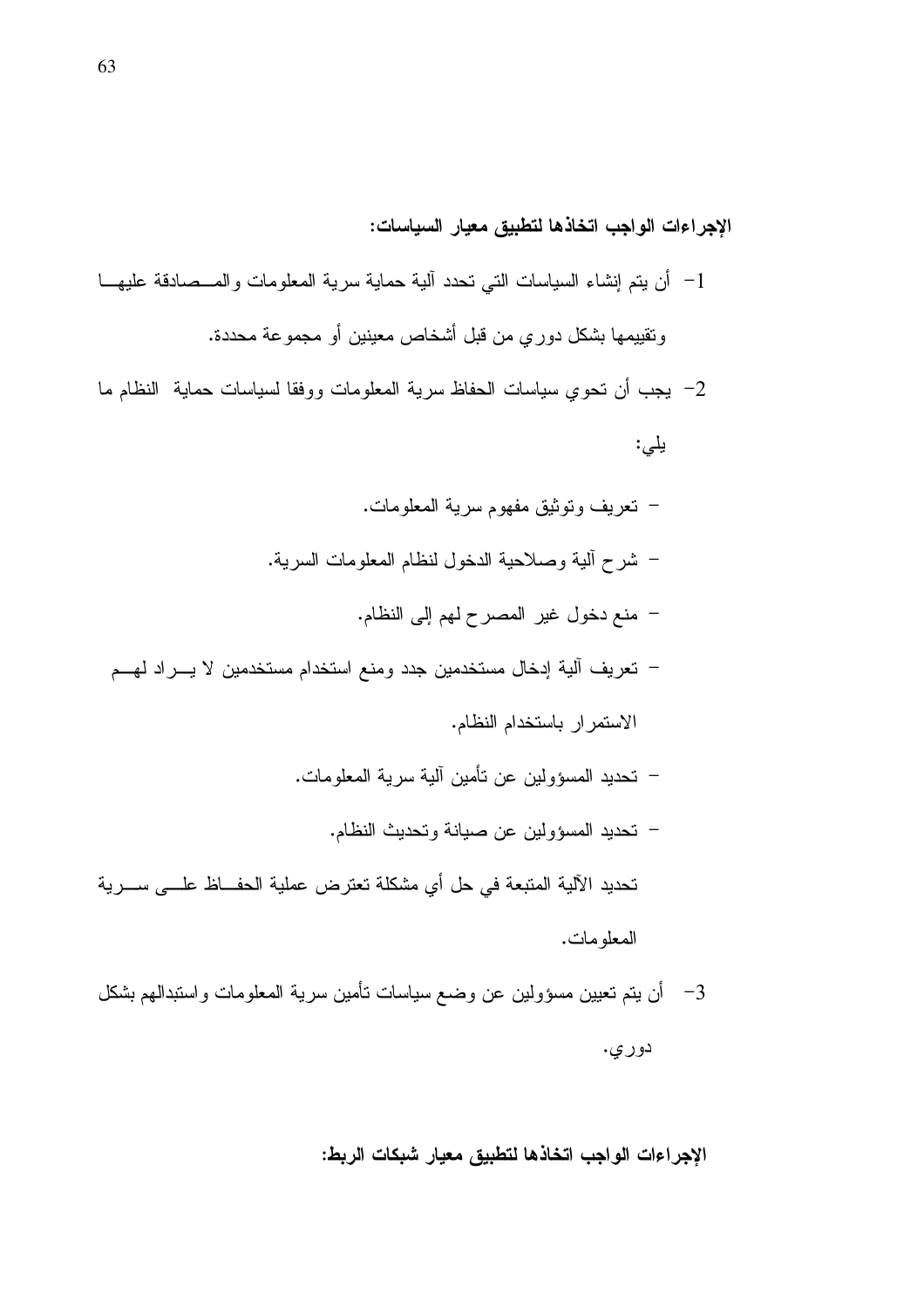**الإجراءات الواجب اتخاذها لتطبيق معيار السياسات:**

1- أن يتم إنشاء السياسات التي تحدد آلية حماية سرية المعلومات والمصادقة عليها وتقييمها بشكل دوري من قبل أشخاص معينين أو مجموعة محددة.

2- يجب أن تحوي سياسات الحفاظ سرية المعلومات ووفقا لسياسات حماية النظام ما يلي:

- تعريف وتوثيق مفهوم سرية المعلومات.
- شرح آلية وصلاحية الدخول لنظام المعلومات السرية.
- منع دخول غير المصرح لهم إلى النظام.
- تعريف آلية إدخال مستخدمين جدد ومنع استخدام مستخدمين لا يراد لهم الاستمرار باستخدام النظام.
- تحديد المسؤولين عن تأمين آلية سرية المعلومات.
- تحديد المسؤولين عن صيانة وتحديث النظام.

تحديد الآلية المتبعة في حل أي مشكلة تعترض عملية الحفاظ على سرية المعلومات.

3- أن يتم تعيين مسؤولين عن وضع سياسات تأمين سرية المعلومات واستبدالهم بشكل دوري.

**الإجراءات الواجب اتخاذها لتطبيق معيار شبكات الربط:**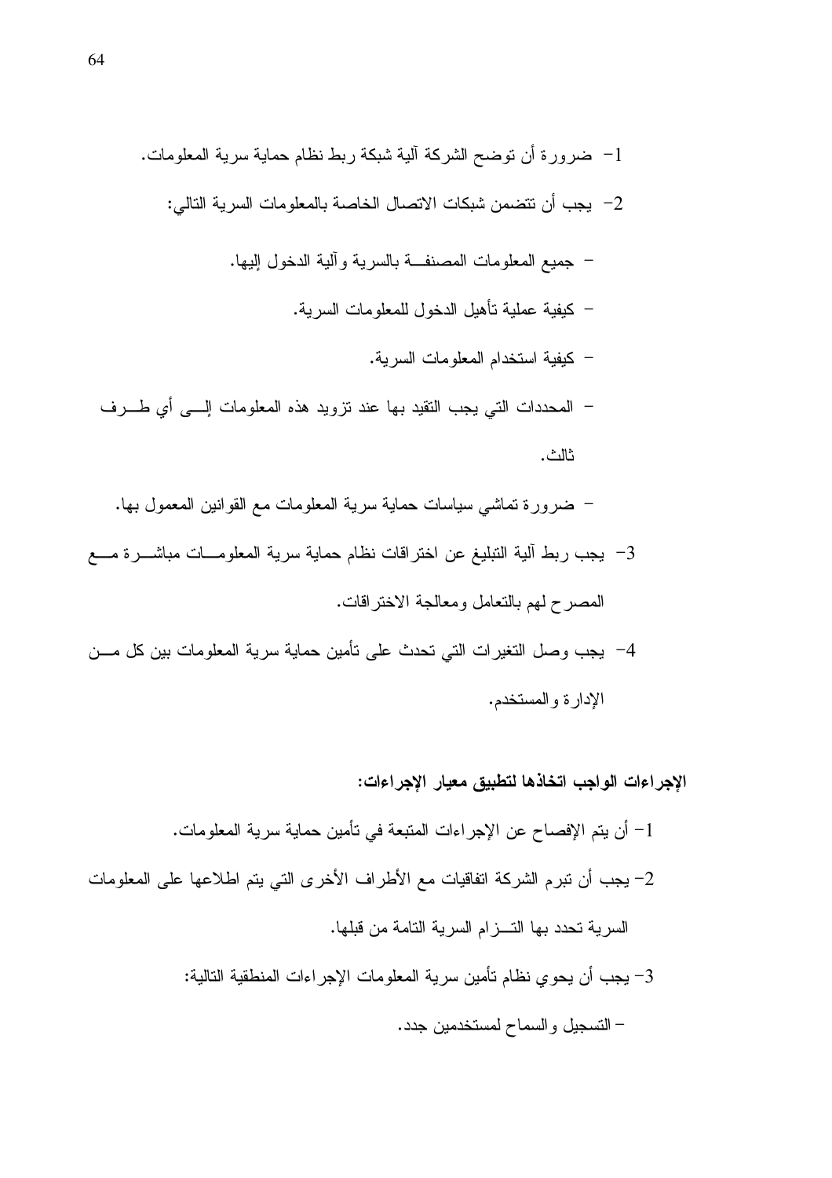1- ضرورة أن توضح الشركة آلية شبكة ربط نظام حماية سرية المعلومات.

2- يجب أن تتضمن شبكات الاتصال الخاصة بالمعلومات السرية التالي:

- جميع المعلومات المصنفة بالسرية وآلية الدخول إليها.
- كيفية عملية تأهيل الدخول للمعلومات السرية.
- كيفية استخدام المعلومات السرية.
- المحددات التي يجب التقيد بها عند تزويد هذه المعلومات إلى أي طرف ثالث.
- ضرورة تماشي سياسات حماية سرية المعلومات مع القوانين المعمول بها.

3- يجب ربط آلية التبليغ عن اختراقات نظام حماية سرية المعلومات مباشرة مع المصرح لهم بالتعامل ومعالجة الاختراقات.

4- يجب وصل التغيرات التي تحدث على تأمين حماية سرية المعلومات بين كل من الإدارة والمستخدم.

**الإجراءات الواجب اتخاذها لتطبيق معيار الإجراءات:**

1- أن يتم الإفصاح عن الإجراءات المتبعة في تأمين حماية سرية المعلومات.

2- يجب أن تبرم الشركة اتفاقيات مع الأطراف الأخرى التي يتم اطلاعها على المعلومات السرية تحدد بها التزام السرية التامة من قبلها.

3- يجب أن يحوي نظام تأمين سرية المعلومات الإجراءات المنطقية التالية:

- التسجيل والسماح لمستخدمين جدد.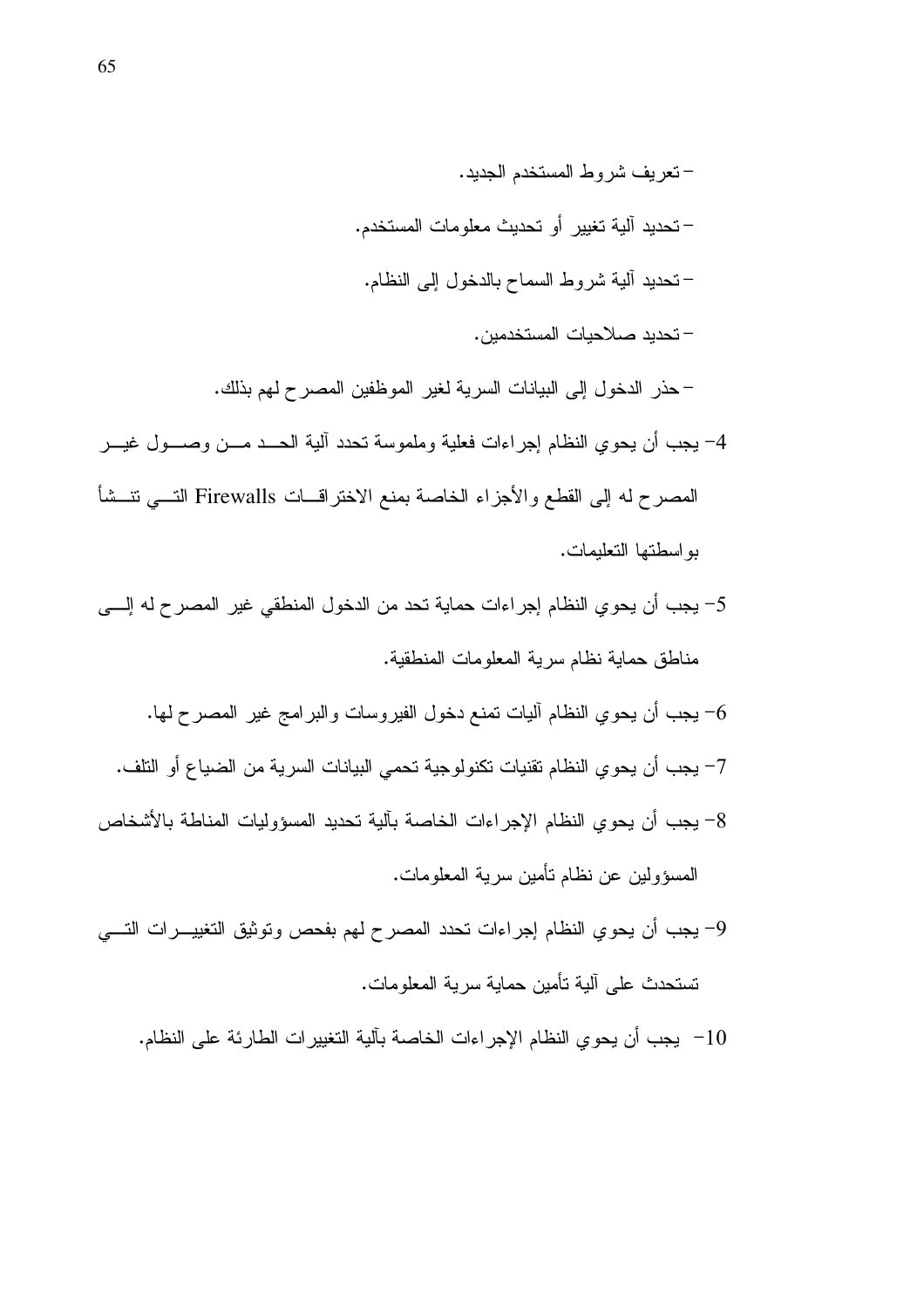- تعريف شروط المستخدم الجديد.
- تحديد آلية تغيير أو تحديث معلومات المستخدم.
- تحديد آلية شروط السماح بالدخول إلى النظام.
- تحديد صلاحيات المستخدمين.
- حذر الدخول إلى البيانات السرية لغير الموظفين المصرح لهم بذلك.

4- يجب أن يحوي النظام إجراءات فعلية وملموسة تحدد آلية الحد من وصول غير المصرح له إلى القطع والأجزاء الخاصة بمنع الاختراقات Firewalls التي تنشأ بواسطتها التعليمات.

5- يجب أن يحوي النظام إجراءات حماية تحد من الدخول المنطقي غير المصرح له إلى مناطق حماية نظام سرية المعلومات المنطقية.

6- يجب أن يحوي النظام آليات تمنع دخول الفيروسات والبرامج غير المصرح لها.

7- يجب أن يحوي النظام تقنيات تكنولوجية تحمي البيانات السرية من الضياع أو التلف.

8- يجب أن يحوي النظام الإجراءات الخاصة بآلية تحديد المسؤوليات المناطة بالأشخاص المسؤولين عن نظام تأمين سرية المعلومات.

9- يجب أن يحوي النظام إجراءات تحدد المصرح لهم بفحص وتوثيق التغييرات التي تستحدث على آلية تأمين حماية سرية المعلومات.

10- يجب أن يحوي النظام الإجراءات الخاصة بآلية التغييرات الطارئة على النظام.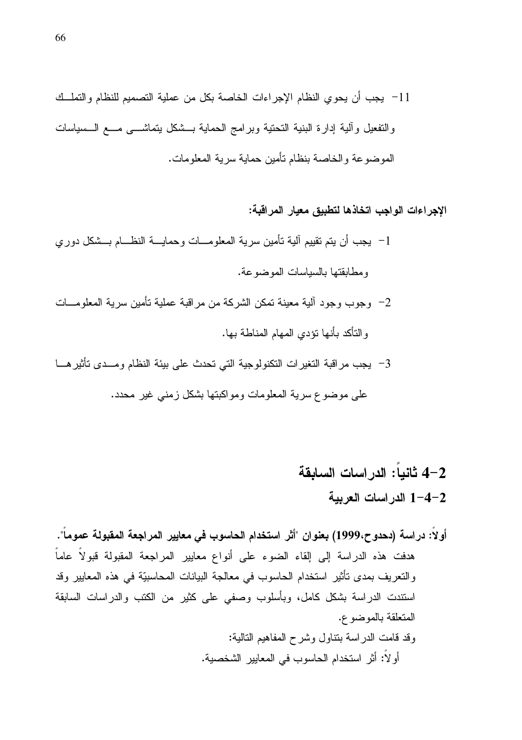11- يجب أن يحوي النظام الإجراءات الخاصة بكل من عملية التصميم للنظام والتملك والتفعيل وآلية إدارة البنية التحتية وبرامج الحماية بشكل يتماشى مع السياسات الموضوعة والخاصة بنظام تأمين حماية سرية المعلومات.

**الإجراءات الواجب اتخاذها لتطبيق معيار المراقبة:**

1- يجب أن يتم تقييم آلية تأمين سرية المعلومات وحماية النظام بشكل دوري ومطابقتها بالسياسات الموضوعة.

2- وجوب وجود آلية معينة تمكن الشركة من مراقبة عملية تأمين سرية المعلومات والتأكد بأنها تؤدي المهام المناطة بها.

3- يجب مراقبة التغيرات التكنولوجية التي تحدث على بيئة النظام ومدى تأثيرها على موضوع سرية المعلومات ومواكبتها بشكل زمني غير محدد.

## 2-4 ثانياً: الدراسات السابقة

### 2-4-1 الدراسات العربية

**أولاً: دراسة (دحدوح،1999) بعنوان "أثر استخدام الحاسوب في معايير المراجعة المقبولة عموماً".**

هدفت هذه الدراسة إلى إلقاء الضوء على أنواع معايير المراجعة المقبولة قبولاً عاماً والتعريف بمدى تأثير استخدام الحاسوب في معالجة البيانات المحاسبيّة في هذه المعايير وقد استندت الدراسة بشكل كامل، وبأسلوب وصفي على كثير من الكتب والدراسات السابقة المتعلقة بالموضوع.

وقد قامت الدراسة بتناول وشرح المفاهيم التالية:

أولاً: أثر استخدام الحاسوب في المعايير الشخصية.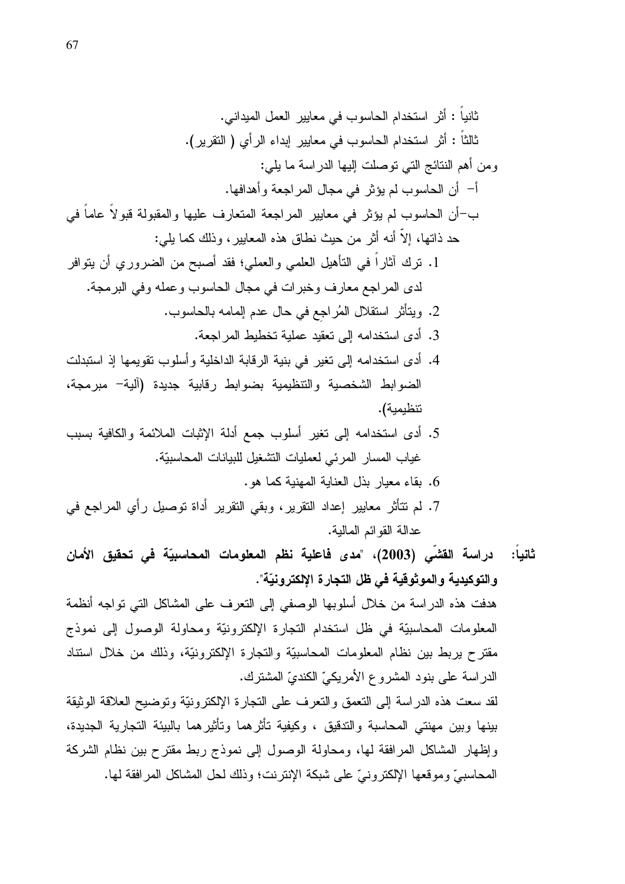ثانياً : أثر استخدام الحاسوب في معايير العمل الميداني.

ثالثاً : أثر استخدام الحاسوب في معايير إبداء الرأي ( التقرير).

ومن أهم النتائج التي توصلت إليها الدراسة ما يلي:

أ- أن الحاسوب لم يؤثر في مجال المراجعة وأهدافها.

ب-أن الحاسوب لم يؤثر في معايير المراجعة المتعارف عليها والمقبولة قبولاً عاماً في حد ذاتها، إلاّ أنه أثر من حيث نطاق هذه المعايير، وذلك كما يلي:

1. ترك آثاراً في التأهيل العلمي والعملي؛ فقد أصبح من الضروري أن يتوافر لدى المراجع معارف وخبرات في مجال الحاسوب وعمله وفي البرمجة.
2. ويتأثر استقلال المُراجِع في حال عدم إلمامه بالحاسوب.
3. أدى استخدامه إلى تعقيد عملية تخطيط المراجعة.
4. أدى استخدامه إلى تغير في بنية الرقابة الداخلية وأسلوب تقويمها إذ استبدلت الضوابط الشخصية والتنظيمية بضوابط رقابية جديدة (آلية- مبرمجة، تنظيمية).
5. أدى استخدامه إلى تغير أسلوب جمع أدلة الإثبات الملائمة والكافية بسبب غياب المسار المرئي لعمليات التشغيل للبيانات المحاسبيّة.
6. بقاء معيار بذل العناية المهنية كما هو.
7. لم تتأثر معايير إعداد التقرير، وبقي التقرير أداة توصيل رأي المراجع في عدالة القوائم المالية.

**ثانياً: دراسة القشّي (2003)، "مدى فاعلية نظم المعلومات المحاسبيّة في تحقيق الأمان والتوكيدية والموثوقية في ظل التجارة الإلكترونيّة".**

هدفت هذه الدراسة من خلال أسلوبها الوصفي إلى التعرف على المشاكل التي تواجه أنظمة المعلومات المحاسبيّة في ظل استخدام التجارة الإلكترونيّة ومحاولة الوصول إلى نموذج مقترح يربط بين نظام المعلومات المحاسبيّة والتجارة الإلكترونيّة، وذلك من خلال استناد الدراسة على بنود المشروع الأمريكيّ الكنديّ المشترك.

لقد سعت هذه الدراسة إلى التعمق والتعرف على التجارة الإلكترونيّة وتوضيح العلاقة الوثيقة بينها وبين مهنتي المحاسبة والتدقيق ، وكيفية تأثرهما وتأثيرهما بالبيئة التجارية الجديدة، وإظهار المشاكل المرافقة لها، ومحاولة الوصول إلى نموذج ربط مقترح بين نظام الشركة المحاسبيّ وموقعها الإلكترونيّ على شبكة الإنترنت؛ وذلك لحل المشاكل المرافقة لها.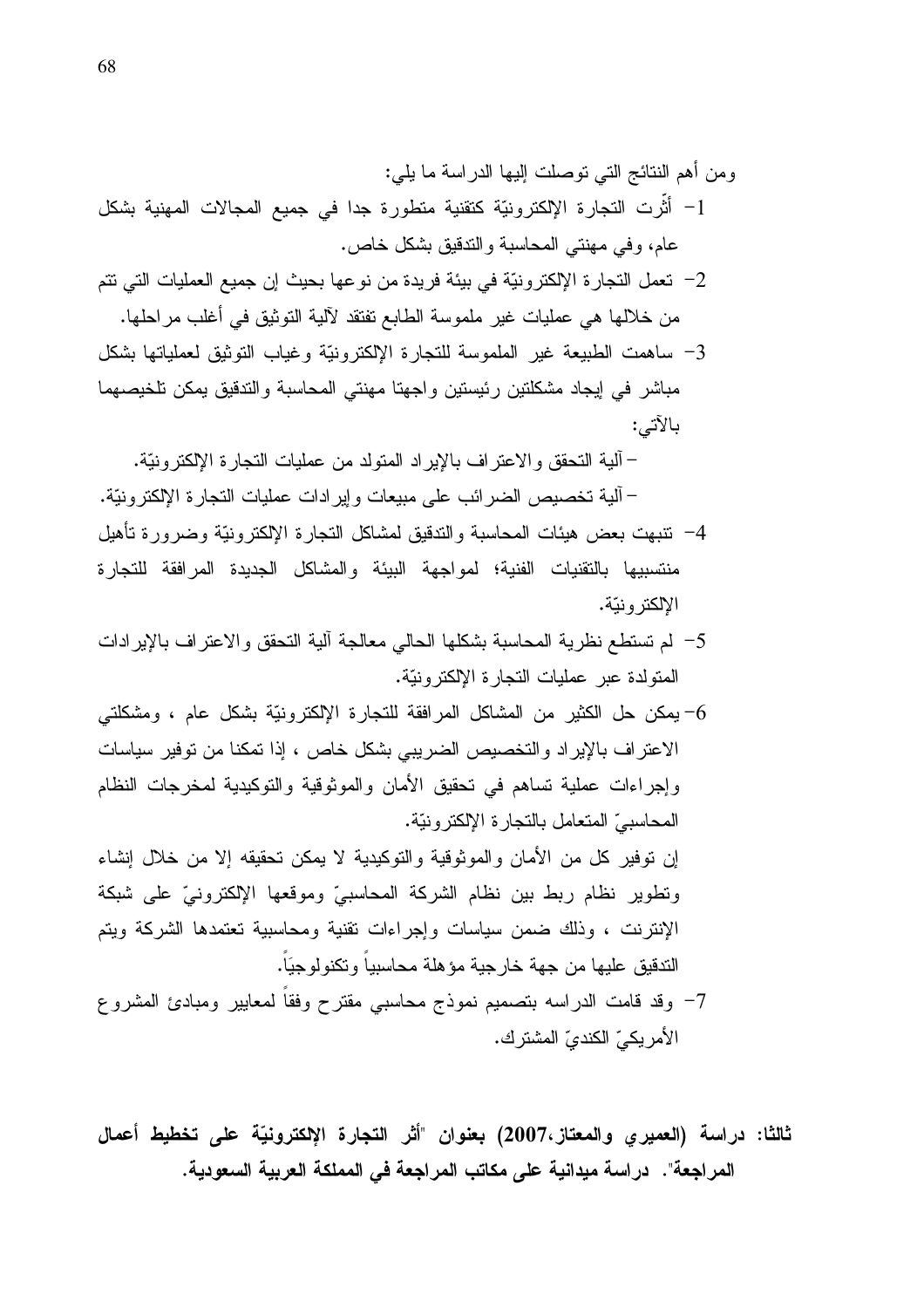ومن أهم النتائج التي توصلت إليها الدراسة ما يلي:

1- أثّرت التجارة الإلكترونيّة كتقنية متطورة جدا في جميع المجالات المهنية بشكل عام، وفي مهنتي المحاسبة والتدقيق بشكل خاص.

2- تعمل التجارة الإلكترونيّة في بيئة فريدة من نوعها بحيث إن جميع العمليات التي تتم من خلالها هي عمليات غير ملموسة الطابع تفتقد لآلية التوثيق في أغلب مراحلها.

3- ساهمت الطبيعة غير الملموسة للتجارة الإلكترونيّة وغياب التوثيق لعملياتها بشكل مباشر في إيجاد مشكلتين رئيستين واجهتا مهنتي المحاسبة والتدقيق يمكن تلخيصهما بالآتي:

- آلية التحقق والاعتراف بالإيراد المتولد من عمليات التجارة الإلكترونيّة.
- آلية تخصيص الضرائب على مبيعات وإيرادات عمليات التجارة الإلكترونيّة.

4- تنبهت بعض هيئات المحاسبة والتدقيق لمشاكل التجارة الإلكترونيّة وضرورة تأهيل منتسبيها بالتقنيات الفنية؛ لمواجهة البيئة والمشاكل الجديدة المرافقة للتجارة الإلكترونيّة.

5- لم تستطع نظرية المحاسبة بشكلها الحالي معالجة آلية التحقق والاعتراف بالإيرادات المتولدة عبر عمليات التجارة الإلكترونيّة.

6- يمكن حل الكثير من المشاكل المرافقة للتجارة الإلكترونيّة بشكل عام ، ومشكلتي الاعتراف بالإيراد والتخصيص الضريبي بشكل خاص ، إذا تمكنا من توفير سياسات وإجراءات عملية تساهم في تحقيق الأمان والموثوقية والتوكيدية لمخرجات النظام المحاسبيّ المتعامل بالتجارة الإلكترونيّة.

إن توفير كل من الأمان والموثوقية والتوكيدية لا يمكن تحقيقه إلا من خلال إنشاء وتطوير نظام ربط بين نظام الشركة المحاسبيّ وموقعها الإلكترونيّ على شبكة الإنترنت ، وذلك ضمن سياسات وإجراءات تقنية ومحاسبية تعتمدها الشركة ويتم التدقيق عليها من جهة خارجية مؤهلة محاسبياً وتكنولوجياً.

7- وقد قامت الدراسه بتصميم نموذج محاسبي مقترح وفقاً لمعايير ومبادئ المشروع الأمريكيّ الكنديّ المشترك.

**ثالثا: دراسة (العميري والمعتاز،2007) بعنوان "أثر التجارة الإلكترونيّة على تخطيط أعمال المراجعة". دراسة ميدانية على مكاتب المراجعة في المملكة العربية السعودية.**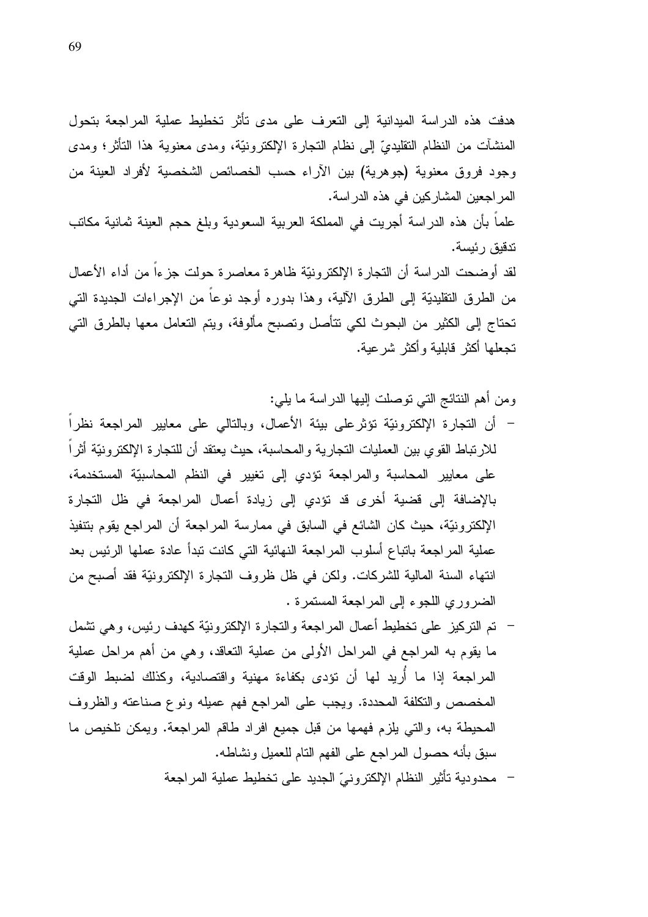هدفت هذه الدراسة الميدانية إلى التعرف على مدى تأثر تخطيط عملية المراجعة بتحول المنشآت من النظام التقليديّ إلى نظام التجارة الإلكترونيّة، ومدى معنوية هذا التأثر؛ ومدى وجود فروق معنوية (جوهرية) بين الآراء حسب الخصائص الشخصية لأفراد العينة من المراجعين المشاركين في هذه الدراسة.

علماً بأن هذه الدراسة أجريت في المملكة العربية السعودية وبلغ حجم العينة ثمانية مكاتب تدقيق رئيسة.

لقد أوضحت الدراسة أن التجارة الإلكترونيّة ظاهرة معاصرة حولت جزءاً من أداء الأعمال من الطرق التقليديّة إلى الطرق الآلية، وهذا بدوره أوجد نوعاً من الإجراءات الجديدة التي تحتاج إلى الكثير من البحوث لكي تتأصل وتصبح مألوفة، ويتم التعامل معها بالطرق التي تجعلها أكثر قابلية وأكثر شرعية.

ومن أهم النتائج التي توصلت إليها الدراسة ما يلي:

- أن التجارة الإلكترونيّة تؤثرعلى بيئة الأعمال، وبالتالي على معايير المراجعة نظراً للارتباط القوي بين العمليات التجارية والمحاسبة، حيث يعتقد أن للتجارة الإلكترونيّة أثراً على معايير المحاسبة والمراجعة تؤدي إلى تغيير في النظم المحاسبيّة المستخدمة، بالإضافة إلى قضية أخرى قد تؤدي إلى زيادة أعمال المراجعة في ظل التجارة الإلكترونيّة، حيث كان الشائع في السابق في ممارسة المراجعة أن المراجع يقوم بتنفيذ عملية المراجعة باتباع أسلوب المراجعة النهائية التي كانت تبدأ عادة عملها الرئيس بعد انتهاء السنة المالية للشركات. ولكن في ظل ظروف التجارة الإلكترونيّة فقد أصبح من الضروري اللجوء إلى المراجعة المستمرة .
- تم التركيز على تخطيط أعمال المراجعة والتجارة الإلكترونيّة كهدف رئيس، وهي تشمل ما يقوم به المراجع في المراحل الأولى من عملية التعاقد، وهي من أهم مراحل عملية المراجعة إذا ما أُريد لها أن تؤدى بكفاءة مهنية واقتصادية، وكذلك لضبط الوقت المخصص والتكلفة المحددة. ويجب على المراجع فهم عميله ونوع صناعته والظروف المحيطة به، والتي يلزم فهمها من قبل جميع افراد طاقم المراجعة. ويمكن تلخيص ما سبق بأنه حصول المراجع على الفهم التام للعميل ونشاطه.
- محدودية تأثير النظام الإلكترونيّ الجديد على تخطيط عملية المراجعة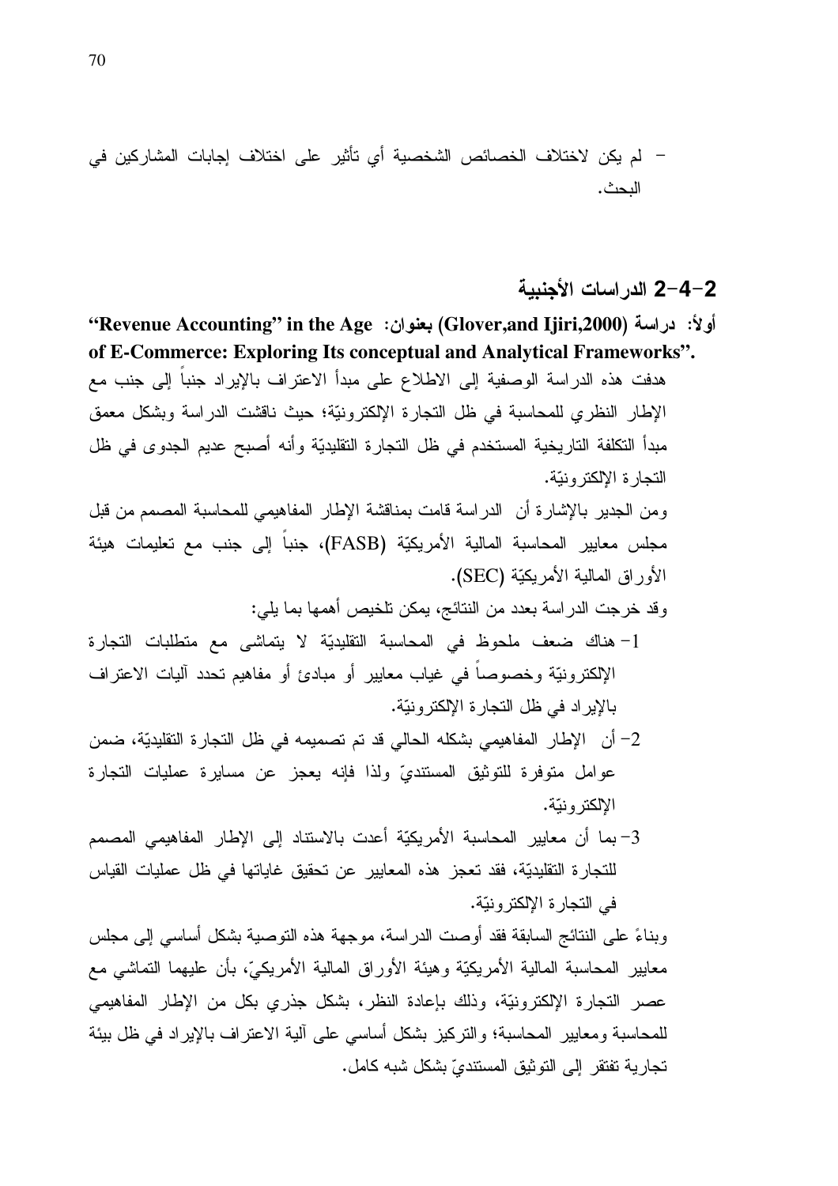- لم يكن لاختلاف الخصائص الشخصية أي تأثير على اختلاف إجابات المشاركين في البحث.

## 2-4-2 الدراسات الأجنبية

**أولاً: دراسة (Glover,and Ijiri,2000) بعنوان: "Revenue Accounting" in the Age of E-Commerce: Exploring Its conceptual and Analytical Frameworks".**

هدفت هذه الدراسة الوصفية إلى الاطلاع على مبدأ الاعتراف بالإيراد جنباً إلى جنب مع الإطار النظري للمحاسبة في ظل التجارة الإلكترونيّة؛ حيث ناقشت الدراسة وبشكل معمق مبدأ التكلفة التاريخية المستخدم في ظل التجارة التقليديّة وأنه أصبح عديم الجدوى في ظل التجارة الإلكترونيّة.

ومن الجدير بالإشارة أن الدراسة قامت بمناقشة الإطار المفاهيمي للمحاسبة المصمم من قبل مجلس معايير المحاسبة المالية الأمريكيّة (FASB)، جنباً إلى جنب مع تعليمات هيئة الأوراق المالية الأمريكيّة (SEC).

وقد خرجت الدراسة بعدد من النتائج، يمكن تلخيص أهمها بما يلي:

1- هناك ضعف ملحوظ في المحاسبة التقليديّة لا يتماشى مع متطلبات التجارة الإلكترونيّة وخصوصاً في غياب معايير أو مبادئ أو مفاهيم تحدد آليات الاعتراف بالإيراد في ظل التجارة الإلكترونيّة.

2- أن الإطار المفاهيمي بشكله الحالي قد تم تصميمه في ظل التجارة التقليديّة، ضمن عوامل متوفرة للتوثيق المستنديّ ولذا فإنه يعجز عن مسايرة عمليات التجارة الإلكترونيّة.

3- بما أن معايير المحاسبة الأمريكيّة أعدت بالاستناد إلى الإطار المفاهيمي المصمم للتجارة التقليديّة، فقد تعجز هذه المعايير عن تحقيق غاياتها في ظل عمليات القياس في التجارة الإلكترونيّة.

وبناءً على النتائج السابقة فقد أوصت الدراسة، موجهة هذه التوصية بشكل أساسي إلى مجلس معايير المحاسبة المالية الأمريكيّة وهيئة الأوراق المالية الأمريكيّ، بأن عليهما التماشي مع عصر التجارة الإلكترونيّة، وذلك بإعادة النظر، بشكل جذري بكل من الإطار المفاهيمي للمحاسبة ومعايير المحاسبة؛ والتركيز بشكل أساسي على آلية الاعتراف بالإيراد في ظل بيئة تجارية تفتقر إلى التوثيق المستنديّ بشكل شبه كامل.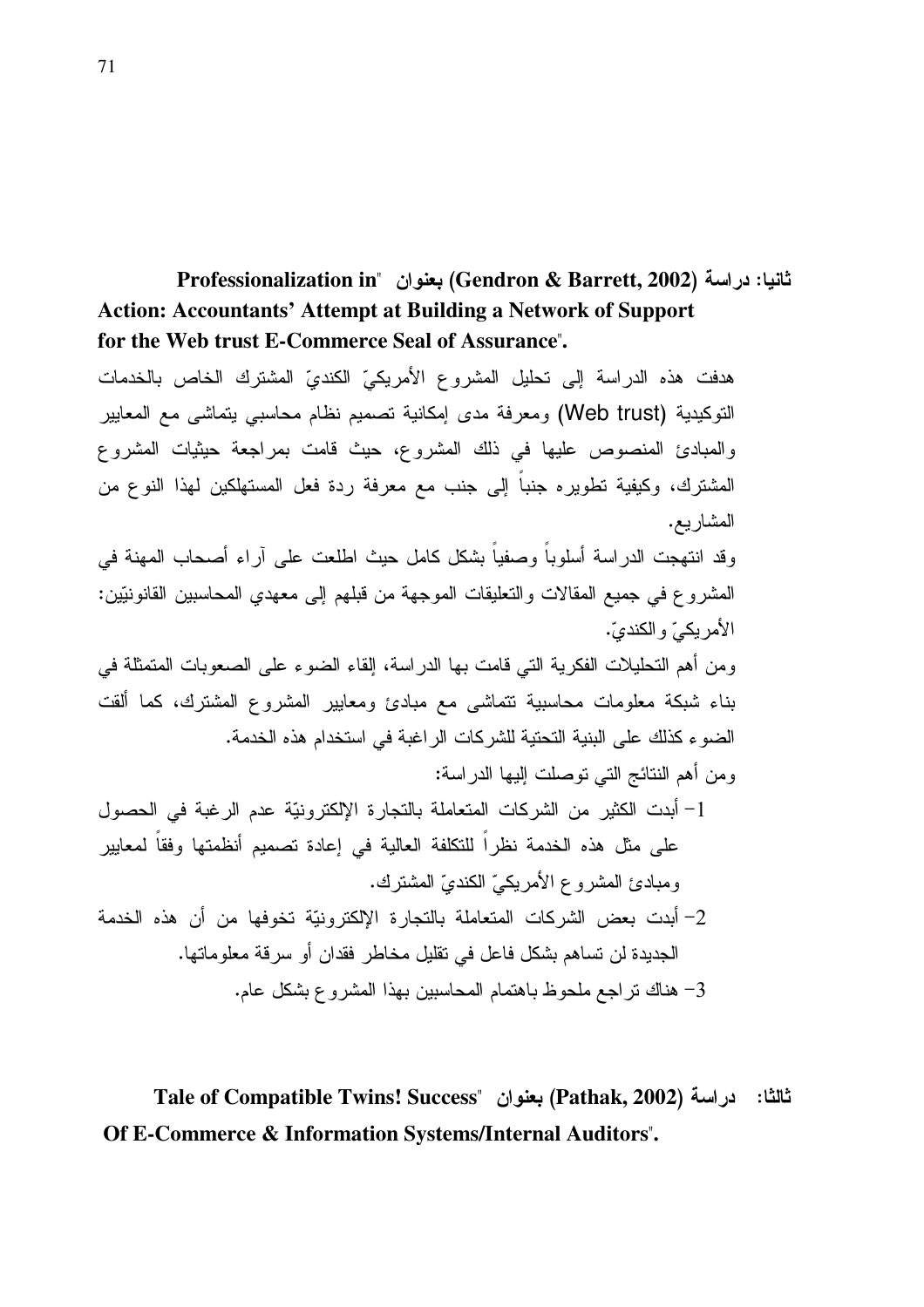**ثانيا: دراسة (Gendron & Barrett, 2002) بعنوان "Professionalization in Action: Accountants' Attempt at Building a Network of Support for the Web trust E-Commerce Seal of Assurance".**

هدفت هذه الدراسة إلى تحليل المشروع الأمريكيّ الكنديّ المشترك الخاص بالخدمات التوكيدية (Web trust) ومعرفة مدى إمكانية تصميم نظام محاسبي يتماشى مع المعايير والمبادئ المنصوص عليها في ذلك المشروع، حيث قامت بمراجعة حيثيات المشروع المشترك، وكيفية تطويره جنباً إلى جنب مع معرفة ردة فعل المستهلكين لهذا النوع من المشاريع.

وقد انتهجت الدراسة أسلوباً وصفياً بشكل كامل حيث اطلعت على آراء أصحاب المهنة في المشروع في جميع المقالات والتعليقات الموجهة من قبلهم إلى معهدي المحاسبين القانونيّين: الأمريكيّ والكنديّ.

ومن أهم التحليلات الفكرية التي قامت بها الدراسة، إلقاء الضوء على الصعوبات المتمثلة في بناء شبكة معلومات محاسبية تتماشى مع مبادئ ومعايير المشروع المشترك، كما ألقت الضوء كذلك على البنية التحتية للشركات الراغبة في استخدام هذه الخدمة.

ومن أهم النتائج التي توصلت إليها الدراسة:

1- أبدت الكثير من الشركات المتعاملة بالتجارة الإلكترونيّة عدم الرغبة في الحصول على مثل هذه الخدمة نظراً للتكلفة العالية في إعادة تصميم أنظمتها وفقاً لمعايير ومبادئ المشروع الأمريكيّ الكنديّ المشترك.
2- أبدت بعض الشركات المتعاملة بالتجارة الإلكترونيّة تخوفها من أن هذه الخدمة الجديدة لن تساهم بشكل فاعل في تقليل مخاطر فقدان أو سرقة معلوماتها.
3- هناك تراجع ملحوظ باهتمام المحاسبين بهذا المشروع بشكل عام.

**ثالثا: دراسة (Pathak, 2002) بعنوان "Tale of Compatible Twins! Success Of E-Commerce & Information Systems/Internal Auditors".**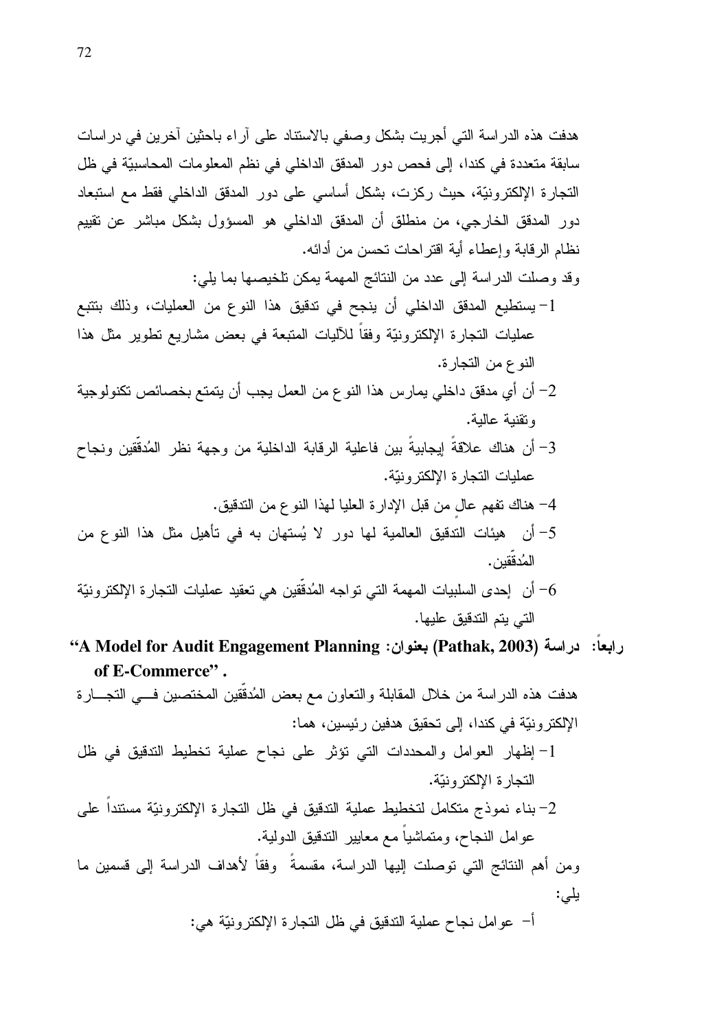هدفت هذه الدراسة التي أجريت بشكل وصفي بالاستناد على آراء باحثين آخرين في دراسات سابقة متعددة في كندا، إلى فحص دور المدقق الداخلي في نظم المعلومات المحاسبيّة في ظل التجارة الإلكترونيّة، حيث ركزت، بشكل أساسي على دور المدقق الداخلي فقط مع استبعاد دور المدقق الخارجي، من منطلق أن المدقق الداخلي هو المسؤول بشكل مباشر عن تقييم نظام الرقابة وإعطاء أية اقتراحات تحسن من أدائه.

وقد وصلت الدراسة إلى عدد من النتائج المهمة يمكن تلخيصها بما يلي:

1- يستطيع المدقق الداخلي أن ينجح في تدقيق هذا النوع من العمليات، وذلك بتتبع عمليات التجارة الإلكترونيّة وفقاً للآليات المتبعة في بعض مشاريع تطوير مثل هذا النوع من التجارة.
2- أن أي مدقق داخلي يمارس هذا النوع من العمل يجب أن يتمتع بخصائص تكنولوجية وتقنية عالية.
3- أن هناك علاقةً إيجابيةً بين فاعلية الرقابة الداخلية من وجهة نظر المُدقّقين ونجاح عمليات التجارة الإلكترونيّة.
4- هناك تفهم عالٍ من قبل الإدارة العليا لهذا النوع من التدقيق.
5- أن هيئات التدقيق العالمية لها دور لا يُستهان به في تأهيل مثل هذا النوع من المُدقّقين.
6- أن إحدى السلبيات المهمة التي تواجه المُدقّقين هي تعقيد عمليات التجارة الإلكترونيّة التي يتم التدقيق عليها.

**رابعاً: دراسة (Pathak, 2003) بعنوان: "A Model for Audit Engagement Planning of E-Commerce".**

هدفت هذه الدراسة من خلال المقابلة والتعاون مع بعض المُدقّقين المختصين في التجارة الإلكترونيّة في كندا، إلى تحقيق هدفين رئيسين، هما:

1- إظهار العوامل والمحددات التي تؤثر على نجاح عملية تخطيط التدقيق في ظل التجارة الإلكترونيّة.
2- بناء نموذج متكامل لتخطيط عملية التدقيق في ظل التجارة الإلكترونيّة مستنداً على عوامل النجاح، ومتماشياً مع معايير التدقيق الدولية.

ومن أهم النتائج التي توصلت إليها الدراسة، مقسمةً وفقاً لأهداف الدراسة إلى قسمين ما يلي:

أ- عوامل نجاح عملية التدقيق في ظل التجارة الإلكترونيّة هي: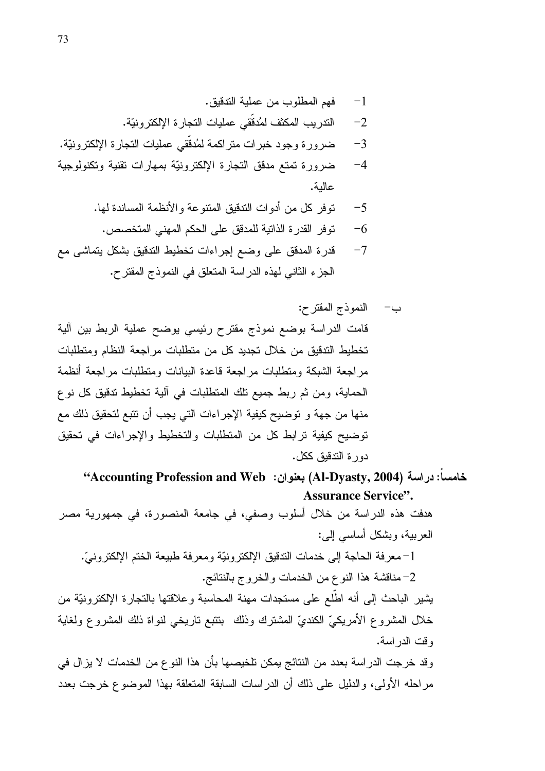1- فهم المطلوب من عملية التدقيق.

2- التدريب المكثف لمُدقّقي عمليات التجارة الإلكترونيّة.

3- ضرورة وجود خبرات متراكمة لمُدقّقي عمليات التجارة الإلكترونيّة.

4- ضرورة تمتع مدقق التجارة الإلكترونيّة بمهارات تقنية وتكنولوجية عالية.

5- توفر كل من أدوات التدقيق المتنوعة والأنظمة المساندة لها.

6- توفر القدرة الذاتية للمدقق على الحكم المهني المتخصص.

7- قدرة المدقق على وضع إجراءات تخطيط التدقيق بشكل يتماشى مع الجزء الثاني لهذه الدراسة المتعلق في النموذج المقترح.

ب- النموذج المقترح:

قامت الدراسة بوضع نموذج مقترح رئيسي يوضح عملية الربط بين آلية تخطيط التدقيق من خلال تحديد كل من متطلبات مراجعة النظام ومتطلبات مراجعة الشبكة ومتطلبات مراجعة قاعدة البيانات ومتطلبات مراجعة أنظمة الحماية، ومن ثم ربط جميع تلك المتطلبات في آلية تخطيط تدقيق كل نوع منها من جهة و توضيح كيفية الإجراءات التي يجب أن تتبع لتحقيق ذلك مع توضيح كيفية ترابط كل من المتطلبات والتخطيط والإجراءات في تحقيق دورة التدقيق ككل.

**خامساً: دراسة (Al-Dyasty, 2004) بعنوان: "Accounting Profession and Web Assurance Service".**

هدفت هذه الدراسة من خلال أسلوب وصفي، في جامعة المنصورة، في جمهورية مصر العربية، وبشكل أساسي إلى:

1- معرفة الحاجة إلى خدمات التدقيق الإلكترونيّة ومعرفة طبيعة الختم الإلكترونيّ.

2- مناقشة هذا النوع من الخدمات والخروج بالنتائج.

يشير الباحث إلى أنه اطّلع على مستجدات مهنة المحاسبة وعلاقتها بالتجارة الإلكترونيّة من خلال المشروع الأمريكيّ الكنديّ المشترك وذلك بتتبع تاريخي لنواة ذلك المشروع ولغاية وقت الدراسة.

وقد خرجت الدراسة بعدد من النتائج يمكن تلخيصها بأن هذا النوع من الخدمات لا يزال في مراحله الأولى، والدليل على ذلك أن الدراسات السابقة المتعلقة بهذا الموضوع خرجت بعدد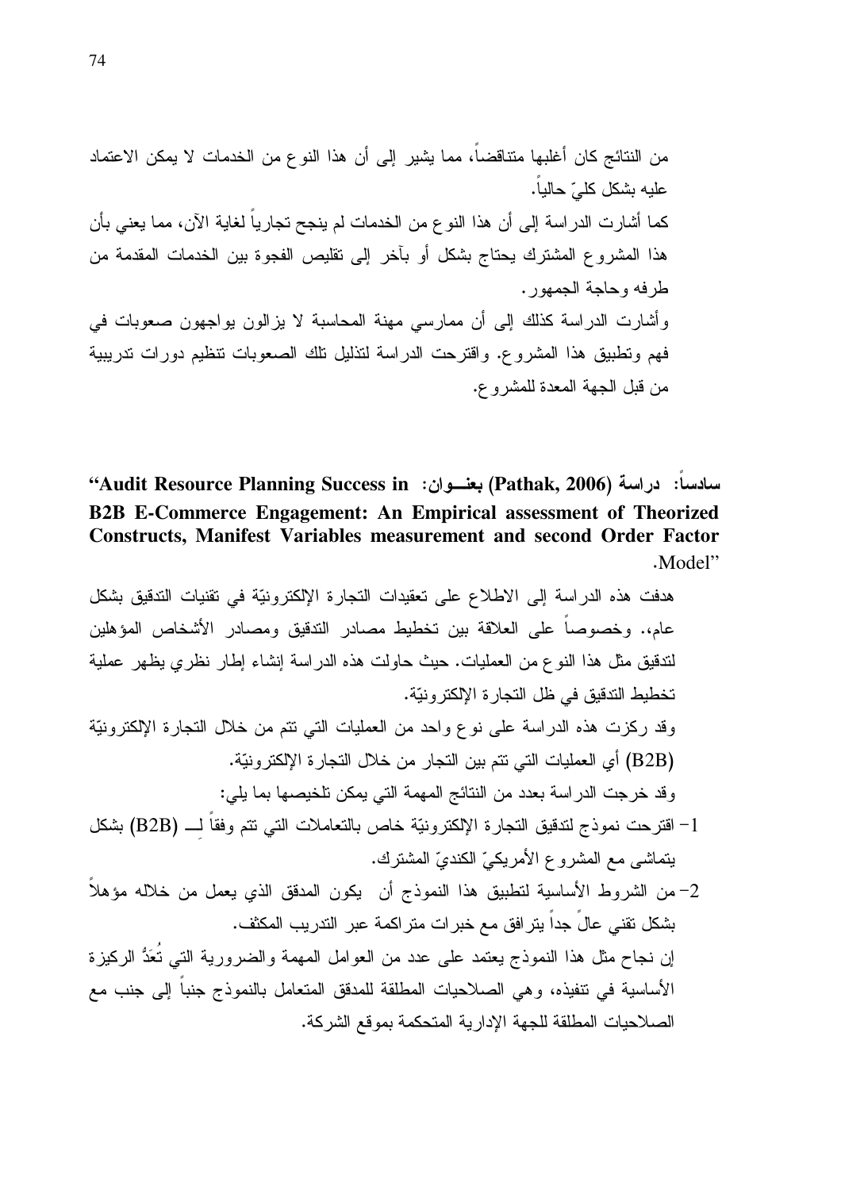من النتائج كان أغلبها متناقضاً، مما يشير إلى أن هذا النوع من الخدمات لا يمكن الاعتماد عليه بشكل كليّ حالياً.

كما أشارت الدراسة إلى أن هذا النوع من الخدمات لم ينجح تجارياً لغاية الآن، مما يعني بأن هذا المشروع المشترك يحتاج بشكل أو بآخر إلى تقليص الفجوة بين الخدمات المقدمة من طرفه وحاجة الجمهور.

وأشارت الدراسة كذلك إلى أن ممارسي مهنة المحاسبة لا يزالون يواجهون صعوبات في فهم وتطبيق هذا المشروع. واقترحت الدراسة لتذليل تلك الصعوبات تنظيم دورات تدريبية من قبل الجهة المعدة للمشروع.

**سادساً: دراسة (Pathak, 2006) بعنـــوان: "Audit Resource Planning Success in B2B E-Commerce Engagement: An Empirical assessment of Theorized Constructs, Manifest Variables measurement and second Order Factor Model".**

هدفت هذه الدراسة إلى الاطلاع على تعقيدات التجارة الإلكترونيّة في تقنيات التدقيق بشكل عام،. وخصوصاً على العلاقة بين تخطيط مصادر التدقيق ومصادر الأشخاص المؤهلين لتدقيق مثل هذا النوع من العمليات. حيث حاولت هذه الدراسة إنشاء إطار نظري يظهر عملية تخطيط التدقيق في ظل التجارة الإلكترونيّة.

وقد ركزت هذه الدراسة على نوع واحد من العمليات التي تتم من خلال التجارة الإلكترونيّة (B2B) أي العمليات التي تتم بين التجار من خلال التجارة الإلكترونيّة.

وقد خرجت الدراسة بعدد من النتائج المهمة التي يمكن تلخيصها بما يلي:

1- اقترحت نموذج لتدقيق التجارة الإلكترونيّة خاص بالتعاملات التي تتم وفقاً لـــ (B2B) بشكل يتماشى مع المشروع الأمريكيّ الكنديّ المشترك.

2- من الشروط الأساسية لتطبيق هذا النموذج أن يكون المدقق الذي يعمل من خلاله مؤهلاً بشكل تقني عالٍ جداً يترافق مع خبرات متراكمة عبر التدريب المكثف.

إن نجاح مثل هذا النموذج يعتمد على عدد من العوامل المهمة والضرورية التي تُعَدُّ الركيزة الأساسية في تنفيذه، وهي الصلاحيات المطلقة للمدقق المتعامل بالنموذج جنباً إلى جنب مع الصلاحيات المطلقة للجهة الإدارية المتحكمة بموقع الشركة.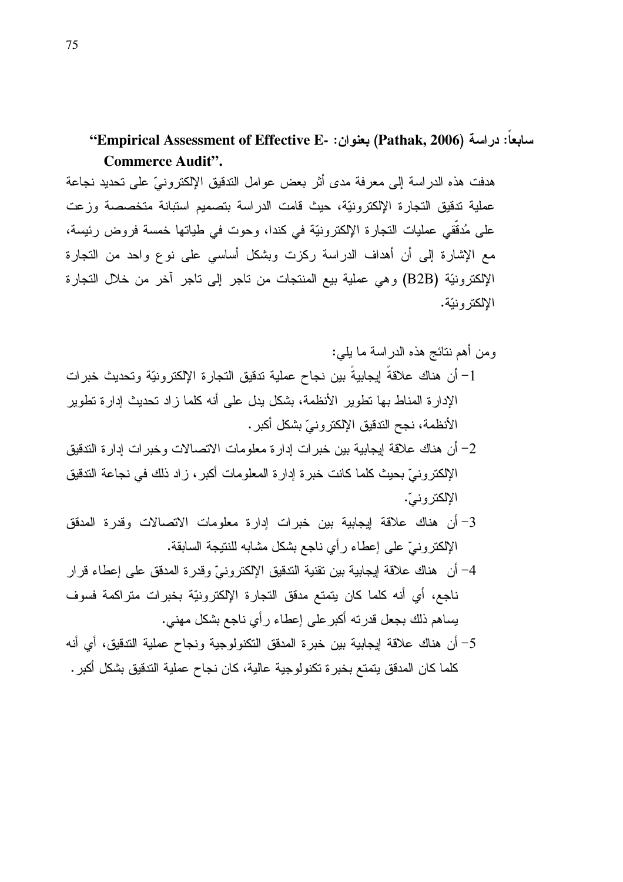### سابعاً: دراسة (Pathak, 2006) بعنوان: "Empirical Assessment of Effective E-Commerce Audit".

هدفت هذه الدراسة إلى معرفة مدى أثر بعض عوامل التدقيق الإلكترونيّ على تحديد نجاعة عملية تدقيق التجارة الإلكترونيّة، حيث قامت الدراسة بتصميم استبانة متخصصة وزعت على مُدقّقي عمليات التجارة الإلكترونيّة في كندا، وحوت في طياتها خمسة فروض رئيسة، مع الإشارة إلى أن أهداف الدراسة ركزت وبشكل أساسي على نوع واحد من التجارة الإلكترونيّة (B2B) وهي عملية بيع المنتجات من تاجر إلى تاجر آخر من خلال التجارة الإلكترونيّة.

ومن أهم نتائج هذه الدراسة ما يلي:

1- أن هناك علاقةً إيجابيةً بين نجاح عملية تدقيق التجارة الإلكترونيّة وتحديث خبرات الإدارة المناط بها تطوير الأنظمة، بشكل يدل على أنه كلما زاد تحديث إدارة تطوير الأنظمة، نجح التدقيق الإلكترونيّ بشكل أكبر.
2- أن هناك علاقة إيجابية بين خبرات إدارة معلومات الاتصالات وخبرات إدارة التدقيق الإلكترونيّ بحيث كلما كانت خبرة إدارة المعلومات أكبر، زاد ذلك في نجاعة التدقيق الإلكترونيّ.
3- أن هناك علاقة إيجابية بين خبرات إدارة معلومات الاتصالات وقدرة المدقق الإلكترونيّ على إعطاء رأي ناجع بشكل مشابه للنتيجة السابقة.
4- أن هناك علاقة إيجابية بين تقنية التدقيق الإلكترونيّ وقدرة المدقق على إعطاء قرار ناجع، أي أنه كلما كان يتمتع مدقق التجارة الإلكترونيّة بخبرات متراكمة فسوف يساهم ذلك بجعل قدرته أكبر على إعطاء رأي ناجع بشكل مهني.
5- أن هناك علاقة إيجابية بين خبرة المدقق التكنولوجية ونجاح عملية التدقيق، أي أنه كلما كان المدقق يتمتع بخبرة تكنولوجية عالية، كان نجاح عملية التدقيق بشكل أكبر.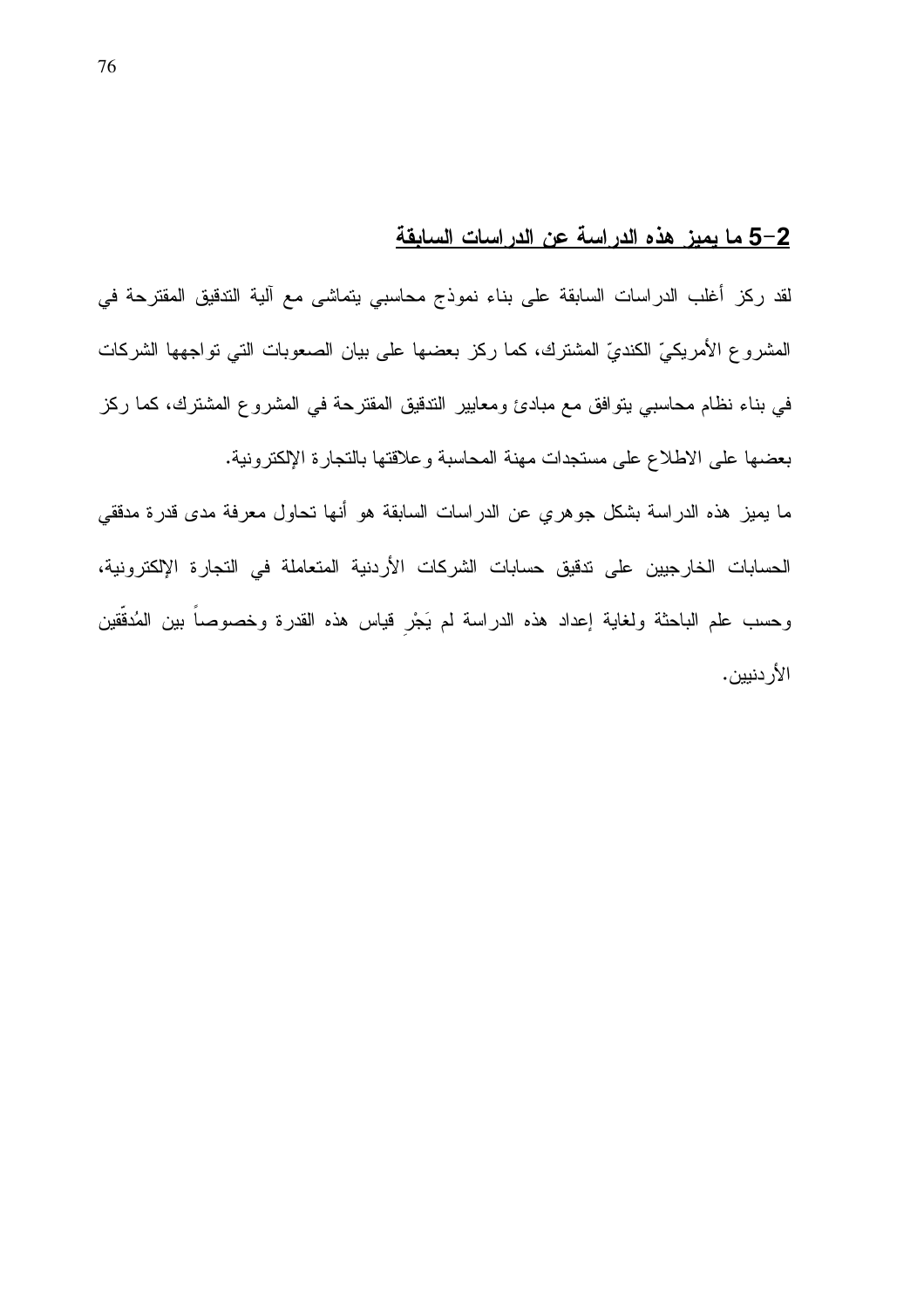## 2-5 ما يميز هذه الدراسة عن الدراسات السابقة

لقد ركز أغلب الدراسات السابقة على بناء نموذج محاسبي يتماشى مع آلية التدقيق المقترحة في المشروع الأمريكيّ الكنديّ المشترك، كما ركز بعضها على بيان الصعوبات التي تواجهها الشركات في بناء نظام محاسبي يتوافق مع مبادئ ومعايير التدقيق المقترحة في المشروع المشترك، كما ركز بعضها على الاطلاع على مستجدات مهنة المحاسبة وعلاقتها بالتجارة الإلكترونية.

ما يميز هذه الدراسة بشكل جوهري عن الدراسات السابقة هو أنها تحاول معرفة مدى قدرة مدققي الحسابات الخارجيين على تدقيق حسابات الشركات الأردنية المتعاملة في التجارة الإلكترونية، وحسب علم الباحثة ولغاية إعداد هذه الدراسة لم يَجْرِ قياس هذه القدرة وخصوصاً بين المُدقّقين الأردنيين.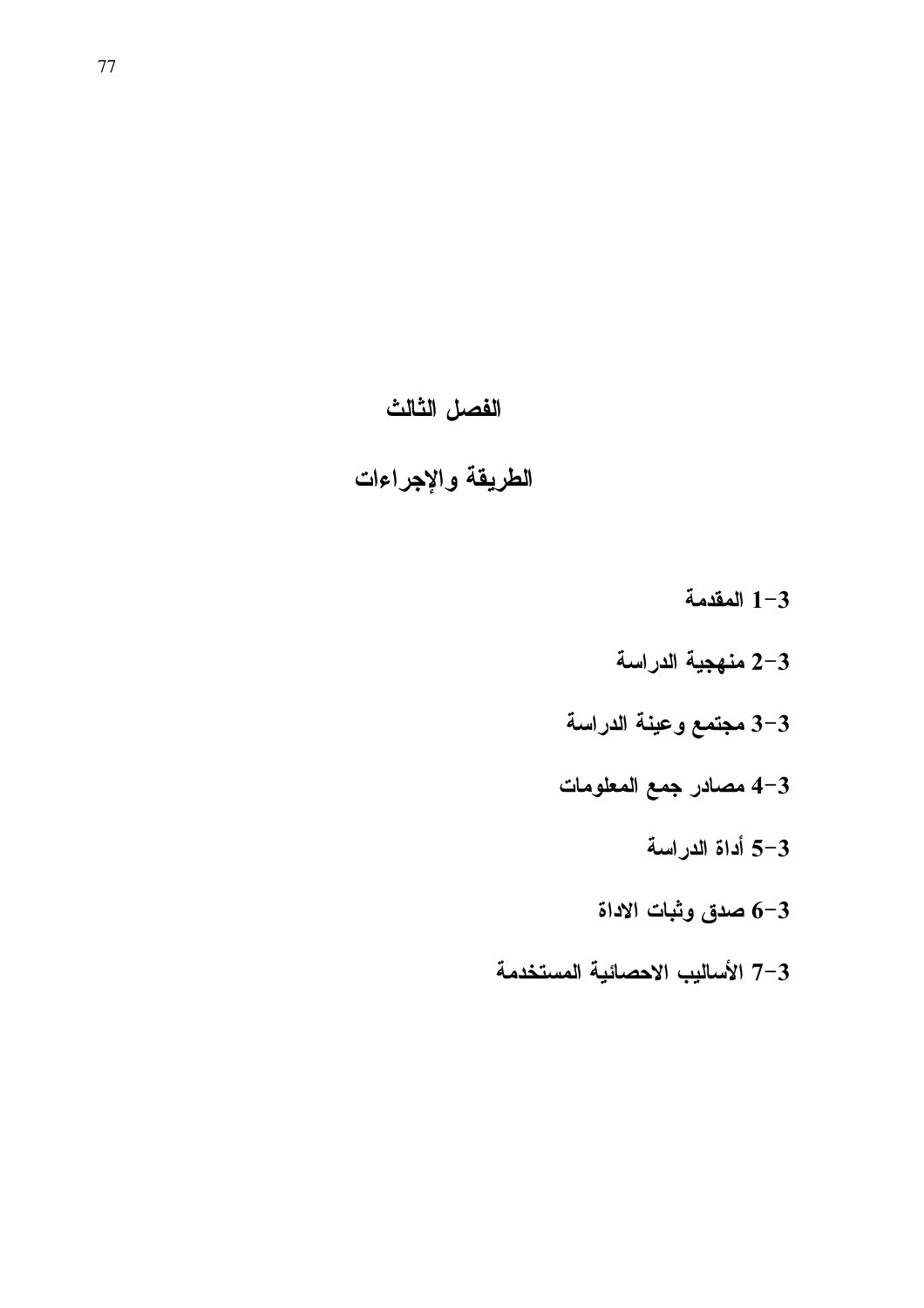# الفصل الثالث

## الطريقة والإجراءات

- 3-1 المقدمة
- 3-2 منهجية الدراسة
- 3-3 مجتمع وعينة الدراسة
- 3-4 مصادر جمع المعلومات
- 3-5 أداة الدراسة
- 3-6 صدق وثبات الاداة
- 3-7 الأساليب الاحصائية المستخدمة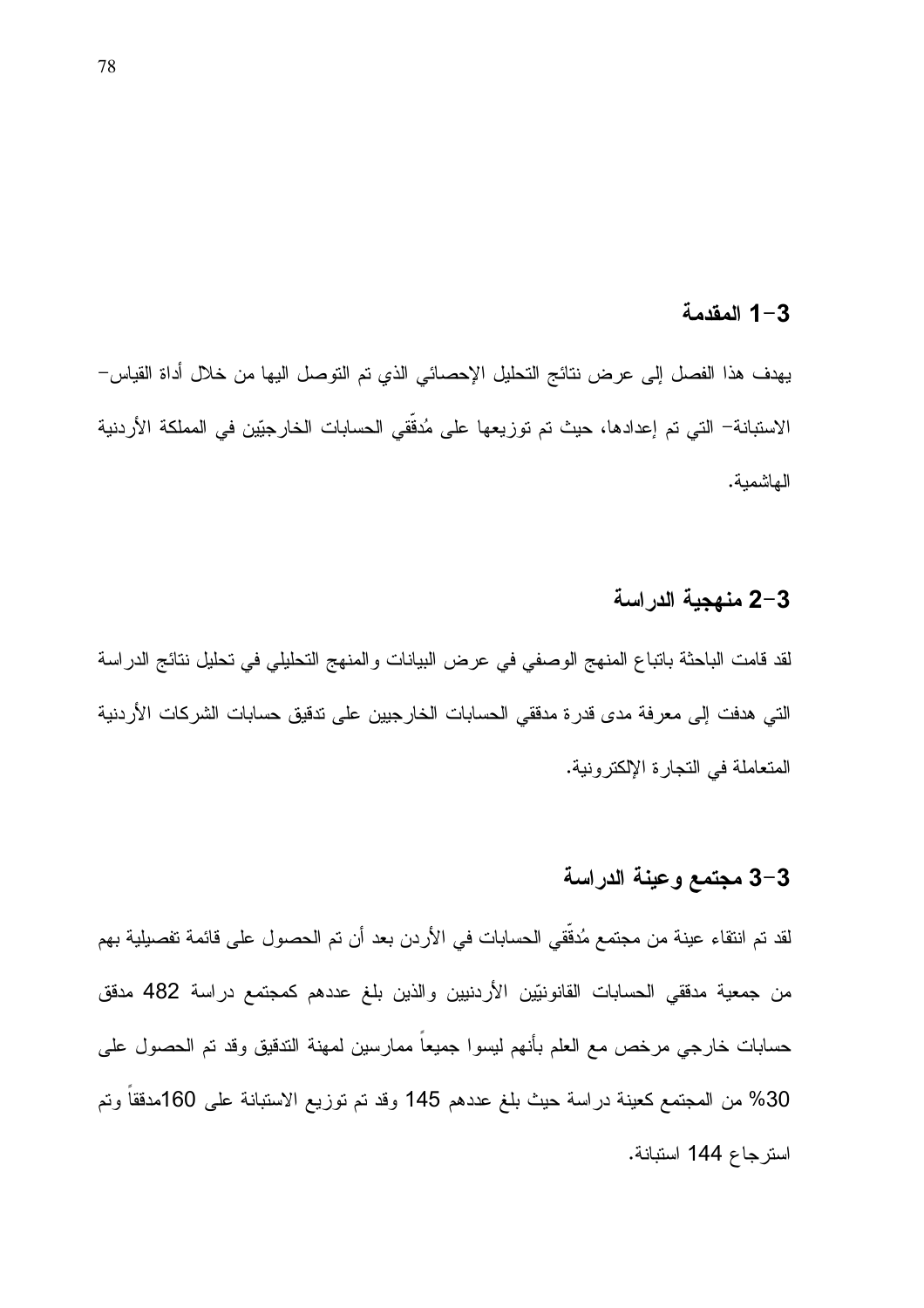## 3-1 المقدمة

يهدف هذا الفصل إلى عرض نتائج التحليل الإحصائي الذي تم التوصل اليها من خلال أداة القياس- الاستبانة- التي تم إعدادها، حيث تم توزيعها على مُدقّقي الحسابات الخارجيّين في المملكة الأردنية الهاشمية.

## 3-2 منهجية الدراسة

لقد قامت الباحثة باتباع المنهج الوصفي في عرض البيانات والمنهج التحليلي في تحليل نتائج الدراسة التي هدفت إلى معرفة مدى قدرة مدققي الحسابات الخارجيين على تدقيق حسابات الشركات الأردنية المتعاملة في التجارة الإلكترونية.

## 3-3 مجتمع وعينة الدراسة

لقد تم انتقاء عينة من مجتمع مُدقّقي الحسابات في الأردن بعد أن تم الحصول على قائمة تفصيلية بهم من جمعية مدققي الحسابات القانونيّين الأردنيين والذين بلغ عددهم كمجتمع دراسة 482 مدقق حسابات خارجي مرخص مع العلم بأنهم ليسوا جميعاً ممارسين لمهنة التدقيق وقد تم الحصول على 30% من المجتمع كعينة دراسة حيث بلغ عددهم 145 وقد تم توزيع الاستبانة على 160مدققاً وتم استرجاع 144 استبانة.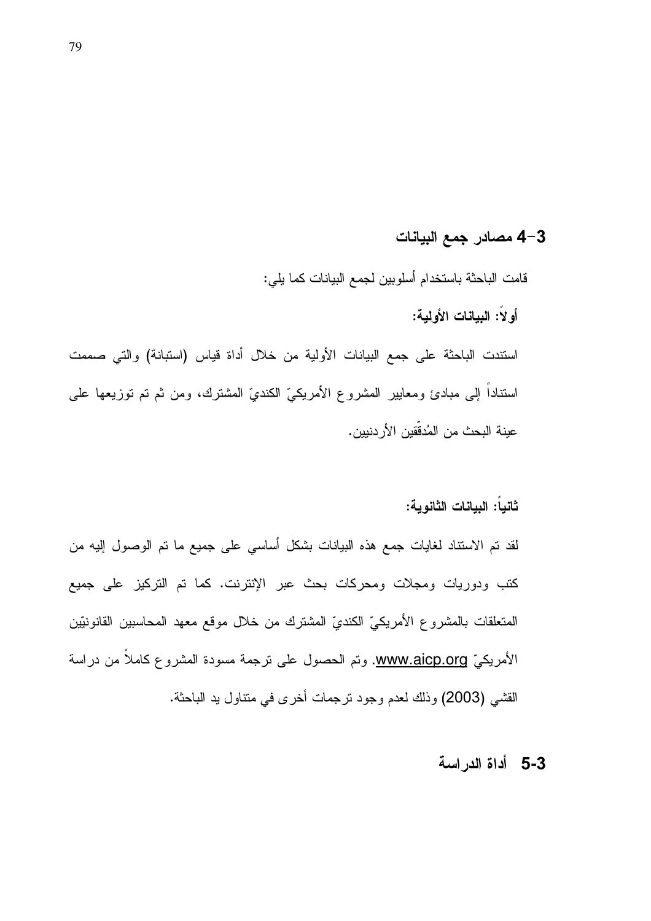## 3-4 مصادر جمع البيانات

قامت الباحثة باستخدام أسلوبين لجمع البيانات كما يلي:

**أولاً: البيانات الأولية:**

استندت الباحثة على جمع البيانات الأولية من خلال أداة قياس (استبانة) والتي صممت استناداً إلى مبادئ ومعايير المشروع الأمريكيّ الكنديّ المشترك، ومن ثم تم توزيعها على عينة البحث من المُدقّقين الأردنيين.

**ثانياً: البيانات الثانوية:**

لقد تم الاستناد لغايات جمع هذه البيانات بشكل أساسي على جميع ما تم الوصول إليه من كتب ودوريات ومجلات ومحركات بحث عبر الإنترنت. كما تم التركيز على جميع المتعلقات بالمشروع الأمريكيّ الكنديّ المشترك من خلال موقع معهد المحاسبين القانونيّين الأمريكيّ www.aicp.org. وتم الحصول على ترجمة مسودة المشروع كاملاً من دراسة القشي (2003) وذلك لعدم وجود ترجمات أخرى في متناول يد الباحثة.

## 3-5 أداة الدراسة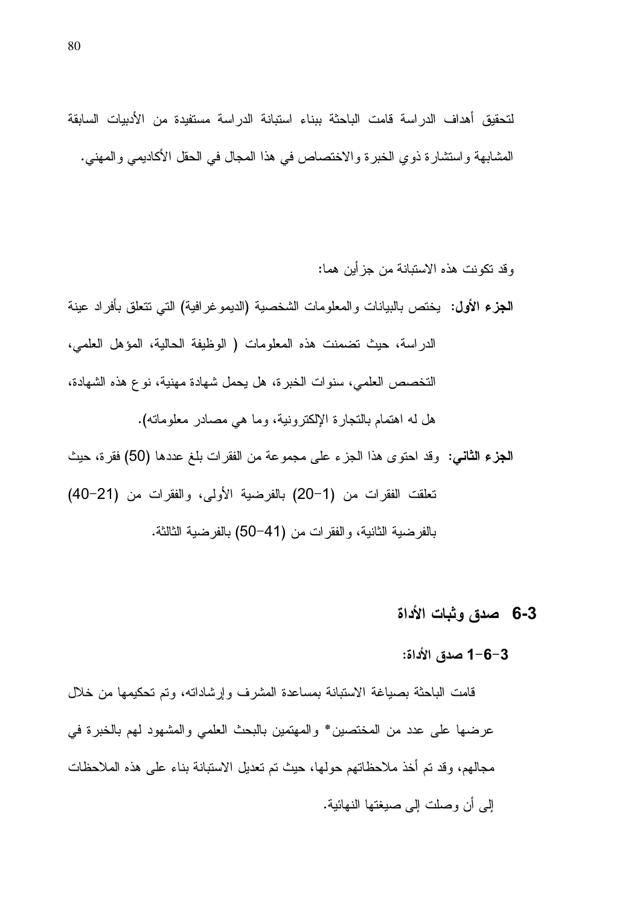لتحقيق أهداف الدراسة قامت الباحثة ببناء استبانة الدراسة مستفيدة من الأدبيات السابقة المشابهة واستشارة ذوي الخبرة والاختصاص في هذا المجال في الحقل الأكاديمي والمهني.

وقد تكونت هذه الاستبانة من جزأين هما:

**الجزء الأول:** يختص بالبيانات والمعلومات الشخصية (الديموغرافية) التي تتعلق بأفراد عينة الدراسة، حيث تضمنت هذه المعلومات ( الوظيفة الحالية، المؤهل العلمي، التخصص العلمي، سنوات الخبرة، هل يحمل شهادة مهنية، نوع هذه الشهادة، هل له اهتمام بالتجارة الإلكترونية، وما هي مصادر معلوماته).

**الجزء الثاني:** وقد احتوى هذا الجزء على مجموعة من الفقرات بلغ عددها (50) فقرة، حيث تعلقت الفقرات من (1–20) بالفرضية الأولى، والفقرات من (21–40) بالفرضية الثانية، والفقرات من (41–50) بالفرضية الثالثة.

## 3-6 صدق وثبات الأداة

### 3-6-1 صدق الأداة:

قامت الباحثة بصياغة الاستبانة بمساعدة المشرف وإرشاداته، وتم تحكيمها من خلال عرضها على عدد من المختصين* والمهتمين بالبحث العلمي والمشهود لهم بالخبرة في مجالهم، وقد تم أخذ ملاحظاتهم حولها، حيث تم تعديل الاستبانة بناء على هذه الملاحظات إلى أن وصلت إلى صيغتها النهائية.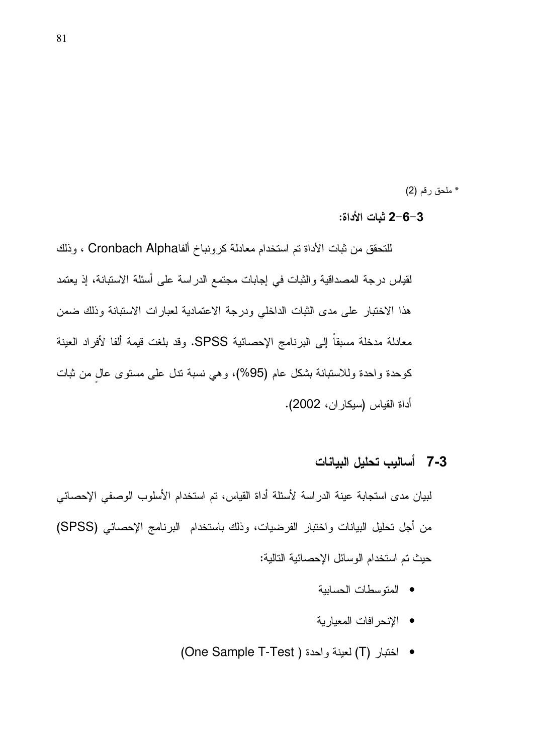* ملحق رقم (2)

### 3-6-2 ثبات الأداة:

للتحقق من ثبات الأداة تم استخدام معادلة كرونباخ ألفاCronbach Alpha ، وذلك لقياس درجة المصداقية والثبات في إجابات مجتمع الدراسة على أسئلة الاستبانة، إذ يعتمد هذا الاختبار على مدى الثبات الداخلي ودرجة الاعتمادية لعبارات الاستبانة وذلك ضمن معادلة مدخلة مسبقاً إلى البرنامج الإحصائية SPSS. وقد بلغت قيمة ألفا لأفراد العينة كوحدة واحدة وللاستبانة بشكل عام (95%)، وهي نسبة تدل على مستوى عالٍ من ثبات أداة القياس (سيكاران، 2002).

## 3-7 أساليب تحليل البيانات

لبيان مدى استجابة عينة الدراسة لأسئلة أداة القياس، تم استخدام الأسلوب الوصفي الإحصائي من أجل تحليل البيانات واختبار الفرضيات، وذلك باستخدام البرنامج الإحصائي (SPSS) حيث تم استخدام الوسائل الإحصائية التالية:

- المتوسطات الحسابية
- الإنحرافات المعيارية
- اختبار (T) لعينة واحدة ( One Sample T-Test)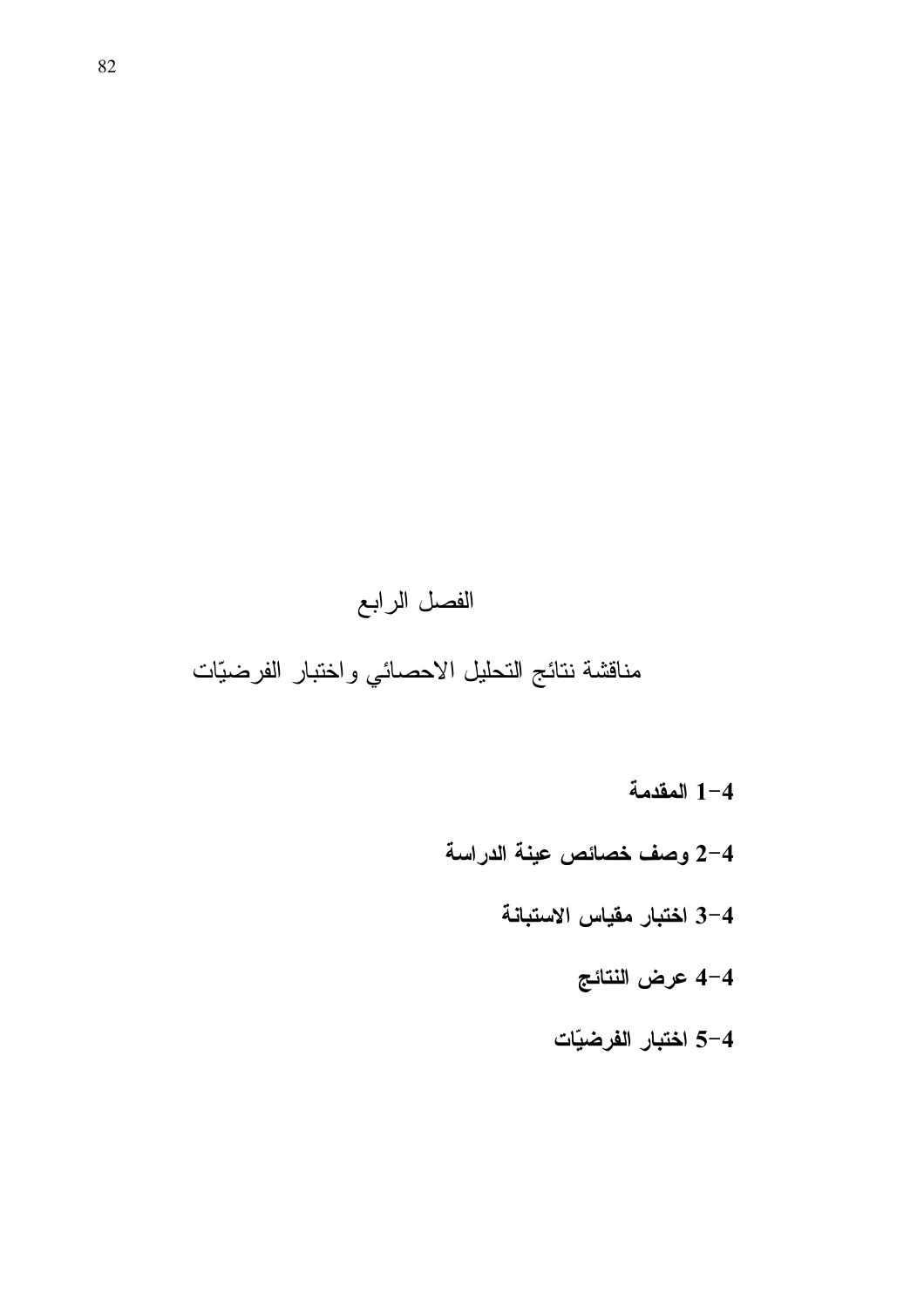# الفصل الرابع

## مناقشة نتائج التحليل الاحصائي واختبار الفرضيّات

**4-1 المقدمة**

**4-2 وصف خصائص عينة الدراسة**

**4-3 اختبار مقياس الاستبانة**

**4-4 عرض النتائج**

**4-5 اختبار الفرضيّات**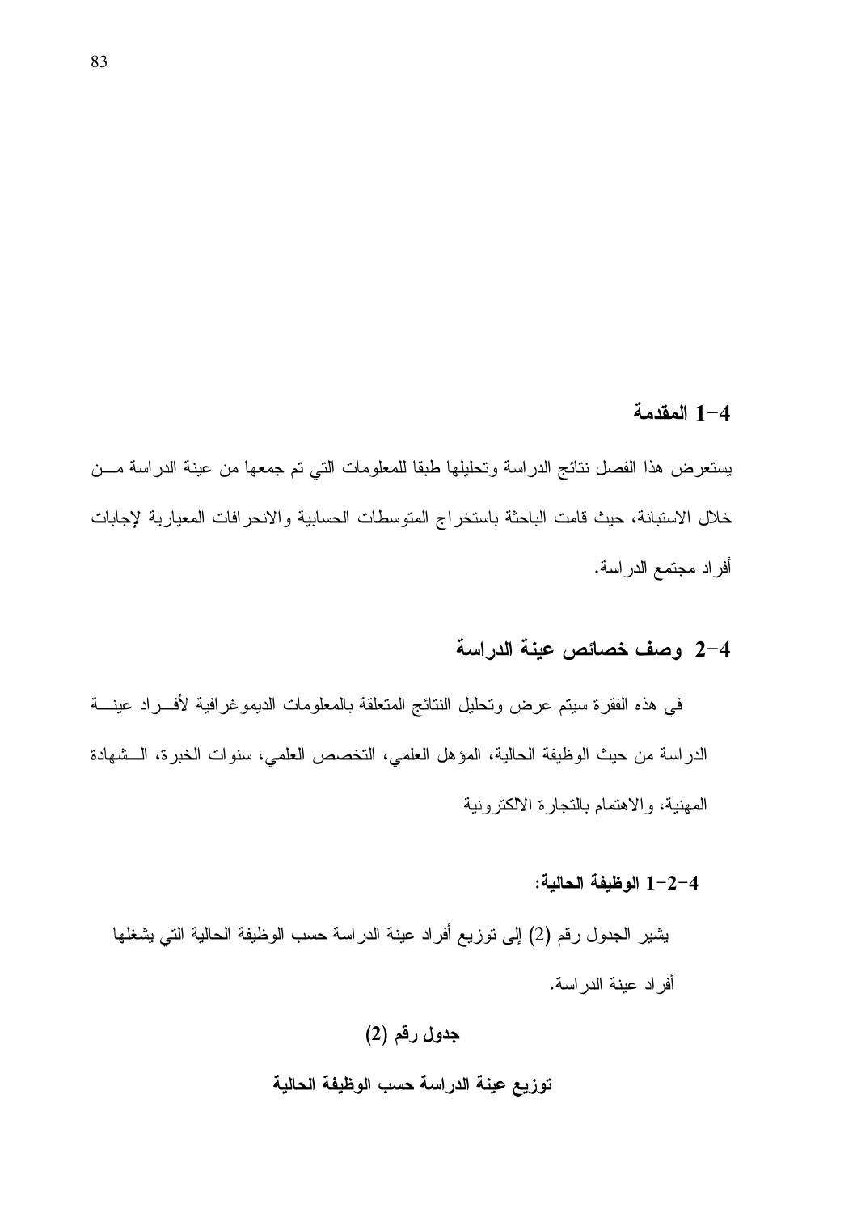## 4-1 المقدمة

يستعرض هذا الفصل نتائج الدراسة وتحليلها طبقا للمعلومات التي تم جمعها من عينة الدراسة من خلال الاستبانة، حيث قامت الباحثة باستخراج المتوسطات الحسابية والانحرافات المعيارية لإجابات أفراد مجتمع الدراسة.

## 4-2 وصف خصائص عينة الدراسة

في هذه الفقرة سيتم عرض وتحليل النتائج المتعلقة بالمعلومات الديموغرافية لأفراد عينة الدراسة من حيث الوظيفة الحالية، المؤهل العلمي، التخصص العلمي، سنوات الخبرة، الشهادة المهنية، والاهتمام بالتجارة الالكترونية

### 4-2-1 الوظيفة الحالية:

يشير الجدول رقم (2) إلى توزيع أفراد عينة الدراسة حسب الوظيفة الحالية التي يشغلها أفراد عينة الدراسة.

**جدول رقم (2)**

**توزيع عينة الدراسة حسب الوظيفة الحالية**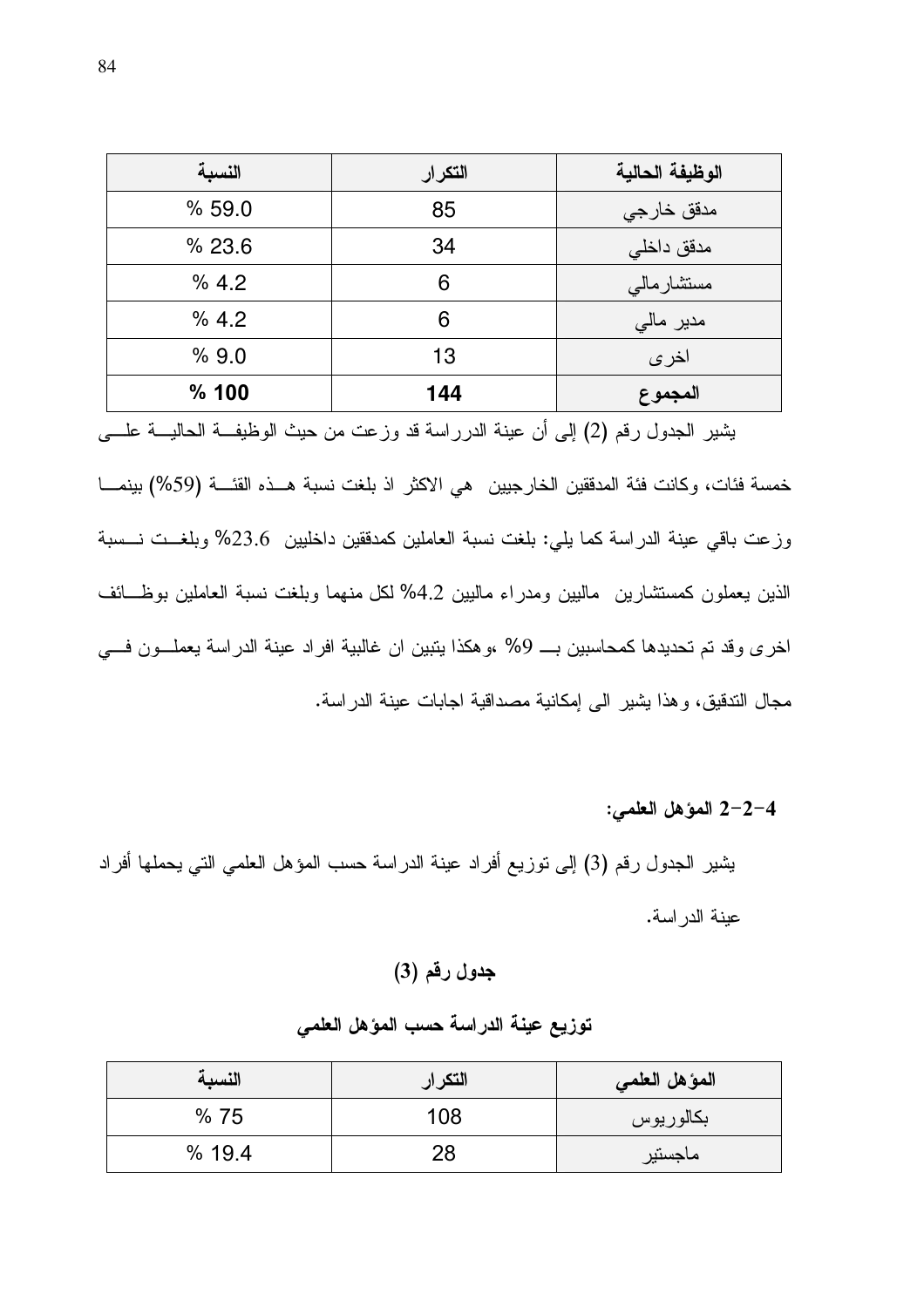| الوظيفة الحالية | التكرار | النسبة |
|---|---|---|
| مدقق خارجي | 85 | % 59.0 |
| مدقق داخلي | 34 | % 23.6 |
| مستشارمالي | 6 | % 4.2 |
| مدير مالي | 6 | % 4.2 |
| اخرى | 13 | % 9.0 |
| **المجموع** | **144** | **% 100** |

يشير الجدول رقم (2) إلى أن عينة الدرراسة قد وزعت من حيث الوظيفة الحالية على خمسة فئات، وكانت فئة المدققين الخارجيين هي الاكثر اذ بلغت نسبة هذه الفئة (59%) بينما وزعت باقي عينة الدراسة كما يلي: بلغت نسبة العاملين كمدققين داخليين 23.6% وبلغت نسبة الذين يعملون كمستشارين ماليين ومدراء ماليين 4.2% لكل منهما وبلغت نسبة العاملين بوظائف اخرى وقد تم تحديدها كمحاسبين بـ 9% ،وهكذا يتبين ان غالبية افراد عينة الدراسة يعملون في مجال التدقيق، وهذا يشير الى إمكانية مصداقية اجابات عينة الدراسة.

**4-2-2 المؤهل العلمي:**

يشير الجدول رقم (3) إلى توزيع أفراد عينة الدراسة حسب المؤهل العلمي التي يحملها أفراد عينة الدراسة.

**جدول رقم (3)**

**توزيع عينة الدراسة حسب المؤهل العلمي**

| المؤهل العلمي | التكرار | النسبة |
|---|---|---|
| بكالوريوس | 108 | % 75 |
| ماجستير | 28 | % 19.4 |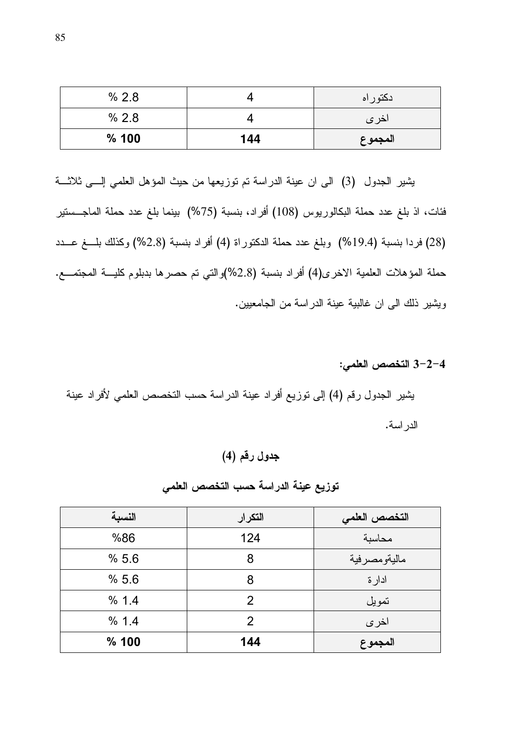| | | |
|---|---|---|
| دكتوراه | 4 | % 2.8 |
| اخرى | 4 | % 2.8 |
| **المجموع** | **144** | **% 100** |

يشير الجدول (3) الى ان عينة الدراسة تم توزيعها من حيث المؤهل العلمي إلى ثلاثة فئات، اذ بلغ عدد حملة البكالوريوس (108) أفراد، بنسبة (75%) بينما بلغ عدد حملة الماجستير (28) فردا بنسبة (19.4%) وبلغ عدد حملة الدكتوراة (4) أفراد بنسبة (2.8%) وكذلك بلغ عدد حملة المؤهلات العلمية الاخرى(4) أفراد بنسبة (2.8%)والتي تم حصرها بدبلوم كلية المجتمع. ويشير ذلك الى ان غالبية عينة الدراسة من الجامعيين.

### 4-2-3 التخصص العلمي:

يشير الجدول رقم (4) إلى توزيع أفراد عينة الدراسة حسب التخصص العلمي لأفراد عينة الدراسة.

**جدول رقم (4)**

**توزيع عينة الدراسة حسب التخصص العلمي**

| التخصص العلمي | التكرار | النسبة |
|---|---|---|
| محاسبة | 124 | %86 |
| ماليةومصرفية | 8 | % 5.6 |
| ادارة | 8 | % 5.6 |
| تمويل | 2 | % 1.4 |
| اخرى | 2 | % 1.4 |
| **المجموع** | **144** | **% 100** |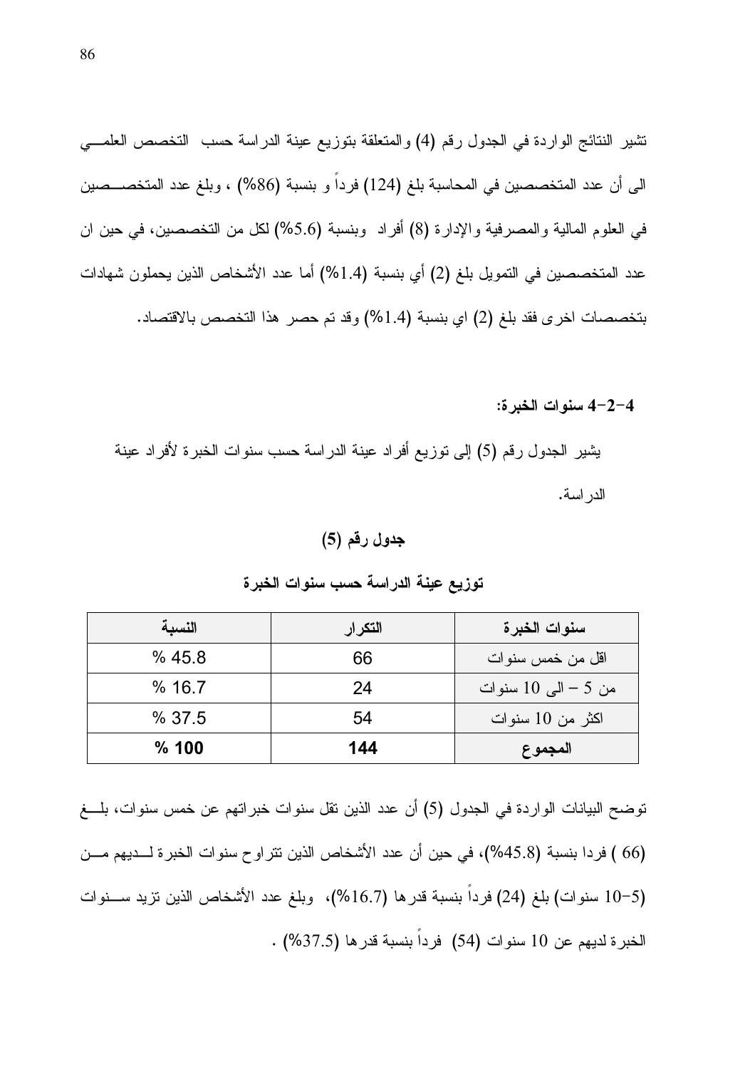تشير النتائج الواردة في الجدول رقم (4) والمتعلقة بتوزيع عينة الدراسة حسب التخصص العلمي الى أن عدد المتخصصين في المحاسبة بلغ (124) فرداً و بنسبة (86%) ، وبلغ عدد المتخصصين في العلوم المالية والمصرفية والإدارة (8) أفراد وبنسبة (5.6%) لكل من التخصصين، في حين ان عدد المتخصصين في التمويل بلغ (2) أي بنسبة (1.4%) أما عدد الأشخاص الذين يحملون شهادات بتخصصات اخرى فقد بلغ (2) اي بنسبة (1.4%) وقد تم حصر هذا التخصص بالاقتصاد.

### 4-2-4 سنوات الخبرة:

يشير الجدول رقم (5) إلى توزيع أفراد عينة الدراسة حسب سنوات الخبرة لأفراد عينة الدراسة.

**جدول رقم (5)**

**توزيع عينة الدراسة حسب سنوات الخبرة**

| سنوات الخبرة | التكرار | النسبة |
|---|---|---|
| اقل من خمس سنوات | 66 | % 45.8 |
| من 5 – الى 10 سنوات | 24 | % 16.7 |
| اكثر من 10 سنوات | 54 | % 37.5 |
| **المجموع** | **144** | **% 100** |

توضح البيانات الواردة في الجدول (5) أن عدد الذين تقل سنوات خبراتهم عن خمس سنوات، بلغ (66 ) فردا بنسبة (45.8%)، في حين أن عدد الأشخاص الذين تتراوح سنوات الخبرة لديهم من (5-10 سنوات) بلغ (24) فرداً بنسبة قدرها (16.7%)، وبلغ عدد الأشخاص الذين تزيد سنوات الخبرة لديهم عن 10 سنوات (54) فرداً بنسبة قدرها (37.5%) .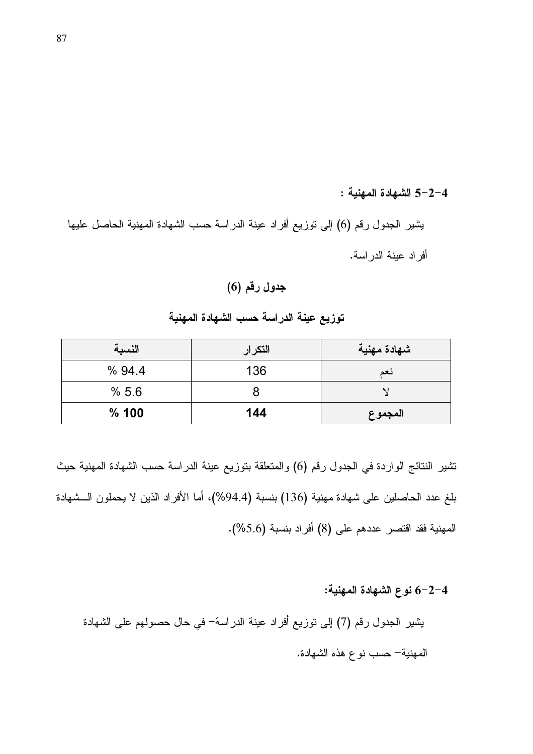### 4-2-5 الشهادة المهنية :

يشير الجدول رقم (6) إلى توزيع أفراد عينة الدراسة حسب الشهادة المهنية الحاصل عليها أفراد عينة الدراسة.

**جدول رقم (6)**

**توزيع عينة الدراسة حسب الشهادة المهنية**

| شهادة مهنية | التكرار | النسبة |
|---|---|---|
| نعم | 136 | % 94.4 |
| لا | 8 | % 5.6 |
| **المجموع** | **144** | **% 100** |

تشير النتائج الواردة في الجدول رقم (6) والمتعلقة بتوزيع عينة الدراسة حسب الشهادة المهنية حيث بلغ عدد الحاصلين على شهادة مهنية (136) بنسبة (94.4%)، أما الأفراد الذين لا يحملون الشهادة المهنية فقد اقتصر عددهم على (8) أفراد بنسبة (5.6%).

### 4-2-6 نوع الشهادة المهنية:

يشير الجدول رقم (7) إلى توزيع أفراد عينة الدراسة- في حال حصولهم على الشهادة المهنية- حسب نوع هذه الشهادة.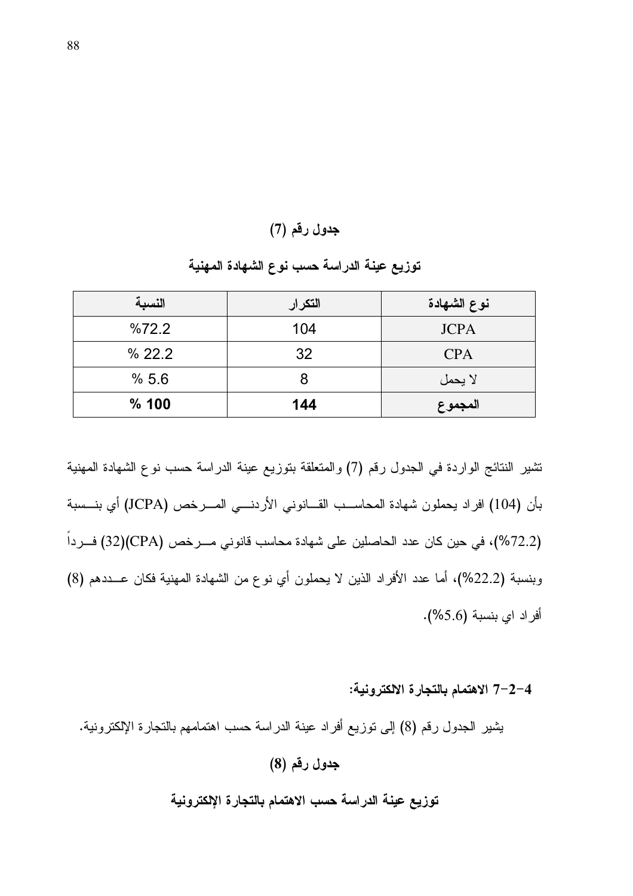**جدول رقم (7)**

**توزيع عينة الدراسة حسب نوع الشهادة المهنية**

| النسبة | التكرار | نوع الشهادة |
|---|---|---|
| %72.2 | 104 | JCPA |
| % 22.2 | 32 | CPA |
| % 5.6 | 8 | لا يحمل |
| **% 100** | **144** | **المجموع** |

تشير النتائج الواردة في الجدول رقم (7) والمتعلقة بتوزيع عينة الدراسة حسب نوع الشهادة المهنية بأن (104) افراد يحملون شهادة المحاسب القانوني الأردني المرخص (JCPA) أي بنسبة (72.2%)، في حين كان عدد الحاصلين على شهادة محاسب قانوني مرخص (CPA)(32) فرداً وبنسبة (22.2%)، أما عدد الأفراد الذين لا يحملون أي نوع من الشهادة المهنية فكان عددهم (8) أفراد اي بنسبة (5.6%).

**4-2-7 الاهتمام بالتجارة الالكترونية:**

يشير الجدول رقم (8) إلى توزيع أفراد عينة الدراسة حسب اهتمامهم بالتجارة الإلكترونية.

**جدول رقم (8)**

**توزيع عينة الدراسة حسب الاهتمام بالتجارة الإلكترونية**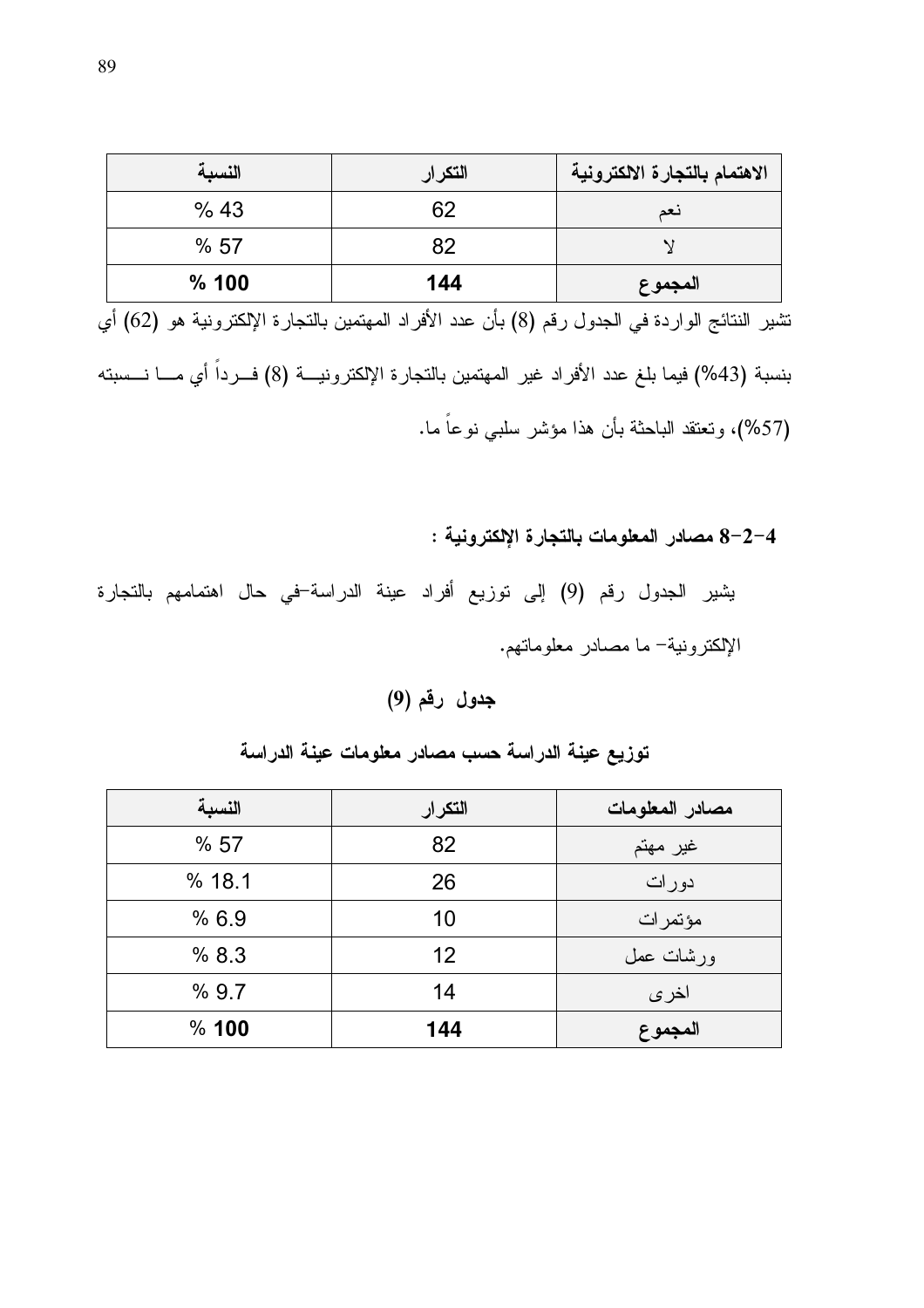| النسبة | التكرار | الاهتمام بالتجارة الالكترونية |
|---|---|---|
| % 43 | 62 | نعم |
| % 57 | 82 | لا |
| **% 100** | **144** | **المجموع** |

تشير النتائج الواردة في الجدول رقم (8) بأن عدد الأفراد المهتمين بالتجارة الإلكترونية هو (62) أي بنسبة (43%) فيما بلغ عدد الأفراد غير المهتمين بالتجارة الإلكترونيــة (8) فــرداً أي مــا نــسبته (57%)، وتعتقد الباحثة بأن هذا مؤشر سلبي نوعاً ما.

### 4-2-8 مصادر المعلومات بالتجارة الإلكترونية :

يشير الجدول رقم (9) إلى توزيع أفراد عينة الدراسة–في حال اهتمامهم بالتجارة الإلكترونية– ما مصادر معلوماتهم.

**جدول رقم (9)**

**توزيع عينة الدراسة حسب مصادر معلومات عينة الدراسة**

| النسبة | التكرار | مصادر المعلومات |
|---|---|---|
| % 57 | 82 | غير مهتم |
| % 18.1 | 26 | دورات |
| % 6.9 | 10 | مؤتمرات |
| % 8.3 | 12 | ورشات عمل |
| % 9.7 | 14 | اخرى |
| % **100** | **144** | **المجموع** |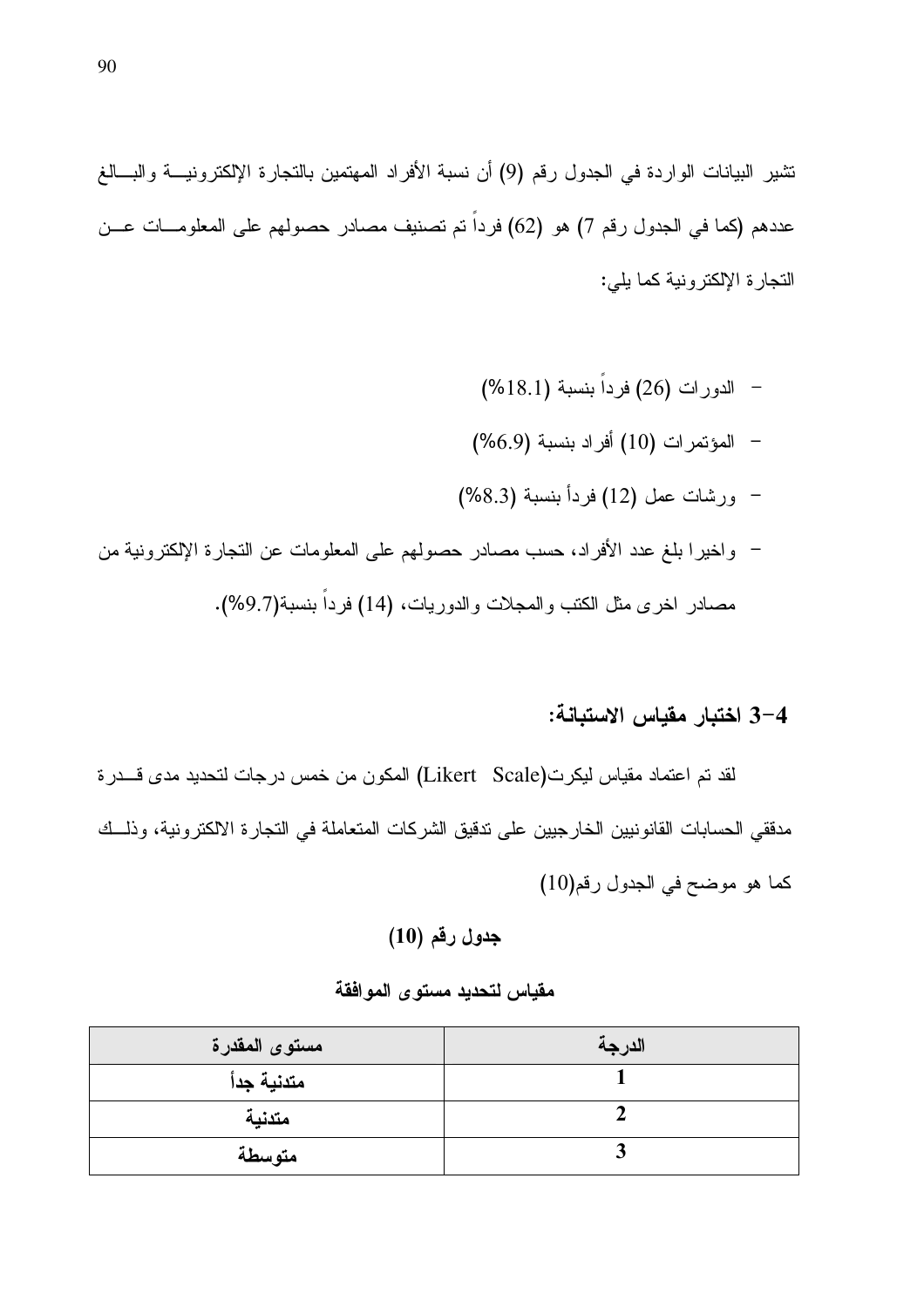تشير البيانات الواردة في الجدول رقم (9) أن نسبة الأفراد المهتمين بالتجارة الإلكترونيـة والبـالغ عددهم (كما في الجدول رقم 7) هو (62) فرداً تم تصنيف مصادر حصولهم على المعلومـات عـن التجارة الإلكترونية كما يلي:

- الدورات (26) فرداً بنسبة (18.1%)
- المؤتمرات (10) أفراد بنسبة (6.9%)
- ورشات عمل (12) فرداً بنسبة (8.3%)
- واخيرا بلغ عدد الأفراد، حسب مصادر حصولهم على المعلومات عن التجارة الإلكترونية من مصادر اخرى مثل الكتب والمجلات والدوريات، (14) فرداً بنسبة(9.7%).

## 3-4 اختبار مقياس الاستبانة:

لقد تم اعتماد مقياس ليكرت(Likert Scale) المكون من خمس درجات لتحديد مدى قـدرة مدققي الحسابات القانونيين الخارجيين على تدقيق الشركات المتعاملة في التجارة الالكترونية، وذلـك كما هو موضح في الجدول رقم(10)

**جدول رقم (10)**

**مقياس لتحديد مستوى الموافقة**

| الدرجة | مستوى المقدرة |
|---|---|
| 1 | متدنية جداً |
| 2 | متدنية |
| 3 | متوسطة |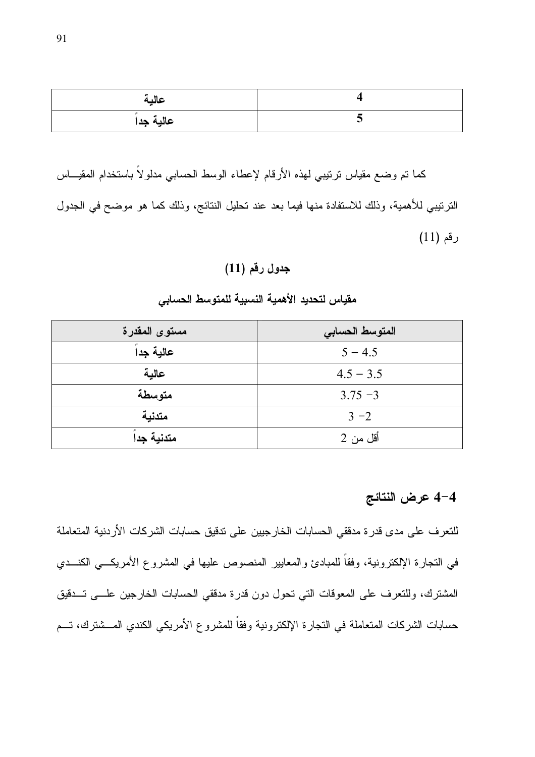| | |
|---|---|
| عالية | 4 |
| عالية جداً | 5 |

كما تم وضع مقياس ترتيبي لهذه الأرقام لإعطاء الوسط الحسابي مدلولاً باستخدام المقياس الترتيبي للأهمية، وذلك للاستفادة منها فيما بعد عند تحليل النتائج، وذلك كما هو موضح في الجدول رقم (11)

**جدول رقم (11)**

**مقياس لتحديد الأهمية النسبية للمتوسط الحسابي**

| مستوى المقدرة | المتوسط الحسابي |
|---|---|
| عالية جداً | 5 – 4.5 |
| عالية | 4.5 – 3.5 |
| متوسطة | 3.75 –3 |
| متدنية | 3 –2 |
| متدنية جداً | أقل من 2 |

## 4-4 عرض النتائج

للتعرف على مدى قدرة مدققي الحسابات الخارجيين على تدقيق حسابات الشركات الأردنية المتعاملة في التجارة الإلكترونية، وفقاً للمبادئ والمعايير المنصوص عليها في المشروع الأمريكي الكندي المشترك، وللتعرف على المعوقات التي تحول دون قدرة مدققي الحسابات الخارجين على تدقيق حسابات الشركات المتعاملة في التجارة الإلكترونية وفقاً للمشروع الأمريكي الكندي المشترك، تم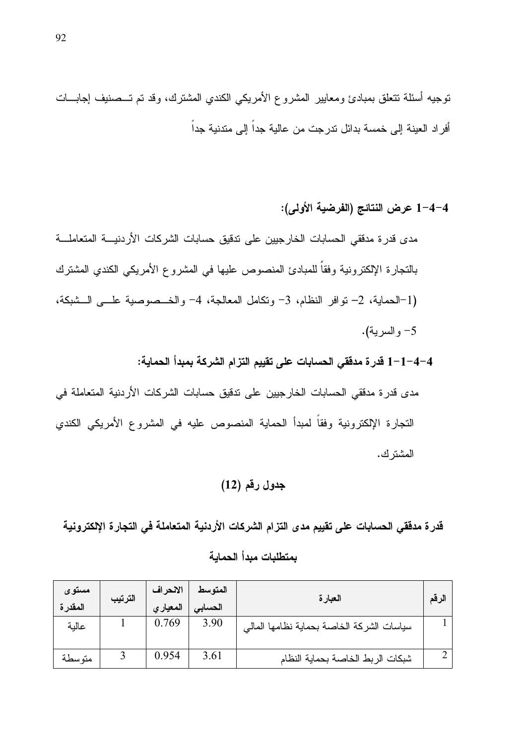توجيه أسئلة تتعلق بمبادئ ومعايير المشروع الأمريكي الكندي المشترك، وقد تم تصنيف إجابات أفراد العينة إلى خمسة بدائل تدرجت من عالية جداً إلى متدنية جداً

### 4-4-1 عرض النتائج (الفرضية الأولى):

مدى قدرة مدققي الحسابات الخارجيين على تدقيق حسابات الشركات الأردنية المتعاملة بالتجارة الإلكترونية وفقاً للمبادئ المنصوص عليها في المشروع الأمريكي الكندي المشترك (1-الحماية، 2- توافر النظام، 3- وتكامل المعالجة، 4- والخصوصية على الشبكة، 5- والسرية).

### 4-4-1-1 قدرة مدققي الحسابات على تقييم التزام الشركة بمبدأ الحماية:

مدى قدرة مدققي الحسابات الخارجيين على تدقيق حسابات الشركات الأردنية المتعاملة في التجارة الإلكترونية وفقاً لمبدأ الحماية المنصوص عليه في المشروع الأمريكي الكندي المشترك.

**جدول رقم (12)**

**قدرة مدققي الحسابات على تقييم مدى التزام الشركات الأردنية المتعاملة في التجارة الإلكترونية بمتطلبات مبدأ الحماية**

| الرقم | العبارة | المتوسط الحسابي | الانحراف المعياري | الترتيب | مستوى المقدرة |
|---|---|---|---|---|---|
| 1 | سياسات الشركة الخاصة بحماية نظامها المالي | 3.90 | 0.769 | 1 | عالية |
| 2 | شبكات الربط الخاصة بحماية النظام | 3.61 | 0.954 | 3 | متوسطة |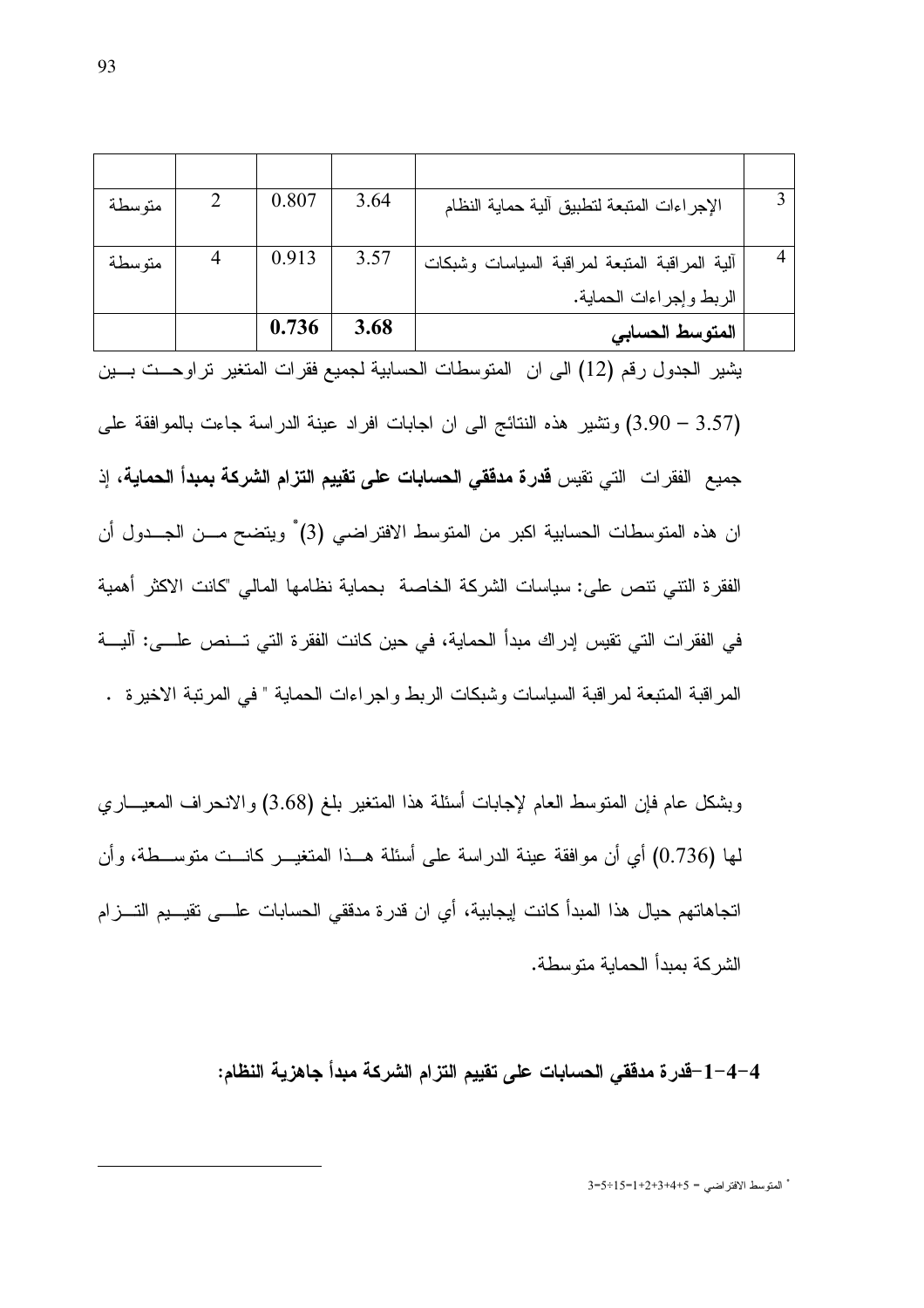| | | | | | |
|---|---|---|---|---|---|
| | | | | | |
| 3 | الإجراءات المتبعة لتطبيق آلية حماية النظام | 3.64 | 0.807 | 2 | متوسطة |
| 4 | آلية المراقبة المتبعة لمراقبة السياسات وشبكات الربط وإجراءات الحماية. | 3.57 | 0.913 | 4 | متوسطة |
| | **المتوسط الحسابي** | **3.68** | **0.736** | | |

يشير الجدول رقم (12) الى ان المتوسطات الحسابية لجميع فقرات المتغير تراوحت بين (3.57 – 3.90) وتشير هذه النتائج الى ان اجابات افراد عينة الدراسة جاءت بالموافقة على جميع الفقرات التي تقيس **قدرة مدققي الحسابات على تقييم التزام الشركة بمبدأ الحماية**، إذ ان هذه المتوسطات الحسابية اكبر من المتوسط الافتراضي (3)* ويتضح من الجدول أن الفقرة التني تنص على: سياسات الشركة الخاصة بحماية نظامها المالي "كانت الاكثر أهمية في الفقرات التي تقيس إدراك مبدأ الحماية، في حين كانت الفقرة التي تنص على: آلية المراقبة المتبعة لمراقبة السياسات وشبكات الربط واجراءات الحماية " في المرتبة الاخيرة .

وبشكل عام فإن المتوسط العام لإجابات أسئلة هذا المتغير بلغ (3.68) والانحراف المعياري لها (0.736) أي أن موافقة عينة الدراسة على أسئلة هذا المتغير كانت متوسطة، وأن اتجاهاتهم حيال هذا المبدأ كانت إيجابية، أي ان قدرة مدققي الحسابات على تقييم التزام الشركة بمبدأ الحماية متوسطة.

**4-4-1-قدرة مدققي الحسابات على تقييم التزام الشركة مبدأ جاهزية النظام:**

* المتوسط الافتراضي = 5+4+3+2+1=15÷5=3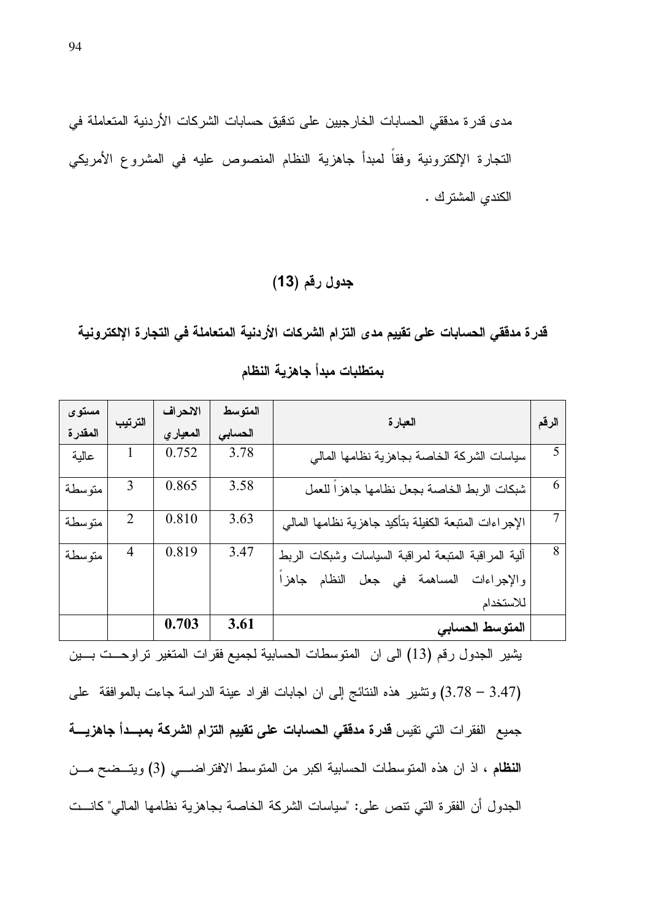مدى قدرة مدققي الحسابات الخارجيين على تدقيق حسابات الشركات الأردنية المتعاملة في التجارة الإلكترونية وفقاً لمبدأ جاهزية النظام المنصوص عليه في المشروع الأمريكي الكندي المشترك .

**جدول رقم (13)**

**قدرة مدققي الحسابات على تقييم مدى التزام الشركات الأردنية المتعاملة في التجارة الإلكترونية بمتطلبات مبدأ جاهزية النظام**

| الرقم | العبارة | المتوسط الحسابي | الانحراف المعياري | الترتيب | مستوى المقدرة |
|---|---|---|---|---|---|
| 5 | سياسات الشركة الخاصة بجاهزية نظامها المالي | 3.78 | 0.752 | 1 | عالية |
| 6 | شبكات الربط الخاصة بجعل نظامها جاهزاً للعمل | 3.58 | 0.865 | 3 | متوسطة |
| 7 | الإجراءات المتبعة الكفيلة بتأكيد جاهزية نظامها المالي | 3.63 | 0.810 | 2 | متوسطة |
| 8 | آلية المراقبة المتبعة لمراقبة السياسات وشبكات الربط والإجراءات المساهمة في جعل النظام جاهزاً للاستخدام | 3.47 | 0.819 | 4 | متوسطة |
| | **المتوسط الحسابي** | **3.61** | **0.703** | | |

يشير الجدول رقم (13) الى ان المتوسطات الحسابية لجميع فقرات المتغير تراوحت بين (3.47 – 3.78) وتشير هذه النتائج إلى ان اجابات افراد عينة الدراسة جاءت بالموافقة على جميع الفقرات التي تقيس **قدرة مدققي الحسابات على تقييم التزام الشركة بمبدأ جاهزية النظام** ، اذ ان هذه المتوسطات الحسابية اكبر من المتوسط الافتراضي (3) ويتضح من الجدول أن الفقرة التي تنص على: "سياسات الشركة الخاصة بجاهزية نظامها المالي" كانت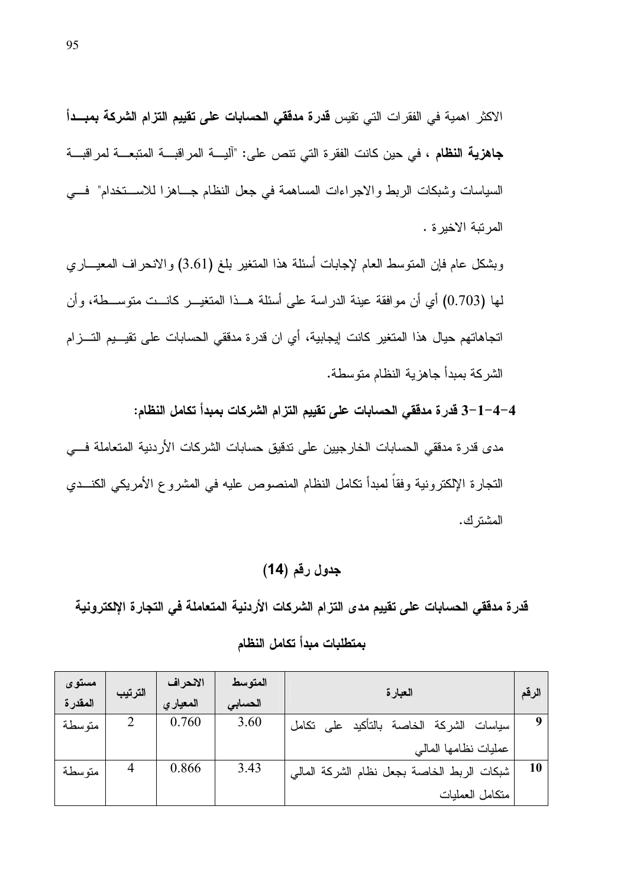الاكثر اهمية في الفقرات التي تقيس **قدرة مدققي الحسابات على تقييم التزام الشركة بمبدأ جاهزية النظام** ، في حين كانت الفقرة التي تنص على: "آلية المراقبة المتبعة لمراقبة السياسات وشبكات الربط والاجراءات المساهمة في جعل النظام جاهزا للاستخدام" في المرتبة الاخيرة .

وبشكل عام فإن المتوسط العام لإجابات أسئلة هذا المتغير بلغ (3.61) والانحراف المعياري لها (0.703) أي أن موافقة عينة الدراسة على أسئلة هذا المتغير كانت متوسطة، وأن اتجاهاتهم حيال هذا المتغير كانت إيجابية، أي ان قدرة مدققي الحسابات على تقييم التزام الشركة بمبدأ جاهزية النظام متوسطة.

### 4-4-1-3 قدرة مدققي الحسابات على تقييم التزام الشركات بمبدأ تكامل النظام:

مدى قدرة مدققي الحسابات الخارجيين على تدقيق حسابات الشركات الأردنية المتعاملة في التجارة الإلكترونية وفقاً لمبدأ تكامل النظام المنصوص عليه في المشروع الأمريكي الكندي المشترك.

**جدول رقم (14)**

**قدرة مدققي الحسابات على تقييم مدى التزام الشركات الأردنية المتعاملة في التجارة الإلكترونية بمتطلبات مبدأ تكامل النظام**

| الرقم | العبارة | المتوسط الحسابي | الانحراف المعياري | الترتيب | مستوى المقدرة |
|---|---|---|---|---|---|
| 9 | سياسات الشركة الخاصة بالتأكيد على تكامل عمليات نظامها المالي | 3.60 | 0.760 | 2 | متوسطة |
| 10 | شبكات الربط الخاصة بجعل نظام الشركة المالي متكامل العمليات | 3.43 | 0.866 | 4 | متوسطة |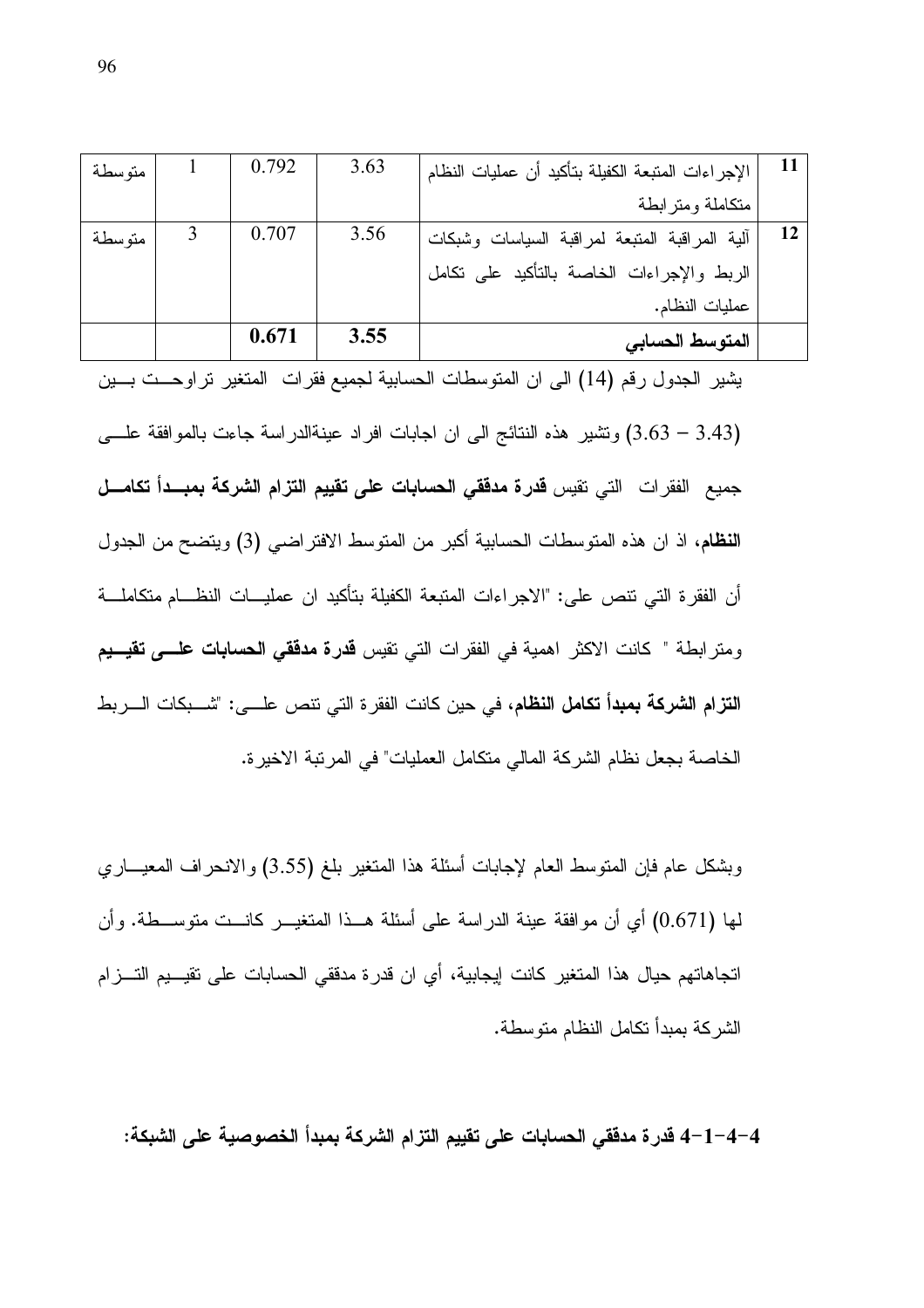| | | | | | |
|---|---|---|---|---|---|
| 11 | الإجراءات المتبعة الكفيلة بتأكيد أن عمليات النظام متكاملة ومترابطة | 3.63 | 0.792 | 1 | متوسطة |
| 12 | آلية المراقبة المتبعة لمراقبة السياسات وشبكات الربط والإجراءات الخاصة بالتأكيد على تكامل عمليات النظام. | 3.56 | 0.707 | 3 | متوسطة |
| | **المتوسط الحسابي** | **3.55** | **0.671** | | |

يشير الجدول رقم (14) الى ان المتوسطات الحسابية لجميع فقرات المتغير تراوحت بين (3.43 – 3.63) وتشير هذه النتائج الى ان اجابات افراد عينةالدراسة جاءت بالموافقة على جميع الفقرات التي تقيس **قدرة مدققي الحسابات على تقييم التزام الشركة بمبدأ تكامل النظام**، اذ ان هذه المتوسطات الحسابية أكبر من المتوسط الافتراضي (3) ويتضح من الجدول أن الفقرة التي تنص على: "الاجراءات المتبعة الكفيلة بتأكيد ان عمليات النظام متكاملة ومترابطة " كانت الاكثر اهمية في الفقرات التي تقيس **قدرة مدققي الحسابات على تقييم التزام الشركة بمبدأ تكامل النظام**، في حين كانت الفقرة التي تنص على: "شبكات الربط الخاصة بجعل نظام الشركة المالي متكامل العمليات" في المرتبة الاخيرة.

وبشكل عام فإن المتوسط العام لإجابات أسئلة هذا المتغير بلغ (3.55) والانحراف المعياري لها (0.671) أي أن موافقة عينة الدراسة على أسئلة هذا المتغير كانت متوسطة. وأن اتجاهاتهم حيال هذا المتغير كانت إيجابية، أي ان قدرة مدققي الحسابات على تقييم التزام الشركة بمبدأ تكامل النظام متوسطة.

### 4-4-1-4 قدرة مدققي الحسابات على تقييم التزام الشركة بمبدأ الخصوصية على الشبكة: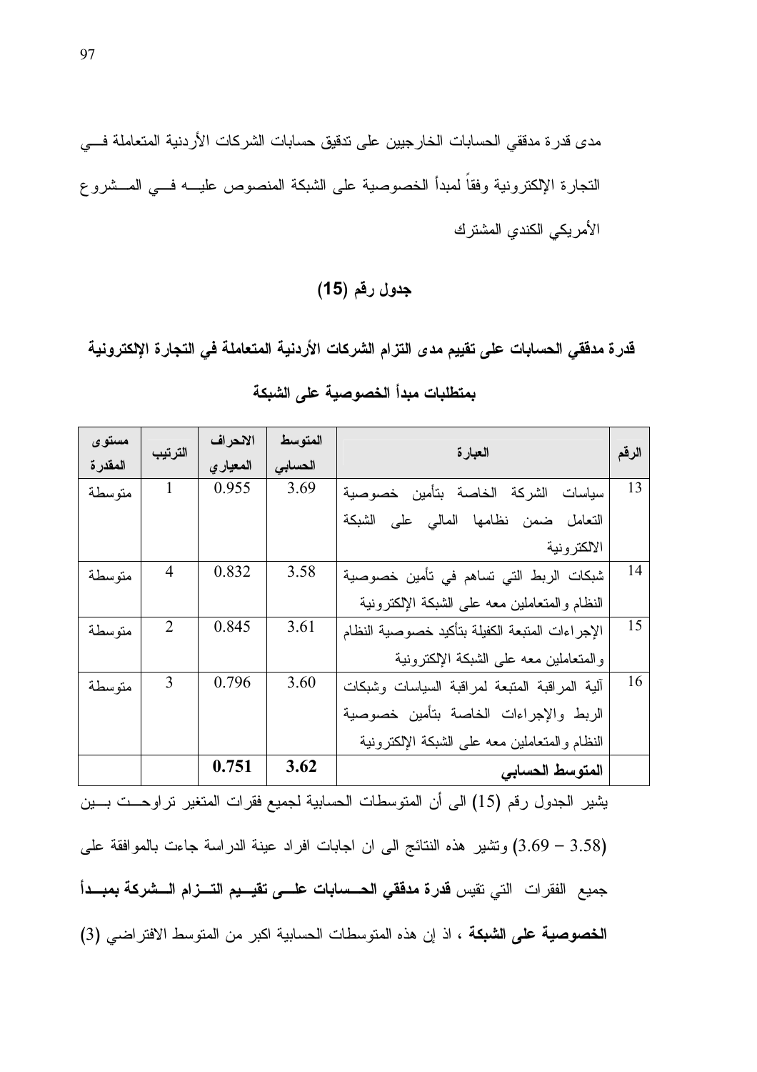مدى قدرة مدققي الحسابات الخارجيين على تدقيق حسابات الشركات الأردنية المتعاملة في التجارة الإلكترونية وفقاً لمبدأ الخصوصية على الشبكة المنصوص عليه في المشروع الأمريكي الكندي المشترك

**جدول رقم (15)**

**قدرة مدققي الحسابات على تقييم مدى التزام الشركات الأردنية المتعاملة في التجارة الإلكترونية بمتطلبات مبدأ الخصوصية على الشبكة**

| الرقم | العبارة | المتوسط الحسابي | الانحراف المعياري | الترتيب | مستوى المقدرة |
|---|---|---|---|---|---|
| 13 | سياسات الشركة الخاصة بتأمين خصوصية التعامل ضمن نظامها المالي على الشبكة الالكترونية | 3.69 | 0.955 | 1 | متوسطة |
| 14 | شبكات الربط التي تساهم في تأمين خصوصية النظام والمتعاملين معه على الشبكة الإلكترونية | 3.58 | 0.832 | 4 | متوسطة |
| 15 | الإجراءات المتبعة الكفيلة بتأكيد خصوصية النظام والمتعاملين معه على الشبكة الإلكترونية | 3.61 | 0.845 | 2 | متوسطة |
| 16 | آلية المراقبة المتبعة لمراقبة السياسات وشبكات الربط والإجراءات الخاصة بتأمين خصوصية النظام والمتعاملين معه على الشبكة الإلكترونية | 3.60 | 0.796 | 3 | متوسطة |
| | **المتوسط الحسابي** | **3.62** | **0.751** | | |

يشير الجدول رقم (15) الى أن المتوسطات الحسابية لجميع فقرات المتغير تراوحت بين (3.58 – 3.69) وتشير هذه النتائج الى ان اجابات افراد عينة الدراسة جاءت بالموافقة على جميع الفقرات التي تقيس **قدرة مدققي الحسابات على تقييم التزام الشركة بمبدأ الخصوصية على الشبكة** ، اذ إن هذه المتوسطات الحسابية اكبر من المتوسط الافتراضي (3)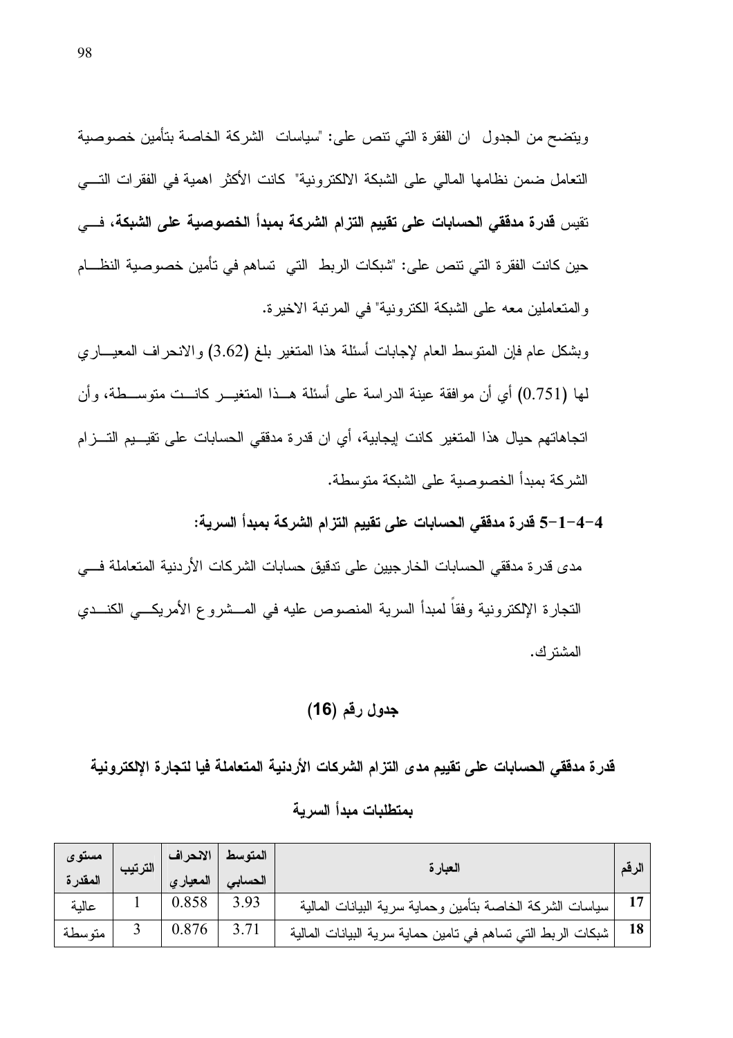ويتضح من الجدول ان الفقرة التي تنص على: "سياسات الشركة الخاصة بتأمين خصوصية التعامل ضمن نظامها المالي على الشبكة الالكترونية" كانت الأكثر اهمية في الفقرات التي تقيس **قدرة مدققي الحسابات على تقييم التزام الشركة بمبدأ الخصوصية على الشبكة**، في حين كانت الفقرة التي تنص على: "شبكات الربط التي تساهم في تأمين خصوصية النظام والمتعاملين معه على الشبكة الكترونية" في المرتبة الاخيرة.

وبشكل عام فإن المتوسط العام لإجابات أسئلة هذا المتغير بلغ (3.62) والانحراف المعياري لها (0.751) أي أن موافقة عينة الدراسة على أسئلة هذا المتغير كانت متوسطة، وأن اتجاهاتهم حيال هذا المتغير كانت إيجابية، أي ان قدرة مدققي الحسابات على تقييم التزام الشركة بمبدأ الخصوصية على الشبكة متوسطة.

### 4-4-1-5 قدرة مدققي الحسابات على تقييم التزام الشركة بمبدأ السرية:

مدى قدرة مدققي الحسابات الخارجيين على تدقيق حسابات الشركات الأردنية المتعاملة في التجارة الإلكترونية وفقاً لمبدأ السرية المنصوص عليه في المشروع الأمريكي الكندي المشترك.

**جدول رقم (16)**

**قدرة مدققي الحسابات على تقييم مدى التزام الشركات الأردنية المتعاملة فيا لتجارة الإلكترونية بمتطلبات مبدأ السرية**

| الرقم | العبارة | المتوسط الحسابي | الانحراف المعياري | الترتيب | مستوى المقدرة |
|---|---|---|---|---|---|
| 17 | سياسات الشركة الخاصة بتأمين وحماية سرية البيانات المالية | 3.93 | 0.858 | 1 | عالية |
| 18 | شبكات الربط التي تساهم في تامين حماية سرية البيانات المالية | 3.71 | 0.876 | 3 | متوسطة |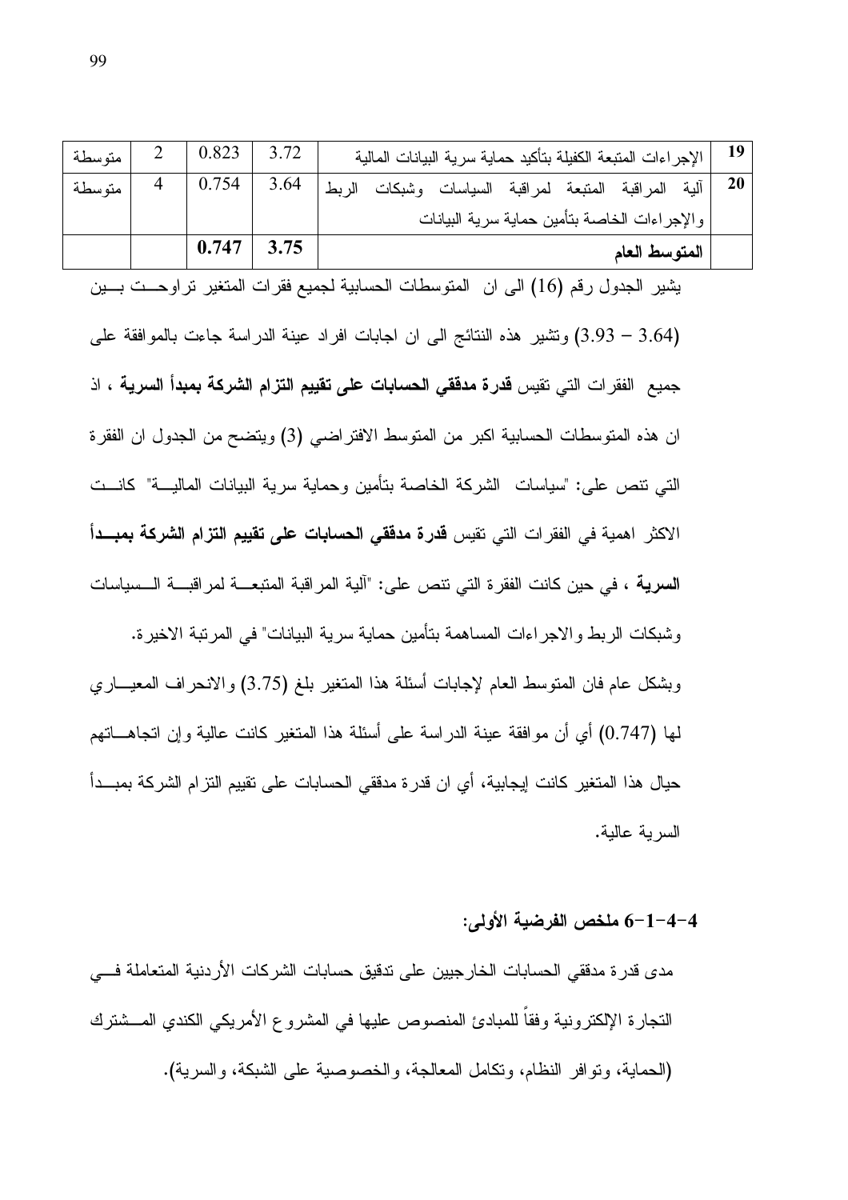| | | | | | |
|---|---|---|---|---|---|
| 19 | الإجراءات المتبعة الكفيلة بتأكيد حماية سرية البيانات المالية | 3.72 | 0.823 | 2 | متوسطة |
| 20 | آلية المراقبة المتبعة لمراقبة السياسات وشبكات الربط والإجراءات الخاصة بتأمين حماية سرية البيانات | 3.64 | 0.754 | 4 | متوسطة |
| | **المتوسط العام** | **3.75** | **0.747** | | |

يشير الجدول رقم (16) الى ان المتوسطات الحسابية لجميع فقرات المتغير تراوحت بين (3.64 – 3.93) وتشير هذه النتائج الى ان اجابات افراد عينة الدراسة جاءت بالموافقة على جميع الفقرات التي تقيس **قدرة مدققي الحسابات على تقييم التزام الشركة بمبدأ السرية** ، اذ ان هذه المتوسطات الحسابية اكبر من المتوسط الافتراضي (3) ويتضح من الجدول ان الفقرة التي تنص على: "سياسات الشركة الخاصة بتأمين وحماية سرية البيانات المالية" كانت الاكثر اهمية في الفقرات التي تقيس **قدرة مدققي الحسابات على تقييم التزام الشركة بمبدأ السرية** ، في حين كانت الفقرة التي تنص على: "آلية المراقبة المتبعة لمراقبة السياسات وشبكات الربط والاجراءات المساهمة بتأمين حماية سرية البيانات" في المرتبة الاخيرة.

وبشكل عام فان المتوسط العام لإجابات أسئلة هذا المتغير بلغ (3.75) والانحراف المعياري لها (0.747) أي أن موافقة عينة الدراسة على أسئلة هذا المتغير كانت عالية وإن اتجاهاتهم حيال هذا المتغير كانت إيجابية، أي ان قدرة مدققي الحسابات على تقييم التزام الشركة بمبدأ السرية عالية.

### 4-4-1-6 ملخص الفرضية الأولى:

مدى قدرة مدققي الحسابات الخارجيين على تدقيق حسابات الشركات الأردنية المتعاملة في التجارة الإلكترونية وفقاً للمبادئ المنصوص عليها في المشروع الأمريكي الكندي المشترك (الحماية، وتوافر النظام، وتكامل المعالجة، والخصوصية على الشبكة، والسرية).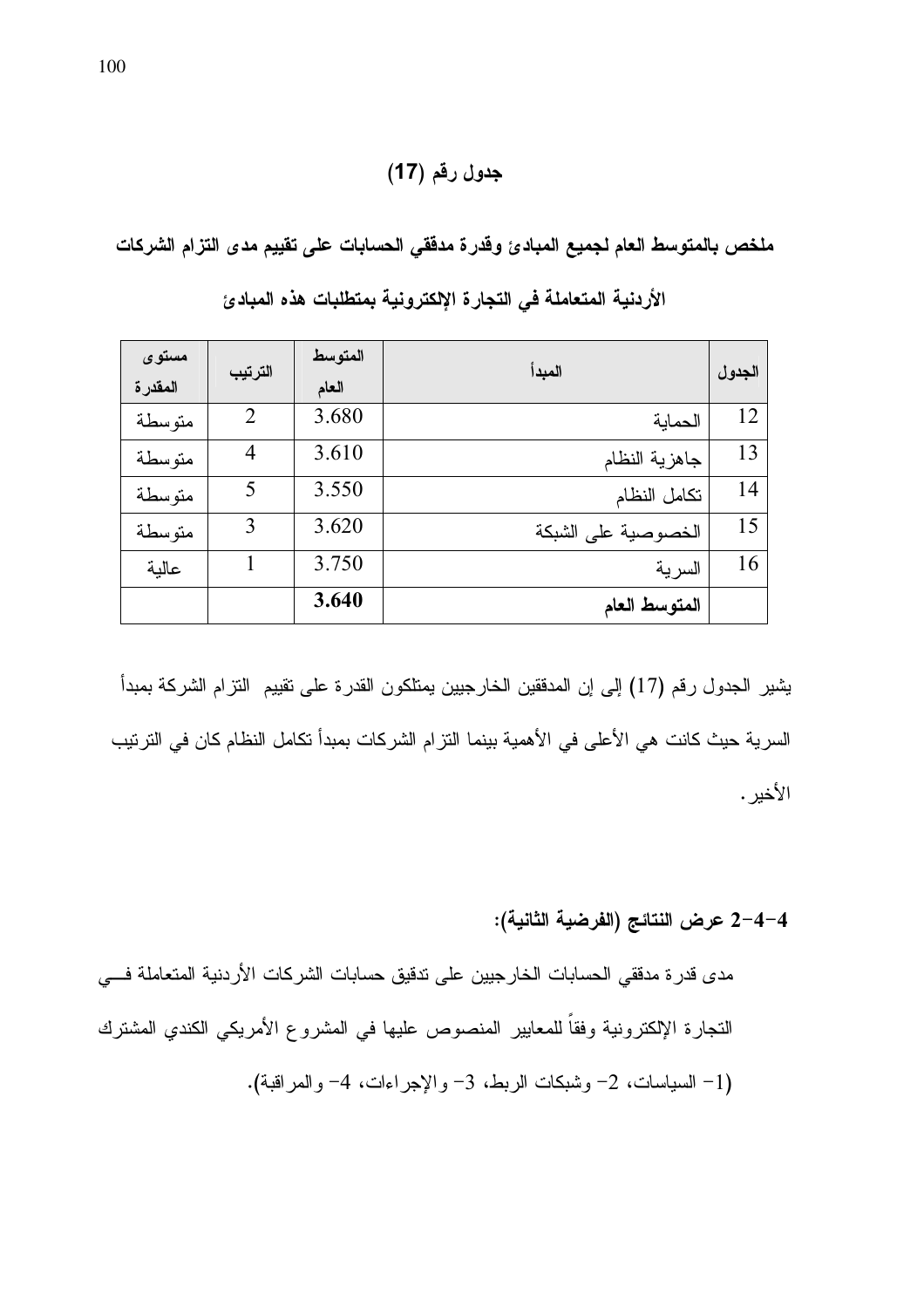## جدول رقم (17)

**ملخص بالمتوسط العام لجميع المبادئ وقدرة مدققي الحسابات على تقييم مدى التزام الشركات الأردنية المتعاملة في التجارة الإلكترونية بمتطلبات هذه المبادئ**

| الجدول | المبدأ | المتوسط العام | الترتيب | مستوى المقدرة |
| --- | --- | --- | --- | --- |
| 12 | الحماية | 3.680 | 2 | متوسطة |
| 13 | جاهزية النظام | 3.610 | 4 | متوسطة |
| 14 | تكامل النظام | 3.550 | 5 | متوسطة |
| 15 | الخصوصية على الشبكة | 3.620 | 3 | متوسطة |
| 16 | السرية | 3.750 | 1 | عالية |
| | **المتوسط العام** | **3.640** | | |

يشير الجدول رقم (17) إلى إن المدققين الخارجيين يمتلكون القدرة على تقييم التزام الشركة بمبدأ السرية حيث كانت هي الأعلى في الأهمية بينما التزام الشركات بمبدأ تكامل النظام كان في الترتيب الأخير.

### 4-4-2 عرض النتائج (الفرضية الثانية):

مدى قدرة مدققي الحسابات الخارجيين على تدقيق حسابات الشركات الأردنية المتعاملة في التجارة الإلكترونية وفقاً للمعايير المنصوص عليها في المشروع الأمريكي الكندي المشترك (1- السياسات، 2- وشبكات الربط، 3- والإجراءات، 4- والمراقبة).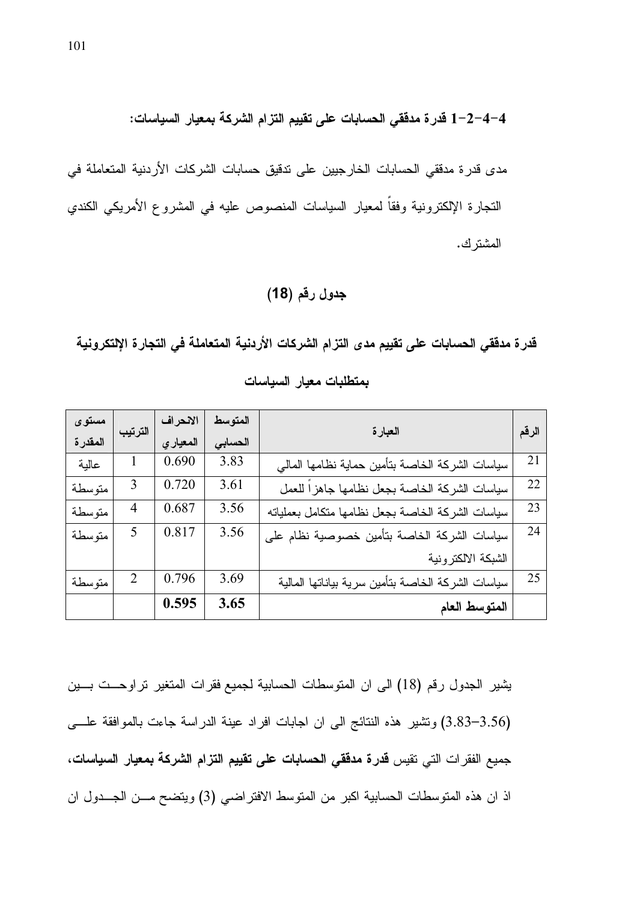### 4-2-4-1 قدرة مدققي الحسابات على تقييم التزام الشركة بمعيار السياسات:

مدى قدرة مدققي الحسابات الخارجيين على تدقيق حسابات الشركات الأردنية المتعاملة في التجارة الإلكترونية وفقاً لمعيار السياسات المنصوص عليه في المشروع الأمريكي الكندي المشترك.

**جدول رقم (18)**

**قدرة مدققي الحسابات على تقييم مدى التزام الشركات الأردنية المتعاملة في التجارة الإلكترونية بمتطلبات معيار السياسات**

| الرقم | العبارة | المتوسط الحسابي | الانحراف المعياري | الترتيب | مستوى المقدرة |
|---|---|---|---|---|---|
| 21 | سياسات الشركة الخاصة بتأمين حماية نظامها المالي | 3.83 | 0.690 | 1 | عالية |
| 22 | سياسات الشركة الخاصة بجعل نظامها جاهزاً للعمل | 3.61 | 0.720 | 3 | متوسطة |
| 23 | سياسات الشركة الخاصة بجعل نظامها متكامل بعملياته | 3.56 | 0.687 | 4 | متوسطة |
| 24 | سياسات الشركة الخاصة بتأمين خصوصية نظام على الشبكة الالكترونية | 3.56 | 0.817 | 5 | متوسطة |
| 25 | سياسات الشركة الخاصة بتأمين سرية بياناتها المالية | 3.69 | 0.796 | 2 | متوسطة |
| | **المتوسط العام** | **3.65** | **0.595** | | |

يشير الجدول رقم (18) الى ان المتوسطات الحسابية لجميع فقرات المتغير تراوحت بين (3.56–3.83) وتشير هذه النتائج الى ان اجابات افراد عينة الدراسة جاءت بالموافقة على جميع الفقرات التي تقيس **قدرة مدققي الحسابات على تقييم التزام الشركة بمعيار السياسات**، اذ ان هذه المتوسطات الحسابية اكبر من المتوسط الافتراضي (3) ويتضح من الجدول ان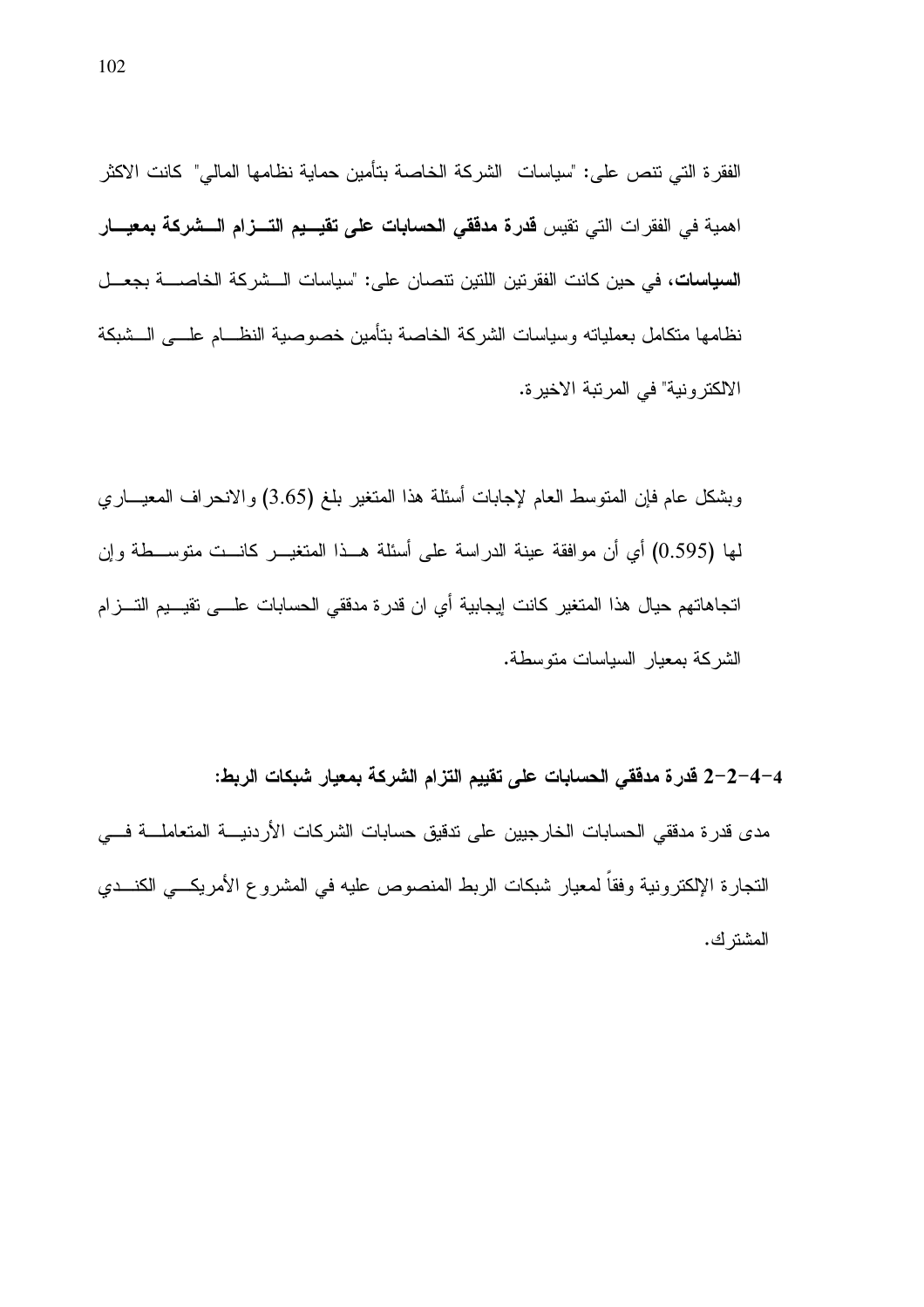الفقرة التي تنص على: "سياسات الشركة الخاصة بتأمين حماية نظامها المالي" كانت الاكثر اهمية في الفقرات التي تقيس **قدرة مدققي الحسابات على تقييم التزام الشركة بمعيار السياسات**، في حين كانت الفقرتين اللتين تنصان على: "سياسات الشركة الخاصة بجعل نظامها متكامل بعملياته وسياسات الشركة الخاصة بتأمين خصوصية النظام على الشبكة الالكترونية" في المرتبة الاخيرة.

وبشكل عام فإن المتوسط العام لإجابات أسئلة هذا المتغير بلغ (3.65) والانحراف المعياري لها (0.595) أي أن موافقة عينة الدراسة على أسئلة هذا المتغير كانت متوسطة وإن اتجاهاتهم حيال هذا المتغير كانت إيجابية أي ان قدرة مدققي الحسابات على تقييم التزام الشركة بمعيار السياسات متوسطة.

### 4-2-2-4 قدرة مدققي الحسابات على تقييم التزام الشركة بمعيار شبكات الربط:

مدى قدرة مدققي الحسابات الخارجيين على تدقيق حسابات الشركات الأردنية المتعاملة في التجارة الإلكترونية وفقاً لمعيار شبكات الربط المنصوص عليه في المشروع الأمريكي الكندي المشترك.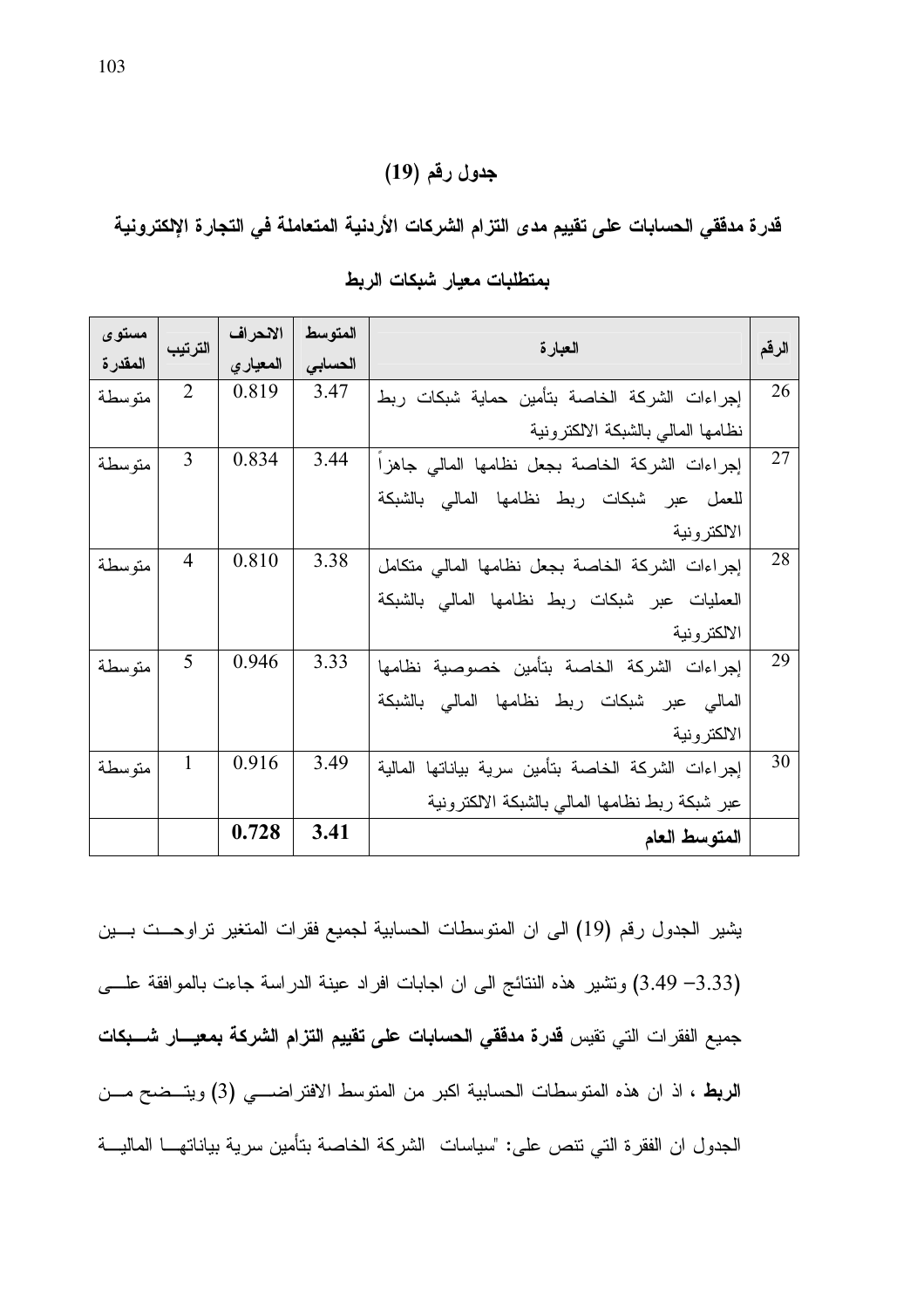## جدول رقم (19)

### قدرة مدققي الحسابات على تقييم مدى التزام الشركات الأردنية المتعاملة في التجارة الإلكترونية بمتطلبات معيار شبكات الربط

| الرقم | العبارة | المتوسط الحسابي | الانحراف المعياري | الترتيب | مستوى المقدرة |
|---|---|---|---|---|---|
| 26 | إجراءات الشركة الخاصة بتأمين حماية شبكات ربط نظامها المالي بالشبكة الالكترونية | 3.47 | 0.819 | 2 | متوسطة |
| 27 | إجراءات الشركة الخاصة بجعل نظامها المالي جاهزاً للعمل عبر شبكات ربط نظامها المالي بالشبكة الالكترونية | 3.44 | 0.834 | 3 | متوسطة |
| 28 | إجراءات الشركة الخاصة بجعل نظامها المالي متكامل العمليات عبر شبكات ربط نظامها المالي بالشبكة الالكترونية | 3.38 | 0.810 | 4 | متوسطة |
| 29 | إجراءات الشركة الخاصة بتأمين خصوصية نظامها المالي عبر شبكات ربط نظامها المالي بالشبكة الالكترونية | 3.33 | 0.946 | 5 | متوسطة |
| 30 | إجراءات الشركة الخاصة بتأمين سرية بياناتها المالية عبر شبكة ربط نظامها المالي بالشبكة الالكترونية | 3.49 | 0.916 | 1 | متوسطة |
| | **المتوسط العام** | **3.41** | **0.728** | | |

يشير الجدول رقم (19) الى ان المتوسطات الحسابية لجميع فقرات المتغير تراوحت بين (3.33– 3.49) وتشير هذه النتائج الى ان اجابات افراد عينة الدراسة جاءت بالموافقة على جميع الفقرات التي تقيس **قدرة مدققي الحسابات على تقييم التزام الشركة بمعيار شبكات الربط** ، اذ ان هذه المتوسطات الحسابية اكبر من المتوسط الافتراضي (3) ويتضح من الجدول ان الفقرة التي تنص على: "سياسات الشركة الخاصة بتأمين سرية بياناتها المالية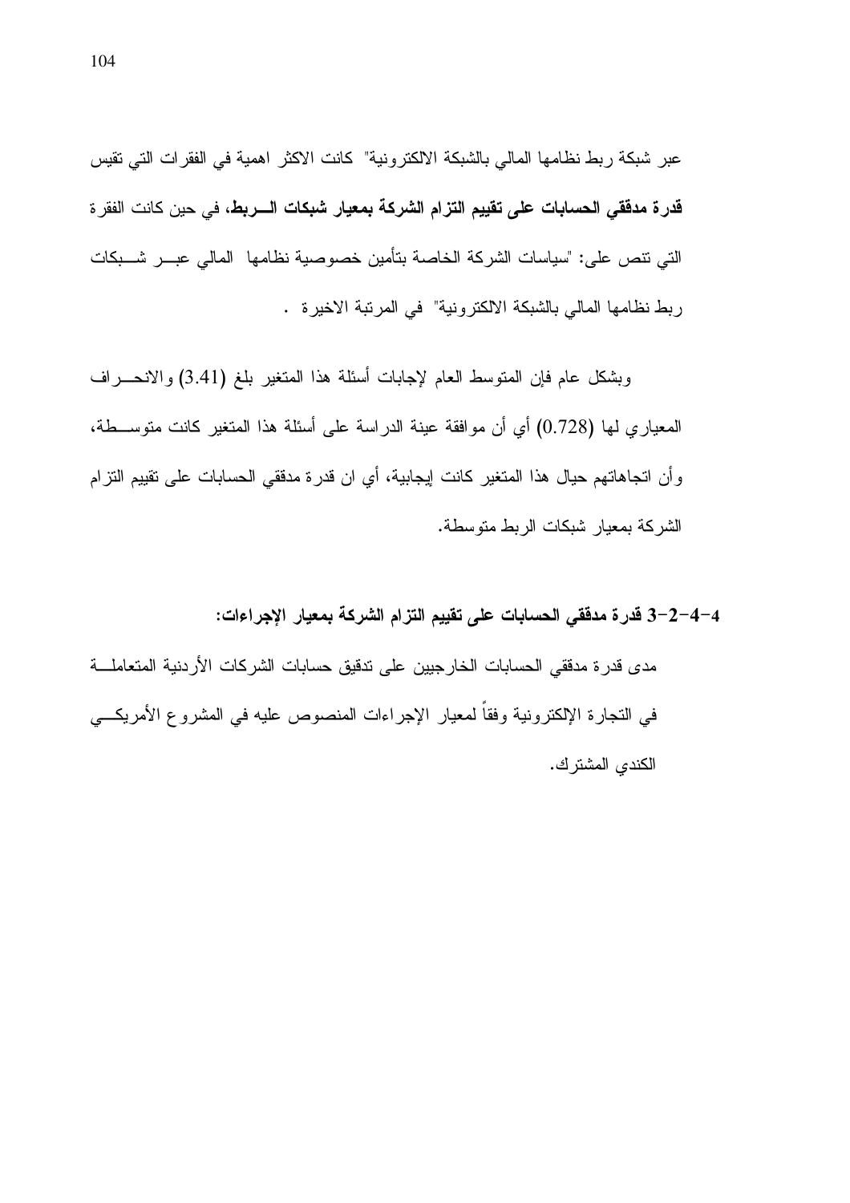عبر شبكة ربط نظامها المالي بالشبكة الالكترونية" كانت الاكثر اهمية في الفقرات التي تقيس **قدرة مدققي الحسابات على تقييم التزام الشركة بمعيار شبكات الربط**، في حين كانت الفقرة التي تنص على: "سياسات الشركة الخاصة بتأمين خصوصية نظامها المالي عبر شبكات ربط نظامها المالي بالشبكة الالكترونية" في المرتبة الاخيرة .

وبشكل عام فإن المتوسط العام لإجابات أسئلة هذا المتغير بلغ (3.41) والانحراف المعياري لها (0.728) أي أن موافقة عينة الدراسة على أسئلة هذا المتغير كانت متوسطة، وأن اتجاهاتهم حيال هذا المتغير كانت إيجابية، أي ان قدرة مدققي الحسابات على تقييم التزام الشركة بمعيار شبكات الربط متوسطة.

### 4-4-2-3 قدرة مدققي الحسابات على تقييم التزام الشركة بمعيار الإجراءات:

مدى قدرة مدققي الحسابات الخارجيين على تدقيق حسابات الشركات الأردنية المتعاملة في التجارة الإلكترونية وفقاً لمعيار الإجراءات المنصوص عليه في المشروع الأمريكي الكندي المشترك.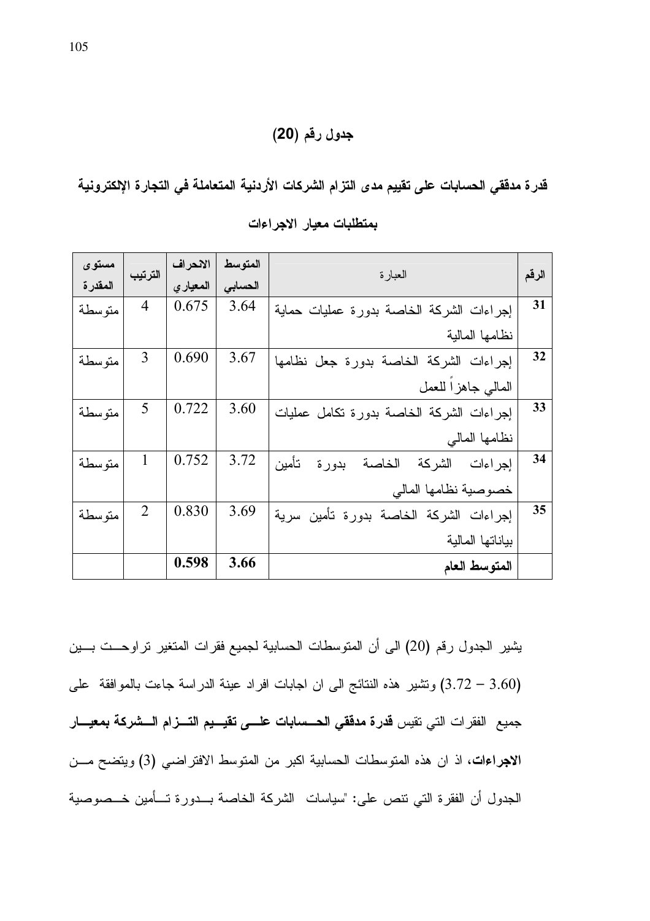## جدول رقم (20)

## قدرة مدققي الحسابات على تقييم مدى التزام الشركات الأردنية المتعاملة في التجارة الإلكترونية بمتطلبات معيار الاجراءات

| الرقم | العبارة | المتوسط الحسابي | الانحراف المعياري | الترتيب | مستوى المقدرة |
|---|---|---|---|---|---|
| 31 | إجراءات الشركة الخاصة بدورة عمليات حماية نظامها المالية | 3.64 | 0.675 | 4 | متوسطة |
| 32 | إجراءات الشركة الخاصة بدورة جعل نظامها المالي جاهزاً للعمل | 3.67 | 0.690 | 3 | متوسطة |
| 33 | إجراءات الشركة الخاصة بدورة تكامل عمليات نظامها المالي | 3.60 | 0.722 | 5 | متوسطة |
| 34 | إجراءات الشركة الخاصة بدورة تأمين خصوصية نظامها المالي | 3.72 | 0.752 | 1 | متوسطة |
| 35 | إجراءات الشركة الخاصة بدورة تأمين سرية بياناتها المالية | 3.69 | 0.830 | 2 | متوسطة |
| | **المتوسط العام** | **3.66** | **0.598** | | |

يشير الجدول رقم (20) الى أن المتوسطات الحسابية لجميع فقرات المتغير تراوحت بين (3.60 – 3.72) وتشير هذه النتائج الى ان اجابات افراد عينة الدراسة جاءت بالموافقة على جميع الفقرات التي تقيس **قدرة مدققي الحسابات على تقييم التزام الشركة بمعيار الاجراءات**، اذ ان هذه المتوسطات الحسابية اكبر من المتوسط الافتراضي (3) ويتضح من الجدول أن الفقرة التي تنص على: "سياسات الشركة الخاصة بدورة تأمين خصوصية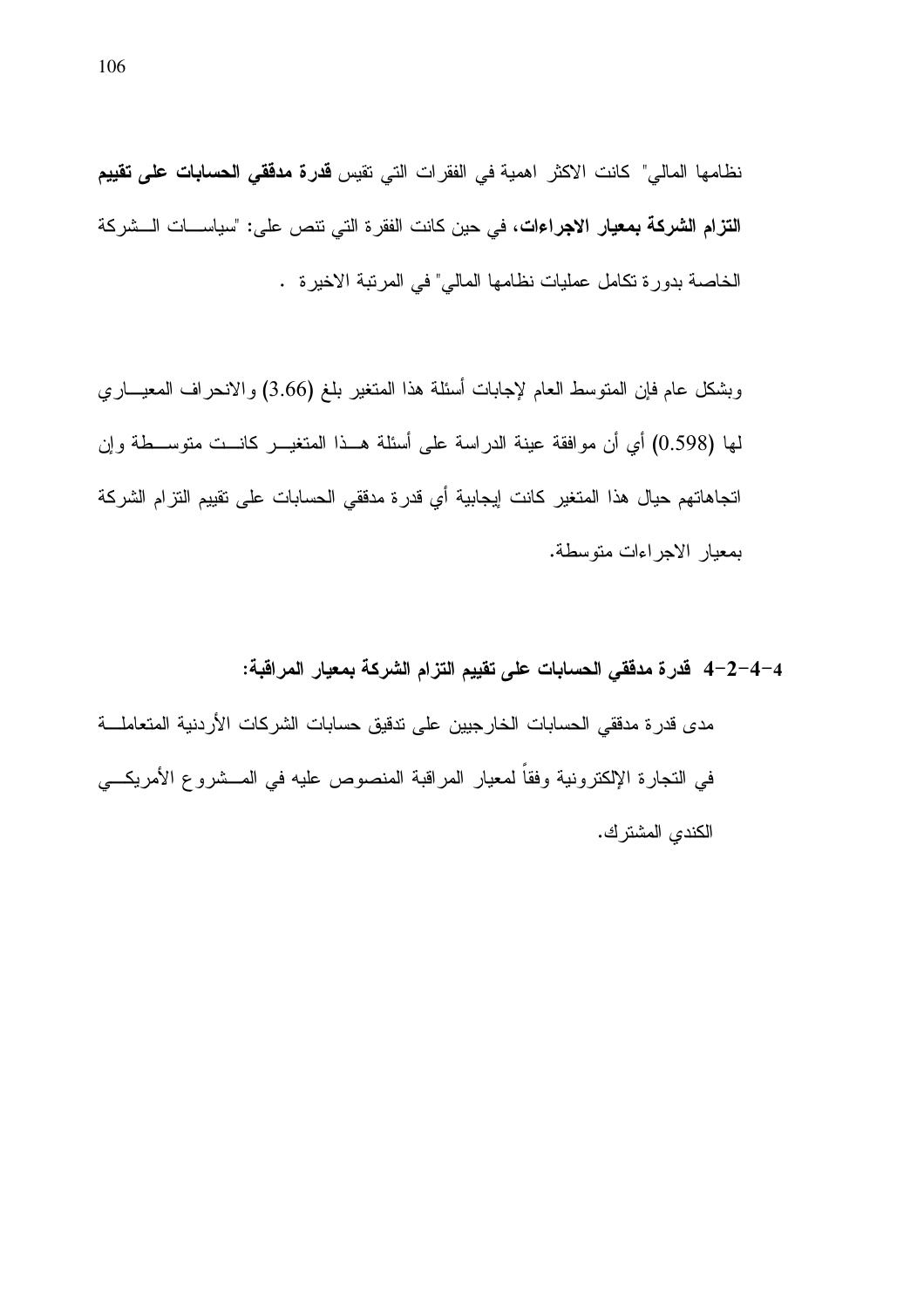نظامها المالي" كانت الاكثر اهمية في الفقرات التي تقيس **قدرة مدققي الحسابات على تقييم التزام الشركة بمعيار الاجراءات**، في حين كانت الفقرة التي تنص على: "سياسات الشركة الخاصة بدورة تكامل عمليات نظامها المالي" في المرتبة الاخيرة .

وبشكل عام فإن المتوسط العام لإجابات أسئلة هذا المتغير بلغ (3.66) والانحراف المعياري لها (0.598) أي أن موافقة عينة الدراسة على أسئلة هذا المتغير كانت متوسطة وإن اتجاهاتهم حيال هذا المتغير كانت إيجابية أي قدرة مدققي الحسابات على تقييم التزام الشركة بمعيار الاجراءات متوسطة.

### 4-2-4-4 قدرة مدققي الحسابات على تقييم التزام الشركة بمعيار المراقبة:

مدى قدرة مدققي الحسابات الخارجيين على تدقيق حسابات الشركات الأردنية المتعاملة في التجارة الإلكترونية وفقاً لمعيار المراقبة المنصوص عليه في المشروع الأمريكي الكندي المشترك.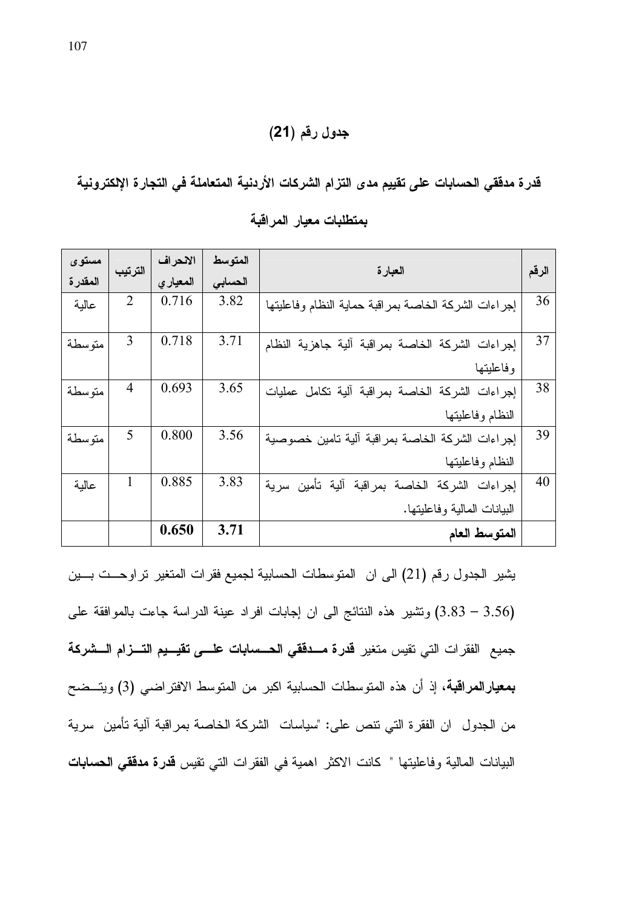## جدول رقم (21)

### قدرة مدققي الحسابات على تقييم مدى التزام الشركات الأردنية المتعاملة في التجارة الإلكترونية بمتطلبات معيار المراقبة

| الرقم | العبارة | المتوسط الحسابي | الانحراف المعياري | الترتيب | مستوى المقدرة |
|---|---|---|---|---|---|
| 36 | إجراءات الشركة الخاصة بمراقبة حماية النظام وفاعليتها | 3.82 | 0.716 | 2 | عالية |
| 37 | إجراءات الشركة الخاصة بمراقبة آلية جاهزية النظام وفاعليتها | 3.71 | 0.718 | 3 | متوسطة |
| 38 | إجراءات الشركة الخاصة بمراقبة آلية تكامل عمليات النظام وفاعليتها | 3.65 | 0.693 | 4 | متوسطة |
| 39 | إجراءات الشركة الخاصة بمراقبة آلية تامين خصوصية النظام وفاعليتها | 3.56 | 0.800 | 5 | متوسطة |
| 40 | إجراءات الشركة الخاصة بمراقبة آلية تأمين سرية البيانات المالية وفاعليتها. | 3.83 | 0.885 | 1 | عالية |
| | **المتوسط العام** | **3.71** | **0.650** | | |

يشير الجدول رقم (21) الى ان المتوسطات الحسابية لجميع فقرات المتغير تراوحت بين (3.56 – 3.83) وتشير هذه النتائج الى ان إجابات افراد عينة الدراسة جاءت بالموافقة على جميع الفقرات التي تقيس متغير **قدرة مدققي الحسابات على تقييم التزام الشركة بمعيارالمراقبة**، إذ أن هذه المتوسطات الحسابية اكبر من المتوسط الافتراضي (3) ويتضح من الجدول ان الفقرة التي تنص على: "سياسات الشركة الخاصة بمراقبة آلية تأمين سرية البيانات المالية وفاعليتها " كانت الاكثر اهمية في الفقرات التي تقيس **قدرة مدققي الحسابات**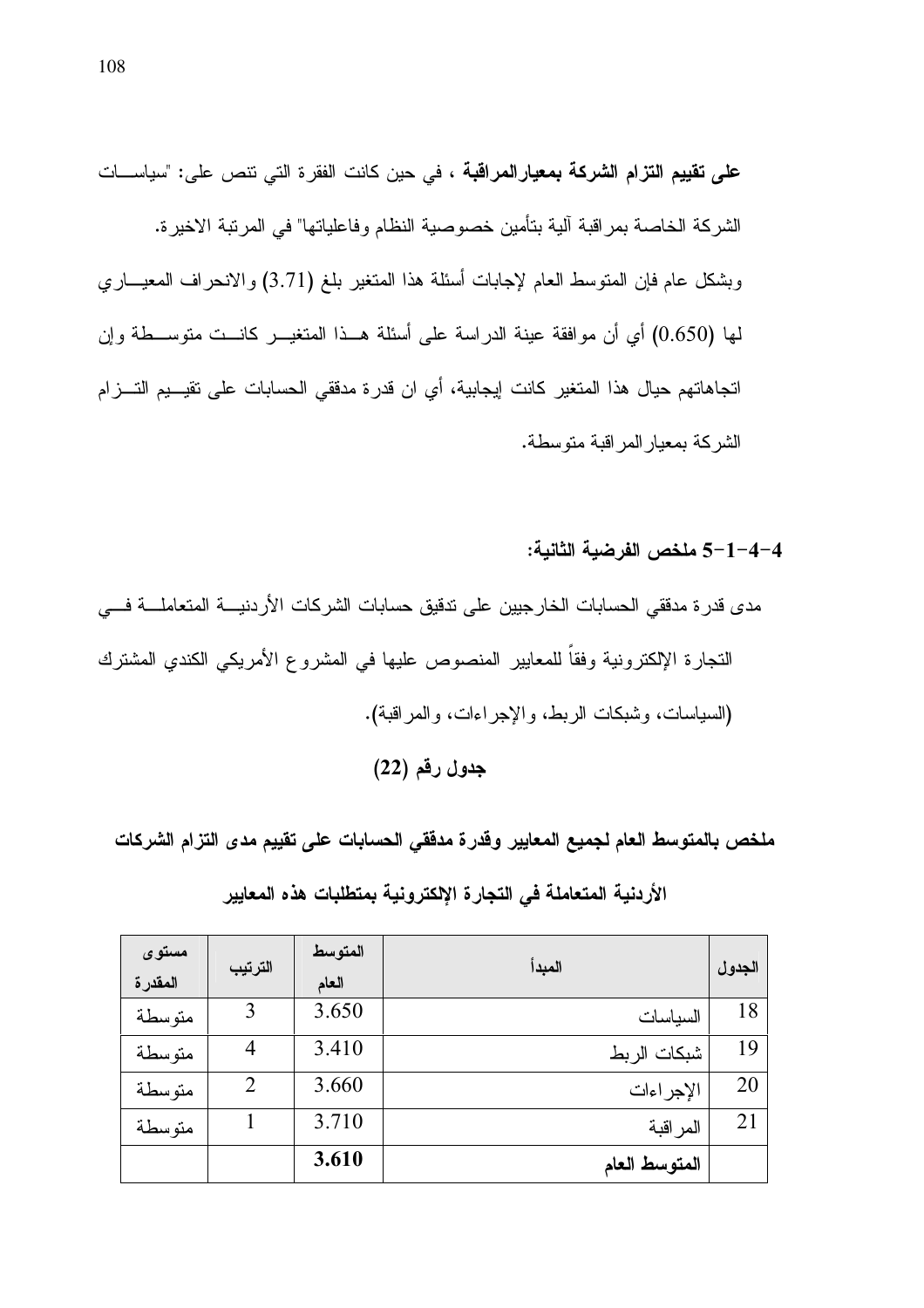**على تقييم التزام الشركة بمعيارالمراقبة** ، في حين كانت الفقرة التي تنص على: "سياسات الشركة الخاصة بمراقبة آلية بتأمين خصوصية النظام وفاعلياتها" في المرتبة الاخيرة.

وبشكل عام فإن المتوسط العام لإجابات أسئلة هذا المتغير بلغ (3.71) والانحراف المعياري لها (0.650) أي أن موافقة عينة الدراسة على أسئلة هذا المتغير كانت متوسطة وإن اتجاهاتهم حيال هذا المتغير كانت إيجابية، أي ان قدرة مدققي الحسابات على تقييم التزام الشركة بمعيارالمراقبة متوسطة.

### 4-4-1-5 ملخص الفرضية الثانية:

مدى قدرة مدققي الحسابات الخارجيين على تدقيق حسابات الشركات الأردنية المتعاملة في التجارة الإلكترونية وفقاً للمعايير المنصوص عليها في المشروع الأمريكي الكندي المشترك (السياسات، وشبكات الربط، والإجراءات، والمراقبة).

**جدول رقم (22)**

**ملخص بالمتوسط العام لجميع المعايير وقدرة مدققي الحسابات على تقييم مدى التزام الشركات الأردنية المتعاملة في التجارة الإلكترونية بمتطلبات هذه المعايير**

| الجدول | المبدأ | المتوسط العام | الترتيب | مستوى المقدرة |
|---|---|---|---|---|
| 18 | السياسات | 3.650 | 3 | متوسطة |
| 19 | شبكات الربط | 3.410 | 4 | متوسطة |
| 20 | الإجراءات | 3.660 | 2 | متوسطة |
| 21 | المراقبة | 3.710 | 1 | متوسطة |
| | **المتوسط العام** | **3.610** | | |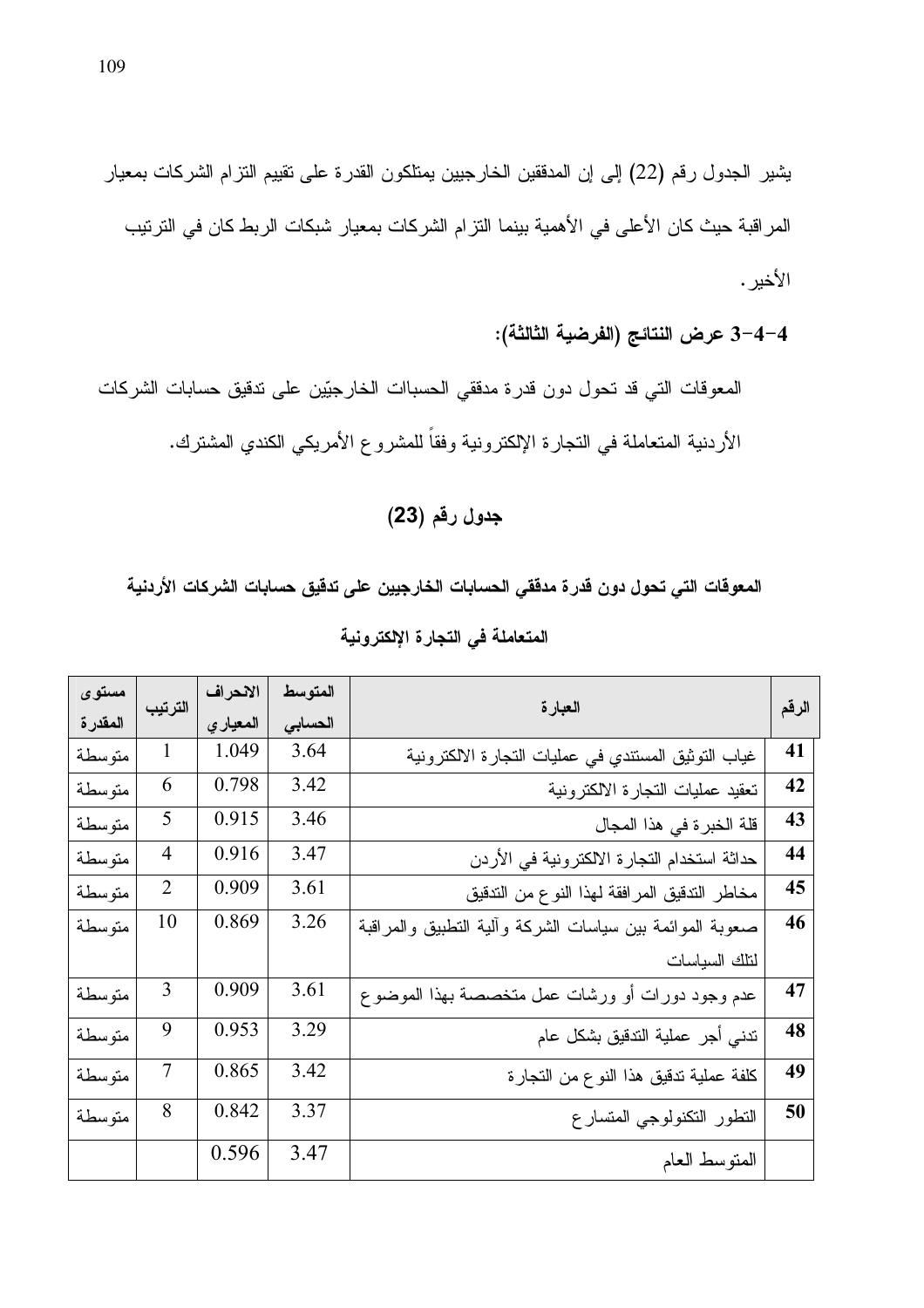يشير الجدول رقم (22) إلى إن المدققين الخارجيين يمتلكون القدرة على تقييم التزام الشركات بمعيار المراقبة حيث كان الأعلى في الأهمية بينما التزام الشركات بمعيار شبكات الربط كان في الترتيب الأخير.

### 4-4-3 عرض النتائج (الفرضية الثالثة):

المعوقات التي قد تحول دون قدرة مدققي الحسابات الخارجيّين على تدقيق حسابات الشركات الأردنية المتعاملة في التجارة الإلكترونية وفقاً للمشروع الأمريكي الكندي المشترك.

**جدول رقم (23)**

**المعوقات التي تحول دون قدرة مدققي الحسابات الخارجيين على تدقيق حسابات الشركات الأردنية المتعاملة في التجارة الإلكترونية**

| الرقم | العبارة | المتوسط الحسابي | الانحراف المعياري | الترتيب | مستوى المقدرة |
|---|---|---|---|---|---|
| 41 | غياب التوثيق المستندي في عمليات التجارة الالكترونية | 3.64 | 1.049 | 1 | متوسطة |
| 42 | تعقيد عمليات التجارة الالكترونية | 3.42 | 0.798 | 6 | متوسطة |
| 43 | قلة الخبرة في هذا المجال | 3.46 | 0.915 | 5 | متوسطة |
| 44 | حداثة استخدام التجارة الالكترونية في الأردن | 3.47 | 0.916 | 4 | متوسطة |
| 45 | مخاطر التدقيق المرافقة لهذا النوع من التدقيق | 3.61 | 0.909 | 2 | متوسطة |
| 46 | صعوبة المواءمة بين سياسات الشركة وآلية التطبيق والمراقبة لتلك السياسات | 3.26 | 0.869 | 10 | متوسطة |
| 47 | عدم وجود دورات أو ورشات عمل متخصصة بهذا الموضوع | 3.61 | 0.909 | 3 | متوسطة |
| 48 | تدني أجر عملية التدقيق بشكل عام | 3.29 | 0.953 | 9 | متوسطة |
| 49 | كلفة عملية تدقيق هذا النوع من التجارة | 3.42 | 0.865 | 7 | متوسطة |
| 50 | التطور التكنولوجي المتسارع | 3.37 | 0.842 | 8 | متوسطة |
| | المتوسط العام | 3.47 | 0.596 | | |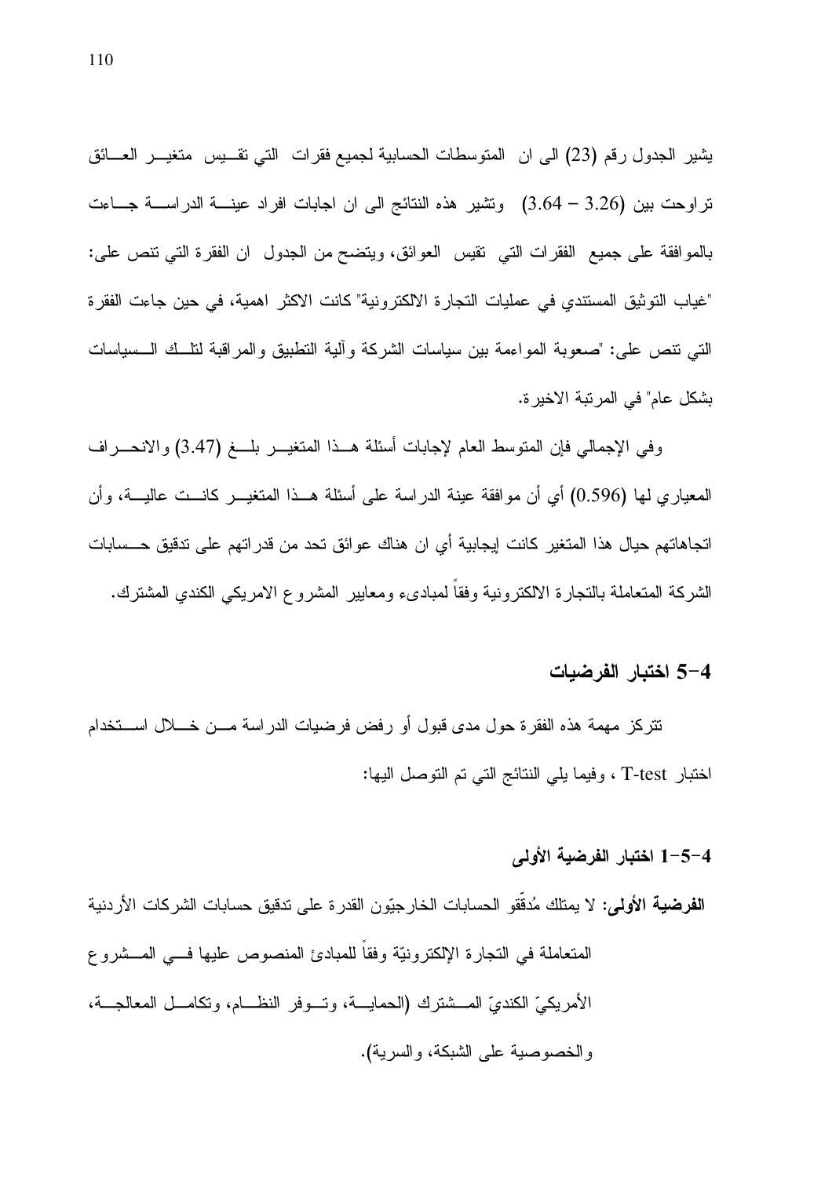يشير الجدول رقم (23) الى ان المتوسطات الحسابية لجميع فقرات التي تقيس متغير العائق تراوحت بين (3.26 – 3.64) وتشير هذه النتائج الى ان اجابات افراد عينة الدراسة جاءت بالموافقة على جميع الفقرات التي تقيس العوائق، ويتضح من الجدول ان الفقرة التي تنص على: "غياب التوثيق المستندي في عمليات التجارة الالكترونية" كانت الاكثر اهمية، في حين جاءت الفقرة التي تنص على: "صعوبة المواءمة بين سياسات الشركة وآلية التطبيق والمراقبة لتلك السياسات بشكل عام" في المرتبة الاخيرة.

وفي الإجمالي فإن المتوسط العام لإجابات أسئلة هذا المتغير بلغ (3.47) والانحراف المعياري لها (0.596) أي أن موافقة عينة الدراسة على أسئلة هذا المتغير كانت عالية، وأن اتجاهاتهم حيال هذا المتغير كانت إيجابية أي ان هناك عوائق تحد من قدراتهم على تدقيق حسابات الشركة المتعاملة بالتجارة الالكترونية وفقاً لمبادىء ومعايير المشروع الامريكي الكندي المشترك.

## 4-5 اختبار الفرضيات

تتركز مهمة هذه الفقرة حول مدى قبول أو رفض فرضيات الدراسة من خلال استخدام اختبار T-test ، وفيما يلي النتائج التي تم التوصل اليها:

### 4-5-1 اختبار الفرضية الأولى

**الفرضية الأولى:** لا يمتلك مُدقّقو الحسابات الخارجيّون القدرة على تدقيق حسابات الشركات الأردنية المتعاملة في التجارة الإلكترونيّة وفقاً للمبادئ المنصوص عليها في المشروع الأمريكيّ الكنديّ المشترك (الحماية، وتوفر النظام، وتكامل المعالجة، والخصوصية على الشبكة، والسرية).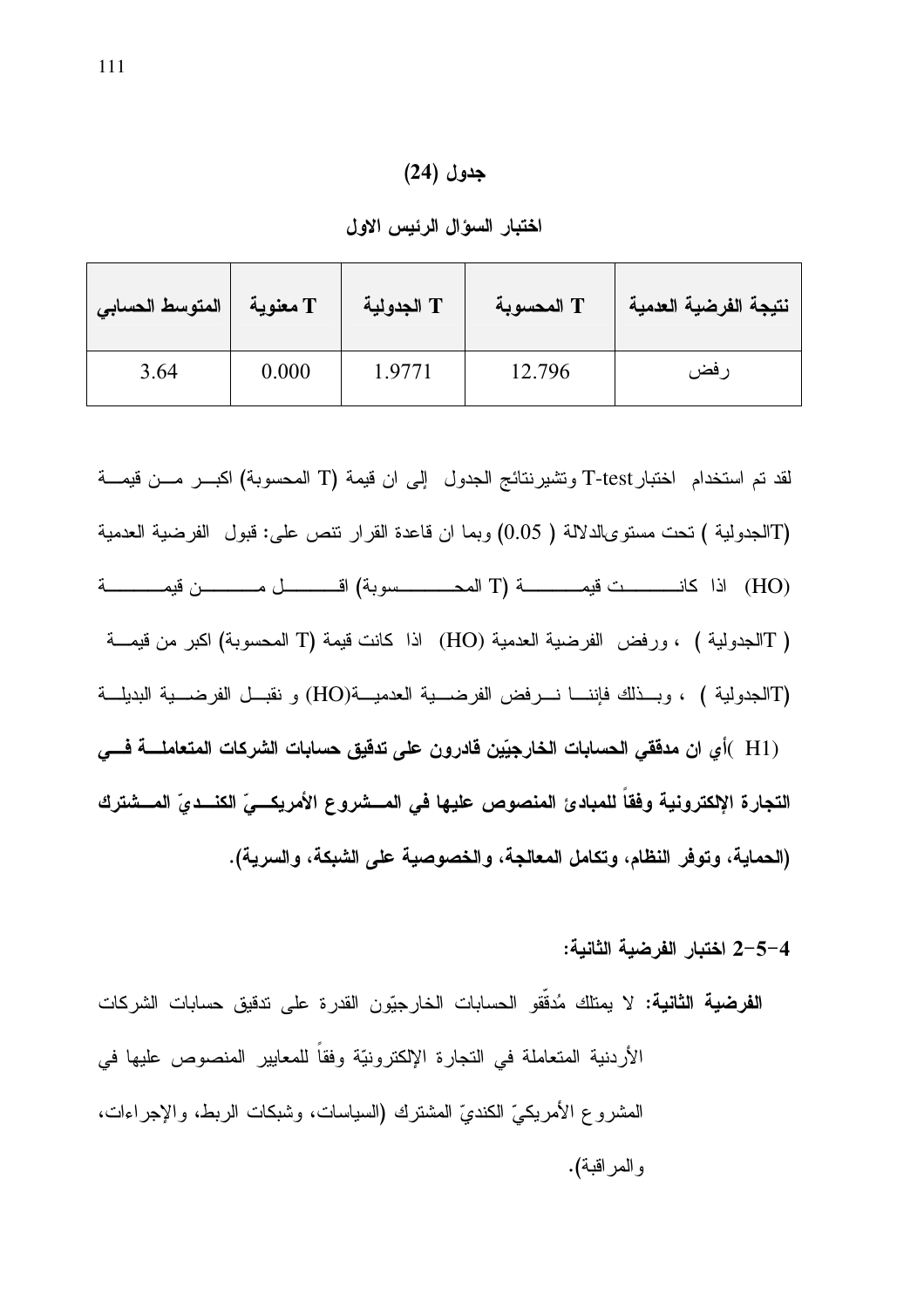**جدول (24)**

**اختبار السؤال الرئيس الاول**

| نتيجة الفرضية العدمية | T المحسوبة | T الجدولية | T معنوية | المتوسط الحسابي |
|---|---|---|---|---|
| رفض | 12.796 | 1.9771 | 0.000 | 3.64 |

لقد تم استخدام اختبار T-test وتشيرنتائج الجدول إلى ان قيمة (T المحسوبة) اكبر من قيمة (T الجدولية ) تحت مستوى الدلالة ( 0.05) وبما ان قاعدة القرار تنص على: قبول الفرضية العدمية (HO) اذا كانت قيمة (T المحسوبة) اقل من قيمة ( T الجدولية ) ، ورفض الفرضية العدمية (HO) اذا كانت قيمة (T المحسوبة) اكبر من قيمة (T الجدولية ) ، وبذلك فإننا نرفض الفرضية العدمية(HO) و نقبل الفرضية البديلة (H1 )**أي ان مدقّقي الحسابات الخارجيّين قادرون على تدقيق حسابات الشركات المتعاملة في التجارة الإلكترونية وفقاً للمبادئ المنصوص عليها في المشروع الأمريكيّ الكنديّ المشترك (الحماية، وتوفر النظام، وتكامل المعالجة، والخصوصية على الشبكة، والسرية).**

**4-5-2 اختبار الفرضية الثانية:**

**الفرضية الثانية:** لا يمتلك مُدقّقو الحسابات الخارجيّون القدرة على تدقيق حسابات الشركات الأُردنية المتعاملة في التجارة الإلكترونيّة وفقاً للمعايير المنصوص عليها في المشروع الأمريكيّ الكنديّ المشترك (السياسات، وشبكات الربط، والإجراءات، والمراقبة).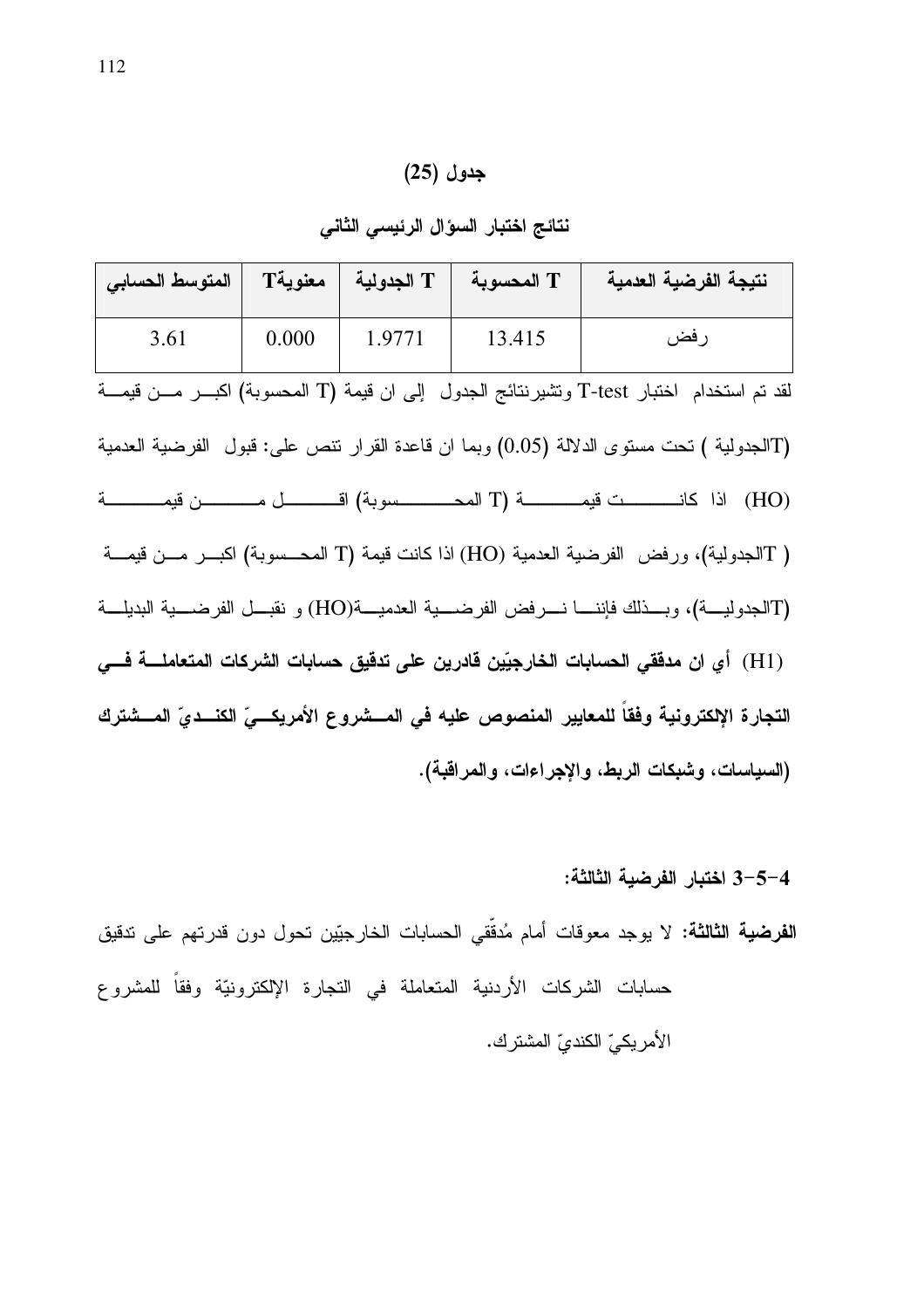**جدول (25)**

**نتائج اختبار السؤال الرئيسي الثاني**

| نتيجة الفرضية العدمية | T المحسوبة | T الجدولية | معنويةT | المتوسط الحسابي |
|---|---|---|---|---|
| رفض | 13.415 | 1.9771 | 0.000 | 3.61 |

لقد تم استخدام اختبار T-test وتشيرنتائج الجدول إلى ان قيمة (T المحسوبة) اكبر من قيمة (Tالجدولية ) تحت مستوى الدلالة (0.05) وبما ان قاعدة القرار تنص على: قبول الفرضية العدمية (HO) اذا كانت قيمة (T المحسوبة) اقل من قيمة ( Tالجدولية)، ورفض الفرضية العدمية (HO) اذا كانت قيمة (T المحسوبة) اكبر من قيمة (Tالجدولية)، وبذلك فإننا نرفض الفرضية العدمية(HO) و نقبل الفرضية البديلة (H1) **أي ان مدققي الحسابات الخارجيّين قادرين على تدقيق حسابات الشركات المتعاملة في التجارة الإلكترونية وفقاً للمعايير المنصوص عليه في المشروع الأمريكيّ الكنديّ المشترك (السياسات، وشبكات الربط، والإجراءات، والمراقبة).**

**4-5-3 اختبار الفرضية الثالثة:**

**الفرضية الثالثة:** لا يوجد معوقات أمام مُدقّقي الحسابات الخارجيّين تحول دون قدرتهم على تدقيق حسابات الشركات الأردنية المتعاملة في التجارة الإلكترونيّة وفقاً للمشروع الأمريكيّ الكنديّ المشترك.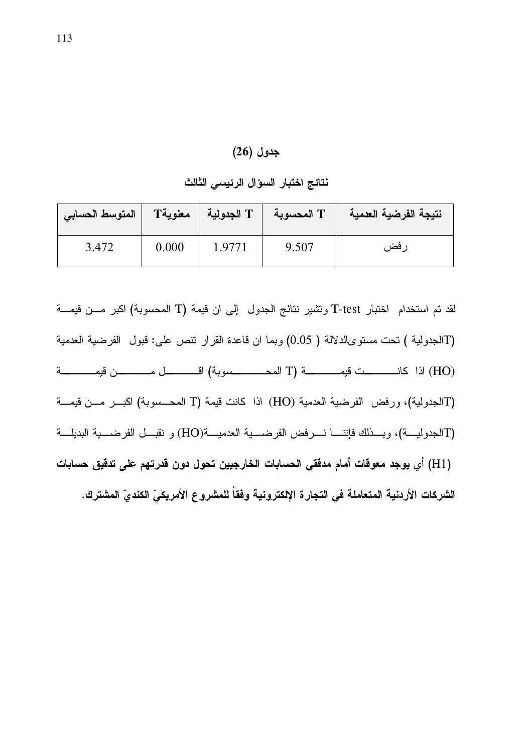**جدول (26)**

**نتائج اختبار السؤال الرئيسي الثالث**

| المتوسط الحسابي | معنويةT | T الجدولية | T المحسوبة | نتيجة الفرضية العدمية |
|---|---|---|---|---|
| 3.472 | 0.000 | 1.9771 | 9.507 | رفض |

لقد تم استخدام اختبار T-test وتشير نتائج الجدول إلى ان قيمة (T المحسوبة) اكبر من قيمة (Tالجدولية ) تحت مستوىالدلالة ( 0.05) وبما ان قاعدة القرار تنص على: قبول الفرضية العدمية (HO) اذا كانت قيمة (T المحسوبة) اقل من قيمة (Tالجدولية)، ورفض الفرضية العدمية (HO) اذا كانت قيمة (T المحسوبة) اكبر من قيمة (Tالجدولية)، وبذلك فإننا نرفض الفرضية العدمية(HO) و نقبل الفرضية البديلة (H1) أي **يوجد معوقات أمام مدققي الحسابات الخارجيين تحول دون قدرتهم على تدقيق حسابات الشركات الأردنية المتعاملة في التجارة الإلكترونية وفقاً للمشروع الأمريكيّ الكنديّ المشترك.**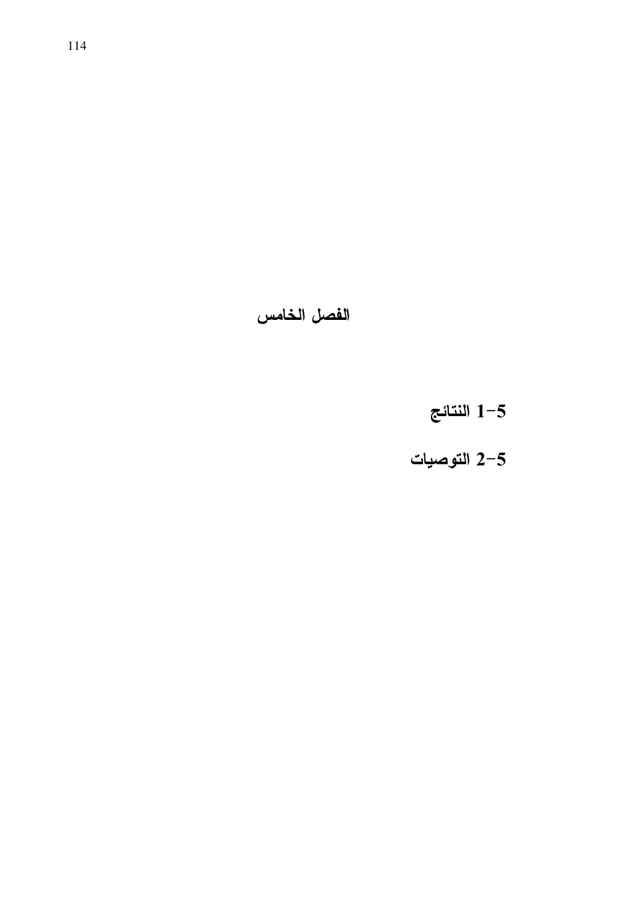# الفصل الخامس

5-1 النتائج

5-2 التوصيات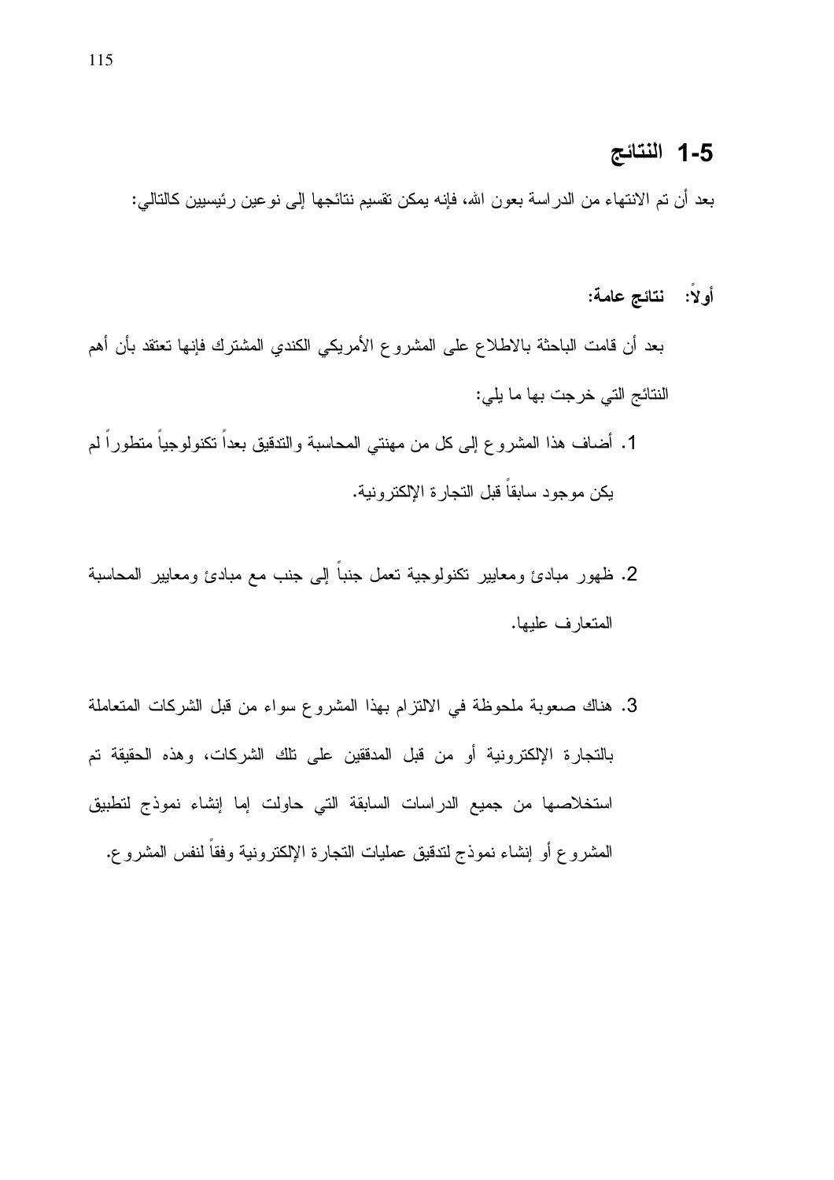## 5-1 النتائج

بعد أن تم الانتهاء من الدراسة بعون الله، فإنه يمكن تقسيم نتائجها إلى نوعين رئيسيين كالتالي:

**أولاً: نتائج عامة:**

بعد أن قامت الباحثة بالاطلاع على المشروع الأمريكي الكندي المشترك فإنها تعتقد بأن أهم النتائج التي خرجت بها ما يلي:

1. أضاف هذا المشروع إلى كل من مهنتي المحاسبة والتدقيق بعداً تكنولوجياً متطوراً لم يكن موجود سابقاً قبل التجارة الإلكترونية.

2. ظهور مبادئ ومعايير تكنولوجية تعمل جنباً إلى جنب مع مبادئ ومعايير المحاسبة المتعارف عليها.

3. هناك صعوبة ملحوظة في الالتزام بهذا المشروع سواء من قبل الشركات المتعاملة بالتجارة الإلكترونية أو من قبل المدققين على تلك الشركات، وهذه الحقيقة تم استخلاصها من جميع الدراسات السابقة التي حاولت إما إنشاء نموذج لتطبيق المشروع أو إنشاء نموذج لتدقيق عمليات التجارة الإلكترونية وفقاً لنفس المشروع.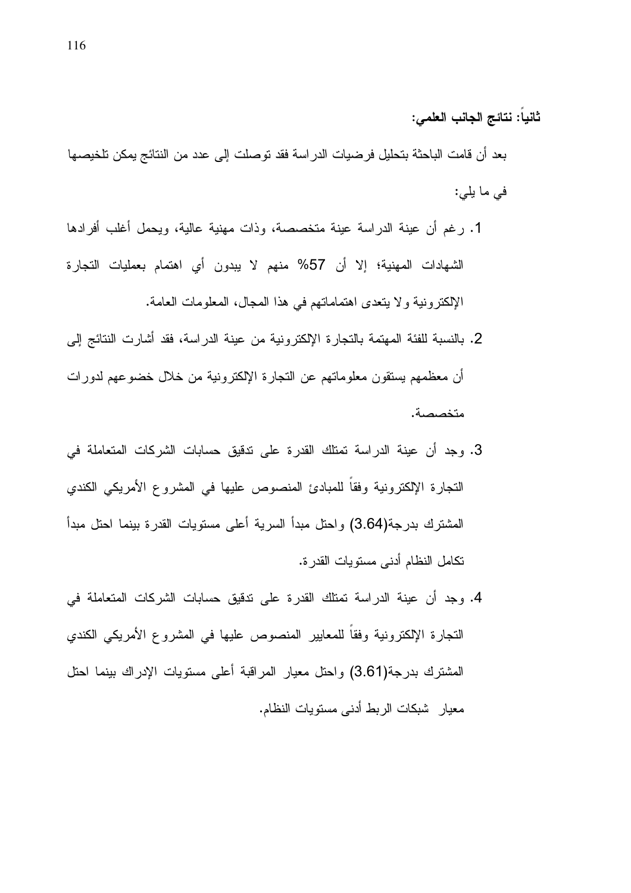## ثانياً: نتائج الجانب العلمي:

بعد أن قامت الباحثة بتحليل فرضيات الدراسة فقد توصلت إلى عدد من النتائج يمكن تلخيصها في ما يلي:

1. رغم أن عينة الدراسة عينة متخصصة، وذات مهنية عالية، ويحمل أغلب أفرادها الشهادات المهنية؛ إلا أن 57% منهم لا يبدون أي اهتمام بعمليات التجارة الإلكترونية ولا يتعدى اهتماماتهم في هذا المجال، المعلومات العامة.
2. بالنسبة للفئة المهتمة بالتجارة الإلكترونية من عينة الدراسة، فقد أشارت النتائج إلى أن معظمهم يستقون معلوماتهم عن التجارة الإلكترونية من خلال خضوعهم لدورات متخصصة.
3. وجد أن عينة الدراسة تمتلك القدرة على تدقيق حسابات الشركات المتعاملة في التجارة الإلكترونية وفقاً للمبادئ المنصوص عليها في المشروع الأمريكي الكندي المشترك بدرجة(3.64) واحتل مبدأ السرية أعلى مستويات القدرة بينما احتل مبدأ تكامل النظام أدنى مستويات القدرة.
4. وجد أن عينة الدراسة تمتلك القدرة على تدقيق حسابات الشركات المتعاملة في التجارة الإلكترونية وفقاً للمعايير المنصوص عليها في المشروع الأمريكي الكندي المشترك بدرجة(3.61) واحتل معيار المراقبة أعلى مستويات الإدراك بينما احتل معيار شبكات الربط أدنى مستويات النظام.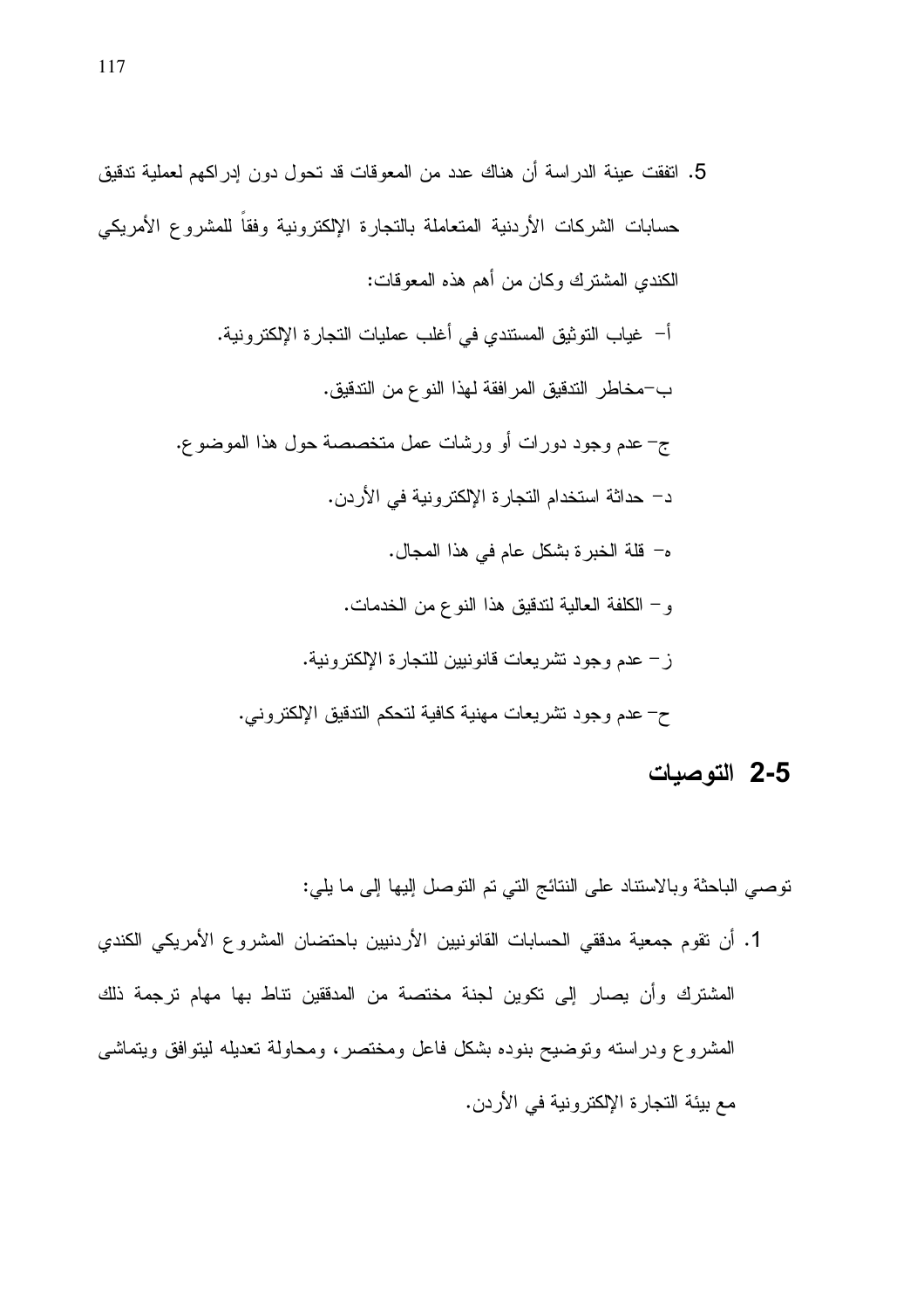5. اتفقت عينة الدراسة أن هناك عدد من المعوقات قد تحول دون إدراكهم لعملية تدقيق حسابات الشركات الأردنية المتعاملة بالتجارة الإلكترونية وفقاً للمشروع الأمريكي الكندي المشترك وكان من أهم هذه المعوقات:

أ- غياب التوثيق المستندي في أغلب عمليات التجارة الإلكترونية.

ب-مخاطر التدقيق المرافقة لهذا النوع من التدقيق.

ج- عدم وجود دورات أو ورشات عمل متخصصة حول هذا الموضوع.

د- حداثة استخدام التجارة الإلكترونية في الأردن.

ه- قلة الخبرة بشكل عام في هذا المجال.

و- الكلفة العالية لتدقيق هذا النوع من الخدمات.

ز- عدم وجود تشريعات قانونيين للتجارة الإلكترونية.

ح- عدم وجود تشريعات مهنية كافية لتحكم التدقيق الإلكتروني.

## 2-5 التوصيات

توصي الباحثة وبالاستناد على النتائج التي تم التوصل إليها إلى ما يلي:

1. أن تقوم جمعية مدققي الحسابات القانونيين الأردنيين باحتضان المشروع الأمريكي الكندي المشترك وأن يصار إلى تكوين لجنة مختصة من المدققين تناط بها مهام ترجمة ذلك المشروع ودراسته وتوضيح بنوده بشكل فاعل ومختصر، ومحاولة تعديله ليتوافق ويتماشى مع بيئة التجارة الإلكترونية في الأردن.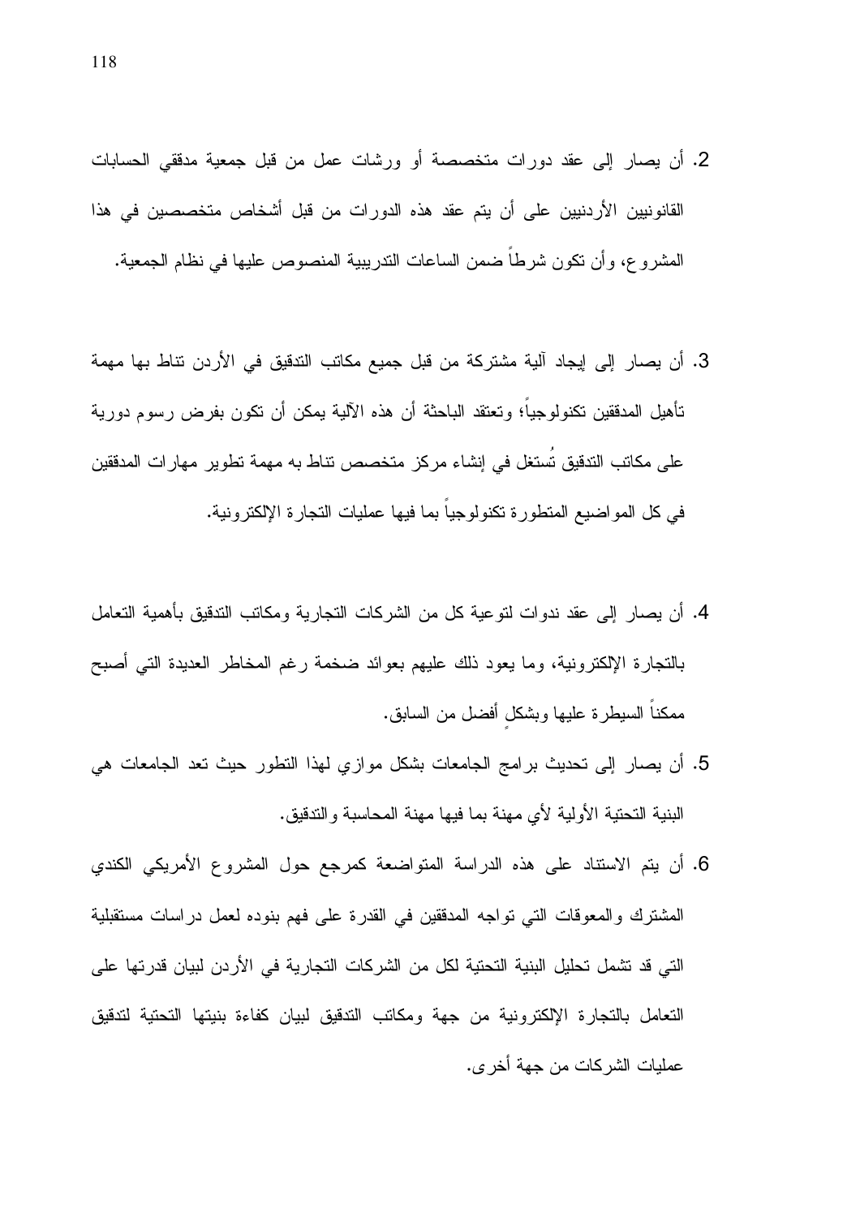2. أن يصار إلى عقد دورات متخصصة أو ورشات عمل من قبل جمعية مدققي الحسابات القانونيين الأردنيين على أن يتم عقد هذه الدورات من قبل أشخاص متخصصين في هذا المشروع، وأن تكون شرطاً ضمن الساعات التدريبية المنصوص عليها في نظام الجمعية.

3. أن يصار إلى إيجاد آلية مشتركة من قبل جميع مكاتب التدقيق في الأردن تناط بها مهمة تأهيل المدققين تكنولوجياً؛ وتعتقد الباحثة أن هذه الآلية يمكن أن تكون بفرض رسوم دورية على مكاتب التدقيق تُستغل في إنشاء مركز متخصص تناط به مهمة تطوير مهارات المدققين في كل المواضيع المتطورة تكنولوجياً بما فيها عمليات التجارة الإلكترونية.

4. أن يصار إلى عقد ندوات لتوعية كل من الشركات التجارية ومكاتب التدقيق بأهمية التعامل بالتجارة الإلكترونية، وما يعود ذلك عليهم بعوائد ضخمة رغم المخاطر العديدة التي أصبح ممكناً السيطرة عليها وبشكلٍ أفضل من السابق.

5. أن يصار إلى تحديث برامج الجامعات بشكل موازي لهذا التطور حيث تعد الجامعات هي البنية التحتية الأولية لأي مهنة بما فيها مهنة المحاسبة والتدقيق.

6. أن يتم الاستناد على هذه الدراسة المتواضعة كمرجع حول المشروع الأمريكي الكندي المشترك والمعوقات التي تواجه المدققين في القدرة على فهم بنوده لعمل دراسات مستقبلية التي قد تشمل تحليل البنية التحتية لكل من الشركات التجارية في الأردن لبيان قدرتها على التعامل بالتجارة الإلكترونية من جهة ومكاتب التدقيق لبيان كفاءة بنيتها التحتية لتدقيق عمليات الشركات من جهة أخرى.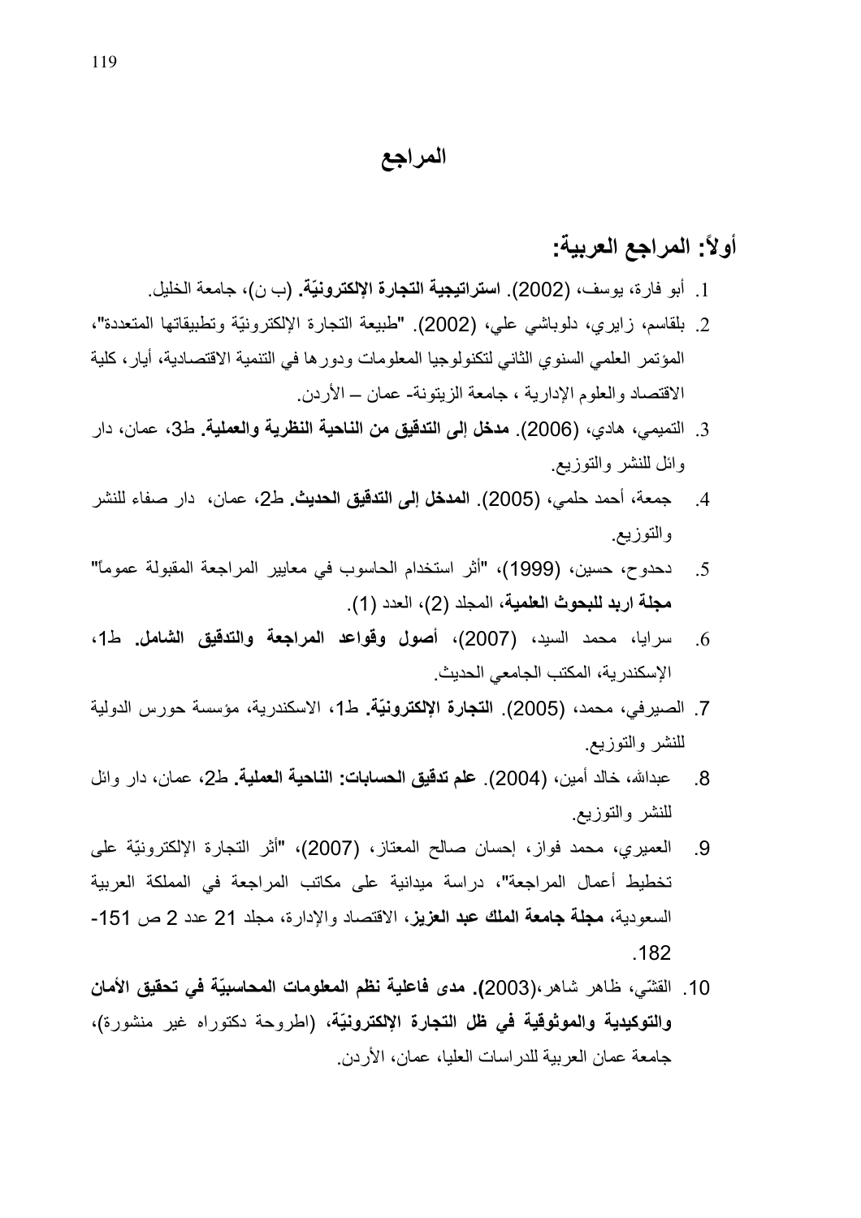# المراجع

## أولاً: المراجع العربية:

1. أبو فارة، يوسف، (2002). **استراتيجية التجارة الإلكترونيّة.** (ب ن)، جامعة الخليل.
2. بلقاسم، زايري، دلوباشي علي، (2002). "طبيعة التجارة الإلكترونيّة وتطبيقاتها المتعددة"، المؤتمر العلمي السنوي الثاني لتكنولوجيا المعلومات ودورها في التنمية الاقتصادية، أيار، كلية الاقتصاد والعلوم الإدارية ، جامعة الزيتونة- عمان – الأردن.
3. التميمي، هادي، (2006). **مدخل إلى التدقيق من الناحية النظرية والعملية.** ط3، عمان، دار وائل للنشر والتوزيع.
4. جمعة، أحمد حلمي، (2005). **المدخل إلى التدقيق الحديث.** ط2، عمان، دار صفاء للنشر والتوزيع.
5. دحدوح، حسين، (1999)، "أثر استخدام الحاسوب في معايير المراجعة المقبولة عموماً" **مجلة اربد للبحوث العلمية**، المجلد (2)، العدد (1).
6. سرايا، محمد السيد، (2007)، **أصول وقواعد المراجعة والتدقيق الشامل.** ط1، الإسكندرية، المكتب الجامعي الحديث.
7. الصيرفي، محمد، (2005). **التجارة الإلكترونيّة.** ط1، الاسكندرية، مؤسسة حورس الدولية للنشر والتوزيع.
8. عبدالله، خالد أمين، (2004). **علم تدقيق الحسابات: الناحية العملية.** ط2، عمان، دار وائل للنشر والتوزيع.
9. العميري، محمد فواز، إحسان صالح المعتاز، (2007)، "أثر التجارة الإلكترونيّة على تخطيط أعمال المراجعة"، دراسة ميدانية على مكاتب المراجعة في المملكة العربية السعودية، **مجلة جامعة الملك عبد العزيز**، الاقتصاد والإدارة، مجلد 21 عدد 2 ص 151-182.
10. القشّي، ظاهر شاهر،(2003). **مدى فاعلية نظم المعلومات المحاسبيّة في تحقيق الأمان والتوكيدية والموثوقية في ظل التجارة الإلكترونيّة**، (اطروحة دكتوراه غير منشورة)، جامعة عمان العربية للدراسات العليا، عمان، الأردن.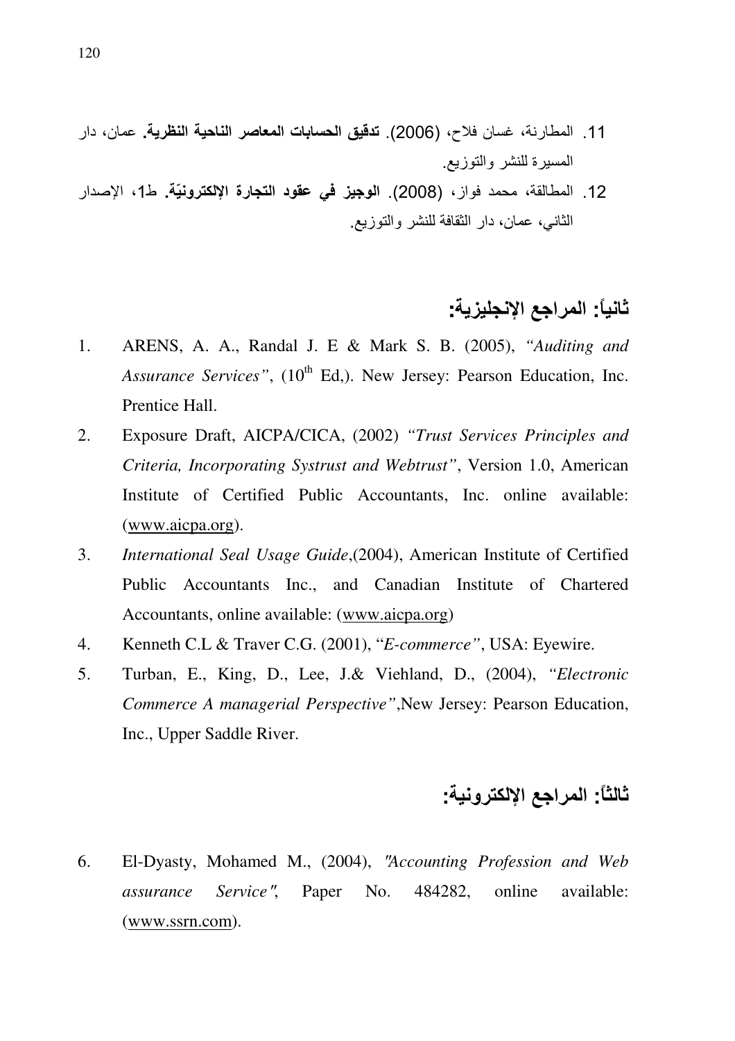11. المطارنة، غسان فلاح، (2006). **تدقيق الحسابات المعاصر الناحية النظرية**. عمان، دار المسيرة للنشر والتوزيع.
12. المطالقة، محمد فواز، (2008). **الوجيز في عقود التجارة الإلكترونيّة**. ط1، الإصدار الثاني، عمان، دار الثقافة للنشر والتوزيع.

## ثانياً: المراجع الإنجليزية:

1. ARENS, A. A., Randal J. E & Mark S. B. (2005), *"Auditing and Assurance Services"*, (10th Ed,). New Jersey: Pearson Education, Inc. Prentice Hall.
2. Exposure Draft, AICPA/CICA, (2002) *"Trust Services Principles and Criteria, Incorporating Systrust and Webtrust"*, Version 1.0, American Institute of Certified Public Accountants, Inc. online available: (www.aicpa.org).
3. *International Seal Usage Guide*,(2004), American Institute of Certified Public Accountants Inc., and Canadian Institute of Chartered Accountants, online available: (www.aicpa.org)
4. Kenneth C.L & Traver C.G. (2001), "*E-commerce"*, USA: Eyewire.
5. Turban, E., King, D., Lee, J.& Viehland, D., (2004), *"Electronic Commerce A managerial Perspective"*,New Jersey: Pearson Education, Inc., Upper Saddle River.

## ثالثاً: المراجع الإلكترونية:

6. El-Dyasty, Mohamed M., (2004), *"Accounting Profession and Web assurance Service"*, Paper No. 484282, online available: (www.ssrn.com).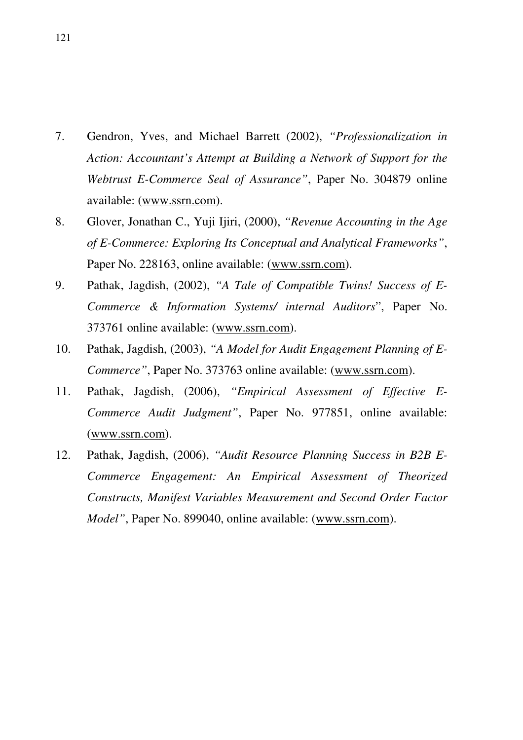7. Gendron, Yves, and Michael Barrett (2002), *"Professionalization in Action: Accountant's Attempt at Building a Network of Support for the Webtrust E-Commerce Seal of Assurance"*, Paper No. 304879 online available: (www.ssrn.com).
8. Glover, Jonathan C., Yuji Ijiri, (2000), *"Revenue Accounting in the Age of E-Commerce: Exploring Its Conceptual and Analytical Frameworks"*, Paper No. 228163, online available: (www.ssrn.com).
9. Pathak, Jagdish, (2002), *"A Tale of Compatible Twins! Success of E-Commerce & Information Systems/ internal Auditors*", Paper No. 373761 online available: (www.ssrn.com).
10. Pathak, Jagdish, (2003), *"A Model for Audit Engagement Planning of E-Commerce"*, Paper No. 373763 online available: (www.ssrn.com).
11. Pathak, Jagdish, (2006), *"Empirical Assessment of Effective E-Commerce Audit Judgment"*, Paper No. 977851, online available: (www.ssrn.com).
12. Pathak, Jagdish, (2006), *"Audit Resource Planning Success in B2B E-Commerce Engagement: An Empirical Assessment of Theorized Constructs, Manifest Variables Measurement and Second Order Factor Model"*, Paper No. 899040, online available: (www.ssrn.com).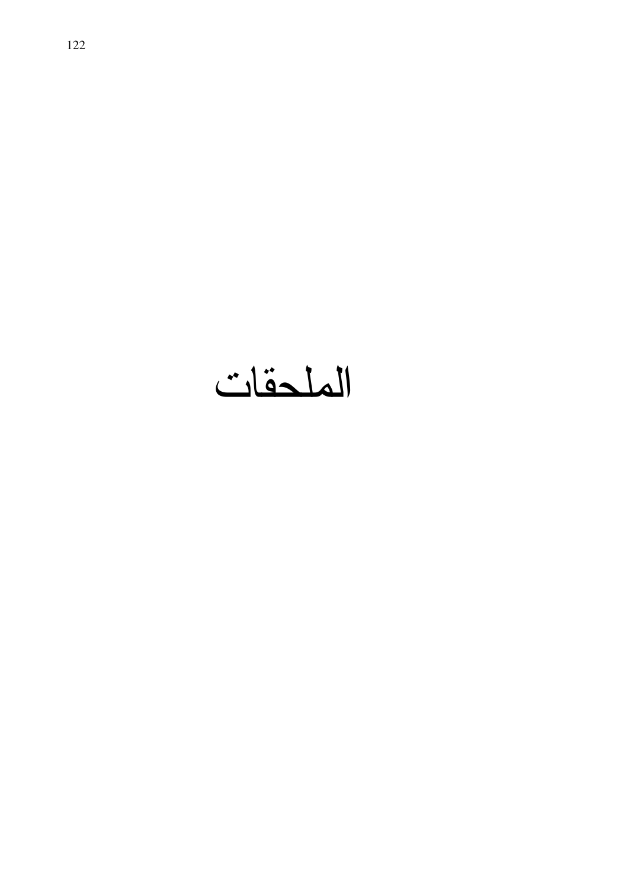# الملحقات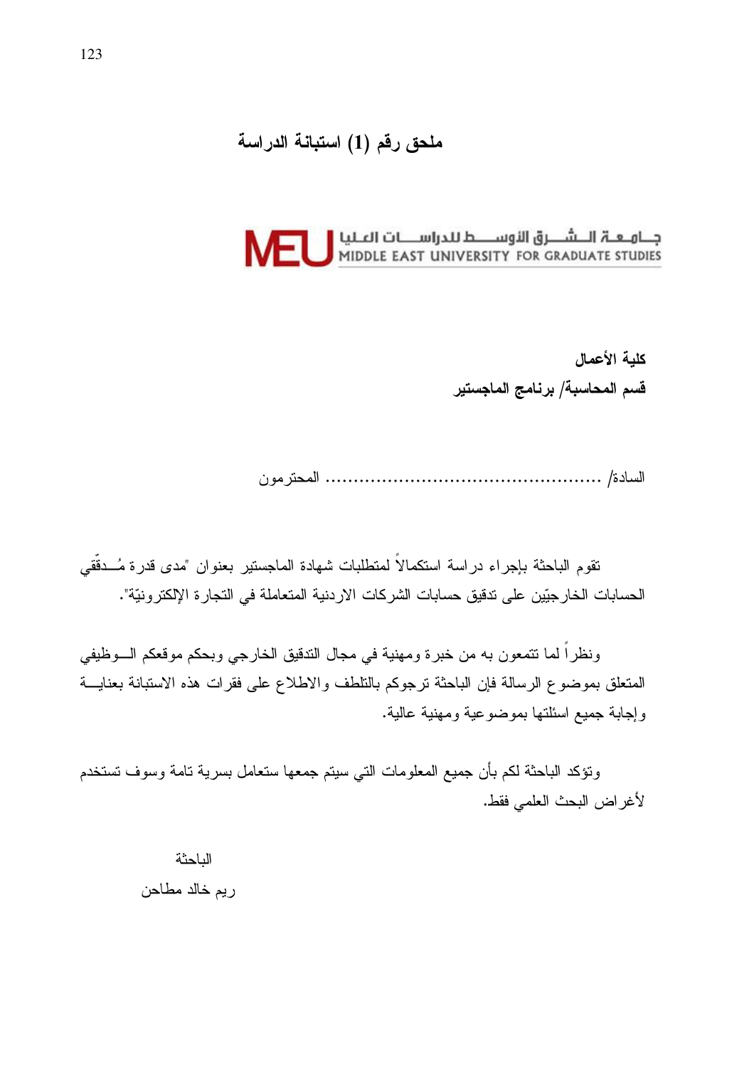## ملحق رقم (1) استبانة الدراسة

جـامـعـة الـشـرق الأوسـط للدراسـات العـليا
MIDDLE EAST UNIVERSITY FOR GRADUATE STUDIES
MEU

**كلية الأعمال**

**قسم المحاسبة/ برنامج الماجستير**

السادة/ ................................................ المحترمون

تقوم الباحثة بإجراء دراسة استكمالاً لمتطلبات شهادة الماجستير بعنوان "مدى قدرة مُـدقّقي الحسابات الخارجيّين على تدقيق حسابات الشركات الاردنية المتعاملة في التجارة الإلكترونيّة".

ونظراً لما تتمعون به من خبرة ومهنية في مجال التدقيق الخارجي وبحكم موقعكم الـوظيفي المتعلق بموضوع الرسالة فإن الباحثة ترجوكم بالتلطف والاطلاع على فقرات هذه الاستبانة بعنايـة وإجابة جميع اسئلتها بموضوعية ومهنية عالية.

وتؤكد الباحثة لكم بأن جميع المعلومات التي سيتم جمعها ستعامل بسرية تامة وسوف تستخدم لأغراض البحث العلمي فقط.

الباحثة

ريم خالد مطاحن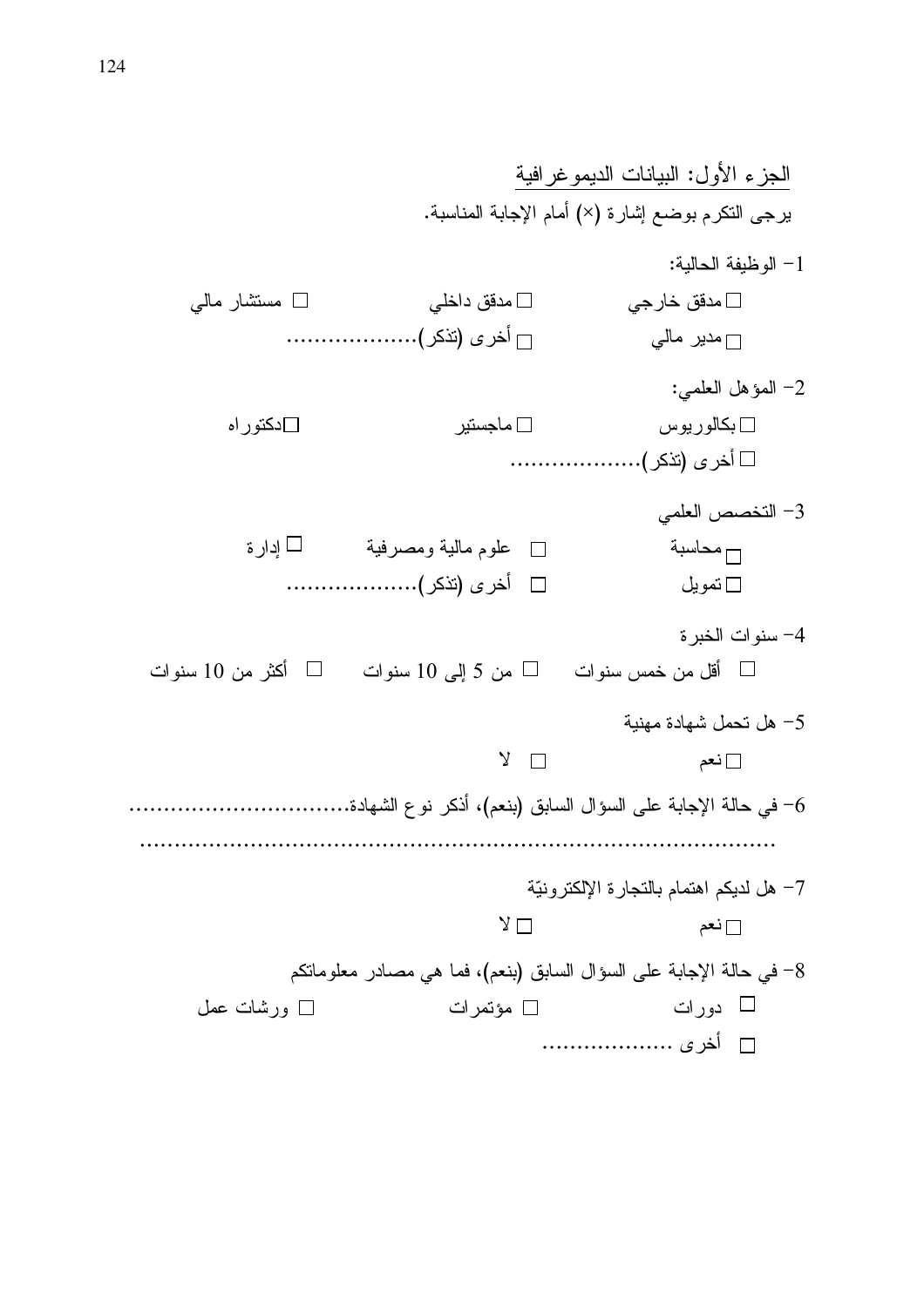## الجزء الأول: البيانات الديموغرافية

يرجى التكرم بوضع إشارة (×) أمام الإجابة المناسبة.

1- الوظيفة الحالية:

☐ مدقق خارجي ☐ مدقق داخلي ☐ مستشار مالي

☐ مدير مالي ☐ أخرى (تذكر)..................

2- المؤهل العلمي:

☐ بكالوريوس ☐ ماجستير ☐ دكتوراه

☐ أخرى (تذكر)..................

3- التخصص العلمي

☐ محاسبة ☐ علوم مالية ومصرفية ☐ إدارة

☐ تمويل ☐ أخرى (تذكر)..................

4- سنوات الخبرة

☐ أقل من خمس سنوات ☐ من 5 إلى 10 سنوات ☐ أكثر من 10 سنوات

5- هل تحمل شهادة مهنية

☐ نعم ☐ لا

6- في حالة الإجابة على السؤال السابق (بنعم)، أذكر نوع الشهادة...............................

.................................................................................

7- هل لديكم اهتمام بالتجارة الإلكترونيّة

☐ نعم ☐ لا

8- في حالة الإجابة على السؤال السابق (بنعم)، فما هي مصادر معلوماتكم

☐ دورات ☐ مؤتمرات ☐ ورشات عمل

☐ أخرى ..................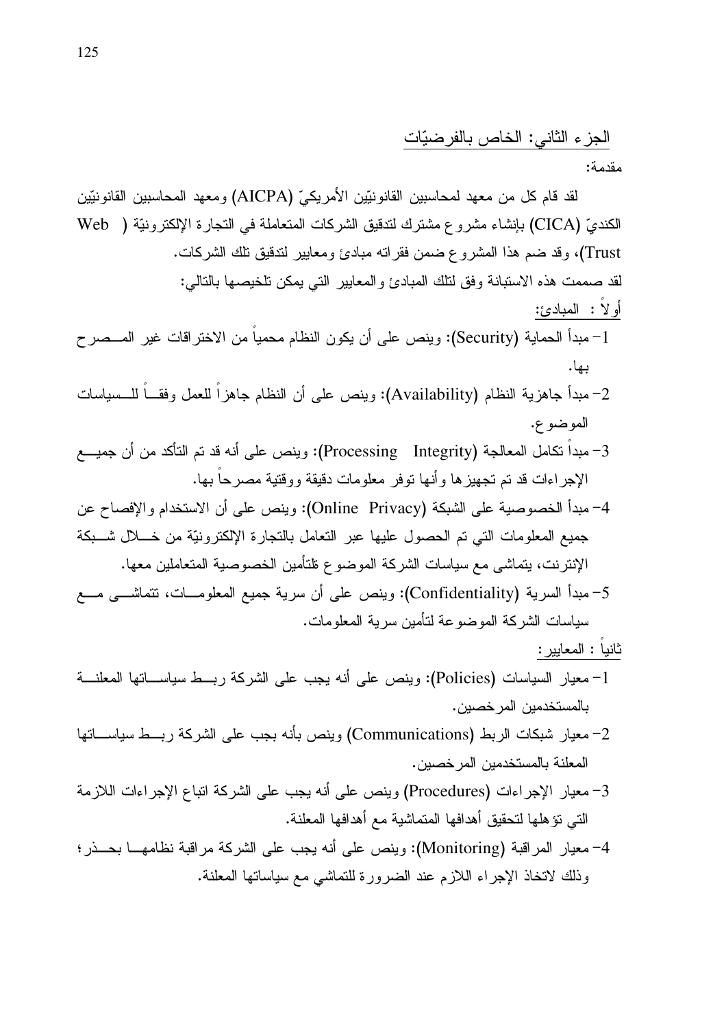## الجزء الثاني: الخاص بالفرضيّات

مقدمة:

لقد قام كل من معهد لمحاسبين القانونيّين الأمريكيّ (AICPA) ومعهد المحاسبين القانونيّين الكنديّ (CICA) بإنشاء مشروع مشترك لتدقيق الشركات المتعاملة في التجارة الإلكترونيّة (Web Trust)، وقد ضم هذا المشروع ضمن فقراته مبادئ ومعايير لتدقيق تلك الشركات.

لقد صممت هذه الاستبانة وفق لتلك المبادئ والمعايير التي يمكن تلخيصها بالتالي:

أولاً : المبادئ:

1- مبدأ الحماية (Security): وينص على أن يكون النظام محمياً من الاختراقات غير المصرح بها.

2- مبدأ جاهزية النظام (Availability): وينص على أن النظام جاهزاً للعمل وفقاً للسياسات الموضوع.

3- مبدأ تكامل المعالجة (Processing Integrity): وينص على أنه قد تم التأكد من أن جميع الإجراءات قد تم تجهيزها وأنها توفر معلومات دقيقة ووقتية مصرحاً بها.

4- مبدأ الخصوصية على الشبكة (Online Privacy): وينص على أن الاستخدام والإفصاح عن جميع المعلومات التي تم الحصول عليها عبر التعامل بالتجارة الإلكترونيّة من خلال شبكة الإنترنت، يتماشى مع سياسات الشركة الموضوع ةلتأمين الخصوصية المتعاملين معها.

5- مبدأ السرية (Confidentiality): وينص على أن سرية جميع المعلومات، تتماشى مع سياسات الشركة الموضوعة لتأمين سرية المعلومات.

ثانياً : المعايير:

1- معيار السياسات (Policies): وينص على أنه يجب على الشركة ربط سياساتها المعلنة بالمستخدمين المرخصين.

2- معيار شبكات الربط (Communications) وينص بأنه بجب على الشركة ربط سياساتها المعلنة بالمستخدمين المرخصين.

3- معيار الإجراءات (Procedures) وينص على أنه يجب على الشركة اتباع الإجراءات اللازمة التي تؤهلها لتحقيق أهدافها المتماشية مع أهدافها المعلنة.

4- معيار المراقبة (Monitoring): وينص على أنه يجب على الشركة مراقبة نظامها بحذر؛ وذلك لاتخاذ الإجراء اللازم عند الضرورة للتماشي مع سياساتها المعلنة.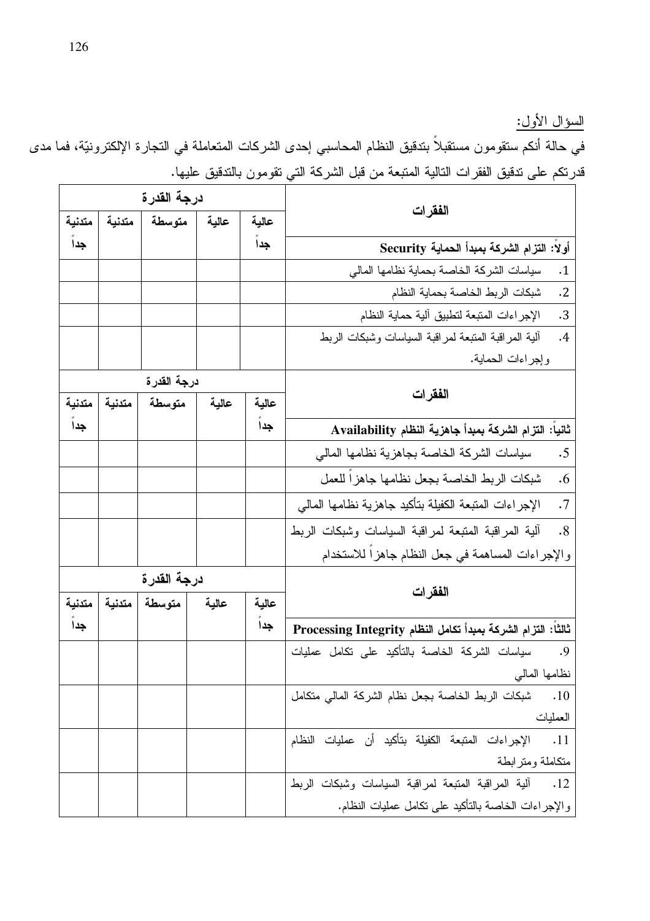السؤال الأول:

في حالة أنكم ستقومون مستقبلاً بتدقيق النظام المحاسبي إحدى الشركات المتعاملة في التجارة الإلكترونيّة، فما مدى قدرتكم على تدقيق الفقرات التالية المتبعة من قبل الشركة التي تقومون بالتدقيق عليها.

| الفقرات | درجة القدرة | | | | |
|---|---|---|---|---|---|
| | عالية جداً | عالية | متوسطة | متدنية | متدنية جداً |
| **أولاً: التزام الشركة بمبدأ الحماية Security** | | | | | |
| 1. سياسات الشركة الخاصة بحماية نظامها المالي | | | | | |
| 2. شبكات الربط الخاصة بحماية النظام | | | | | |
| 3. الإجراءات المتبعة لتطبيق آلية حماية النظام | | | | | |
| 4. آلية المراقبة المتبعة لمراقبة السياسات وشبكات الربط وإجراءات الحماية. | | | | | |

| الفقرات | درجة القدرة | | | | |
|---|---|---|---|---|---|
| | عالية جداً | عالية | متوسطة | متدنية | متدنية جداً |
| **ثانياً: التزام الشركة بمبدأ جاهزية النظام Availability** | | | | | |
| 5. سياسات الشركة الخاصة بجاهزية نظامها المالي | | | | | |
| 6. شبكات الربط الخاصة بجعل نظامها جاهزاً للعمل | | | | | |
| 7. الإجراءات المتبعة الكفيلة بتأكيد جاهزية نظامها المالي | | | | | |
| 8. آلية المراقبة المتبعة لمراقبة السياسات وشبكات الربط والإجراءات المساهمة في جعل النظام جاهزاً للاستخدام | | | | | |

| الفقرات | درجة القدرة | | | | |
|---|---|---|---|---|---|
| | عالية جداً | عالية | متوسطة | متدنية | متدنية جداً |
| **ثالثاً: التزام الشركة بمبدأ تكامل النظام Processing Integrity** | | | | | |
| 9. سياسات الشركة الخاصة بالتأكيد على تكامل عمليات نظامها المالي | | | | | |
| 10. شبكات الربط الخاصة بجعل نظام الشركة المالي متكامل العمليات | | | | | |
| 11. الإجراءات المتبعة الكفيلة بتأكيد أن عمليات النظام متكاملة ومترابطة | | | | | |
| 12. آلية المراقبة المتبعة لمراقبة السياسات وشبكات الربط والإجراءات الخاصة بالتأكيد على تكامل عمليات النظام. | | | | | |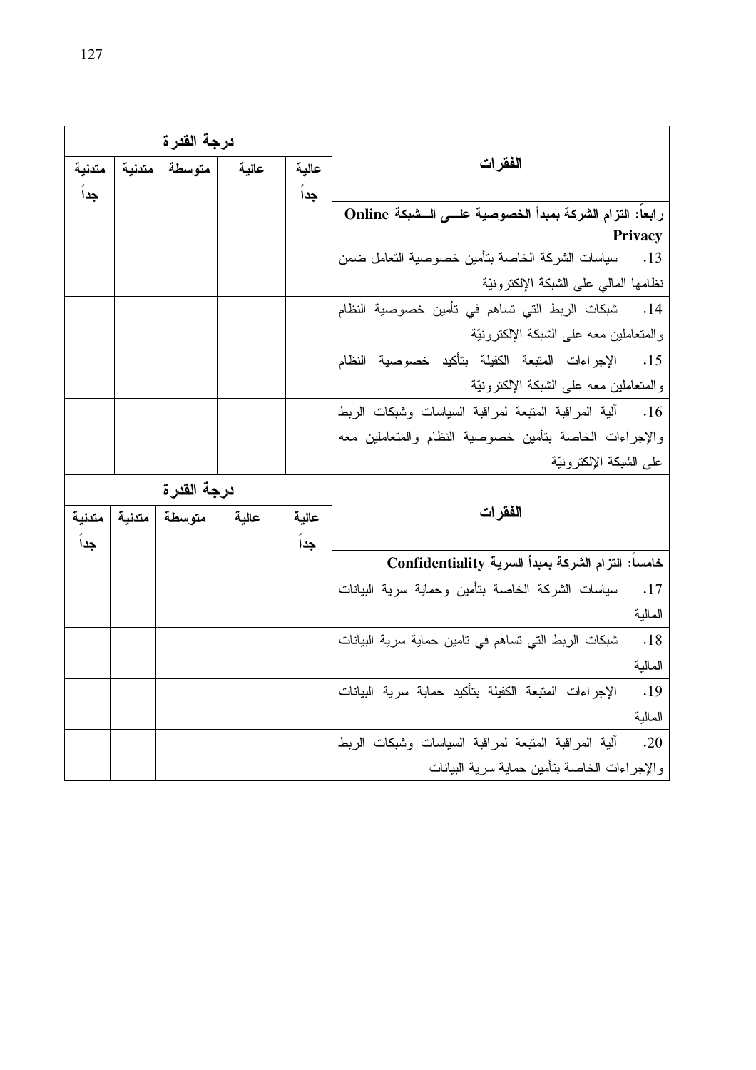| الفقرات | درجة القدرة | | | | |
|---|---|---|---|---|---|
| | عالية جداً | عالية | متوسطة | متدنية | متدنية جداً |
| **رابعاً: التزام الشركة بمبدأ الخصوصية على الشبكة Online Privacy** | | | | | |
| 13. سياسات الشركة الخاصة بتأمين خصوصية التعامل ضمن نظامها المالي على الشبكة الإلكترونيّة | | | | | |
| 14. شبكات الربط التي تساهم في تأمين خصوصية النظام والمتعاملين معه على الشبكة الإلكترونيّة | | | | | |
| 15. الإجراءات المتبعة الكفيلة بتأكيد خصوصية النظام والمتعاملين معه على الشبكة الإلكترونيّة | | | | | |
| 16. آلية المراقبة المتبعة لمراقبة السياسات وشبكات الربط والإجراءات الخاصة بتأمين خصوصية النظام والمتعاملين معه على الشبكة الإلكترونيّة | | | | | |

| الفقرات | درجة القدرة | | | | |
|---|---|---|---|---|---|
| | عالية جداً | عالية | متوسطة | متدنية | متدنية جداً |
| **خامساً: التزام الشركة بمبدأ السرية Confidentiality** | | | | | |
| 17. سياسات الشركة الخاصة بتأمين وحماية سرية البيانات المالية | | | | | |
| 18. شبكات الربط التي تساهم في تامين حماية سرية البيانات المالية | | | | | |
| 19. الإجراءات المتبعة الكفيلة بتأكيد حماية سرية البيانات المالية | | | | | |
| 20. آلية المراقبة المتبعة لمراقبة السياسات وشبكات الربط والإجراءات الخاصة بتأمين حماية سرية البيانات | | | | | |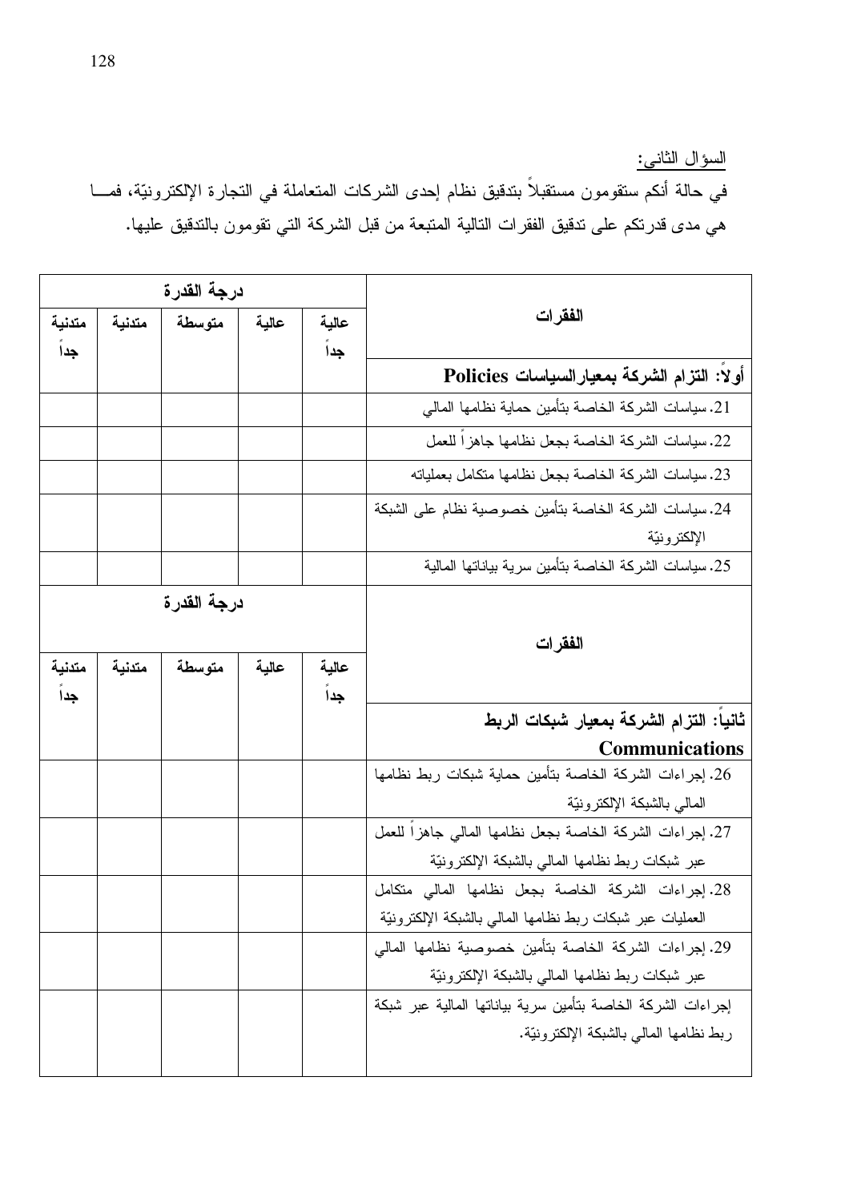السؤال الثاني:

في حالة أنكم ستقومون مستقبلاً بتدقيق نظام إحدى الشركات المتعاملة في التجارة الإلكترونيّة، فمـــا هي مدى قدرتكم على تدقيق الفقرات التالية المتبعة من قبل الشركة التي تقومون بالتدقيق عليها.

| الفقرات | درجة القدرة | | | | |
|---|---|---|---|---|---|
| | عالية جداً | عالية | متوسطة | متدنية | متدنية جداً |
| **أولاً: التزام الشركة بمعيارالسياسات Policies** | | | | | |
| 21. سياسات الشركة الخاصة بتأمين حماية نظامها المالي | | | | | |
| 22. سياسات الشركة الخاصة بجعل نظامها جاهزاً للعمل | | | | | |
| 23. سياسات الشركة الخاصة بجعل نظامها متكامل بعملياته | | | | | |
| 24. سياسات الشركة الخاصة بتأمين خصوصية نظام على الشبكة الإلكترونيّة | | | | | |
| 25. سياسات الشركة الخاصة بتأمين سرية بياناتها المالية | | | | | |

| الفقرات | درجة القدرة | | | | |
|---|---|---|---|---|---|
| | عالية جداً | عالية | متوسطة | متدنية | متدنية جداً |
| **ثانياً: التزام الشركة بمعيار شبكات الربط Communications** | | | | | |
| 26. إجراءات الشركة الخاصة بتأمين حماية شبكات ربط نظامها المالي بالشبكة الإلكترونيّة | | | | | |
| 27. إجراءات الشركة الخاصة بجعل نظامها المالي جاهزاً للعمل عبر شبكات ربط نظامها المالي بالشبكة الإلكترونيّة | | | | | |
| 28. إجراءات الشركة الخاصة بجعل نظامها المالي متكامل العمليات عبر شبكات ربط نظامها المالي بالشبكة الإلكترونيّة | | | | | |
| 29. إجراءات الشركة الخاصة بتأمين خصوصية نظامها المالي عبر شبكات ربط نظامها المالي بالشبكة الإلكترونيّة | | | | | |
| إجراءات الشركة الخاصة بتأمين سرية بياناتها المالية عبر شبكة ربط نظامها المالي بالشبكة الإلكترونيّة. | | | | | |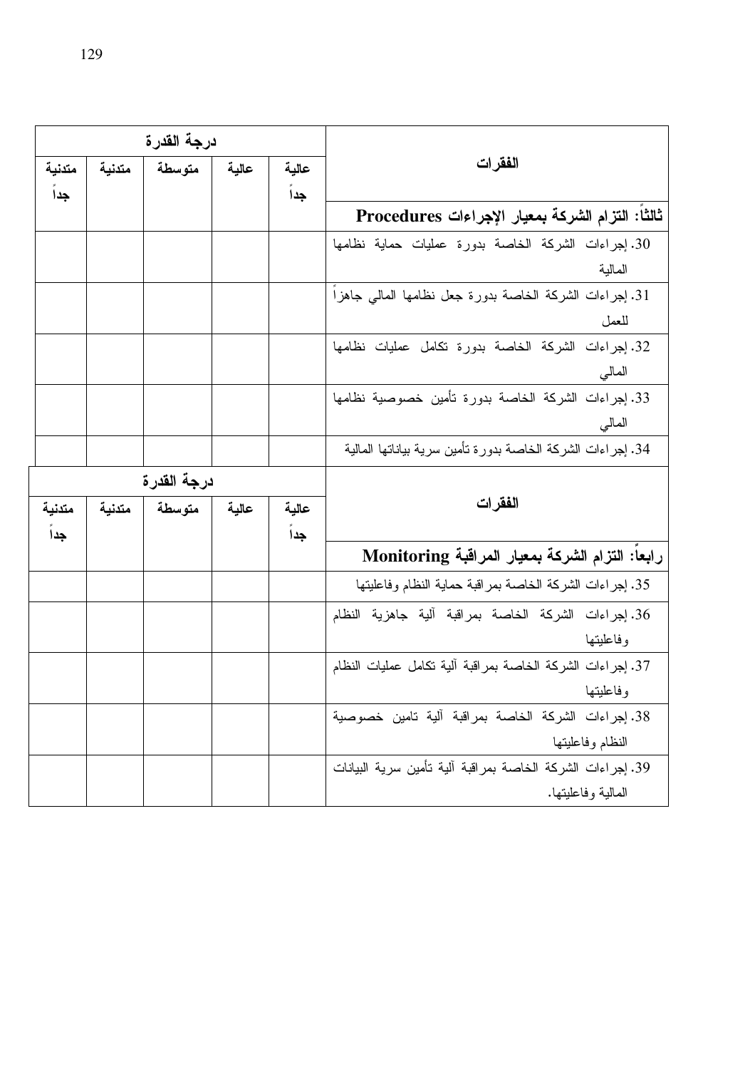| الفقرات | درجة القدرة | | | | |
|---|---|---|---|---|---|
| | عالية جداً | عالية | متوسطة | متدنية | متدنية جداً |
| **ثالثاً: التزام الشركة بمعيار الإجراءات Procedures** | | | | | |
| 30. إجراءات الشركة الخاصة بدورة عمليات حماية نظامها المالية | | | | | |
| 31. إجراءات الشركة الخاصة بدورة جعل نظامها المالي جاهزاً للعمل | | | | | |
| 32. إجراءات الشركة الخاصة بدورة تكامل عمليات نظامها المالي | | | | | |
| 33. إجراءات الشركة الخاصة بدورة تأمين خصوصية نظامها المالي | | | | | |
| 34. إجراءات الشركة الخاصة بدورة تأمين سرية بياناتها المالية | | | | | |

| الفقرات | درجة القدرة | | | | |
|---|---|---|---|---|---|
| | عالية جداً | عالية | متوسطة | متدنية | متدنية جداً |
| **رابعاً: التزام الشركة بمعيار المراقبة Monitoring** | | | | | |
| 35. إجراءات الشركة الخاصة بمراقبة حماية النظام وفاعليتها | | | | | |
| 36. إجراءات الشركة الخاصة بمراقبة آلية جاهزية النظام وفاعليتها | | | | | |
| 37. إجراءات الشركة الخاصة بمراقبة آلية تكامل عمليات النظام وفاعليتها | | | | | |
| 38. إجراءات الشركة الخاصة بمراقبة آلية تامين خصوصية النظام وفاعليتها | | | | | |
| 39. إجراءات الشركة الخاصة بمراقبة آلية تأمين سرية البيانات المالية وفاعليتها. | | | | | |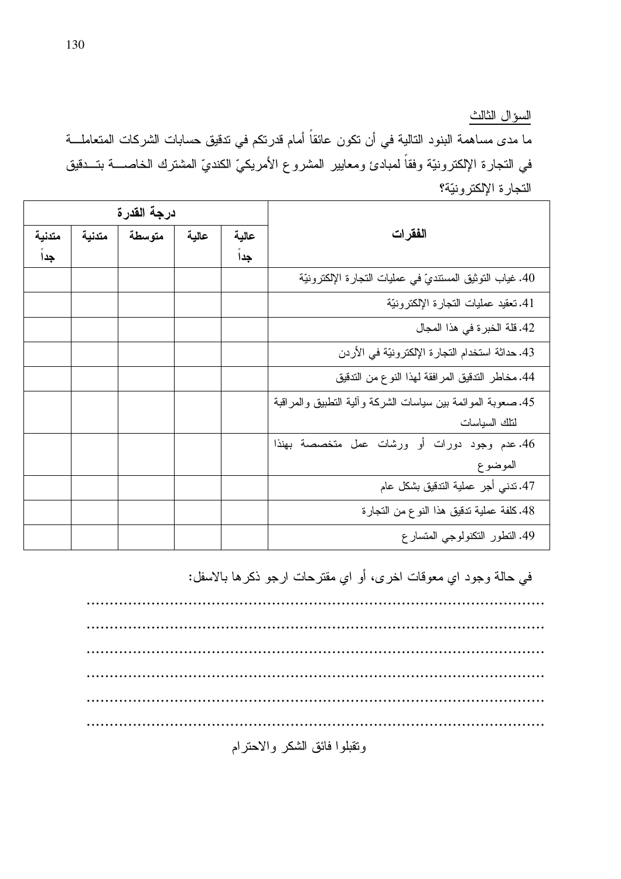السؤال الثالث

ما مدى مساهمة البنود التالية في أن تكون عائقاً أمام قدرتكم في تدقيق حسابات الشركات المتعاملة في التجارة الإلكترونيّة وفقاً لمبادئ ومعايير المشروع الأمريكيّ الكنديّ المشترك الخاصة بتدقيق التجارة الإلكترونيّة؟

| الفقرات | درجة القدرة | | | | |
|---|---|---|---|---|---|
| | عالية جداً | عالية | متوسطة | متدنية | متدنية جداً |
| 40. غياب التوثيق المستنديّ في عمليات التجارة الإلكترونيّة | | | | | |
| 41. تعقيد عمليات التجارة الإلكترونيّة | | | | | |
| 42. قلة الخبرة في هذا المجال | | | | | |
| 43. حداثة استخدام التجارة الإلكترونيّة في الأردن | | | | | |
| 44. مخاطر التدقيق المرافقة لهذا النوع من التدقيق | | | | | |
| 45. صعوبة الموائمة بين سياسات الشركة وآلية التطبيق والمراقبة لتلك السياسات | | | | | |
| 46. عدم وجود دورات أو ورشات عمل متخصصة بهذا الموضوع | | | | | |
| 47. تدني أجر عملية التدقيق بشكل عام | | | | | |
| 48. كلفة عملية تدقيق هذا النوع من التجارة | | | | | |
| 49. التطور التكنولوجي المتسارع | | | | | |

في حالة وجود اي معوقات اخرى، أو اي مقترحات ارجو ذكرها بالاسفل:

.......................................................................................

.......................................................................................

.......................................................................................

.......................................................................................

.......................................................................................

.......................................................................................

وتقبلوا فائق الشكر والاحترام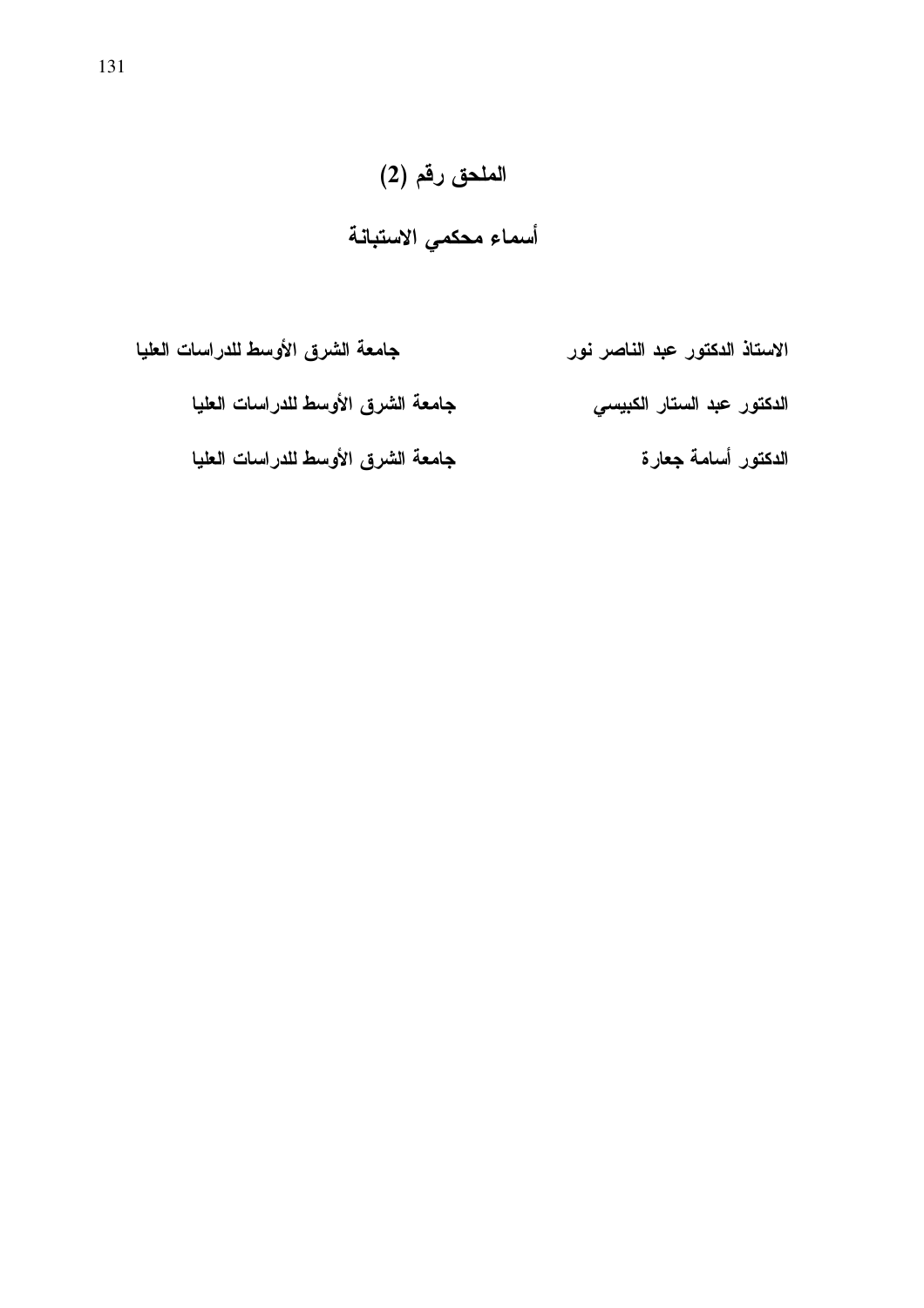# الملحق رقم (2)

## أسماء محكمي الاستبانة

| | |
|---|---|
| الاستاذ الدكتور عبد الناصر نور | جامعة الشرق الأوسط للدراسات العليا |
| الدكتور عبد الستار الكبيسي | جامعة الشرق الأوسط للدراسات العليا |
| الدكتور أسامة جعارة | جامعة الشرق الأوسط للدراسات العليا |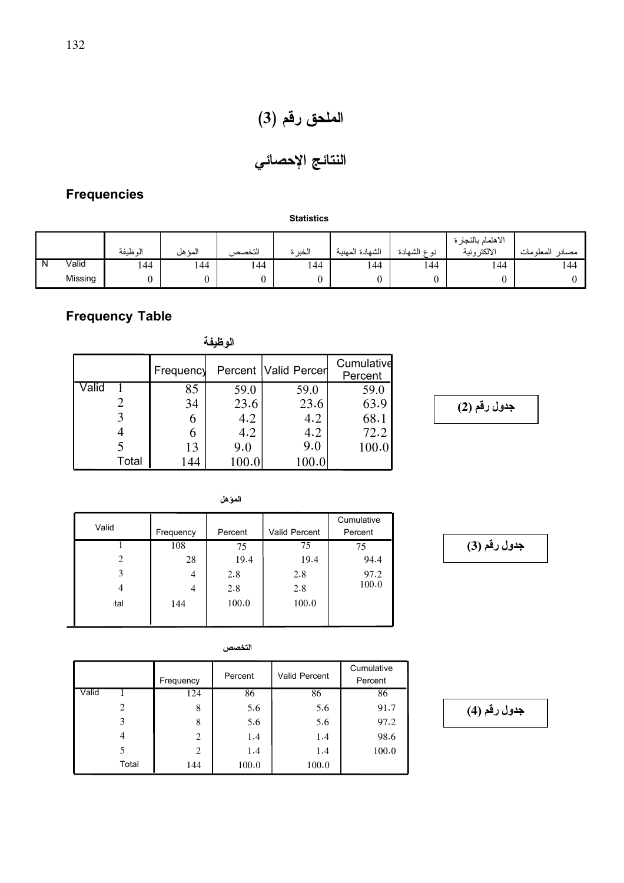# الملحق رقم (3)

# النتائج الإحصائي

## Frequencies

**Statistics**

| | | الوظيفة | المؤهل | التخصص | الخبرة | الشهادة المهنية | نوع الشهادة | الاهتمام بالتجارة الالكترونية | مصادر المعلومات |
|---|---|---|---|---|---|---|---|---|---|
| N | Valid | 144 | 144 | 144 | 144 | 144 | 144 | 144 | 144 |
| | Missing | 0 | 0 | 0 | 0 | 0 | 0 | 0 | 0 |

## Frequency Table

**الوظيفة**

**جدول رقم (2)**

| | | Frequency | Percent | Valid Percent | Cumulative Percent |
|---|---|---|---|---|---|
| Valid | 1 | 85 | 59.0 | 59.0 | 59.0 |
| | 2 | 34 | 23.6 | 23.6 | 63.9 |
| | 3 | 6 | 4.2 | 4.2 | 68.1 |
| | 4 | 6 | 4.2 | 4.2 | 72.2 |
| | 5 | 13 | 9.0 | 9.0 | 100.0 |
| | Total | 144 | 100.0 | 100.0 | |

**المؤهل**

**جدول رقم (3)**

| Valid | Frequency | Percent | Valid Percent | Cumulative Percent |
|---|---|---|---|---|
| 1 | 108 | 75 | 75 | 75 |
| 2 | 28 | 19.4 | 19.4 | 94.4 |
| 3 | 4 | 2.8 | 2.8 | 97.2 |
| 4 | 4 | 2.8 | 2.8 | 100.0 |
| tal | 144 | 100.0 | 100.0 | |

**التخصص**

**جدول رقم (4)**

| | | Frequency | Percent | Valid Percent | Cumulative Percent |
|---|---|---|---|---|---|
| Valid | 1 | 124 | 86 | 86 | 86 |
| | 2 | 8 | 5.6 | 5.6 | 91.7 |
| | 3 | 8 | 5.6 | 5.6 | 97.2 |
| | 4 | 2 | 1.4 | 1.4 | 98.6 |
| | 5 | 2 | 1.4 | 1.4 | 100.0 |
| | Total | 144 | 100.0 | 100.0 | |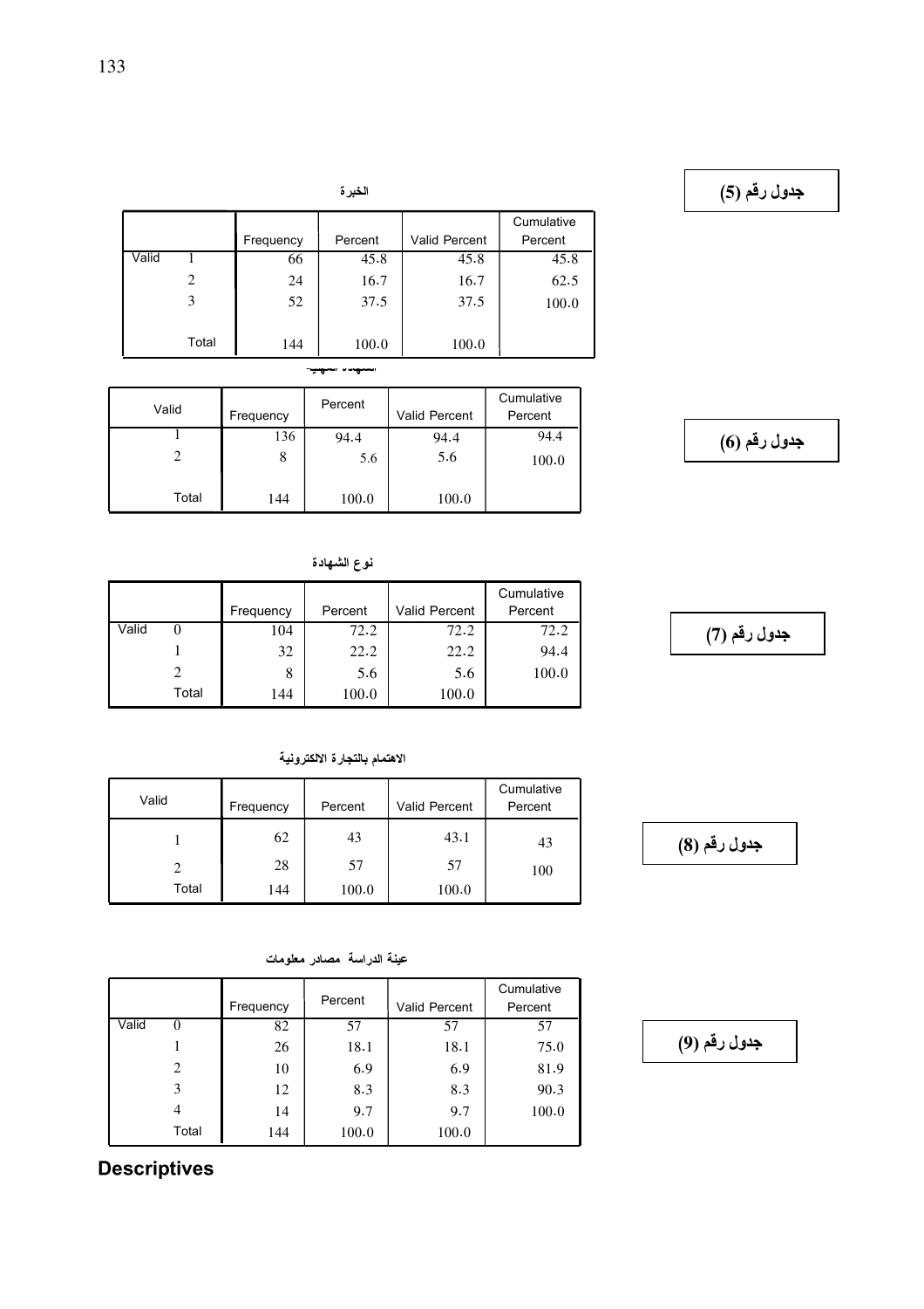جدول رقم (5)

الخبرة

| | | Frequency | Percent | Valid Percent | Cumulative Percent |
|---|---|---|---|---|---|
| Valid | 1 | 66 | 45.8 | 45.8 | 45.8 |
| | 2 | 24 | 16.7 | 16.7 | 62.5 |
| | 3 | 52 | 37.5 | 37.5 | 100.0 |
| | Total | 144 | 100.0 | 100.0 | |

جدول رقم (6)

الشهادة المهنية

| Valid | Frequency | Percent | Valid Percent | Cumulative Percent |
|---|---|---|---|---|
| 1 | 136 | 94.4 | 94.4 | 94.4 |
| 2 | 8 | 5.6 | 5.6 | 100.0 |
| Total | 144 | 100.0 | 100.0 | |

جدول رقم (7)

نوع الشهادة

| | | Frequency | Percent | Valid Percent | Cumulative Percent |
|---|---|---|---|---|---|
| Valid | 0 | 104 | 72.2 | 72.2 | 72.2 |
| | 1 | 32 | 22.2 | 22.2 | 94.4 |
| | 2 | 8 | 5.6 | 5.6 | 100.0 |
| | Total | 144 | 100.0 | 100.0 | |

جدول رقم (8)

الاهتمام بالتجارة الالكترونية

| Valid | Frequency | Percent | Valid Percent | Cumulative Percent |
|---|---|---|---|---|
| 1 | 62 | 43 | 43.1 | 43 |
| 2 | 28 | 57 | 57 | 100 |
| Total | 144 | 100.0 | 100.0 | |

جدول رقم (9)

عينة الدراسة مصادر معلومات

| | | Frequency | Percent | Valid Percent | Cumulative Percent |
|---|---|---|---|---|---|
| Valid | 0 | 82 | 57 | 57 | 57 |
| | 1 | 26 | 18.1 | 18.1 | 75.0 |
| | 2 | 10 | 6.9 | 6.9 | 81.9 |
| | 3 | 12 | 8.3 | 8.3 | 90.3 |
| | 4 | 14 | 9.7 | 9.7 | 100.0 |
| | Total | 144 | 100.0 | 100.0 | |

## Descriptives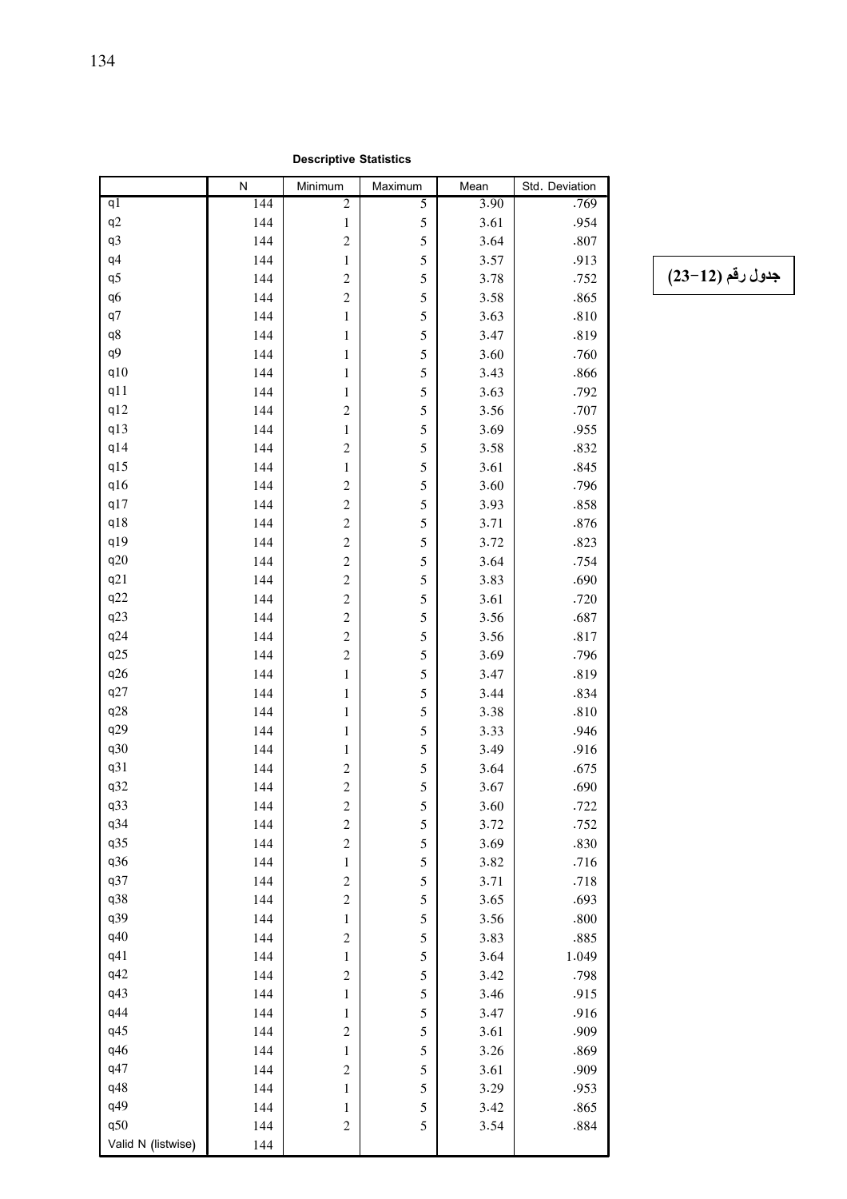جدول رقم (12-23)

**Descriptive Statistics**

| | N | Minimum | Maximum | Mean | Std. Deviation |
|---|---|---|---|---|---|
| q1 | 144 | 2 | 5 | 3.90 | .769 |
| q2 | 144 | 1 | 5 | 3.61 | .954 |
| q3 | 144 | 2 | 5 | 3.64 | .807 |
| q4 | 144 | 1 | 5 | 3.57 | .913 |
| q5 | 144 | 2 | 5 | 3.78 | .752 |
| q6 | 144 | 2 | 5 | 3.58 | .865 |
| q7 | 144 | 1 | 5 | 3.63 | .810 |
| q8 | 144 | 1 | 5 | 3.47 | .819 |
| q9 | 144 | 1 | 5 | 3.60 | .760 |
| q10 | 144 | 1 | 5 | 3.43 | .866 |
| q11 | 144 | 1 | 5 | 3.63 | .792 |
| q12 | 144 | 2 | 5 | 3.56 | .707 |
| q13 | 144 | 1 | 5 | 3.69 | .955 |
| q14 | 144 | 2 | 5 | 3.58 | .832 |
| q15 | 144 | 1 | 5 | 3.61 | .845 |
| q16 | 144 | 2 | 5 | 3.60 | .796 |
| q17 | 144 | 2 | 5 | 3.93 | .858 |
| q18 | 144 | 2 | 5 | 3.71 | .876 |
| q19 | 144 | 2 | 5 | 3.72 | .823 |
| q20 | 144 | 2 | 5 | 3.64 | .754 |
| q21 | 144 | 2 | 5 | 3.83 | .690 |
| q22 | 144 | 2 | 5 | 3.61 | .720 |
| q23 | 144 | 2 | 5 | 3.56 | .687 |
| q24 | 144 | 2 | 5 | 3.56 | .817 |
| q25 | 144 | 2 | 5 | 3.69 | .796 |
| q26 | 144 | 1 | 5 | 3.47 | .819 |
| q27 | 144 | 1 | 5 | 3.44 | .834 |
| q28 | 144 | 1 | 5 | 3.38 | .810 |
| q29 | 144 | 1 | 5 | 3.33 | .946 |
| q30 | 144 | 1 | 5 | 3.49 | .916 |
| q31 | 144 | 2 | 5 | 3.64 | .675 |
| q32 | 144 | 2 | 5 | 3.67 | .690 |
| q33 | 144 | 2 | 5 | 3.60 | .722 |
| q34 | 144 | 2 | 5 | 3.72 | .752 |
| q35 | 144 | 2 | 5 | 3.69 | .830 |
| q36 | 144 | 1 | 5 | 3.82 | .716 |
| q37 | 144 | 2 | 5 | 3.71 | .718 |
| q38 | 144 | 2 | 5 | 3.65 | .693 |
| q39 | 144 | 1 | 5 | 3.56 | .800 |
| q40 | 144 | 2 | 5 | 3.83 | .885 |
| q41 | 144 | 1 | 5 | 3.64 | 1.049 |
| q42 | 144 | 2 | 5 | 3.42 | .798 |
| q43 | 144 | 1 | 5 | 3.46 | .915 |
| q44 | 144 | 1 | 5 | 3.47 | .916 |
| q45 | 144 | 2 | 5 | 3.61 | .909 |
| q46 | 144 | 1 | 5 | 3.26 | .869 |
| q47 | 144 | 2 | 5 | 3.61 | .909 |
| q48 | 144 | 1 | 5 | 3.29 | .953 |
| q49 | 144 | 1 | 5 | 3.42 | .865 |
| q50 | 144 | 2 | 5 | 3.54 | .884 |
| Valid N (listwise) | 144 | | | | |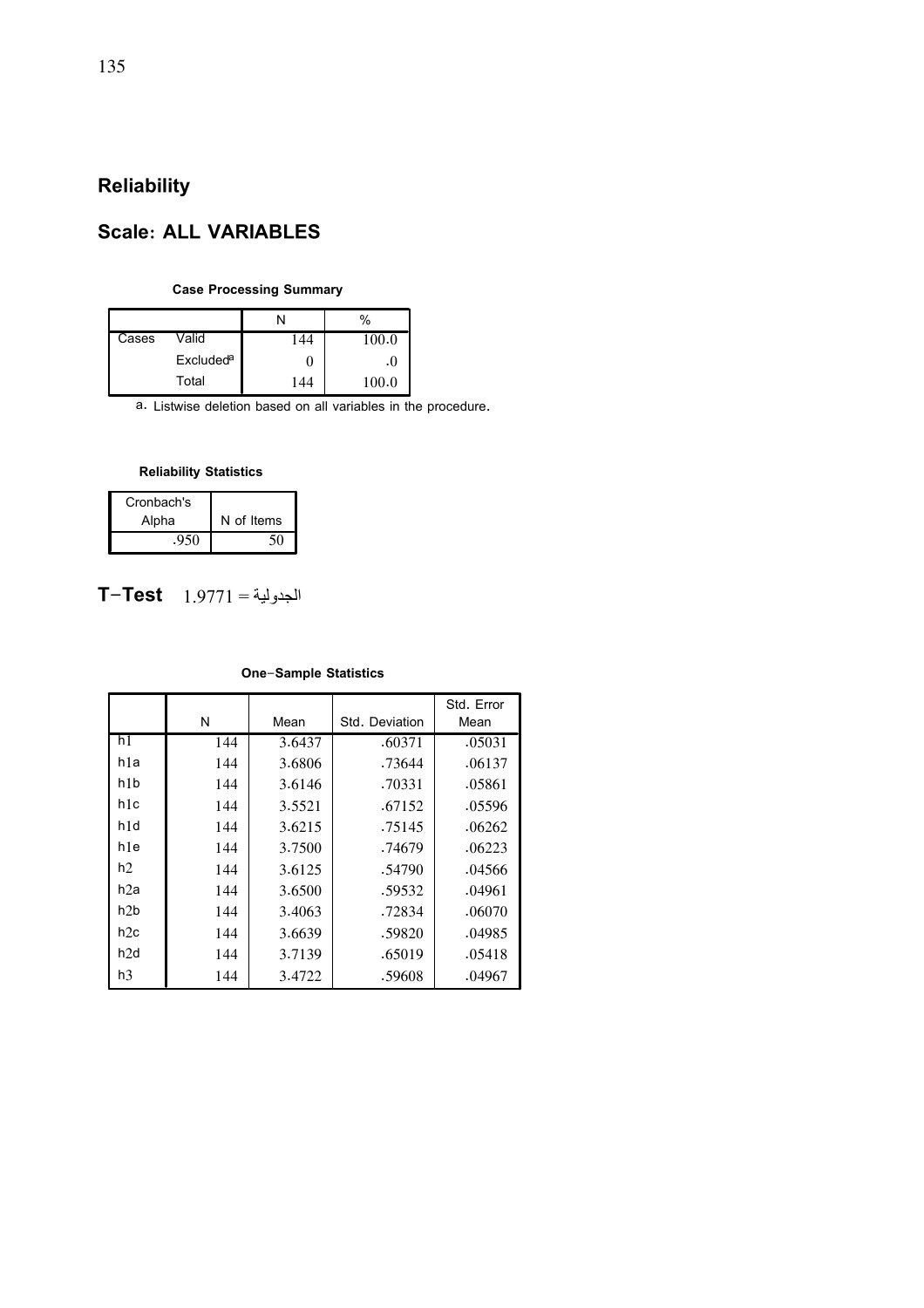## Reliability

## Scale: ALL VARIABLES

**Case Processing Summary**

| | | N | % |
|---|---|---|---|
| Cases | Valid | 144 | 100.0 |
| | Excluded[a] | 0 | .0 |
| | Total | 144 | 100.0 |

a. Listwise deletion based on all variables in the procedure.

**Reliability Statistics**

| Cronbach's Alpha | N of Items |
|---|---|
| .950 | 50 |

## T-Test الجدولية = 1.9771

**One-Sample Statistics**

| | N | Mean | Std. Deviation | Std. Error Mean |
|---|---|---|---|---|
| h1 | 144 | 3.6437 | .60371 | .05031 |
| h1a | 144 | 3.6806 | .73644 | .06137 |
| h1b | 144 | 3.6146 | .70331 | .05861 |
| h1c | 144 | 3.5521 | .67152 | .05596 |
| h1d | 144 | 3.6215 | .75145 | .06262 |
| h1e | 144 | 3.7500 | .74679 | .06223 |
| h2 | 144 | 3.6125 | .54790 | .04566 |
| h2a | 144 | 3.6500 | .59532 | .04961 |
| h2b | 144 | 3.4063 | .72834 | .06070 |
| h2c | 144 | 3.6639 | .59820 | .04985 |
| h2d | 144 | 3.7139 | .65019 | .05418 |
| h3 | 144 | 3.4722 | .59608 | .04967 |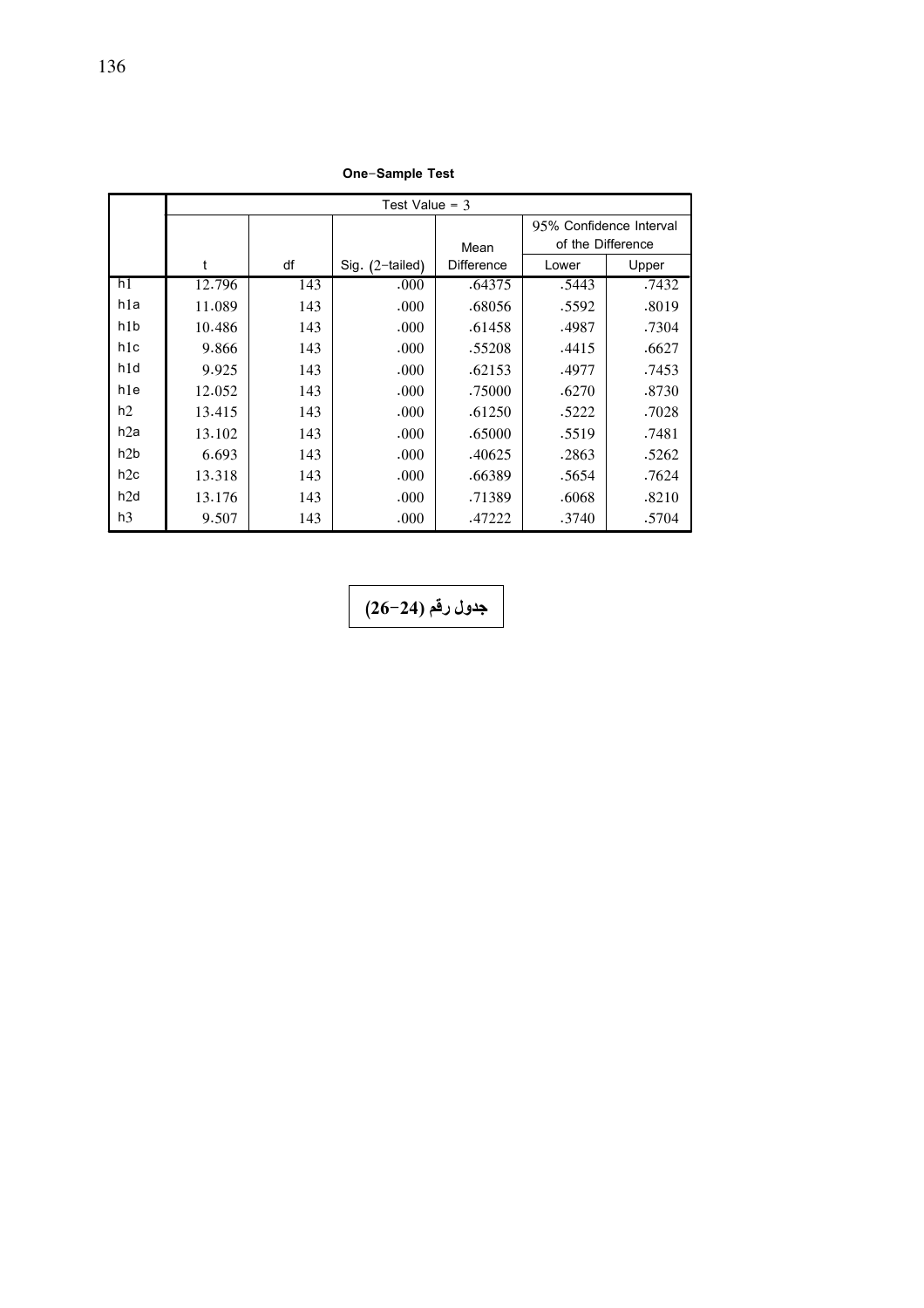**One-Sample Test**

| | Test Value = 3 | | | | | |
|---|---|---|---|---|---|---|
| | | | | | 95% Confidence Interval of the Difference | |
| | t | df | Sig. (2-tailed) | Mean Difference | Lower | Upper |
| h1 | 12.796 | 143 | .000 | .64375 | .5443 | .7432 |
| h1a | 11.089 | 143 | .000 | .68056 | .5592 | .8019 |
| h1b | 10.486 | 143 | .000 | .61458 | .4987 | .7304 |
| h1c | 9.866 | 143 | .000 | .55208 | .4415 | .6627 |
| h1d | 9.925 | 143 | .000 | .62153 | .4977 | .7453 |
| h1e | 12.052 | 143 | .000 | .75000 | .6270 | .8730 |
| h2 | 13.415 | 143 | .000 | .61250 | .5222 | .7028 |
| h2a | 13.102 | 143 | .000 | .65000 | .5519 | .7481 |
| h2b | 6.693 | 143 | .000 | .40625 | .2863 | .5262 |
| h2c | 13.318 | 143 | .000 | .66389 | .5654 | .7624 |
| h2d | 13.176 | 143 | .000 | .71389 | .6068 | .8210 |
| h3 | 9.507 | 143 | .000 | .47222 | .3740 | .5704 |

**جدول رقم (24-26)**